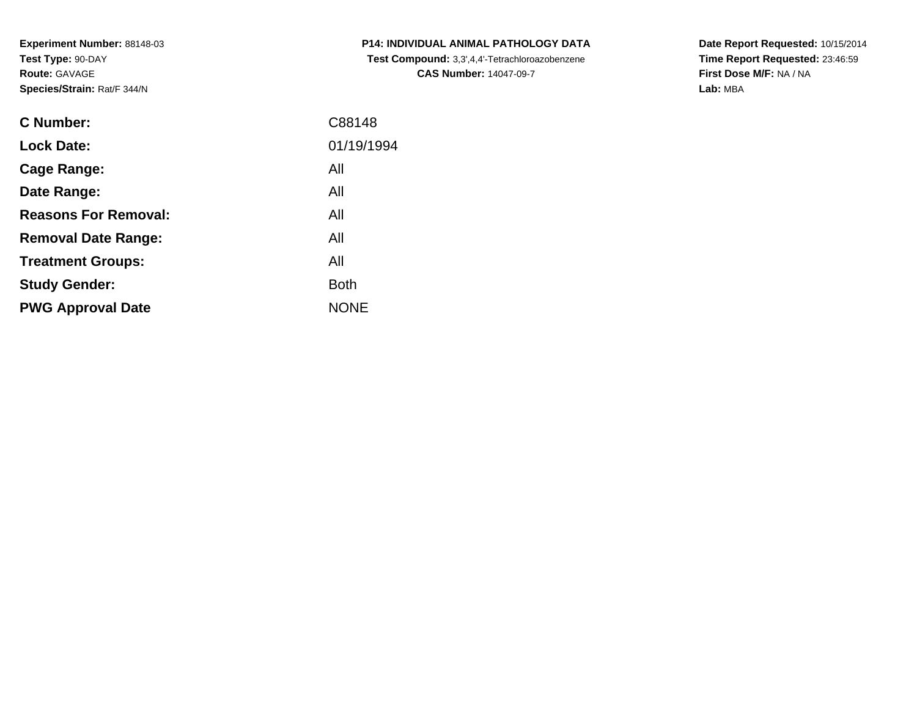**Experiment Number:** 88148-03
**Test Type:** 90-DAY
**Route:** GAVAGE
**Species/Strain:** Rat/F 344/N

**P14: INDIVIDUAL ANIMAL PATHOLOGY DATA**
**Test Compound:** 3,3',4,4'-Tetrachloroazobenzene
**CAS Number:** 14047-09-7

**Date Report Requested:** 10/15/2014
**Time Report Requested:** 23:46:59
**First Dose M/F:** NA / NA
**Lab:** MBA

| | |
|---|---|
| **C Number:** | C88148 |
| **Lock Date:** | 01/19/1994 |
| **Cage Range:** | All |
| **Date Range:** | All |
| **Reasons For Removal:** | All |
| **Removal Date Range:** | All |
| **Treatment Groups:** | All |
| **Study Gender:** | Both |
| **PWG Approval Date** | NONE |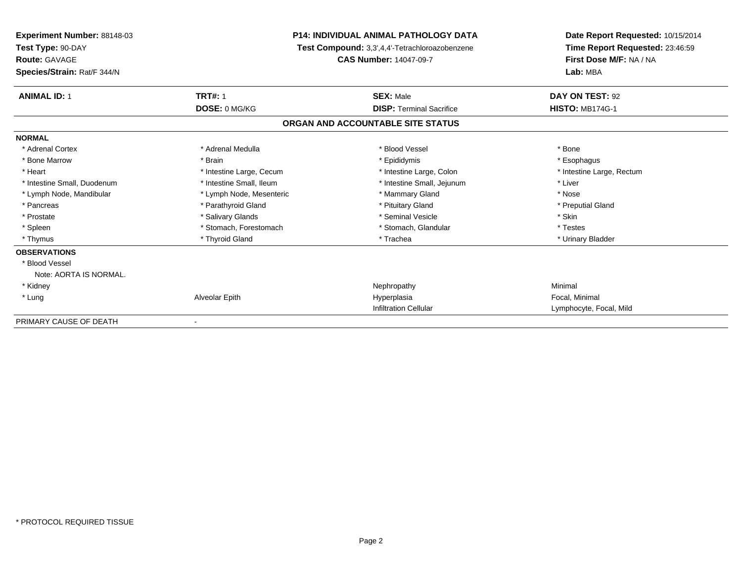**Experiment Number:** 88148-03
**Test Type:** 90-DAY
**Route:** GAVAGE
**Species/Strain:** Rat/F 344/N

**P14: INDIVIDUAL ANIMAL PATHOLOGY DATA**
**Test Compound:** 3,3',4,4'-Tetrachloroazobenzene
**CAS Number:** 14047-09-7

**Date Report Requested:** 10/15/2014
**Time Report Requested:** 23:46:59
**First Dose M/F:** NA / NA
**Lab:** MBA

| **ANIMAL ID:** 1 | **TRT#:** 1 | **SEX:** Male | **DAY ON TEST:** 92 |
|---|---|---|---|
| | **DOSE:** 0 MG/KG | **DISP:** Terminal Sacrifice | **HISTO:** MB174G-1 |

## ORGAN AND ACCOUNTABLE SITE STATUS

**NORMAL**

| | | | |
|---|---|---|---|
| * Adrenal Cortex | * Adrenal Medulla | * Blood Vessel | * Bone |
| * Bone Marrow | * Brain | * Epididymis | * Esophagus |
| * Heart | * Intestine Large, Cecum | * Intestine Large, Colon | * Intestine Large, Rectum |
| * Intestine Small, Duodenum | * Intestine Small, Ileum | * Intestine Small, Jejunum | * Liver |
| * Lymph Node, Mandibular | * Lymph Node, Mesenteric | * Mammary Gland | * Nose |
| * Pancreas | * Parathyroid Gland | * Pituitary Gland | * Preputial Gland |
| * Prostate | * Salivary Glands | * Seminal Vesicle | * Skin |
| * Spleen | * Stomach, Forestomach | * Stomach, Glandular | * Testes |
| * Thymus | * Thyroid Gland | * Trachea | * Urinary Bladder |

**OBSERVATIONS**

| | | | |
|---|---|---|---|
| * Blood Vessel | | | |
| Note: AORTA IS NORMAL. | | | |
| * Kidney | | Nephropathy | Minimal |
| * Lung | Alveolar Epith | Hyperplasia | Focal, Minimal |
| | | Infiltration Cellular | Lymphocyte, Focal, Mild |

PRIMARY CAUSE OF DEATH -

* PROTOCOL REQUIRED TISSUE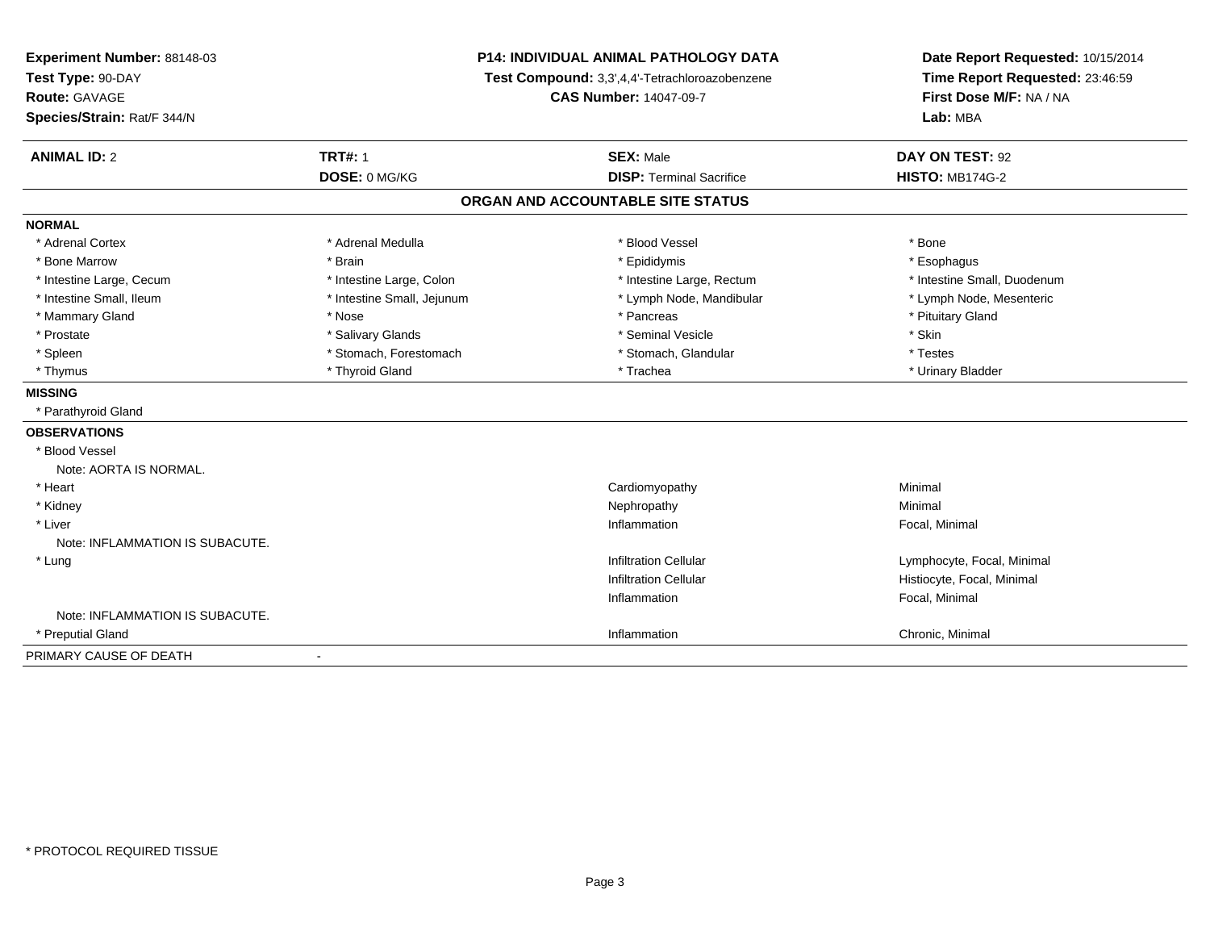**Experiment Number:** 88148-03
**Test Type:** 90-DAY
**Route:** GAVAGE
**Species/Strain:** Rat/F 344/N

**P14: INDIVIDUAL ANIMAL PATHOLOGY DATA**
**Test Compound:** 3,3',4,4'-Tetrachloroazobenzene
**CAS Number:** 14047-09-7

**Date Report Requested:** 10/15/2014
**Time Report Requested:** 23:46:59
**First Dose M/F:** NA / NA
**Lab:** MBA

| **ANIMAL ID:** 2 | **TRT#:** 1 | **SEX:** Male | **DAY ON TEST:** 92 |
|---|---|---|---|
| | **DOSE:** 0 MG/KG | **DISP:** Terminal Sacrifice | **HISTO:** MB174G-2 |

## ORGAN AND ACCOUNTABLE SITE STATUS

**NORMAL**

| | | | |
|---|---|---|---|
| * Adrenal Cortex | * Adrenal Medulla | * Blood Vessel | * Bone |
| * Bone Marrow | * Brain | * Epididymis | * Esophagus |
| * Intestine Large, Cecum | * Intestine Large, Colon | * Intestine Large, Rectum | * Intestine Small, Duodenum |
| * Intestine Small, Ileum | * Intestine Small, Jejunum | * Lymph Node, Mandibular | * Lymph Node, Mesenteric |
| * Mammary Gland | * Nose | * Pancreas | * Pituitary Gland |
| * Prostate | * Salivary Glands | * Seminal Vesicle | * Skin |
| * Spleen | * Stomach, Forestomach | * Stomach, Glandular | * Testes |
| * Thymus | * Thyroid Gland | * Trachea | * Urinary Bladder |

**MISSING**

* Parathyroid Gland

**OBSERVATIONS**

| | | |
|---|---|---|
| * Blood Vessel | | |
| Note: AORTA IS NORMAL. | | |
| * Heart | Cardiomyopathy | Minimal |
| * Kidney | Nephropathy | Minimal |
| * Liver | Inflammation | Focal, Minimal |
| Note: INFLAMMATION IS SUBACUTE. | | |
| * Lung | Infiltration Cellular | Lymphocyte, Focal, Minimal |
| | Infiltration Cellular | Histiocyte, Focal, Minimal |
| | Inflammation | Focal, Minimal |
| Note: INFLAMMATION IS SUBACUTE. | | |
| * Preputial Gland | Inflammation | Chronic, Minimal |

PRIMARY CAUSE OF DEATH -

\* PROTOCOL REQUIRED TISSUE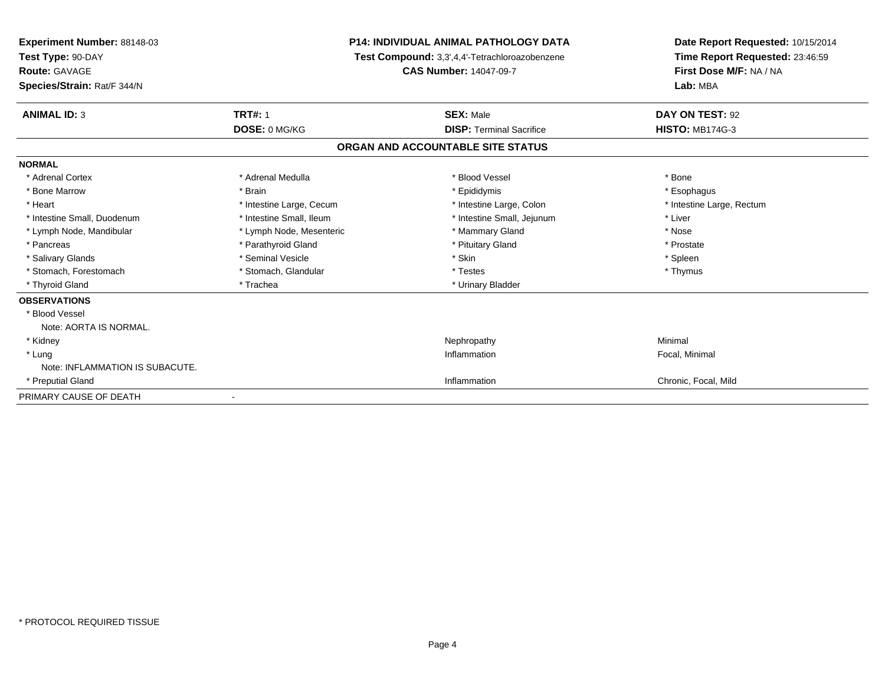**Experiment Number:** 88148-03
**Test Type:** 90-DAY
**Route:** GAVAGE
**Species/Strain:** Rat/F 344/N

**P14: INDIVIDUAL ANIMAL PATHOLOGY DATA**
**Test Compound:** 3,3',4,4'-Tetrachloroazobenzene
**CAS Number:** 14047-09-7

**Date Report Requested:** 10/15/2014
**Time Report Requested:** 23:46:59
**First Dose M/F:** NA / NA
**Lab:** MBA

| **ANIMAL ID:** 3 | **TRT#:** 1 | **SEX:** Male | **DAY ON TEST:** 92 |
|---|---|---|---|
| | **DOSE:** 0 MG/KG | **DISP:** Terminal Sacrifice | **HISTO:** MB174G-3 |

## ORGAN AND ACCOUNTABLE SITE STATUS

**NORMAL**

| | | | |
|---|---|---|---|
| * Adrenal Cortex | * Adrenal Medulla | * Blood Vessel | * Bone |
| * Bone Marrow | * Brain | * Epididymis | * Esophagus |
| * Heart | * Intestine Large, Cecum | * Intestine Large, Colon | * Intestine Large, Rectum |
| * Intestine Small, Duodenum | * Intestine Small, Ileum | * Intestine Small, Jejunum | * Liver |
| * Lymph Node, Mandibular | * Lymph Node, Mesenteric | * Mammary Gland | * Nose |
| * Pancreas | * Parathyroid Gland | * Pituitary Gland | * Prostate |
| * Salivary Glands | * Seminal Vesicle | * Skin | * Spleen |
| * Stomach, Forestomach | * Stomach, Glandular | * Testes | * Thymus |
| * Thyroid Gland | * Trachea | * Urinary Bladder | |

**OBSERVATIONS**

| | | |
|---|---|---|
| * Blood Vessel | | |
| Note: AORTA IS NORMAL. | | |
| * Kidney | Nephropathy | Minimal |
| * Lung | Inflammation | Focal, Minimal |
| Note: INFLAMMATION IS SUBACUTE. | | |
| * Preputial Gland | Inflammation | Chronic, Focal, Mild |

PRIMARY CAUSE OF DEATH -

* PROTOCOL REQUIRED TISSUE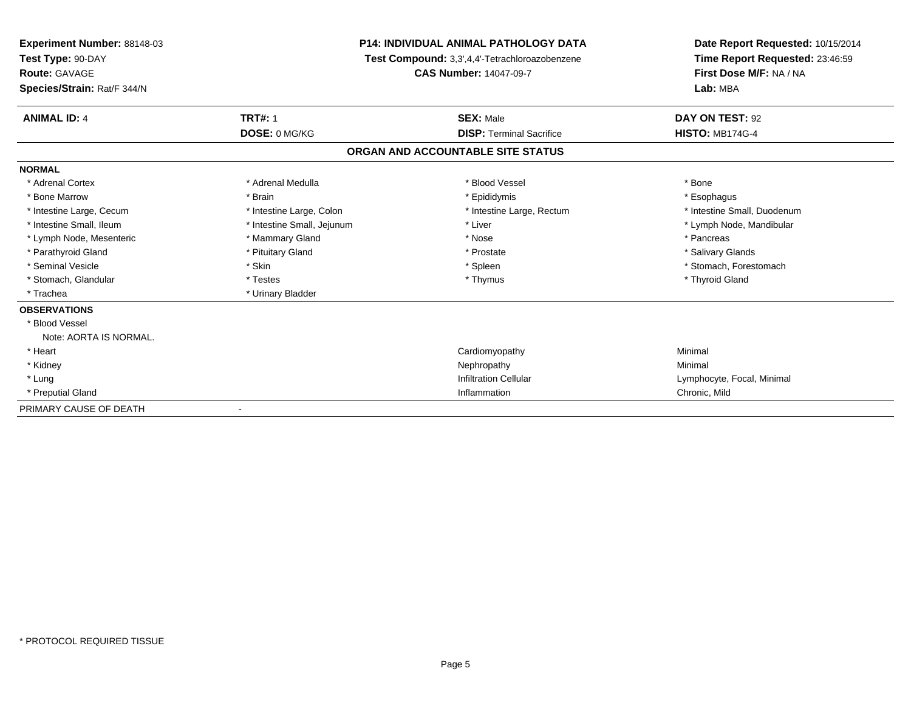**Experiment Number:** 88148-03
**Test Type:** 90-DAY
**Route:** GAVAGE
**Species/Strain:** Rat/F 344/N

**P14: INDIVIDUAL ANIMAL PATHOLOGY DATA**
**Test Compound:** 3,3',4,4'-Tetrachloroazobenzene
**CAS Number:** 14047-09-7

**Date Report Requested:** 10/15/2014
**Time Report Requested:** 23:46:59
**First Dose M/F:** NA / NA
**Lab:** MBA

| **ANIMAL ID:** 4 | **TRT#:** 1 | **SEX:** Male | **DAY ON TEST:** 92 |
|---|---|---|---|
| | **DOSE:** 0 MG/KG | **DISP:** Terminal Sacrifice | **HISTO:** MB174G-4 |

## ORGAN AND ACCOUNTABLE SITE STATUS

**NORMAL**

| | | | |
|---|---|---|---|
| * Adrenal Cortex | * Adrenal Medulla | * Blood Vessel | * Bone |
| * Bone Marrow | * Brain | * Epididymis | * Esophagus |
| * Intestine Large, Cecum | * Intestine Large, Colon | * Intestine Large, Rectum | * Intestine Small, Duodenum |
| * Intestine Small, Ileum | * Intestine Small, Jejunum | * Liver | * Lymph Node, Mandibular |
| * Lymph Node, Mesenteric | * Mammary Gland | * Nose | * Pancreas |
| * Parathyroid Gland | * Pituitary Gland | * Prostate | * Salivary Glands |
| * Seminal Vesicle | * Skin | * Spleen | * Stomach, Forestomach |
| * Stomach, Glandular | * Testes | * Thymus | * Thyroid Gland |
| * Trachea | * Urinary Bladder | | |

**OBSERVATIONS**

| | | |
|---|---|---|
| * Blood Vessel | | |
| Note: AORTA IS NORMAL. | | |
| * Heart | Cardiomyopathy | Minimal |
| * Kidney | Nephropathy | Minimal |
| * Lung | Infiltration Cellular | Lymphocyte, Focal, Minimal |
| * Preputial Gland | Inflammation | Chronic, Mild |

PRIMARY CAUSE OF DEATH -

* PROTOCOL REQUIRED TISSUE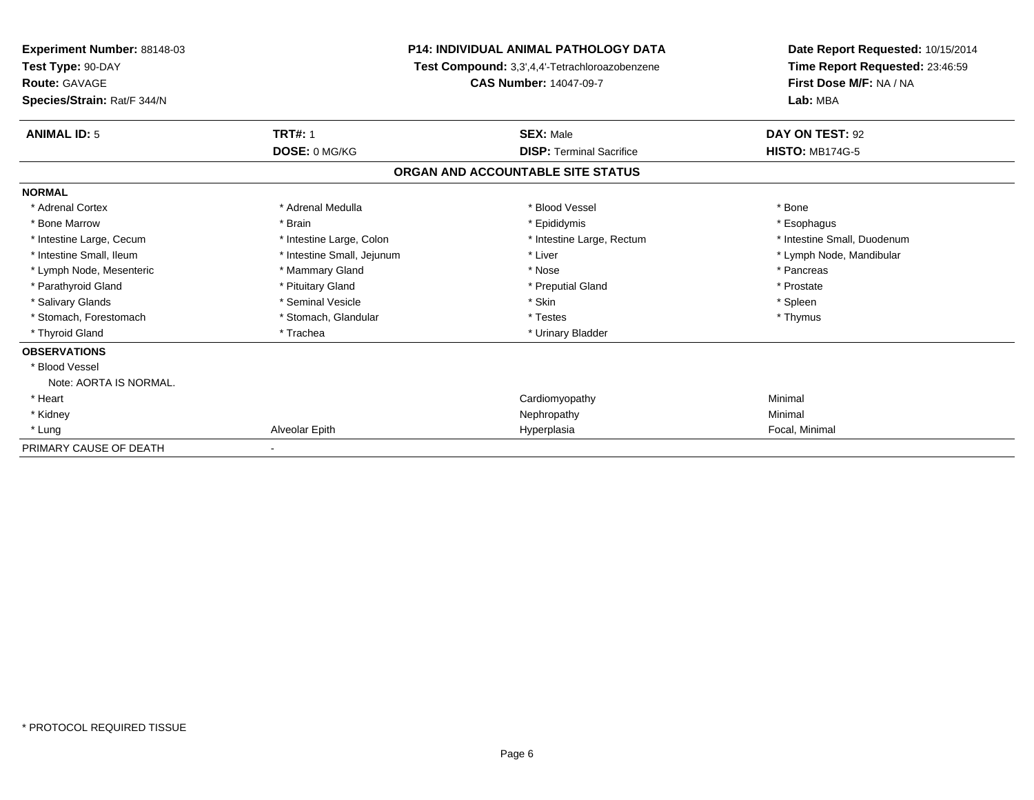**Experiment Number:** 88148-03
**Test Type:** 90-DAY
**Route:** GAVAGE
**Species/Strain:** Rat/F 344/N

**P14: INDIVIDUAL ANIMAL PATHOLOGY DATA**
**Test Compound:** 3,3',4,4'-Tetrachloroazobenzene
**CAS Number:** 14047-09-7

**Date Report Requested:** 10/15/2014
**Time Report Requested:** 23:46:59
**First Dose M/F:** NA / NA
**Lab:** MBA

| **ANIMAL ID:** 5 | **TRT#:** 1 | **SEX:** Male | **DAY ON TEST:** 92 |
|---|---|---|---|
| | **DOSE:** 0 MG/KG | **DISP:** Terminal Sacrifice | **HISTO:** MB174G-5 |

## ORGAN AND ACCOUNTABLE SITE STATUS

| | | | |
|---|---|---|---|
| **NORMAL** | | | |
| * Adrenal Cortex | * Adrenal Medulla | * Blood Vessel | * Bone |
| * Bone Marrow | * Brain | * Epididymis | * Esophagus |
| * Intestine Large, Cecum | * Intestine Large, Colon | * Intestine Large, Rectum | * Intestine Small, Duodenum |
| * Intestine Small, Ileum | * Intestine Small, Jejunum | * Liver | * Lymph Node, Mandibular |
| * Lymph Node, Mesenteric | * Mammary Gland | * Nose | * Pancreas |
| * Parathyroid Gland | * Pituitary Gland | * Preputial Gland | * Prostate |
| * Salivary Glands | * Seminal Vesicle | * Skin | * Spleen |
| * Stomach, Forestomach | * Stomach, Glandular | * Testes | * Thymus |
| * Thyroid Gland | * Trachea | * Urinary Bladder | |
| **OBSERVATIONS** | | | |
| * Blood Vessel | | | |
| Note: AORTA IS NORMAL. | | | |
| * Heart | | Cardiomyopathy | Minimal |
| * Kidney | | Nephropathy | Minimal |
| * Lung | Alveolar Epith | Hyperplasia | Focal, Minimal |
| PRIMARY CAUSE OF DEATH | - | | |

\* PROTOCOL REQUIRED TISSUE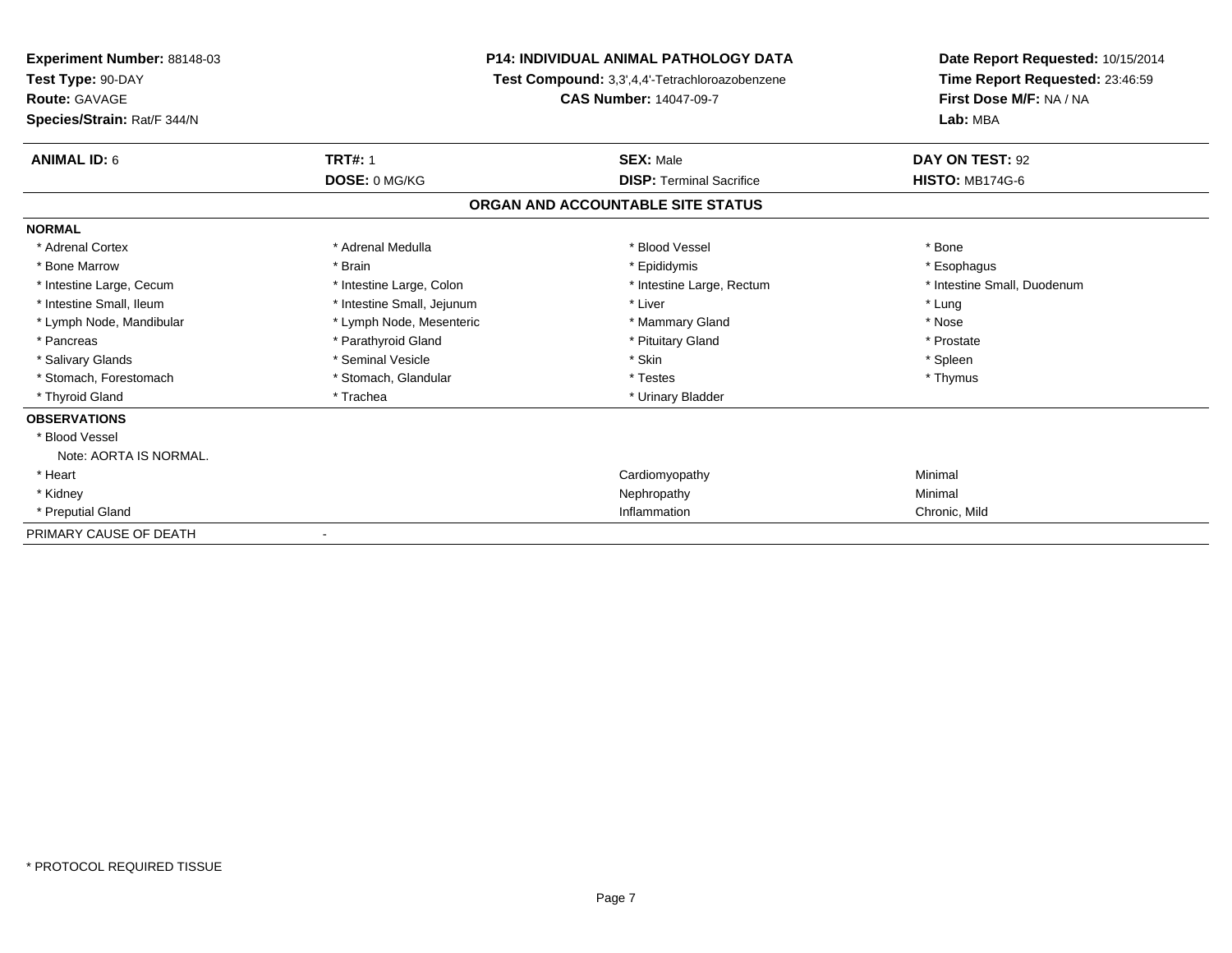**Experiment Number:** 88148-03
**Test Type:** 90-DAY
**Route:** GAVAGE
**Species/Strain:** Rat/F 344/N

**P14: INDIVIDUAL ANIMAL PATHOLOGY DATA**
**Test Compound:** 3,3',4,4'-Tetrachloroazobenzene
**CAS Number:** 14047-09-7

**Date Report Requested:** 10/15/2014
**Time Report Requested:** 23:46:59
**First Dose M/F:** NA / NA
**Lab:** MBA

| **ANIMAL ID:** 6 | **TRT#:** 1 | **SEX:** Male | **DAY ON TEST:** 92 |
|---|---|---|---|
| | **DOSE:** 0 MG/KG | **DISP:** Terminal Sacrifice | **HISTO:** MB174G-6 |

## ORGAN AND ACCOUNTABLE SITE STATUS

**NORMAL**

| | | | |
|---|---|---|---|
| * Adrenal Cortex | * Adrenal Medulla | * Blood Vessel | * Bone |
| * Bone Marrow | * Brain | * Epididymis | * Esophagus |
| * Intestine Large, Cecum | * Intestine Large, Colon | * Intestine Large, Rectum | * Intestine Small, Duodenum |
| * Intestine Small, Ileum | * Intestine Small, Jejunum | * Liver | * Lung |
| * Lymph Node, Mandibular | * Lymph Node, Mesenteric | * Mammary Gland | * Nose |
| * Pancreas | * Parathyroid Gland | * Pituitary Gland | * Prostate |
| * Salivary Glands | * Seminal Vesicle | * Skin | * Spleen |
| * Stomach, Forestomach | * Stomach, Glandular | * Testes | * Thymus |
| * Thyroid Gland | * Trachea | * Urinary Bladder | |

**OBSERVATIONS**

| | | |
|---|---|---|
| * Blood Vessel | | |
| Note: AORTA IS NORMAL. | | |
| * Heart | Cardiomyopathy | Minimal |
| * Kidney | Nephropathy | Minimal |
| * Preputial Gland | Inflammation | Chronic, Mild |

PRIMARY CAUSE OF DEATH -

* PROTOCOL REQUIRED TISSUE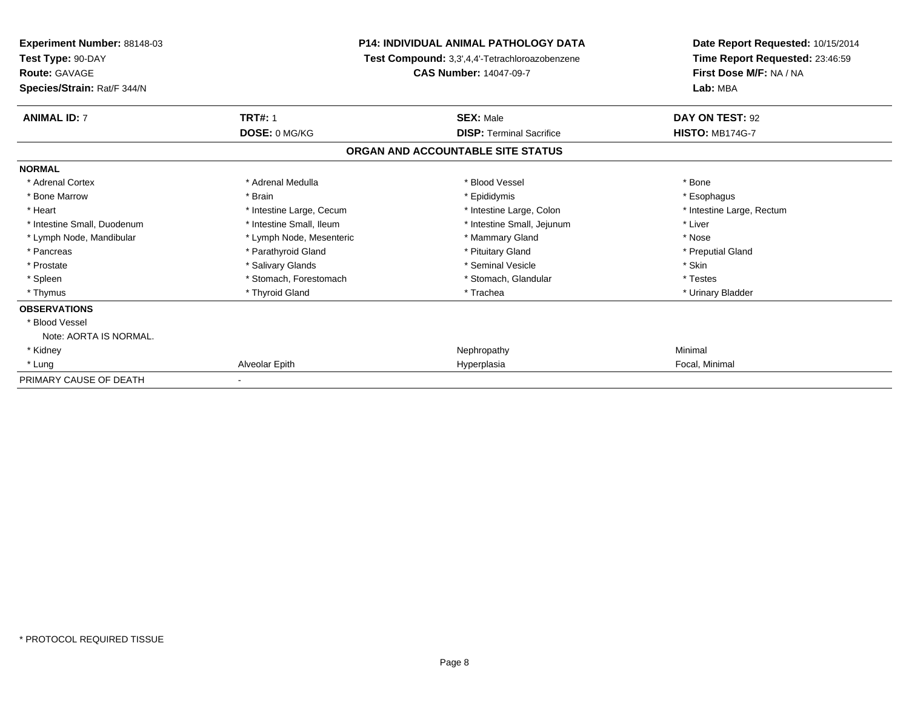**Experiment Number:** 88148-03
**Test Type:** 90-DAY
**Route:** GAVAGE
**Species/Strain:** Rat/F 344/N

**P14: INDIVIDUAL ANIMAL PATHOLOGY DATA**
**Test Compound:** 3,3',4,4'-Tetrachloroazobenzene
**CAS Number:** 14047-09-7

**Date Report Requested:** 10/15/2014
**Time Report Requested:** 23:46:59
**First Dose M/F:** NA / NA
**Lab:** MBA

| **ANIMAL ID:** 7 | **TRT#:** 1 | **SEX:** Male | **DAY ON TEST:** 92 |
|---|---|---|---|
| | **DOSE:** 0 MG/KG | **DISP:** Terminal Sacrifice | **HISTO:** MB174G-7 |

**ORGAN AND ACCOUNTABLE SITE STATUS**

| | | | |
|---|---|---|---|
| **NORMAL** | | | |
| * Adrenal Cortex | * Adrenal Medulla | * Blood Vessel | * Bone |
| * Bone Marrow | * Brain | * Epididymis | * Esophagus |
| * Heart | * Intestine Large, Cecum | * Intestine Large, Colon | * Intestine Large, Rectum |
| * Intestine Small, Duodenum | * Intestine Small, Ileum | * Intestine Small, Jejunum | * Liver |
| * Lymph Node, Mandibular | * Lymph Node, Mesenteric | * Mammary Gland | * Nose |
| * Pancreas | * Parathyroid Gland | * Pituitary Gland | * Preputial Gland |
| * Prostate | * Salivary Glands | * Seminal Vesicle | * Skin |
| * Spleen | * Stomach, Forestomach | * Stomach, Glandular | * Testes |
| * Thymus | * Thyroid Gland | * Trachea | * Urinary Bladder |
| **OBSERVATIONS** | | | |
| * Blood Vessel | | | |
| Note: AORTA IS NORMAL. | | | |
| * Kidney | | Nephropathy | Minimal |
| * Lung | Alveolar Epith | Hyperplasia | Focal, Minimal |
| PRIMARY CAUSE OF DEATH | - | | |

* PROTOCOL REQUIRED TISSUE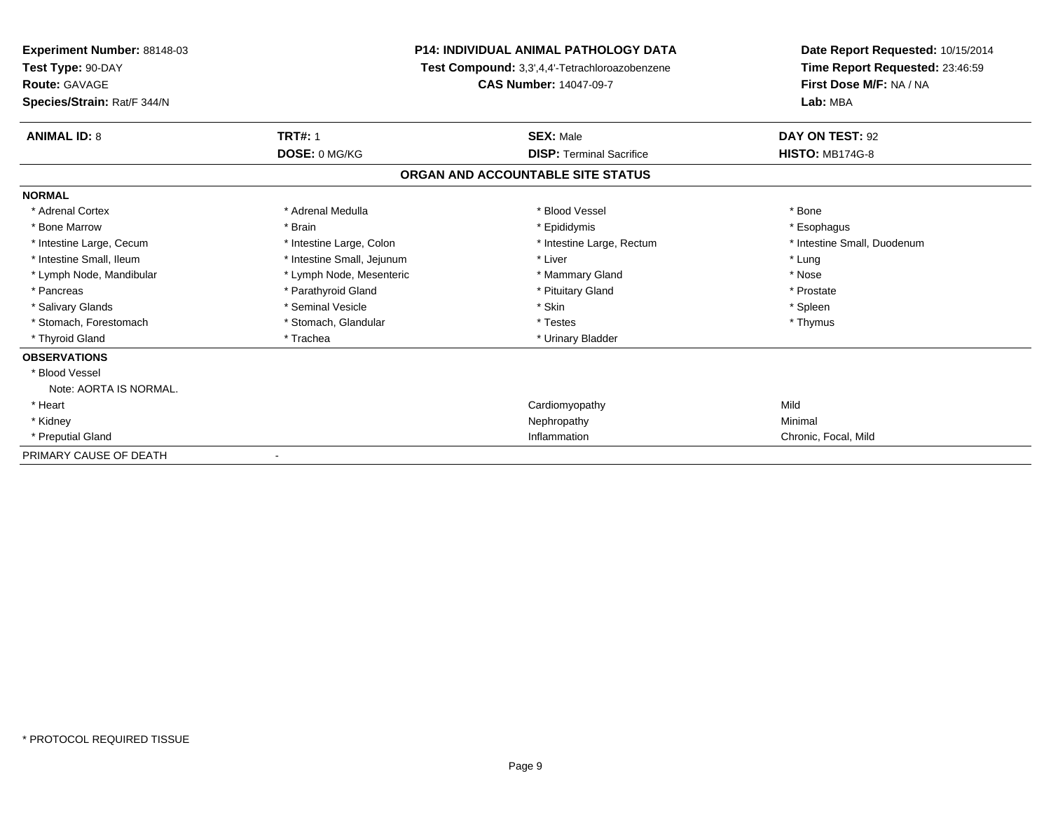**Experiment Number:** 88148-03
**Test Type:** 90-DAY
**Route:** GAVAGE
**Species/Strain:** Rat/F 344/N

**P14: INDIVIDUAL ANIMAL PATHOLOGY DATA**
**Test Compound:** 3,3',4,4'-Tetrachloroazobenzene
**CAS Number:** 14047-09-7

**Date Report Requested:** 10/15/2014
**Time Report Requested:** 23:46:59
**First Dose M/F:** NA / NA
**Lab:** MBA

| **ANIMAL ID:** 8 | **TRT#:** 1 | **SEX:** Male | **DAY ON TEST:** 92 |
|---|---|---|---|
| | **DOSE:** 0 MG/KG | **DISP:** Terminal Sacrifice | **HISTO:** MB174G-8 |

## ORGAN AND ACCOUNTABLE SITE STATUS

**NORMAL**

| | | | |
|---|---|---|---|
| * Adrenal Cortex | * Adrenal Medulla | * Blood Vessel | * Bone |
| * Bone Marrow | * Brain | * Epididymis | * Esophagus |
| * Intestine Large, Cecum | * Intestine Large, Colon | * Intestine Large, Rectum | * Intestine Small, Duodenum |
| * Intestine Small, Ileum | * Intestine Small, Jejunum | * Liver | * Lung |
| * Lymph Node, Mandibular | * Lymph Node, Mesenteric | * Mammary Gland | * Nose |
| * Pancreas | * Parathyroid Gland | * Pituitary Gland | * Prostate |
| * Salivary Glands | * Seminal Vesicle | * Skin | * Spleen |
| * Stomach, Forestomach | * Stomach, Glandular | * Testes | * Thymus |
| * Thyroid Gland | * Trachea | * Urinary Bladder | |

**OBSERVATIONS**

| | | |
|---|---|---|
| * Blood Vessel | | |
| Note: AORTA IS NORMAL. | | |
| * Heart | Cardiomyopathy | Mild |
| * Kidney | Nephropathy | Minimal |
| * Preputial Gland | Inflammation | Chronic, Focal, Mild |

PRIMARY CAUSE OF DEATH -

* PROTOCOL REQUIRED TISSUE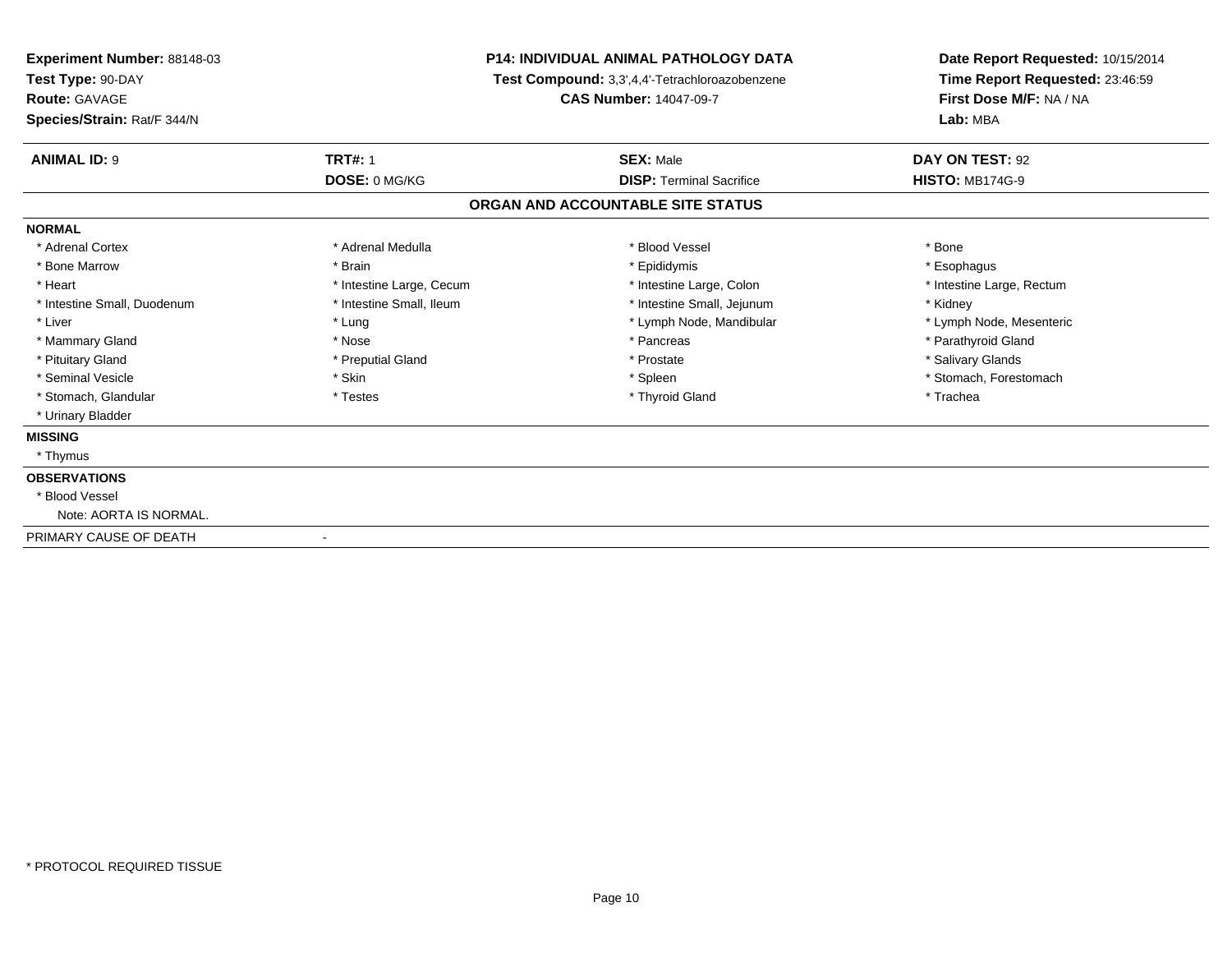**Experiment Number:** 88148-03
**Test Type:** 90-DAY
**Route:** GAVAGE
**Species/Strain:** Rat/F 344/N

**P14: INDIVIDUAL ANIMAL PATHOLOGY DATA**
**Test Compound:** 3,3',4,4'-Tetrachloroazobenzene
**CAS Number:** 14047-09-7

**Date Report Requested:** 10/15/2014
**Time Report Requested:** 23:46:59
**First Dose M/F:** NA / NA
**Lab:** MBA

| **ANIMAL ID:** 9 | **TRT#:** 1 | **SEX:** Male | **DAY ON TEST:** 92 |
|---|---|---|---|
| | **DOSE:** 0 MG/KG | **DISP:** Terminal Sacrifice | **HISTO:** MB174G-9 |

## ORGAN AND ACCOUNTABLE SITE STATUS

**NORMAL**

| | | | |
|---|---|---|---|
| * Adrenal Cortex | * Adrenal Medulla | * Blood Vessel | * Bone |
| * Bone Marrow | * Brain | * Epididymis | * Esophagus |
| * Heart | * Intestine Large, Cecum | * Intestine Large, Colon | * Intestine Large, Rectum |
| * Intestine Small, Duodenum | * Intestine Small, Ileum | * Intestine Small, Jejunum | * Kidney |
| * Liver | * Lung | * Lymph Node, Mandibular | * Lymph Node, Mesenteric |
| * Mammary Gland | * Nose | * Pancreas | * Parathyroid Gland |
| * Pituitary Gland | * Preputial Gland | * Prostate | * Salivary Glands |
| * Seminal Vesicle | * Skin | * Spleen | * Stomach, Forestomach |
| * Stomach, Glandular | * Testes | * Thyroid Gland | * Trachea |
| * Urinary Bladder | | | |

**MISSING**

* Thymus

**OBSERVATIONS**

* Blood Vessel
  Note: AORTA IS NORMAL.

PRIMARY CAUSE OF DEATH -

\* PROTOCOL REQUIRED TISSUE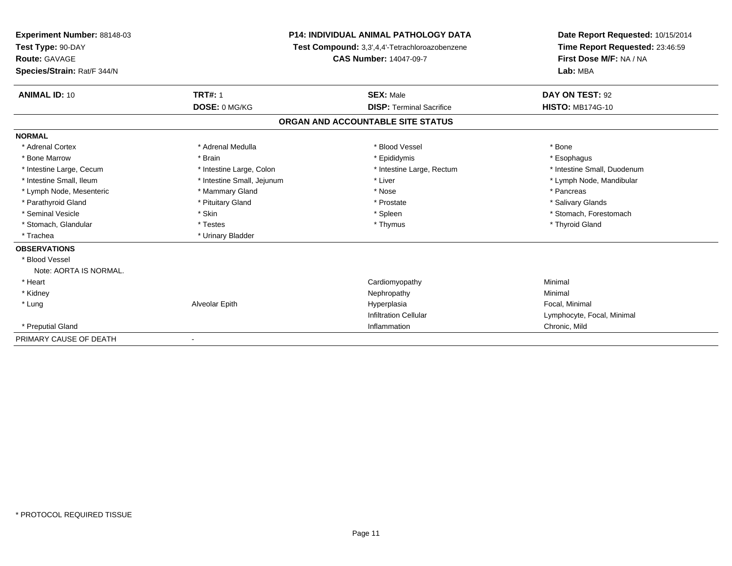**Experiment Number:** 88148-03
**Test Type:** 90-DAY
**Route:** GAVAGE
**Species/Strain:** Rat/F 344/N

**P14: INDIVIDUAL ANIMAL PATHOLOGY DATA**
**Test Compound:** 3,3',4,4'-Tetrachloroazobenzene
**CAS Number:** 14047-09-7

**Date Report Requested:** 10/15/2014
**Time Report Requested:** 23:46:59
**First Dose M/F:** NA / NA
**Lab:** MBA

| **ANIMAL ID:** 10 | **TRT#:** 1 | **SEX:** Male | **DAY ON TEST:** 92 |
|---|---|---|---|
| | **DOSE:** 0 MG/KG | **DISP:** Terminal Sacrifice | **HISTO:** MB174G-10 |

## ORGAN AND ACCOUNTABLE SITE STATUS

**NORMAL**

| | | | |
|---|---|---|---|
| * Adrenal Cortex | * Adrenal Medulla | * Blood Vessel | * Bone |
| * Bone Marrow | * Brain | * Epididymis | * Esophagus |
| * Intestine Large, Cecum | * Intestine Large, Colon | * Intestine Large, Rectum | * Intestine Small, Duodenum |
| * Intestine Small, Ileum | * Intestine Small, Jejunum | * Liver | * Lymph Node, Mandibular |
| * Lymph Node, Mesenteric | * Mammary Gland | * Nose | * Pancreas |
| * Parathyroid Gland | * Pituitary Gland | * Prostate | * Salivary Glands |
| * Seminal Vesicle | * Skin | * Spleen | * Stomach, Forestomach |
| * Stomach, Glandular | * Testes | * Thymus | * Thyroid Gland |
| * Trachea | * Urinary Bladder | | |

**OBSERVATIONS**

| | | | |
|---|---|---|---|
| * Blood Vessel | | | |
| Note: AORTA IS NORMAL. | | | |
| * Heart | | Cardiomyopathy | Minimal |
| * Kidney | | Nephropathy | Minimal |
| * Lung | Alveolar Epith | Hyperplasia | Focal, Minimal |
| | | Infiltration Cellular | Lymphocyte, Focal, Minimal |
| * Preputial Gland | | Inflammation | Chronic, Mild |

PRIMARY CAUSE OF DEATH -

* PROTOCOL REQUIRED TISSUE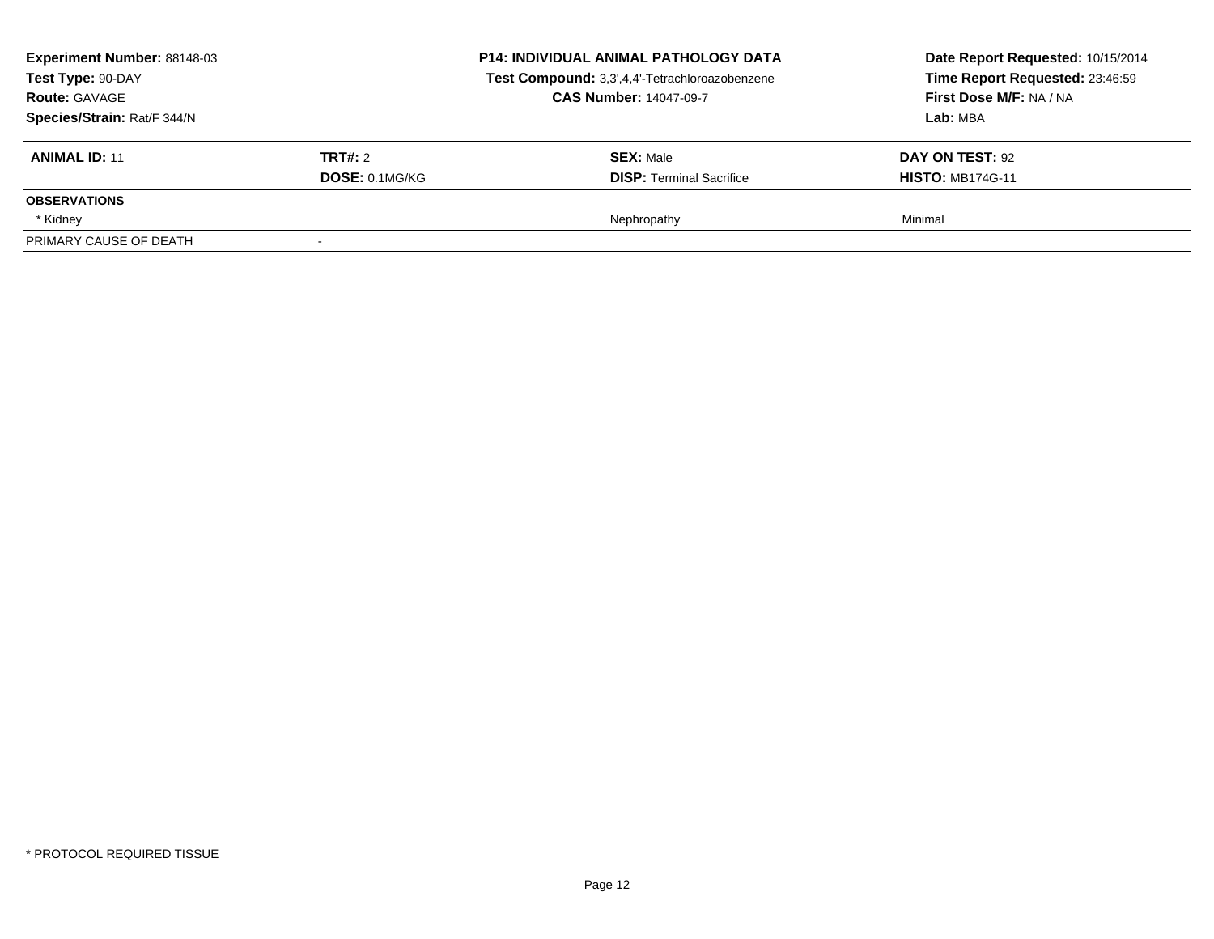**Experiment Number:** 88148-03
**Test Type:** 90-DAY
**Route:** GAVAGE
**Species/Strain:** Rat/F 344/N

**P14: INDIVIDUAL ANIMAL PATHOLOGY DATA**
**Test Compound:** 3,3',4,4'-Tetrachloroazobenzene
**CAS Number:** 14047-09-7

**Date Report Requested:** 10/15/2014
**Time Report Requested:** 23:46:59
**First Dose M/F:** NA / NA
**Lab:** MBA

| **ANIMAL ID:** 11 | **TRT#:** 2 | **SEX:** Male | **DAY ON TEST:** 92 |
|---|---|---|---|
| | **DOSE:** 0.1MG/KG | **DISP:** Terminal Sacrifice | **HISTO:** MB174G-11 |
| **OBSERVATIONS** | | | |
| * Kidney | | Nephropathy | Minimal |
| PRIMARY CAUSE OF DEATH | - | | |

* PROTOCOL REQUIRED TISSUE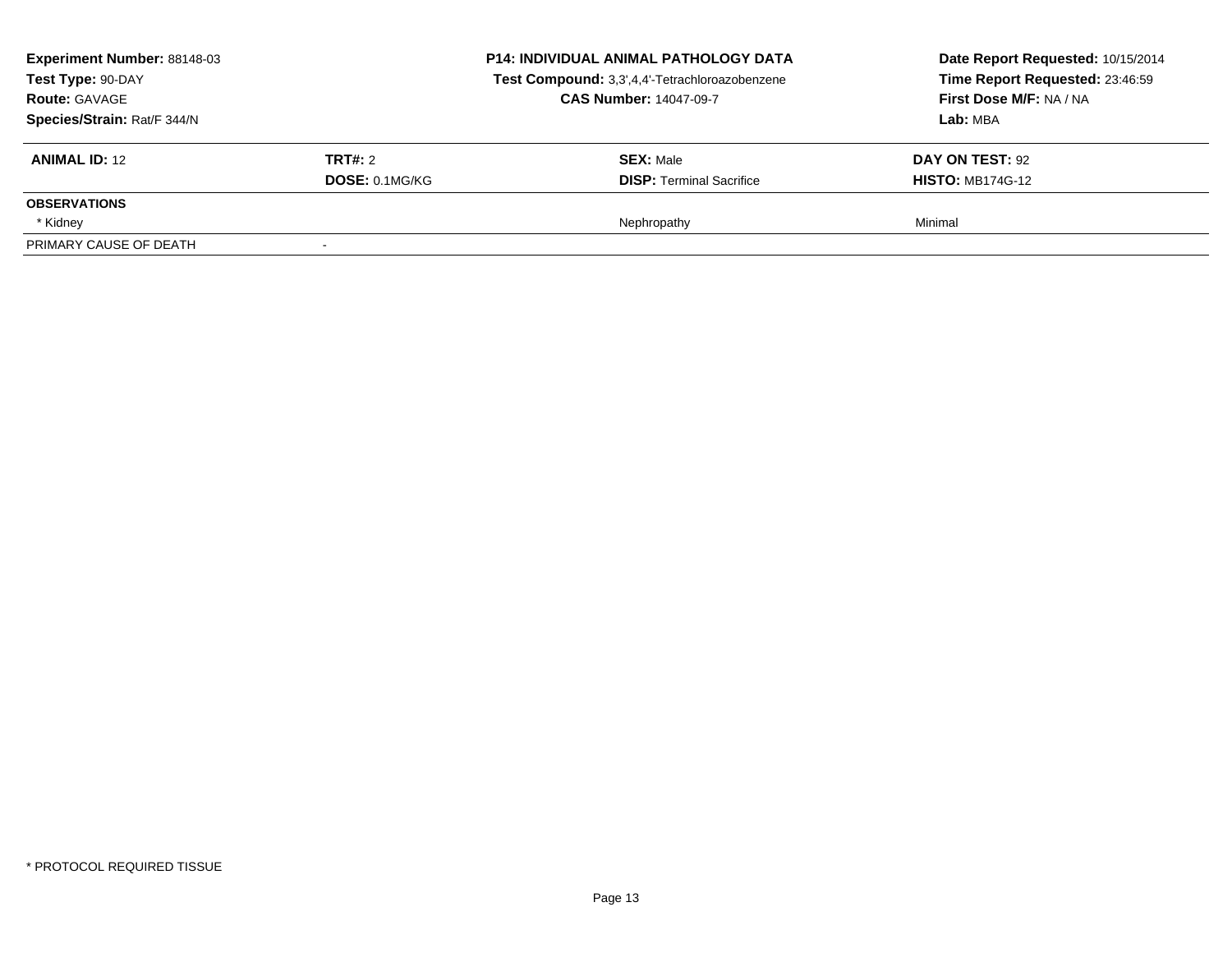**Experiment Number:** 88148-03
**Test Type:** 90-DAY
**Route:** GAVAGE
**Species/Strain:** Rat/F 344/N

**P14: INDIVIDUAL ANIMAL PATHOLOGY DATA**
**Test Compound:** 3,3',4,4'-Tetrachloroazobenzene
**CAS Number:** 14047-09-7

**Date Report Requested:** 10/15/2014
**Time Report Requested:** 23:46:59
**First Dose M/F:** NA / NA
**Lab:** MBA

| **ANIMAL ID:** 12 | **TRT#:** 2 | **SEX:** Male | **DAY ON TEST:** 92 |
|---|---|---|---|
| | **DOSE:** 0.1MG/KG | **DISP:** Terminal Sacrifice | **HISTO:** MB174G-12 |
| **OBSERVATIONS** | | | |
| * Kidney | | Nephropathy | Minimal |
| PRIMARY CAUSE OF DEATH | - | | |

* PROTOCOL REQUIRED TISSUE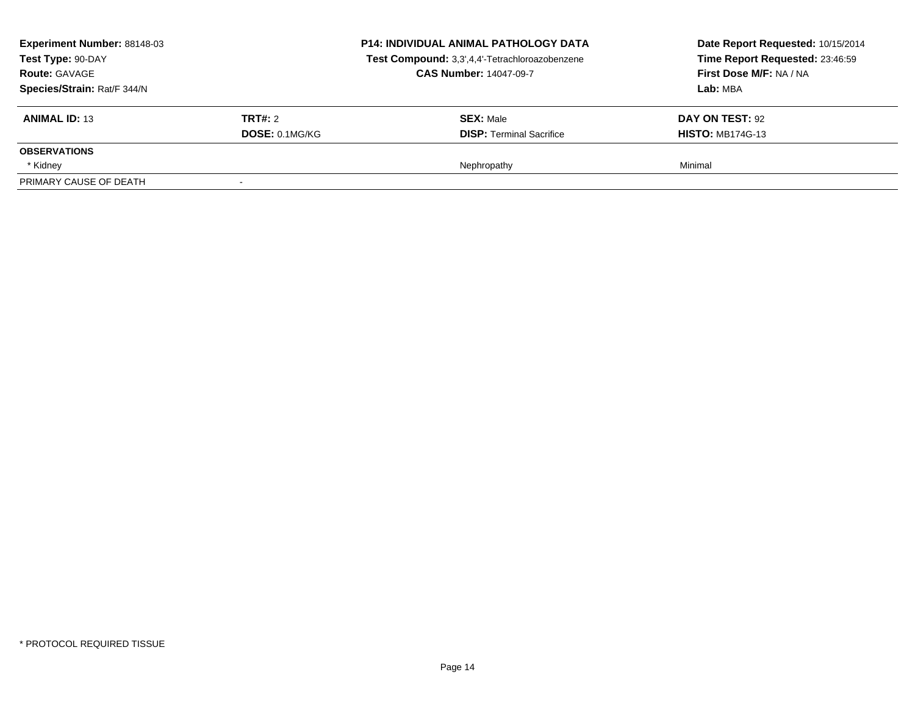**Experiment Number:** 88148-03
**Test Type:** 90-DAY
**Route:** GAVAGE
**Species/Strain:** Rat/F 344/N

**P14: INDIVIDUAL ANIMAL PATHOLOGY DATA**
**Test Compound:** 3,3',4,4'-Tetrachloroazobenzene
**CAS Number:** 14047-09-7

**Date Report Requested:** 10/15/2014
**Time Report Requested:** 23:46:59
**First Dose M/F:** NA / NA
**Lab:** MBA

| **ANIMAL ID:** 13 | **TRT#:** 2 | **SEX:** Male | **DAY ON TEST:** 92 |
|---|---|---|---|
| | **DOSE:** 0.1MG/KG | **DISP:** Terminal Sacrifice | **HISTO:** MB174G-13 |
| **OBSERVATIONS** | | | |
| * Kidney | | Nephropathy | Minimal |
| PRIMARY CAUSE OF DEATH | - | | |

* PROTOCOL REQUIRED TISSUE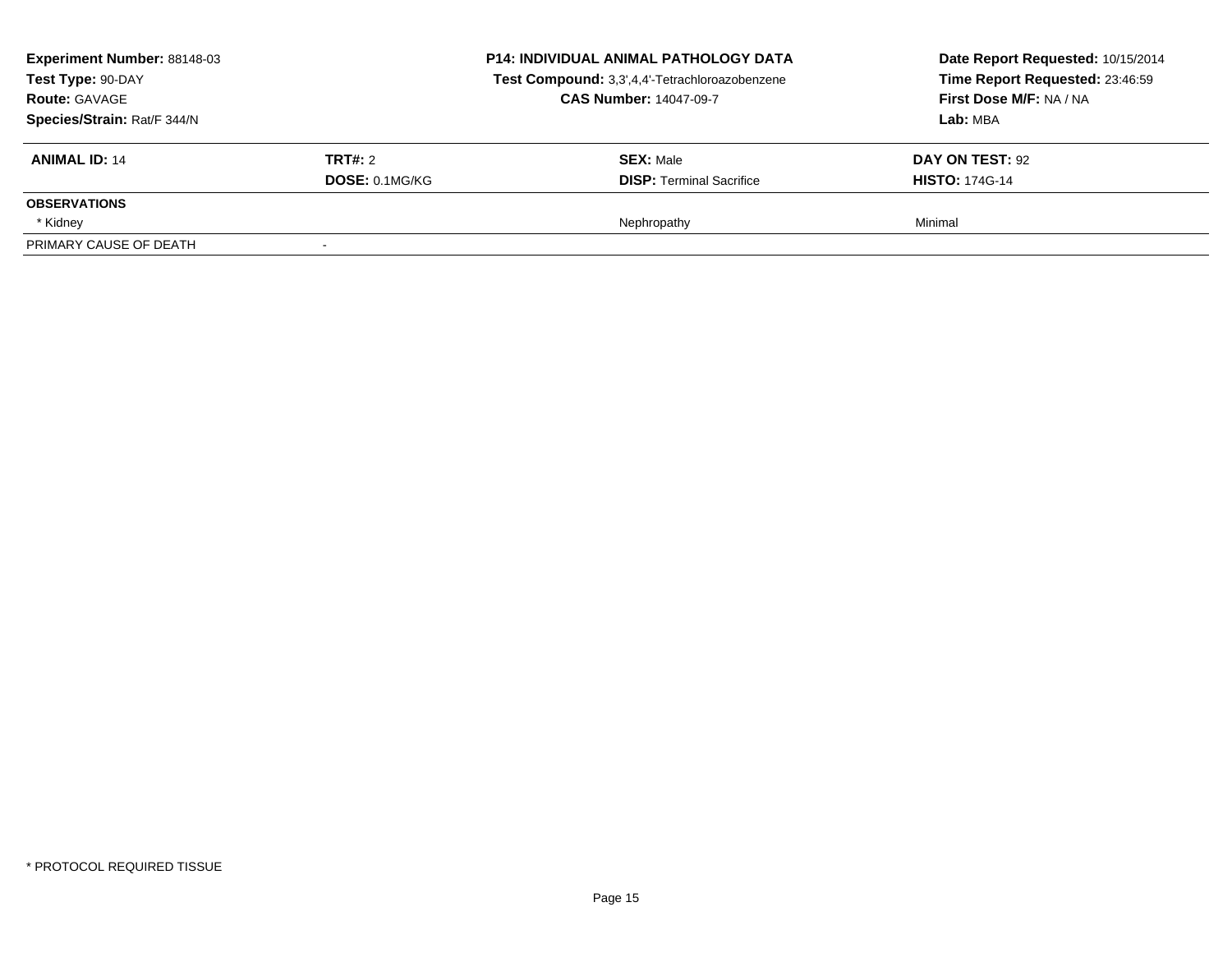**Experiment Number:** 88148-03
**Test Type:** 90-DAY
**Route:** GAVAGE
**Species/Strain:** Rat/F 344/N

**P14: INDIVIDUAL ANIMAL PATHOLOGY DATA**
**Test Compound:** 3,3',4,4'-Tetrachloroazobenzene
**CAS Number:** 14047-09-7

**Date Report Requested:** 10/15/2014
**Time Report Requested:** 23:46:59
**First Dose M/F:** NA / NA
**Lab:** MBA

| **ANIMAL ID:** 14 | **TRT#:** 2 | **SEX:** Male | **DAY ON TEST:** 92 |
|---|---|---|---|
| | **DOSE:** 0.1MG/KG | **DISP:** Terminal Sacrifice | **HISTO:** 174G-14 |
| **OBSERVATIONS** | | | |
| * Kidney | | Nephropathy | Minimal |
| PRIMARY CAUSE OF DEATH | - | | |

* PROTOCOL REQUIRED TISSUE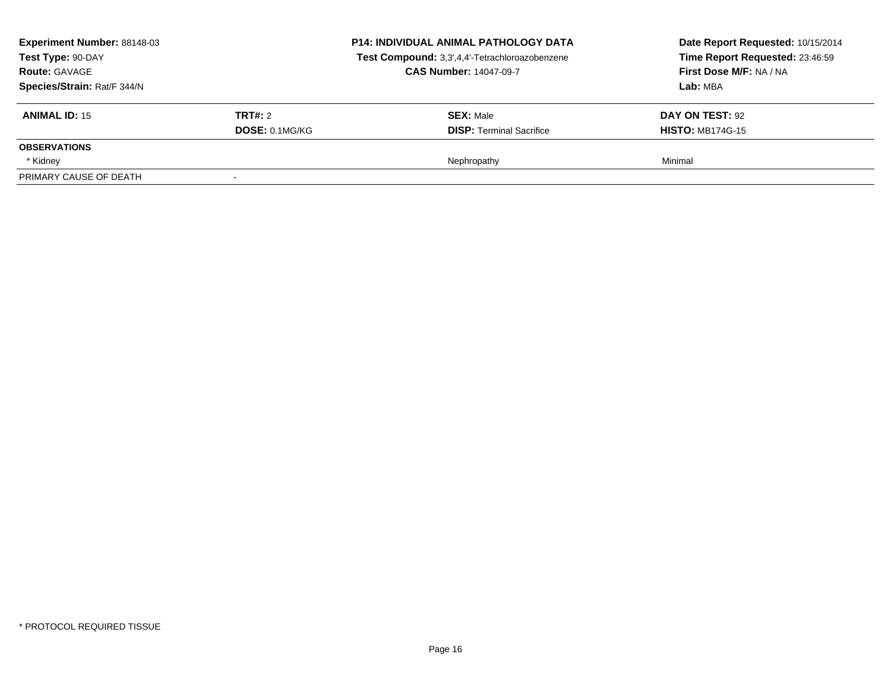**Experiment Number:** 88148-03
**Test Type:** 90-DAY
**Route:** GAVAGE
**Species/Strain:** Rat/F 344/N

**P14: INDIVIDUAL ANIMAL PATHOLOGY DATA**
**Test Compound:** 3,3',4,4'-Tetrachloroazobenzene
**CAS Number:** 14047-09-7

**Date Report Requested:** 10/15/2014
**Time Report Requested:** 23:46:59
**First Dose M/F:** NA / NA
**Lab:** MBA

| **ANIMAL ID:** 15 | **TRT#:** 2 | **SEX:** Male | **DAY ON TEST:** 92 |
|---|---|---|---|
| | **DOSE:** 0.1MG/KG | **DISP:** Terminal Sacrifice | **HISTO:** MB174G-15 |
| **OBSERVATIONS** | | | |
| * Kidney | | Nephropathy | Minimal |
| PRIMARY CAUSE OF DEATH | - | | |

* PROTOCOL REQUIRED TISSUE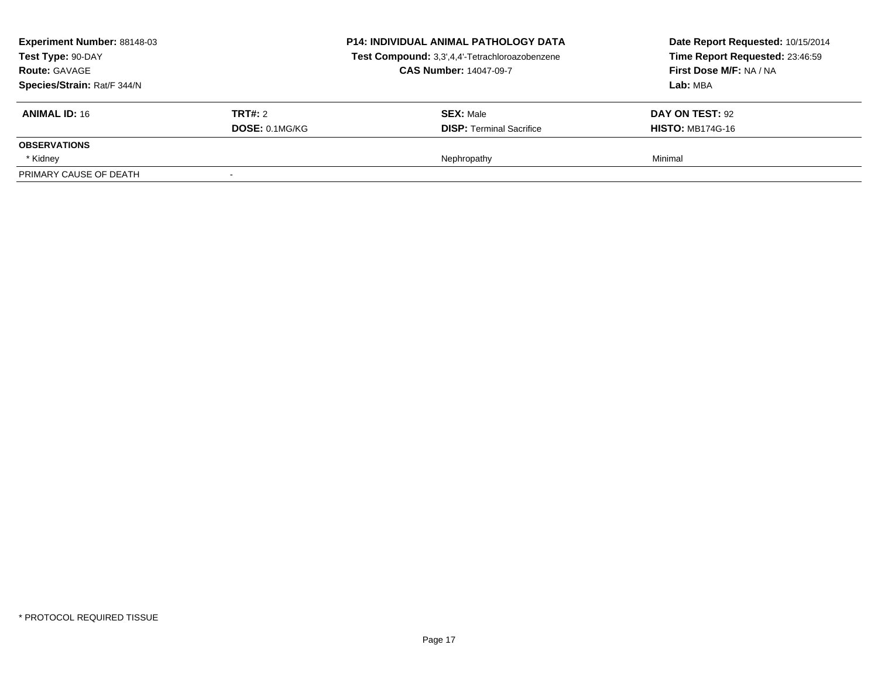**Experiment Number:** 88148-03
**Test Type:** 90-DAY
**Route:** GAVAGE
**Species/Strain:** Rat/F 344/N

**P14: INDIVIDUAL ANIMAL PATHOLOGY DATA**
**Test Compound:** 3,3',4,4'-Tetrachloroazobenzene
**CAS Number:** 14047-09-7

**Date Report Requested:** 10/15/2014
**Time Report Requested:** 23:46:59
**First Dose M/F:** NA / NA
**Lab:** MBA

| **ANIMAL ID:** 16 | **TRT#:** 2 | **SEX:** Male | **DAY ON TEST:** 92 |
|---|---|---|---|
| | **DOSE:** 0.1MG/KG | **DISP:** Terminal Sacrifice | **HISTO:** MB174G-16 |
| **OBSERVATIONS** | | | |
| * Kidney | | Nephropathy | Minimal |
| PRIMARY CAUSE OF DEATH | - | | |

* PROTOCOL REQUIRED TISSUE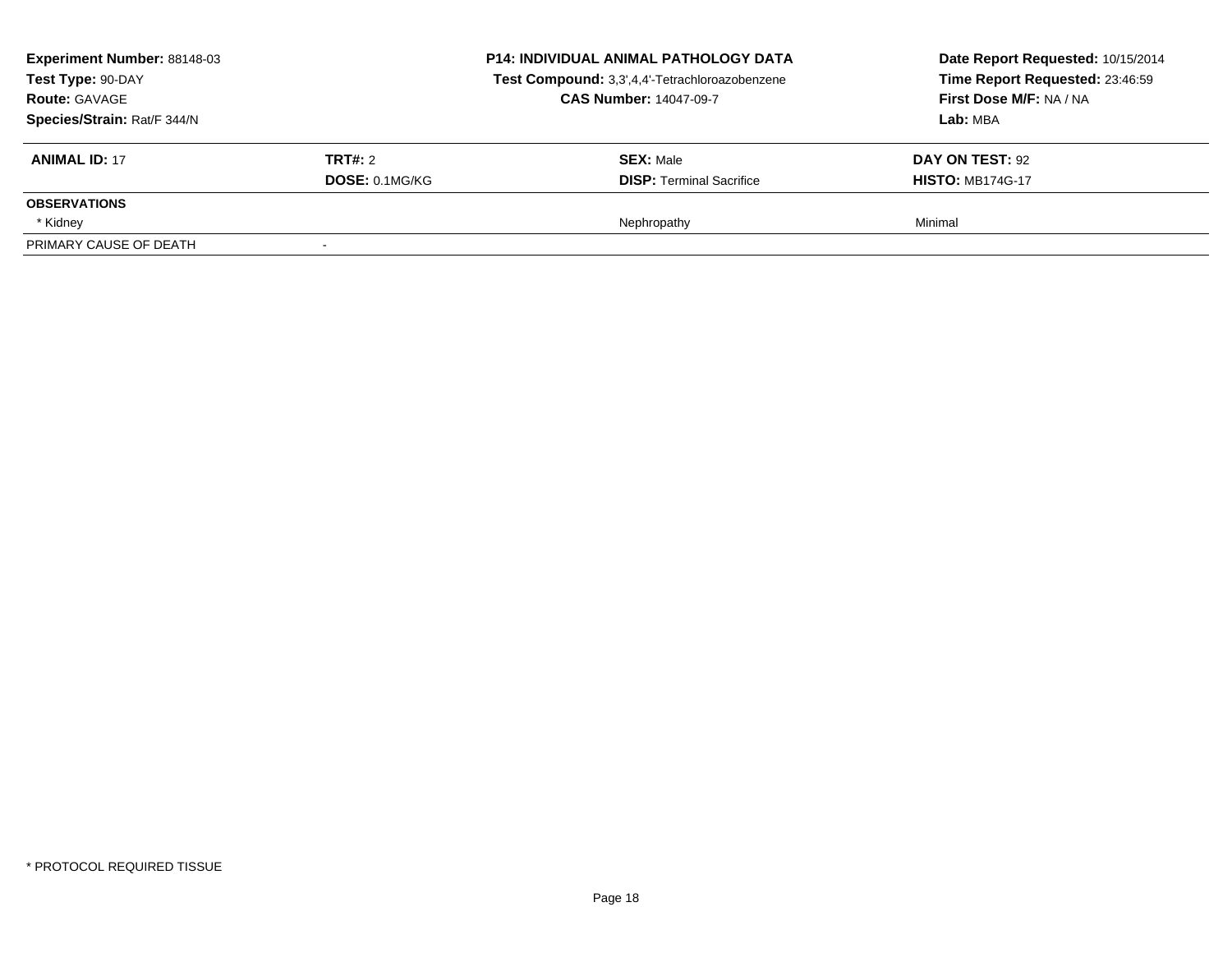**Experiment Number:** 88148-03
**Test Type:** 90-DAY
**Route:** GAVAGE
**Species/Strain:** Rat/F 344/N

**P14: INDIVIDUAL ANIMAL PATHOLOGY DATA**
**Test Compound:** 3,3',4,4'-Tetrachloroazobenzene
**CAS Number:** 14047-09-7

**Date Report Requested:** 10/15/2014
**Time Report Requested:** 23:46:59
**First Dose M/F:** NA / NA
**Lab:** MBA

| **ANIMAL ID:** 17 | **TRT#:** 2 | **SEX:** Male | **DAY ON TEST:** 92 |
|---|---|---|---|
| | **DOSE:** 0.1MG/KG | **DISP:** Terminal Sacrifice | **HISTO:** MB174G-17 |
| **OBSERVATIONS** | | | |
| * Kidney | | Nephropathy | Minimal |
| PRIMARY CAUSE OF DEATH | - | | |

* PROTOCOL REQUIRED TISSUE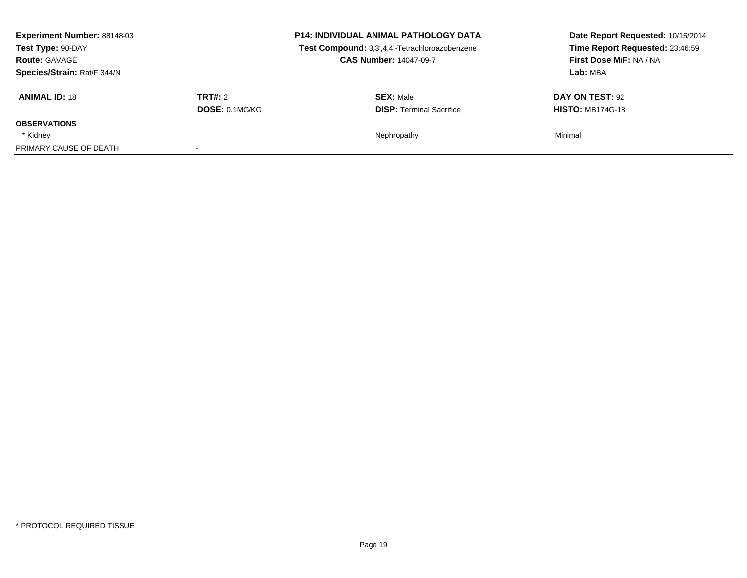**Experiment Number:** 88148-03
**Test Type:** 90-DAY
**Route:** GAVAGE
**Species/Strain:** Rat/F 344/N

**P14: INDIVIDUAL ANIMAL PATHOLOGY DATA**
**Test Compound:** 3,3',4,4'-Tetrachloroazobenzene
**CAS Number:** 14047-09-7

**Date Report Requested:** 10/15/2014
**Time Report Requested:** 23:46:59
**First Dose M/F:** NA / NA
**Lab:** MBA

| **ANIMAL ID:** 18 | **TRT#:** 2 | **SEX:** Male | **DAY ON TEST:** 92 |
|---|---|---|---|
| | **DOSE:** 0.1MG/KG | **DISP:** Terminal Sacrifice | **HISTO:** MB174G-18 |
| **OBSERVATIONS** | | | |
| * Kidney | | Nephropathy | Minimal |
| PRIMARY CAUSE OF DEATH | - | | |

* PROTOCOL REQUIRED TISSUE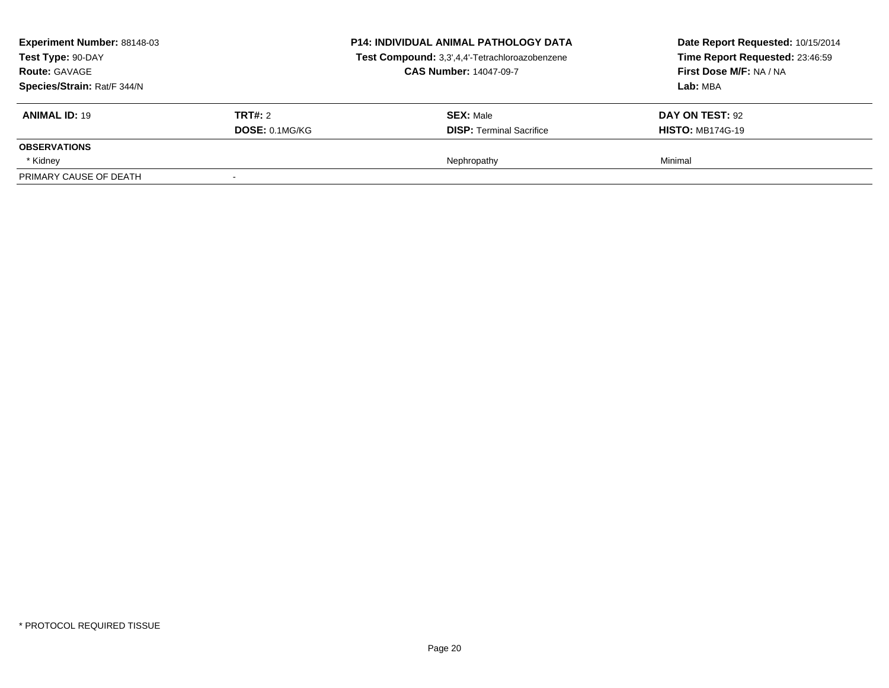| **Experiment Number:** 88148-03 | **P14: INDIVIDUAL ANIMAL PATHOLOGY DATA** | **Date Report Requested:** 10/15/2014 |
|---|---|---|
| **Test Type:** 90-DAY | **Test Compound:** 3,3',4,4'-Tetrachloroazobenzene | **Time Report Requested:** 23:46:59 |
| **Route:** GAVAGE | **CAS Number:** 14047-09-7 | **First Dose M/F:** NA / NA |
| **Species/Strain:** Rat/F 344/N | | **Lab:** MBA |

| **ANIMAL ID:** 19 | **TRT#:** 2 | **SEX:** Male | **DAY ON TEST:** 92 |
|---|---|---|---|
| | **DOSE:** 0.1MG/KG | **DISP:** Terminal Sacrifice | **HISTO:** MB174G-19 |
| **OBSERVATIONS** | | | |
| * Kidney | | Nephropathy | Minimal |
| PRIMARY CAUSE OF DEATH | - | | |

* PROTOCOL REQUIRED TISSUE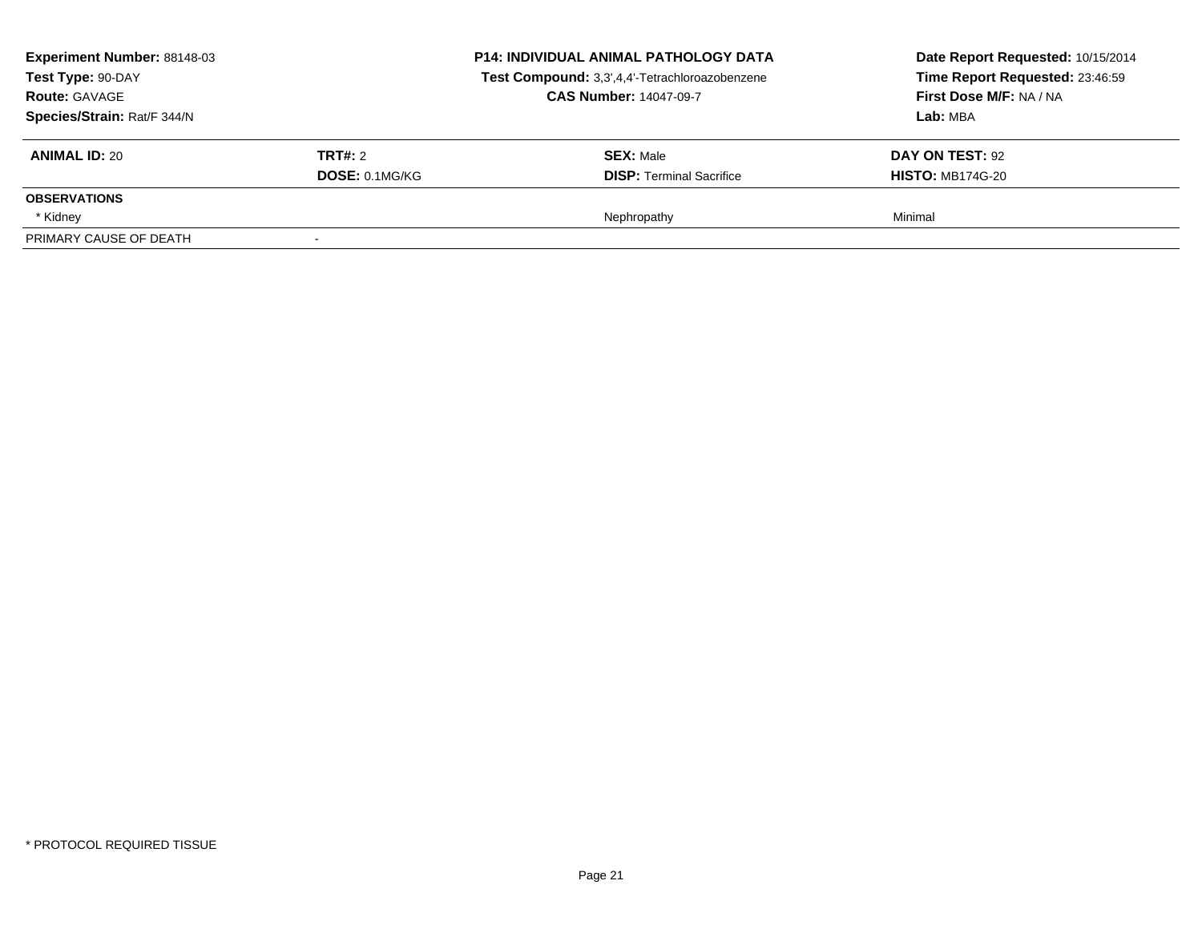**Experiment Number:** 88148-03
**Test Type:** 90-DAY
**Route:** GAVAGE
**Species/Strain:** Rat/F 344/N

**P14: INDIVIDUAL ANIMAL PATHOLOGY DATA**
**Test Compound:** 3,3',4,4'-Tetrachloroazobenzene
**CAS Number:** 14047-09-7

**Date Report Requested:** 10/15/2014
**Time Report Requested:** 23:46:59
**First Dose M/F:** NA / NA
**Lab:** MBA

| **ANIMAL ID:** 20 | **TRT#:** 2 | **SEX:** Male | **DAY ON TEST:** 92 |
|---|---|---|---|
| | **DOSE:** 0.1MG/KG | **DISP:** Terminal Sacrifice | **HISTO:** MB174G-20 |
| **OBSERVATIONS** | | | |
| * Kidney | | Nephropathy | Minimal |
| PRIMARY CAUSE OF DEATH | - | | |

* PROTOCOL REQUIRED TISSUE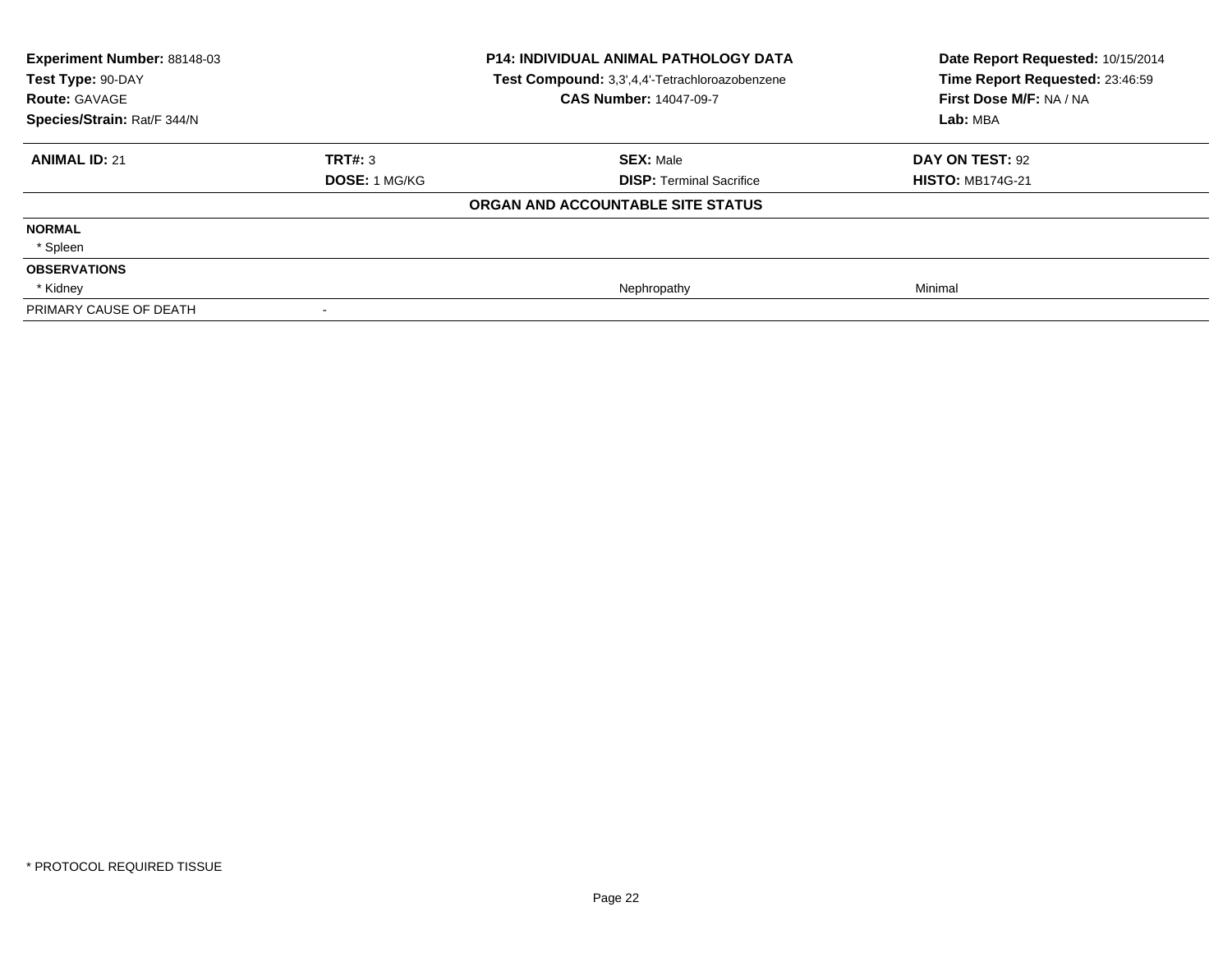**Experiment Number:** 88148-03
**Test Type:** 90-DAY
**Route:** GAVAGE
**Species/Strain:** Rat/F 344/N

**P14: INDIVIDUAL ANIMAL PATHOLOGY DATA**
**Test Compound:** 3,3',4,4'-Tetrachloroazobenzene
**CAS Number:** 14047-09-7

**Date Report Requested:** 10/15/2014
**Time Report Requested:** 23:46:59
**First Dose M/F:** NA / NA
**Lab:** MBA

| **ANIMAL ID:** 21 | **TRT#:** 3 | **SEX:** Male | **DAY ON TEST:** 92 |
|---|---|---|---|
| | **DOSE:** 1 MG/KG | **DISP:** Terminal Sacrifice | **HISTO:** MB174G-21 |

**ORGAN AND ACCOUNTABLE SITE STATUS**

| | | | |
|---|---|---|---|
| **NORMAL** | | | |
| * Spleen | | | |
| **OBSERVATIONS** | | | |
| * Kidney | | Nephropathy | Minimal |
| PRIMARY CAUSE OF DEATH | - | | |

\* PROTOCOL REQUIRED TISSUE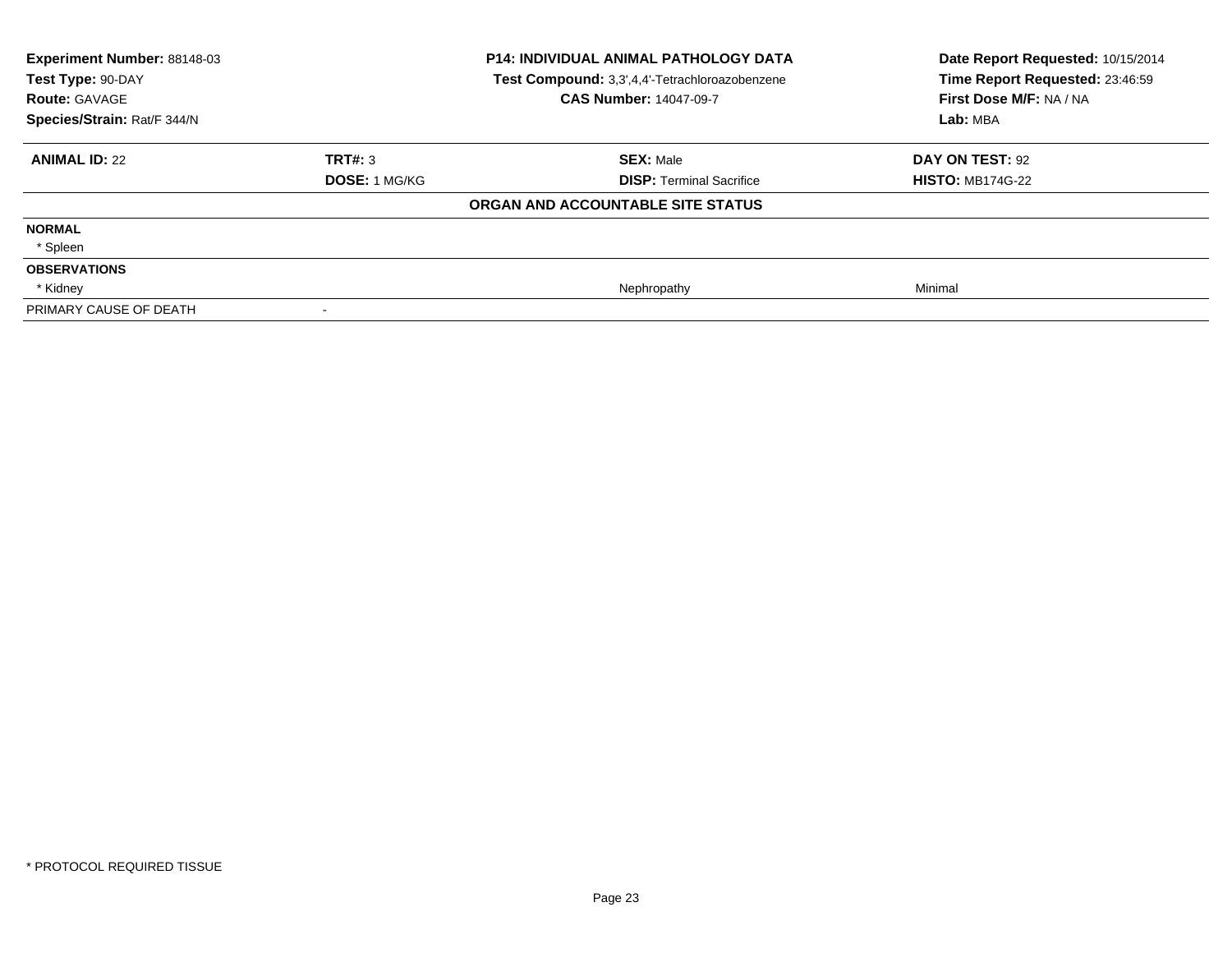**Experiment Number:** 88148-03
**Test Type:** 90-DAY
**Route:** GAVAGE
**Species/Strain:** Rat/F 344/N

**P14: INDIVIDUAL ANIMAL PATHOLOGY DATA**
**Test Compound:** 3,3',4,4'-Tetrachloroazobenzene
**CAS Number:** 14047-09-7

**Date Report Requested:** 10/15/2014
**Time Report Requested:** 23:46:59
**First Dose M/F:** NA / NA
**Lab:** MBA

| **ANIMAL ID:** 22 | **TRT#:** 3 | **SEX:** Male | **DAY ON TEST:** 92 |
|---|---|---|---|
| | **DOSE:** 1 MG/KG | **DISP:** Terminal Sacrifice | **HISTO:** MB174G-22 |
| | | **ORGAN AND ACCOUNTABLE SITE STATUS** | |
| **NORMAL** | | | |
| * Spleen | | | |
| **OBSERVATIONS** | | | |
| * Kidney | | Nephropathy | Minimal |
| PRIMARY CAUSE OF DEATH | - | | |

* PROTOCOL REQUIRED TISSUE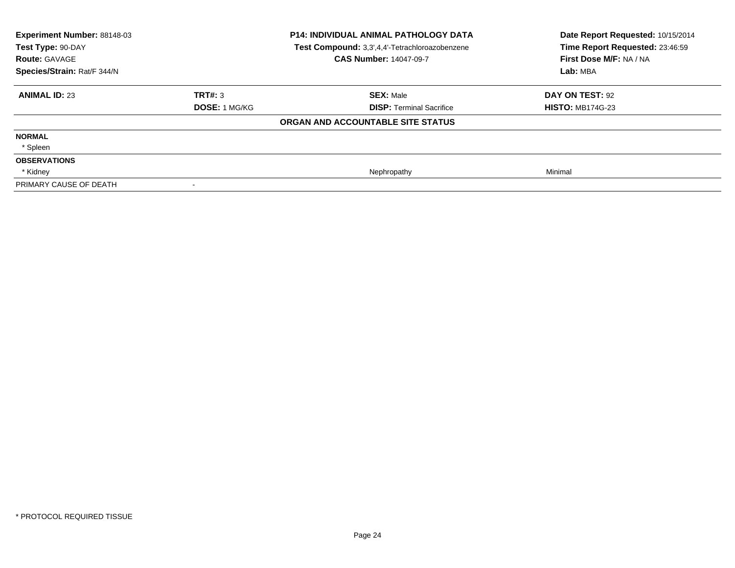| Experiment Number: 88148-03 | P14: INDIVIDUAL ANIMAL PATHOLOGY DATA | Date Report Requested: 10/15/2014 |
|---|---|---|
| Test Type: 90-DAY | Test Compound: 3,3',4,4'-Tetrachloroazobenzene | Time Report Requested: 23:46:59 |
| Route: GAVAGE | CAS Number: 14047-09-7 | First Dose M/F: NA / NA |
| Species/Strain: Rat/F 344/N | | Lab: MBA |

| ANIMAL ID: 23 | TRT#: 3 | SEX: Male | DAY ON TEST: 92 |
|---|---|---|---|
| | DOSE: 1 MG/KG | DISP: Terminal Sacrifice | HISTO: MB174G-23 |

**ORGAN AND ACCOUNTABLE SITE STATUS**

| | | | |
|---|---|---|---|
| **NORMAL** | | | |
| * Spleen | | | |
| **OBSERVATIONS** | | | |
| * Kidney | | Nephropathy | Minimal |
| PRIMARY CAUSE OF DEATH | - | | |

* PROTOCOL REQUIRED TISSUE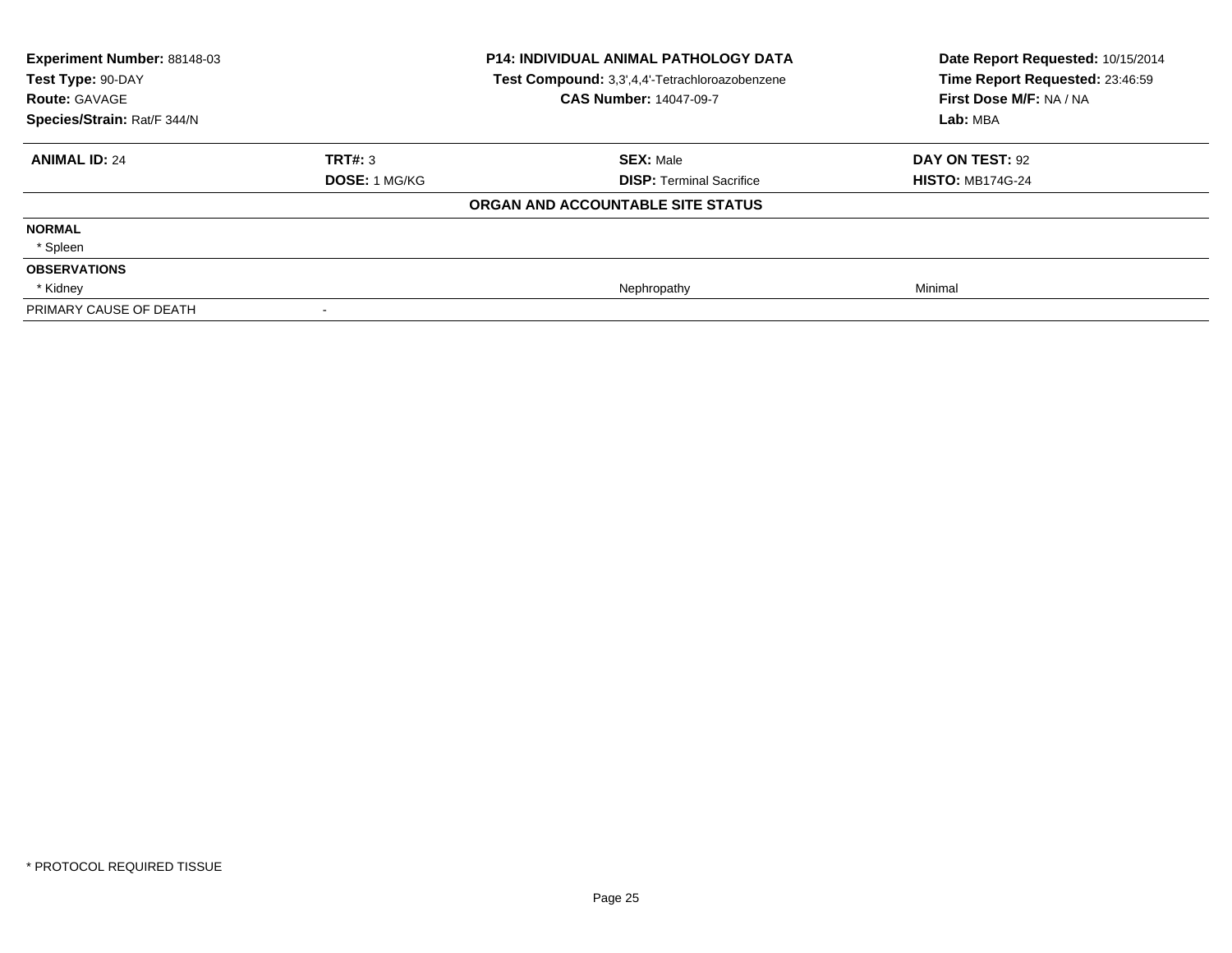**Experiment Number:** 88148-03
**Test Type:** 90-DAY
**Route:** GAVAGE
**Species/Strain:** Rat/F 344/N

**P14: INDIVIDUAL ANIMAL PATHOLOGY DATA**
**Test Compound:** 3,3',4,4'-Tetrachloroazobenzene
**CAS Number:** 14047-09-7

**Date Report Requested:** 10/15/2014
**Time Report Requested:** 23:46:59
**First Dose M/F:** NA / NA
**Lab:** MBA

| **ANIMAL ID:** 24 | **TRT#:** 3 | **SEX:** Male | **DAY ON TEST:** 92 |
|---|---|---|---|
| | **DOSE:** 1 MG/KG | **DISP:** Terminal Sacrifice | **HISTO:** MB174G-24 |
| | | **ORGAN AND ACCOUNTABLE SITE STATUS** | |
| **NORMAL** | | | |
| * Spleen | | | |
| **OBSERVATIONS** | | | |
| * Kidney | | Nephropathy | Minimal |
| PRIMARY CAUSE OF DEATH | - | | |

* PROTOCOL REQUIRED TISSUE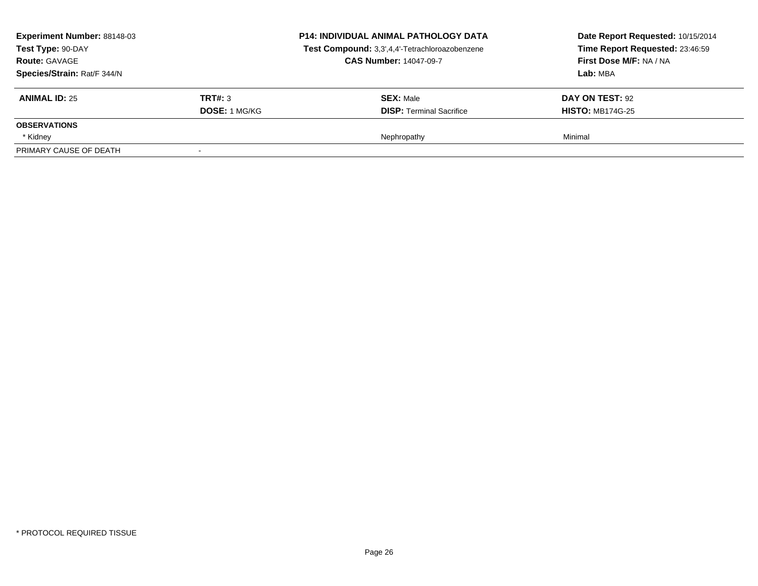**Experiment Number:** 88148-03
**Test Type:** 90-DAY
**Route:** GAVAGE
**Species/Strain:** Rat/F 344/N

**P14: INDIVIDUAL ANIMAL PATHOLOGY DATA**
**Test Compound:** 3,3',4,4'-Tetrachloroazobenzene
**CAS Number:** 14047-09-7

**Date Report Requested:** 10/15/2014
**Time Report Requested:** 23:46:59
**First Dose M/F:** NA / NA
**Lab:** MBA

| **ANIMAL ID:** 25 | **TRT#:** 3 | **SEX:** Male | **DAY ON TEST:** 92 |
|---|---|---|---|
| | **DOSE:** 1 MG/KG | **DISP:** Terminal Sacrifice | **HISTO:** MB174G-25 |
| **OBSERVATIONS** | | | |
| * Kidney | | Nephropathy | Minimal |
| PRIMARY CAUSE OF DEATH | - | | |

* PROTOCOL REQUIRED TISSUE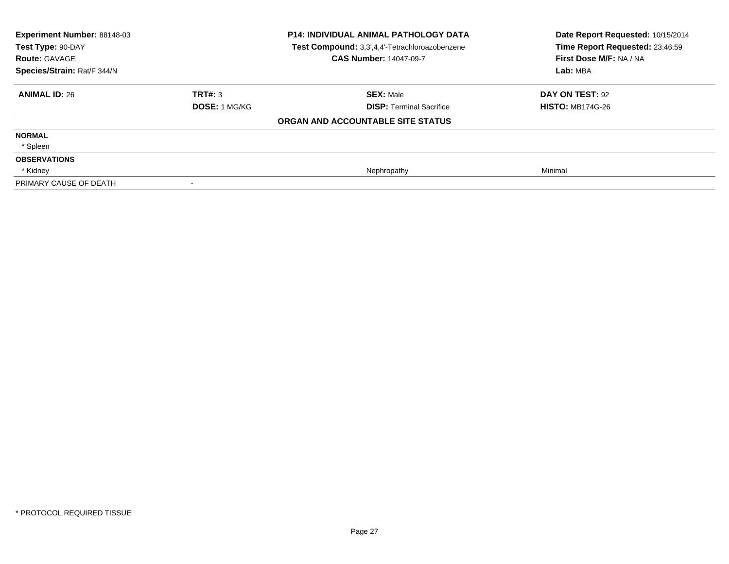**Experiment Number:** 88148-03
**Test Type:** 90-DAY
**Route:** GAVAGE
**Species/Strain:** Rat/F 344/N

**P14: INDIVIDUAL ANIMAL PATHOLOGY DATA**
**Test Compound:** 3,3',4,4'-Tetrachloroazobenzene
**CAS Number:** 14047-09-7

**Date Report Requested:** 10/15/2014
**Time Report Requested:** 23:46:59
**First Dose M/F:** NA / NA
**Lab:** MBA

| **ANIMAL ID:** 26 | **TRT#:** 3 | **SEX:** Male | **DAY ON TEST:** 92 |
|---|---|---|---|
| | **DOSE:** 1 MG/KG | **DISP:** Terminal Sacrifice | **HISTO:** MB174G-26 |

**ORGAN AND ACCOUNTABLE SITE STATUS**

| | | | |
|---|---|---|---|
| **NORMAL** | | | |
| * Spleen | | | |
| **OBSERVATIONS** | | | |
| * Kidney | | Nephropathy | Minimal |
| PRIMARY CAUSE OF DEATH | - | | |

* PROTOCOL REQUIRED TISSUE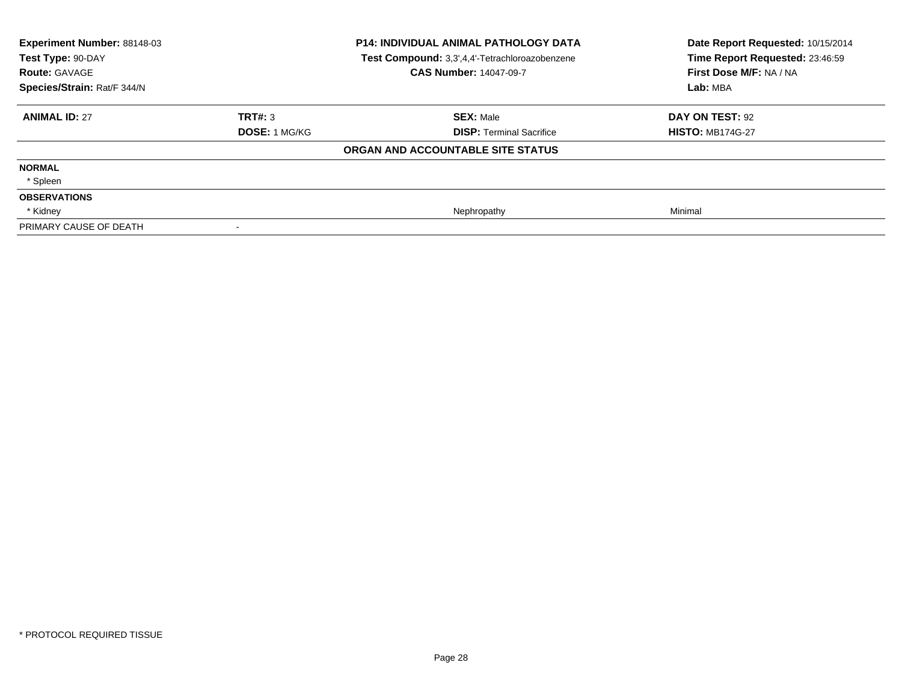| **Experiment Number:** 88148-03 | **P14: INDIVIDUAL ANIMAL PATHOLOGY DATA** | **Date Report Requested:** 10/15/2014 |
|---|---|---|
| **Test Type:** 90-DAY | **Test Compound:** 3,3',4,4'-Tetrachloroazobenzene | **Time Report Requested:** 23:46:59 |
| **Route:** GAVAGE | **CAS Number:** 14047-09-7 | **First Dose M/F:** NA / NA |
| **Species/Strain:** Rat/F 344/N | | **Lab:** MBA |

| **ANIMAL ID:** 27 | **TRT#:** 3 | **SEX:** Male | **DAY ON TEST:** 92 |
|---|---|---|---|
| | **DOSE:** 1 MG/KG | **DISP:** Terminal Sacrifice | **HISTO:** MB174G-27 |
| | | **ORGAN AND ACCOUNTABLE SITE STATUS** | |
| **NORMAL** | | | |
| * Spleen | | | |
| **OBSERVATIONS** | | | |
| * Kidney | | Nephropathy | Minimal |
| PRIMARY CAUSE OF DEATH | - | | |

* PROTOCOL REQUIRED TISSUE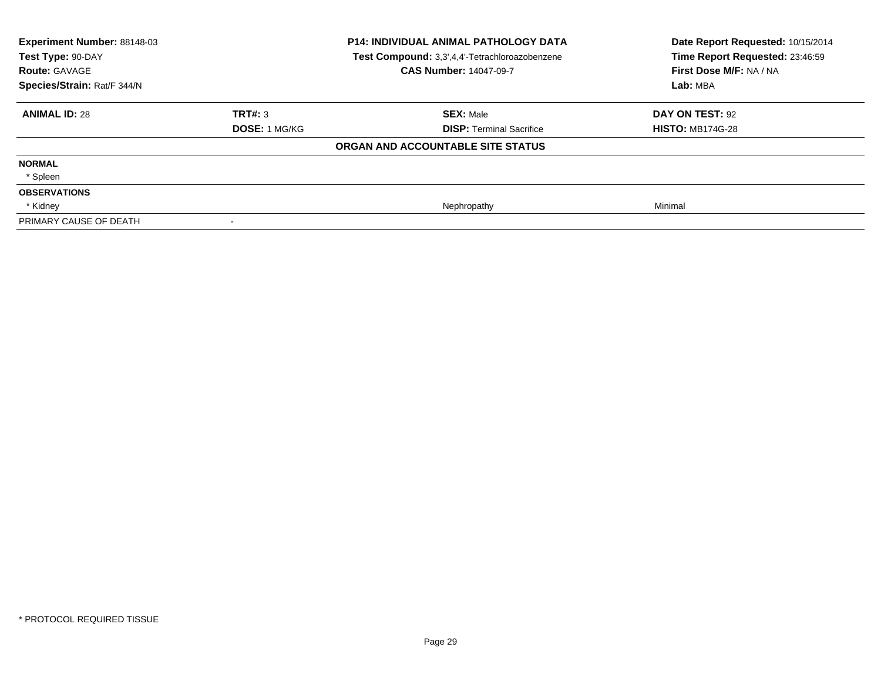| Experiment Number: 88148-03 | P14: INDIVIDUAL ANIMAL PATHOLOGY DATA | Date Report Requested: 10/15/2014 |
|---|---|---|
| Test Type: 90-DAY | Test Compound: 3,3',4,4'-Tetrachloroazobenzene | Time Report Requested: 23:46:59 |
| Route: GAVAGE | CAS Number: 14047-09-7 | First Dose M/F: NA / NA |
| Species/Strain: Rat/F 344/N | | Lab: MBA |

| ANIMAL ID: 28 | TRT#: 3 | SEX: Male | DAY ON TEST: 92 |
|---|---|---|---|
| | DOSE: 1 MG/KG | DISP: Terminal Sacrifice | HISTO: MB174G-28 |

**ORGAN AND ACCOUNTABLE SITE STATUS**

| | | | |
|---|---|---|---|
| **NORMAL** | | | |
| * Spleen | | | |
| **OBSERVATIONS** | | | |
| * Kidney | | Nephropathy | Minimal |
| PRIMARY CAUSE OF DEATH | - | | |

* PROTOCOL REQUIRED TISSUE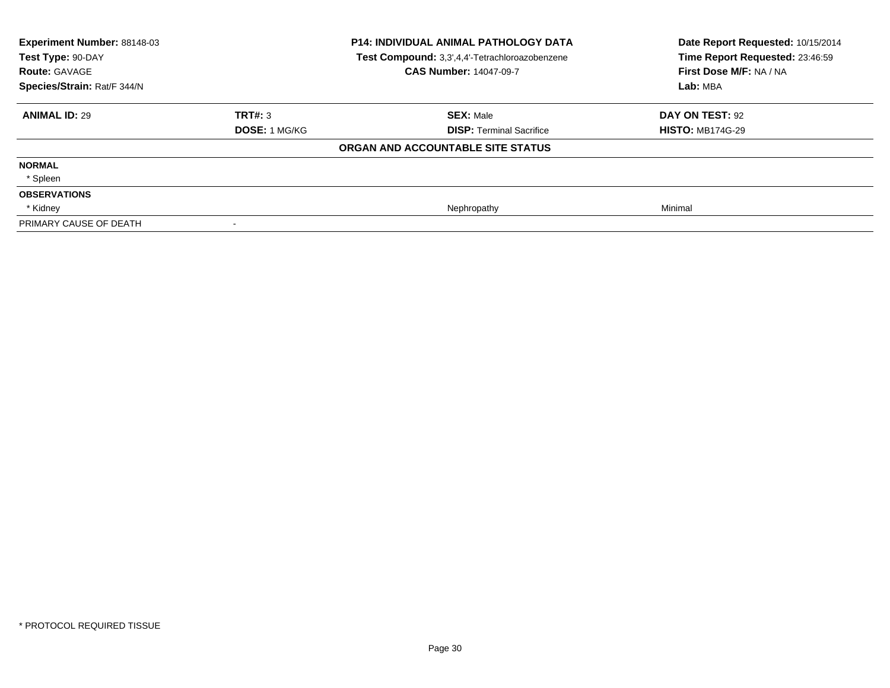| **Experiment Number:** 88148-03 | **P14: INDIVIDUAL ANIMAL PATHOLOGY DATA** | **Date Report Requested:** 10/15/2014 |
|---|---|---|
| **Test Type:** 90-DAY | **Test Compound:** 3,3',4,4'-Tetrachloroazobenzene | **Time Report Requested:** 23:46:59 |
| **Route:** GAVAGE | **CAS Number:** 14047-09-7 | **First Dose M/F:** NA / NA |
| **Species/Strain:** Rat/F 344/N | | **Lab:** MBA |

| **ANIMAL ID:** 29 | **TRT#:** 3 | **SEX:** Male | **DAY ON TEST:** 92 |
|---|---|---|---|
| | **DOSE:** 1 MG/KG | **DISP:** Terminal Sacrifice | **HISTO:** MB174G-29 |
| | | **ORGAN AND ACCOUNTABLE SITE STATUS** | |
| **NORMAL** | | | |
| * Spleen | | | |
| **OBSERVATIONS** | | | |
| * Kidney | | Nephropathy | Minimal |
| PRIMARY CAUSE OF DEATH | - | | |

* PROTOCOL REQUIRED TISSUE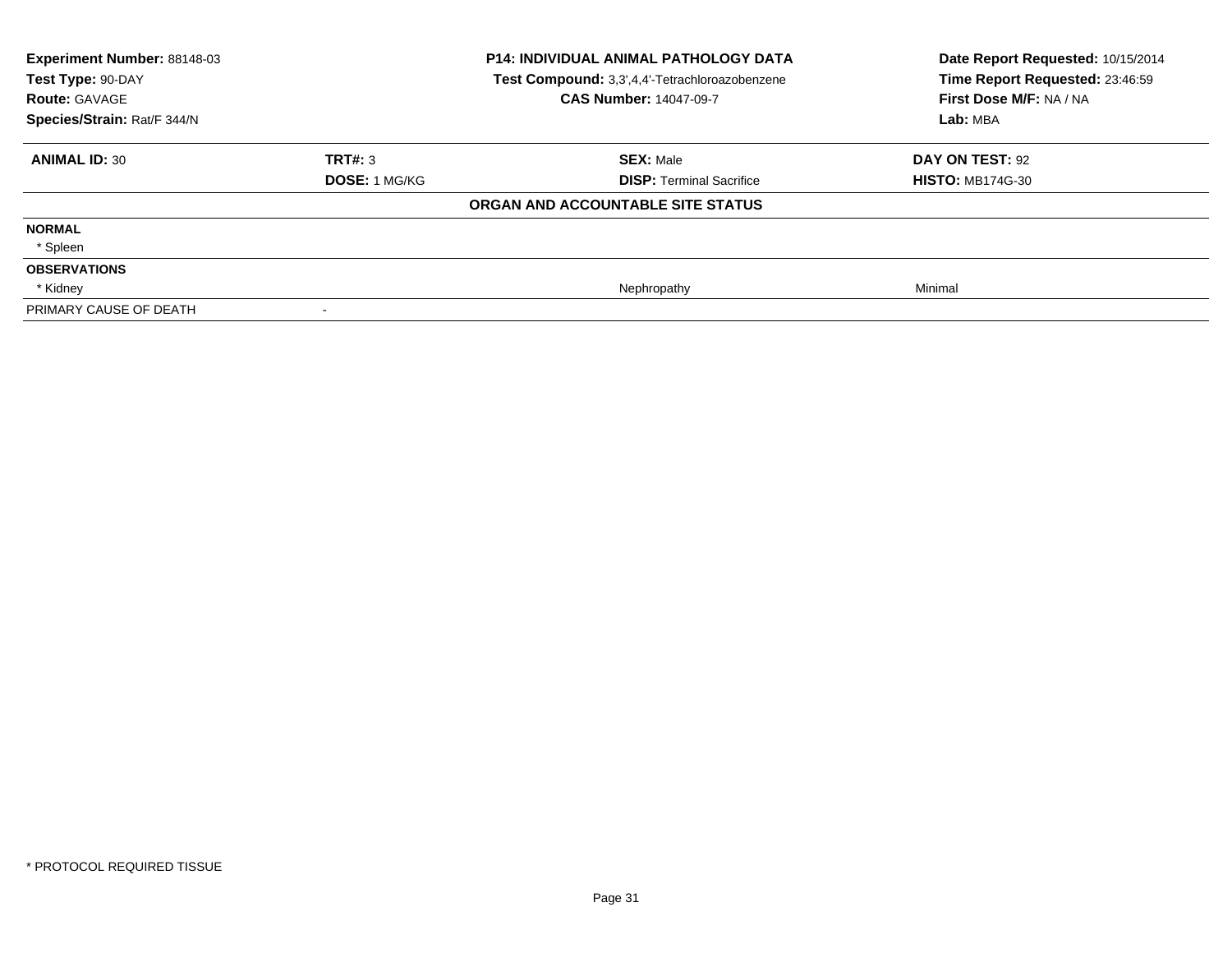| **Experiment Number:** 88148-03 | **P14: INDIVIDUAL ANIMAL PATHOLOGY DATA** | **Date Report Requested:** 10/15/2014 |
|---|---|---|
| **Test Type:** 90-DAY | **Test Compound:** 3,3',4,4'-Tetrachloroazobenzene | **Time Report Requested:** 23:46:59 |
| **Route:** GAVAGE | **CAS Number:** 14047-09-7 | **First Dose M/F:** NA / NA |
| **Species/Strain:** Rat/F 344/N | | **Lab:** MBA |

| **ANIMAL ID:** 30 | **TRT#:** 3 | **SEX:** Male | **DAY ON TEST:** 92 |
|---|---|---|---|
| | **DOSE:** 1 MG/KG | **DISP:** Terminal Sacrifice | **HISTO:** MB174G-30 |
| | | **ORGAN AND ACCOUNTABLE SITE STATUS** | |
| **NORMAL** | | | |
| * Spleen | | | |
| **OBSERVATIONS** | | | |
| * Kidney | | Nephropathy | Minimal |
| PRIMARY CAUSE OF DEATH | - | | |

* PROTOCOL REQUIRED TISSUE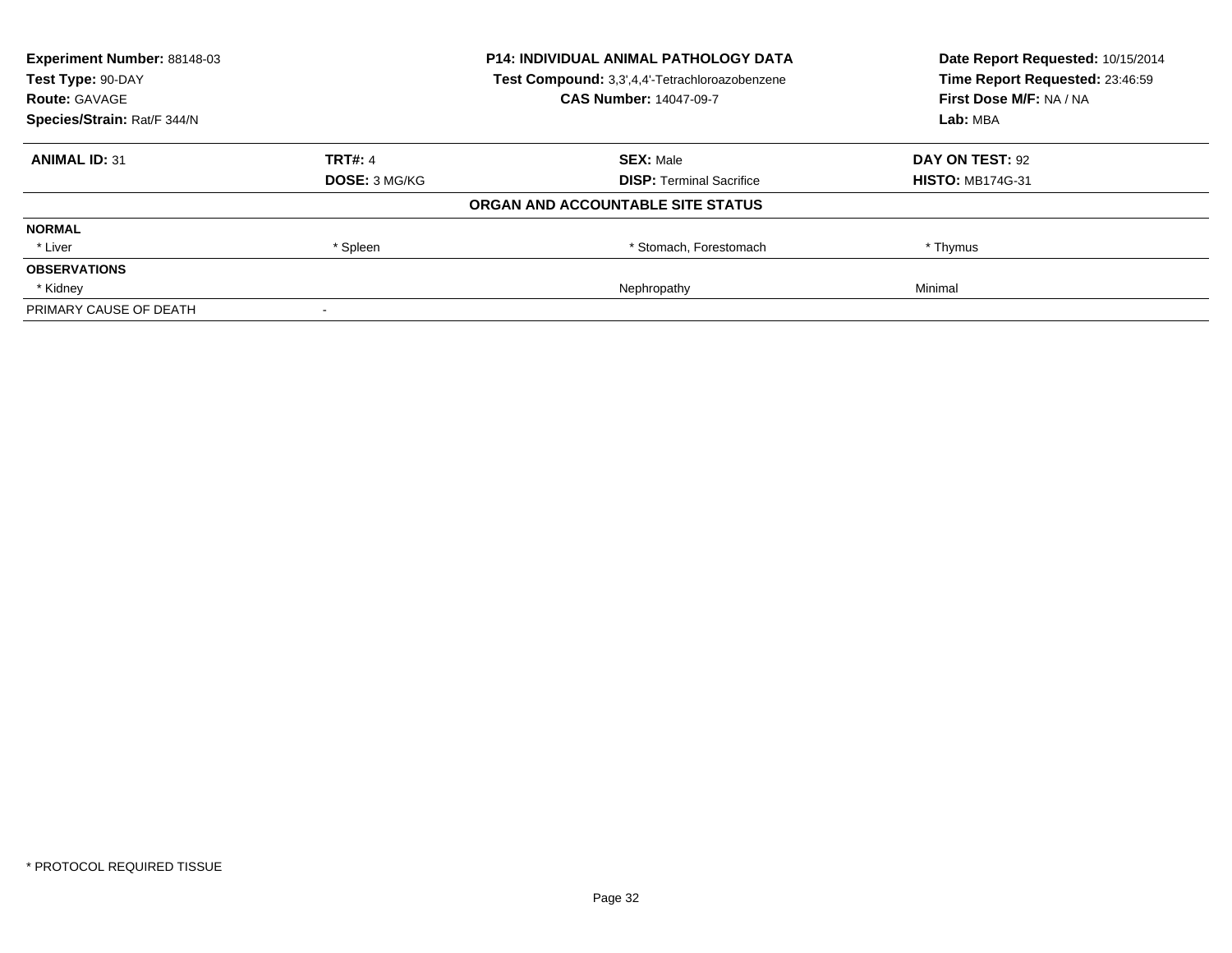**Experiment Number:** 88148-03
**Test Type:** 90-DAY
**Route:** GAVAGE
**Species/Strain:** Rat/F 344/N

**P14: INDIVIDUAL ANIMAL PATHOLOGY DATA**
**Test Compound:** 3,3',4,4'-Tetrachloroazobenzene
**CAS Number:** 14047-09-7

**Date Report Requested:** 10/15/2014
**Time Report Requested:** 23:46:59
**First Dose M/F:** NA / NA
**Lab:** MBA

| **ANIMAL ID:** 31 | **TRT#:** 4 | **SEX:** Male | **DAY ON TEST:** 92 |
|---|---|---|---|
| | **DOSE:** 3 MG/KG | **DISP:** Terminal Sacrifice | **HISTO:** MB174G-31 |

**ORGAN AND ACCOUNTABLE SITE STATUS**

| | | | |
|---|---|---|---|
| **NORMAL** | | | |
| * Liver | * Spleen | * Stomach, Forestomach | * Thymus |
| **OBSERVATIONS** | | | |
| * Kidney | | Nephropathy | Minimal |
| PRIMARY CAUSE OF DEATH | - | | |

* PROTOCOL REQUIRED TISSUE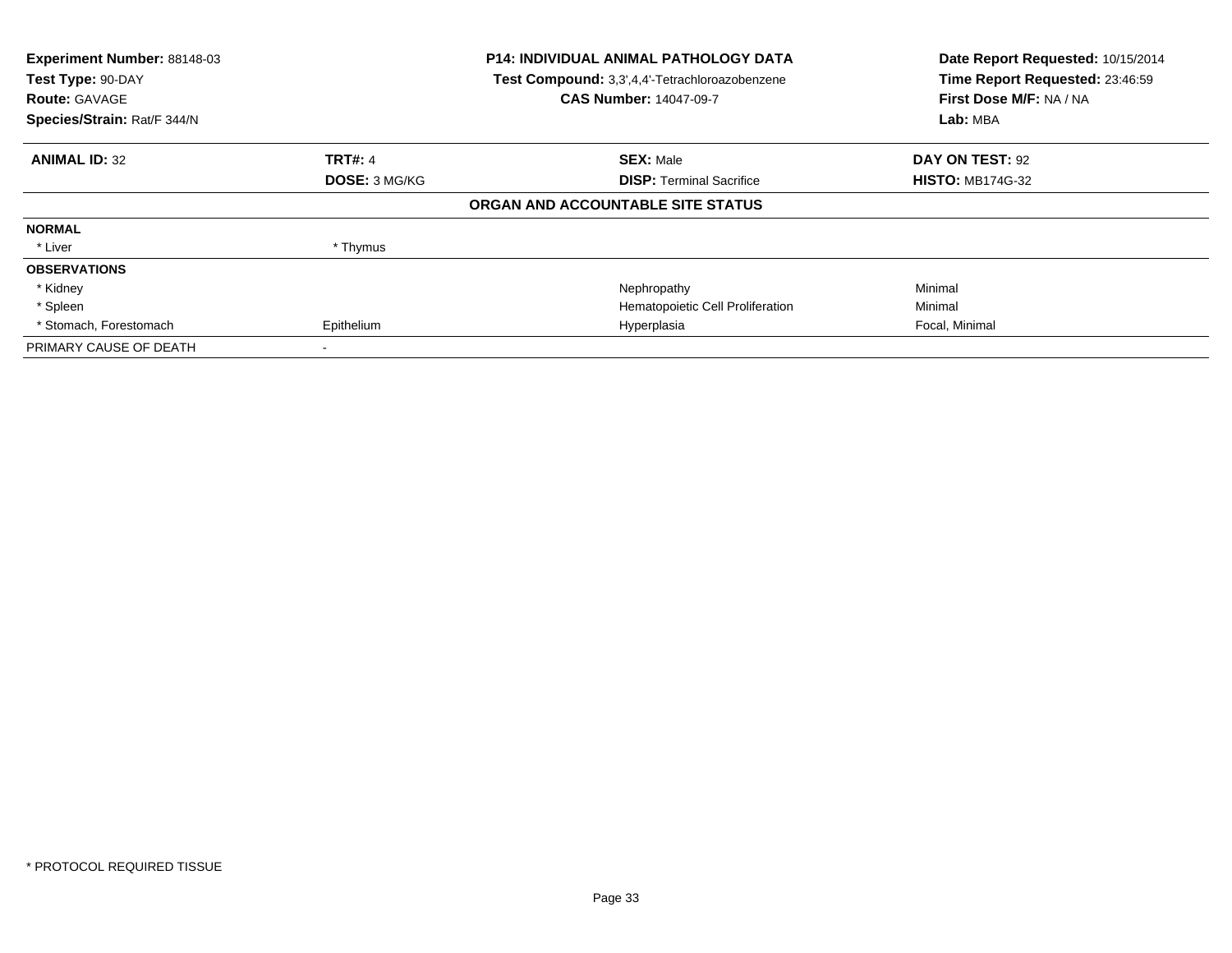**Experiment Number:** 88148-03
**Test Type:** 90-DAY
**Route:** GAVAGE
**Species/Strain:** Rat/F 344/N

**P14: INDIVIDUAL ANIMAL PATHOLOGY DATA**
**Test Compound:** 3,3',4,4'-Tetrachloroazobenzene
**CAS Number:** 14047-09-7

**Date Report Requested:** 10/15/2014
**Time Report Requested:** 23:46:59
**First Dose M/F:** NA / NA
**Lab:** MBA

| **ANIMAL ID:** 32 | **TRT#:** 4 | **SEX:** Male | **DAY ON TEST:** 92 |
|---|---|---|---|
| | **DOSE:** 3 MG/KG | **DISP:** Terminal Sacrifice | **HISTO:** MB174G-32 |

**ORGAN AND ACCOUNTABLE SITE STATUS**

| | | | |
|---|---|---|---|
| **NORMAL** | | | |
| * Liver | * Thymus | | |
| **OBSERVATIONS** | | | |
| * Kidney | | Nephropathy | Minimal |
| * Spleen | | Hematopoietic Cell Proliferation | Minimal |
| * Stomach, Forestomach | Epithelium | Hyperplasia | Focal, Minimal |
| PRIMARY CAUSE OF DEATH | - | | |

* PROTOCOL REQUIRED TISSUE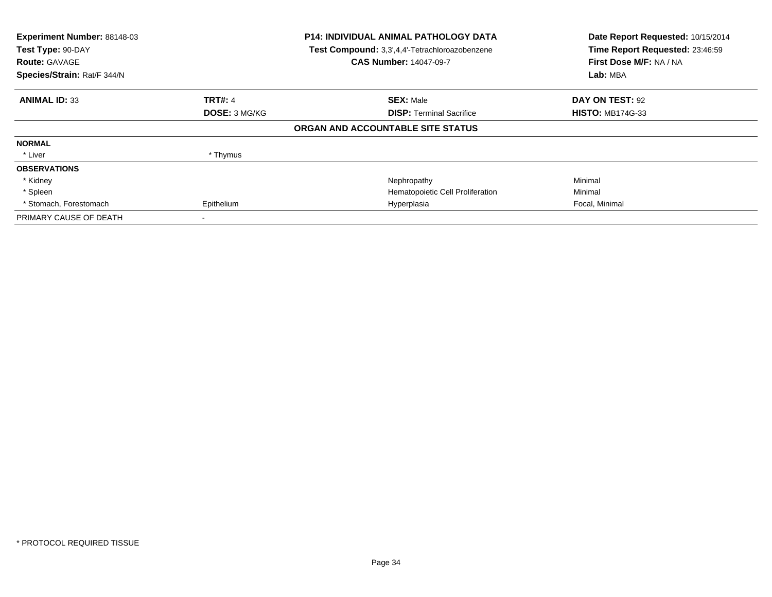**Experiment Number:** 88148-03
**Test Type:** 90-DAY
**Route:** GAVAGE
**Species/Strain:** Rat/F 344/N

**P14: INDIVIDUAL ANIMAL PATHOLOGY DATA**
**Test Compound:** 3,3',4,4'-Tetrachloroazobenzene
**CAS Number:** 14047-09-7

**Date Report Requested:** 10/15/2014
**Time Report Requested:** 23:46:59
**First Dose M/F:** NA / NA
**Lab:** MBA

| **ANIMAL ID:** 33 | **TRT#:** 4 | **SEX:** Male | **DAY ON TEST:** 92 |
|---|---|---|---|
| | **DOSE:** 3 MG/KG | **DISP:** Terminal Sacrifice | **HISTO:** MB174G-33 |

**ORGAN AND ACCOUNTABLE SITE STATUS**

| | | | |
|---|---|---|---|
| **NORMAL** | | | |
| * Liver | * Thymus | | |
| **OBSERVATIONS** | | | |
| * Kidney | | Nephropathy | Minimal |
| * Spleen | | Hematopoietic Cell Proliferation | Minimal |
| * Stomach, Forestomach | Epithelium | Hyperplasia | Focal, Minimal |
| PRIMARY CAUSE OF DEATH | - | | |

* PROTOCOL REQUIRED TISSUE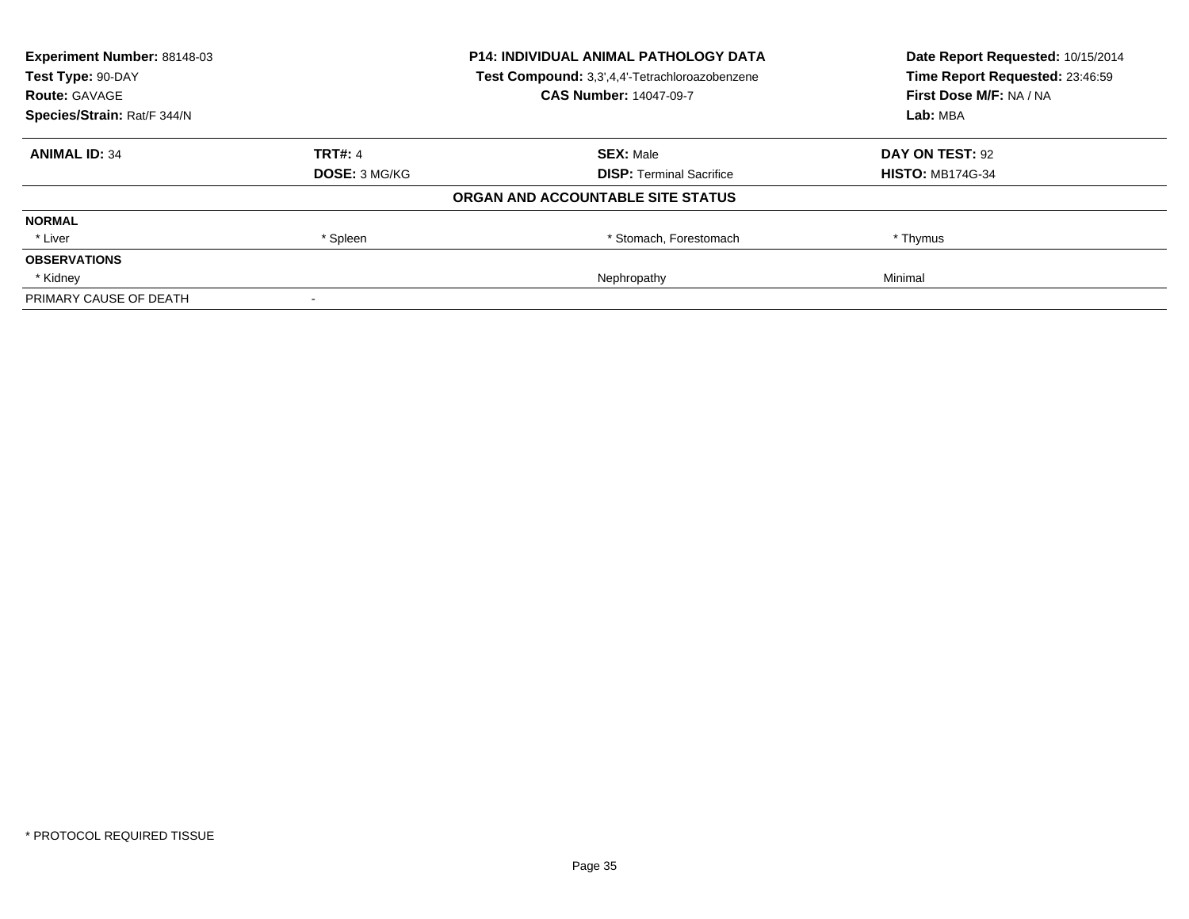| Experiment Number: 88148-03 | P14: INDIVIDUAL ANIMAL PATHOLOGY DATA | Date Report Requested: 10/15/2014 |
|---|---|---|
| Test Type: 90-DAY | Test Compound: 3,3',4,4'-Tetrachloroazobenzene | Time Report Requested: 23:46:59 |
| Route: GAVAGE | CAS Number: 14047-09-7 | First Dose M/F: NA / NA |
| Species/Strain: Rat/F 344/N | | Lab: MBA |

| ANIMAL ID: 34 | TRT#: 4 | SEX: Male | DAY ON TEST: 92 |
|---|---|---|---|
| | DOSE: 3 MG/KG | DISP: Terminal Sacrifice | HISTO: MB174G-34 |

**ORGAN AND ACCOUNTABLE SITE STATUS**

| | | | |
|---|---|---|---|
| **NORMAL** | | | |
| * Liver | * Spleen | * Stomach, Forestomach | * Thymus |
| **OBSERVATIONS** | | | |
| * Kidney | | Nephropathy | Minimal |
| PRIMARY CAUSE OF DEATH | - | | |

* PROTOCOL REQUIRED TISSUE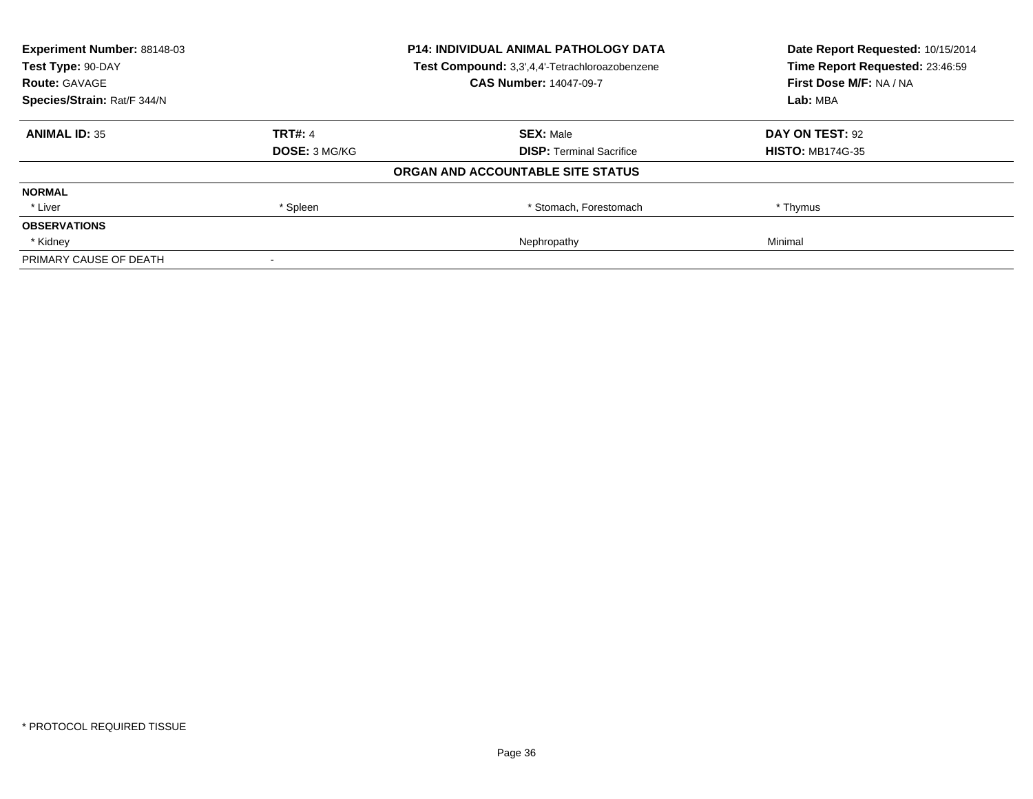**Experiment Number:** 88148-03
**Test Type:** 90-DAY
**Route:** GAVAGE
**Species/Strain:** Rat/F 344/N

**P14: INDIVIDUAL ANIMAL PATHOLOGY DATA**
**Test Compound:** 3,3',4,4'-Tetrachloroazobenzene
**CAS Number:** 14047-09-7

**Date Report Requested:** 10/15/2014
**Time Report Requested:** 23:46:59
**First Dose M/F:** NA / NA
**Lab:** MBA

| **ANIMAL ID:** 35 | **TRT#:** 4 | **SEX:** Male | **DAY ON TEST:** 92 |
|---|---|---|---|
| | **DOSE:** 3 MG/KG | **DISP:** Terminal Sacrifice | **HISTO:** MB174G-35 |
| | | **ORGAN AND ACCOUNTABLE SITE STATUS** | |
| **NORMAL** | | | |
| * Liver | * Spleen | * Stomach, Forestomach | * Thymus |
| **OBSERVATIONS** | | | |
| * Kidney | | Nephropathy | Minimal |
| PRIMARY CAUSE OF DEATH | - | | |

* PROTOCOL REQUIRED TISSUE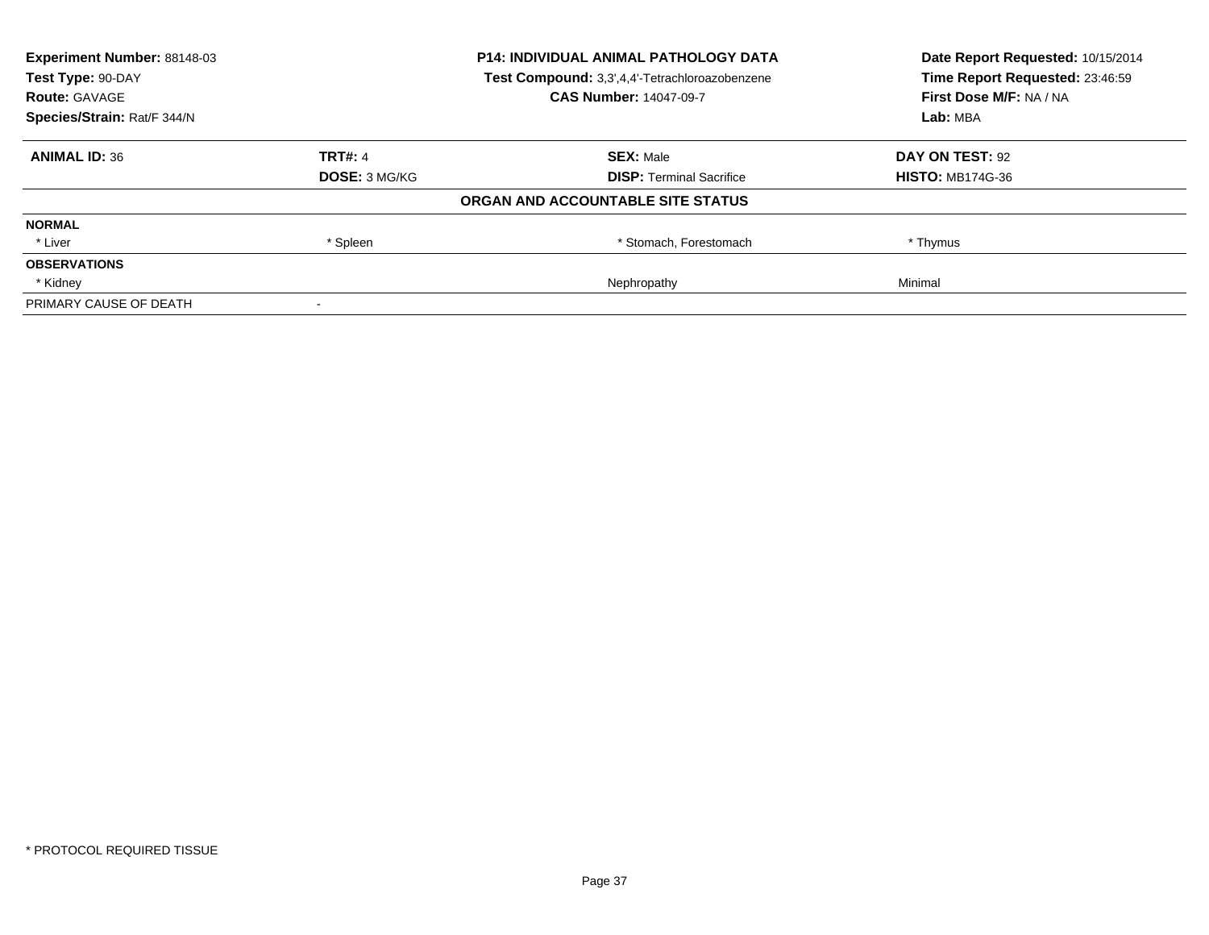**Experiment Number:** 88148-03
**Test Type:** 90-DAY
**Route:** GAVAGE
**Species/Strain:** Rat/F 344/N

**P14: INDIVIDUAL ANIMAL PATHOLOGY DATA**
**Test Compound:** 3,3',4,4'-Tetrachloroazobenzene
**CAS Number:** 14047-09-7

**Date Report Requested:** 10/15/2014
**Time Report Requested:** 23:46:59
**First Dose M/F:** NA / NA
**Lab:** MBA

| **ANIMAL ID:** 36 | **TRT#:** 4 | **SEX:** Male | **DAY ON TEST:** 92 |
|---|---|---|---|
| | **DOSE:** 3 MG/KG | **DISP:** Terminal Sacrifice | **HISTO:** MB174G-36 |

**ORGAN AND ACCOUNTABLE SITE STATUS**

| | | | |
|---|---|---|---|
| **NORMAL** | | | |
| * Liver | * Spleen | * Stomach, Forestomach | * Thymus |
| **OBSERVATIONS** | | | |
| * Kidney | | Nephropathy | Minimal |
| PRIMARY CAUSE OF DEATH | - | | |

* PROTOCOL REQUIRED TISSUE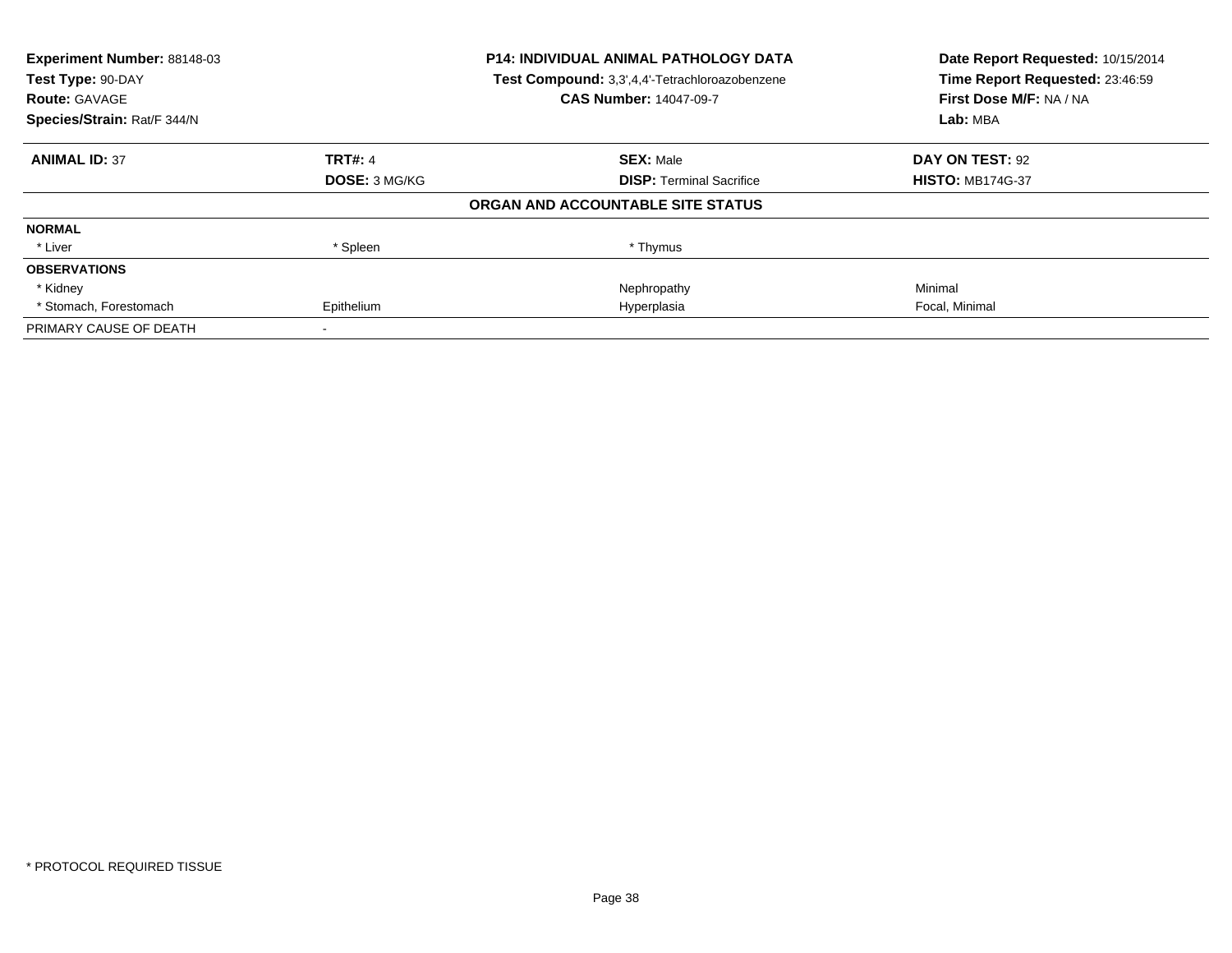| Experiment Number: 88148-03 | P14: INDIVIDUAL ANIMAL PATHOLOGY DATA | Date Report Requested: 10/15/2014 |
|---|---|---|
| Test Type: 90-DAY | Test Compound: 3,3',4,4'-Tetrachloroazobenzene | Time Report Requested: 23:46:59 |
| Route: GAVAGE | CAS Number: 14047-09-7 | First Dose M/F: NA / NA |
| Species/Strain: Rat/F 344/N | | Lab: MBA |

| ANIMAL ID: 37 | TRT#: 4 | SEX: Male | DAY ON TEST: 92 |
|---|---|---|---|
| | DOSE: 3 MG/KG | DISP: Terminal Sacrifice | HISTO: MB174G-37 |

**ORGAN AND ACCOUNTABLE SITE STATUS**

| | | | |
|---|---|---|---|
| **NORMAL** | | | |
| * Liver | * Spleen | * Thymus | |
| **OBSERVATIONS** | | | |
| * Kidney | | Nephropathy | Minimal |
| * Stomach, Forestomach | Epithelium | Hyperplasia | Focal, Minimal |
| PRIMARY CAUSE OF DEATH | - | | |

\* PROTOCOL REQUIRED TISSUE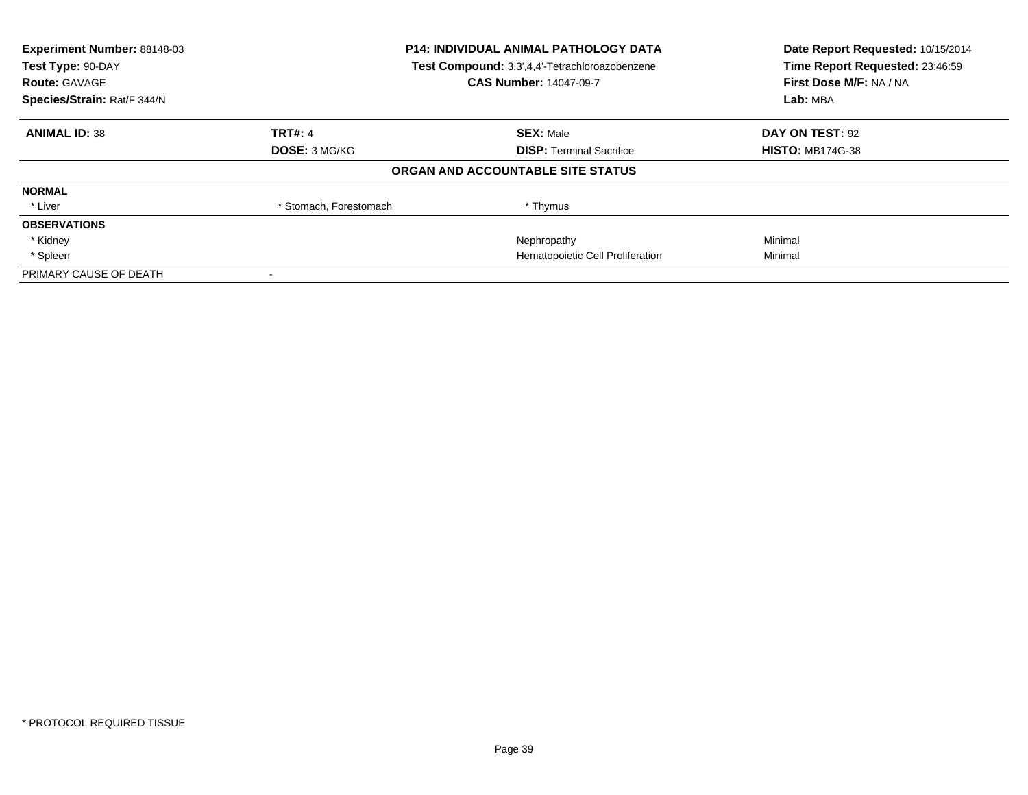**Experiment Number:** 88148-03
**Test Type:** 90-DAY
**Route:** GAVAGE
**Species/Strain:** Rat/F 344/N

**P14: INDIVIDUAL ANIMAL PATHOLOGY DATA**
**Test Compound:** 3,3',4,4'-Tetrachloroazobenzene
**CAS Number:** 14047-09-7

**Date Report Requested:** 10/15/2014
**Time Report Requested:** 23:46:59
**First Dose M/F:** NA / NA
**Lab:** MBA

| **ANIMAL ID:** 38 | **TRT#:** 4 | **SEX:** Male | **DAY ON TEST:** 92 |
|---|---|---|---|
| | **DOSE:** 3 MG/KG | **DISP:** Terminal Sacrifice | **HISTO:** MB174G-38 |

**ORGAN AND ACCOUNTABLE SITE STATUS**

| | | | |
|---|---|---|---|
| **NORMAL** | | | |
| * Liver | * Stomach, Forestomach | * Thymus | |
| **OBSERVATIONS** | | | |
| * Kidney | | Nephropathy | Minimal |
| * Spleen | | Hematopoietic Cell Proliferation | Minimal |
| PRIMARY CAUSE OF DEATH | - | | |

\* PROTOCOL REQUIRED TISSUE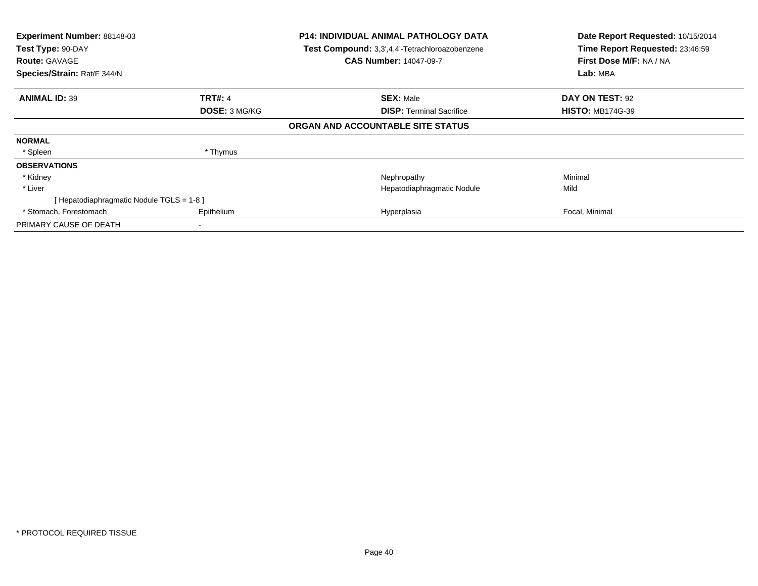**Experiment Number:** 88148-03
**Test Type:** 90-DAY
**Route:** GAVAGE
**Species/Strain:** Rat/F 344/N

**P14: INDIVIDUAL ANIMAL PATHOLOGY DATA**
**Test Compound:** 3,3',4,4'-Tetrachloroazobenzene
**CAS Number:** 14047-09-7

**Date Report Requested:** 10/15/2014
**Time Report Requested:** 23:46:59
**First Dose M/F:** NA / NA
**Lab:** MBA

| **ANIMAL ID:** 39 | **TRT#:** 4 | **SEX:** Male | **DAY ON TEST:** 92 |
|---|---|---|---|
| | **DOSE:** 3 MG/KG | **DISP:** Terminal Sacrifice | **HISTO:** MB174G-39 |

**ORGAN AND ACCOUNTABLE SITE STATUS**

| | | | |
|---|---|---|---|
| **NORMAL** | | | |
| * Spleen | * Thymus | | |
| **OBSERVATIONS** | | | |
| * Kidney | | Nephropathy | Minimal |
| * Liver | | Hepatodiaphragmatic Nodule | Mild |
| [ Hepatodiaphragmatic Nodule TGLS = 1-8 ] | | | |
| * Stomach, Forestomach | Epithelium | Hyperplasia | Focal, Minimal |
| PRIMARY CAUSE OF DEATH | - | | |

* PROTOCOL REQUIRED TISSUE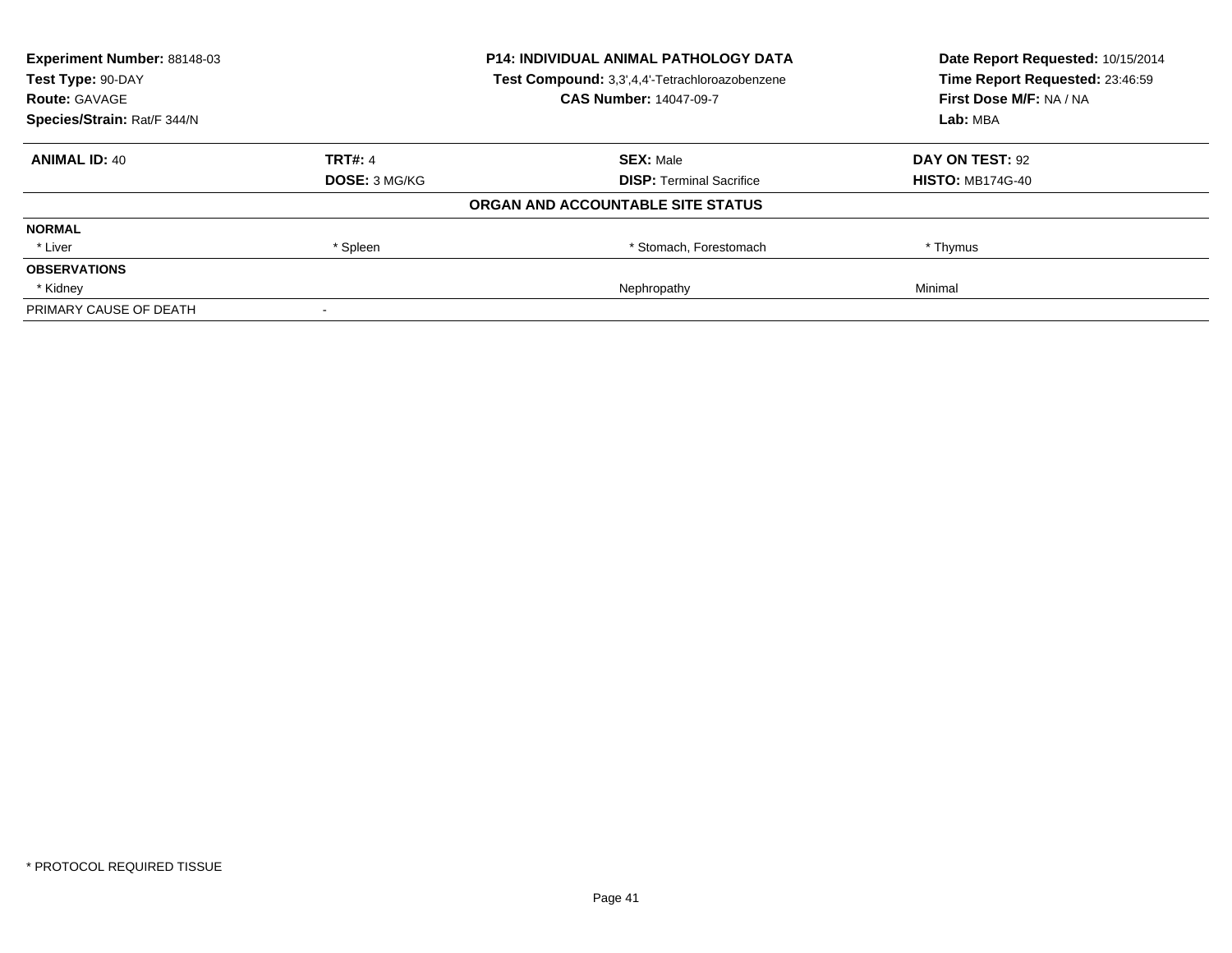**Experiment Number:** 88148-03
**Test Type:** 90-DAY
**Route:** GAVAGE
**Species/Strain:** Rat/F 344/N

**P14: INDIVIDUAL ANIMAL PATHOLOGY DATA**
**Test Compound:** 3,3',4,4'-Tetrachloroazobenzene
**CAS Number:** 14047-09-7

**Date Report Requested:** 10/15/2014
**Time Report Requested:** 23:46:59
**First Dose M/F:** NA / NA
**Lab:** MBA

| **ANIMAL ID:** 40 | **TRT#:** 4 | **SEX:** Male | **DAY ON TEST:** 92 |
|---|---|---|---|
| | **DOSE:** 3 MG/KG | **DISP:** Terminal Sacrifice | **HISTO:** MB174G-40 |
| | | **ORGAN AND ACCOUNTABLE SITE STATUS** | |
| **NORMAL** | | | |
| * Liver | * Spleen | * Stomach, Forestomach | * Thymus |
| **OBSERVATIONS** | | | |
| * Kidney | | Nephropathy | Minimal |
| PRIMARY CAUSE OF DEATH | - | | |

* PROTOCOL REQUIRED TISSUE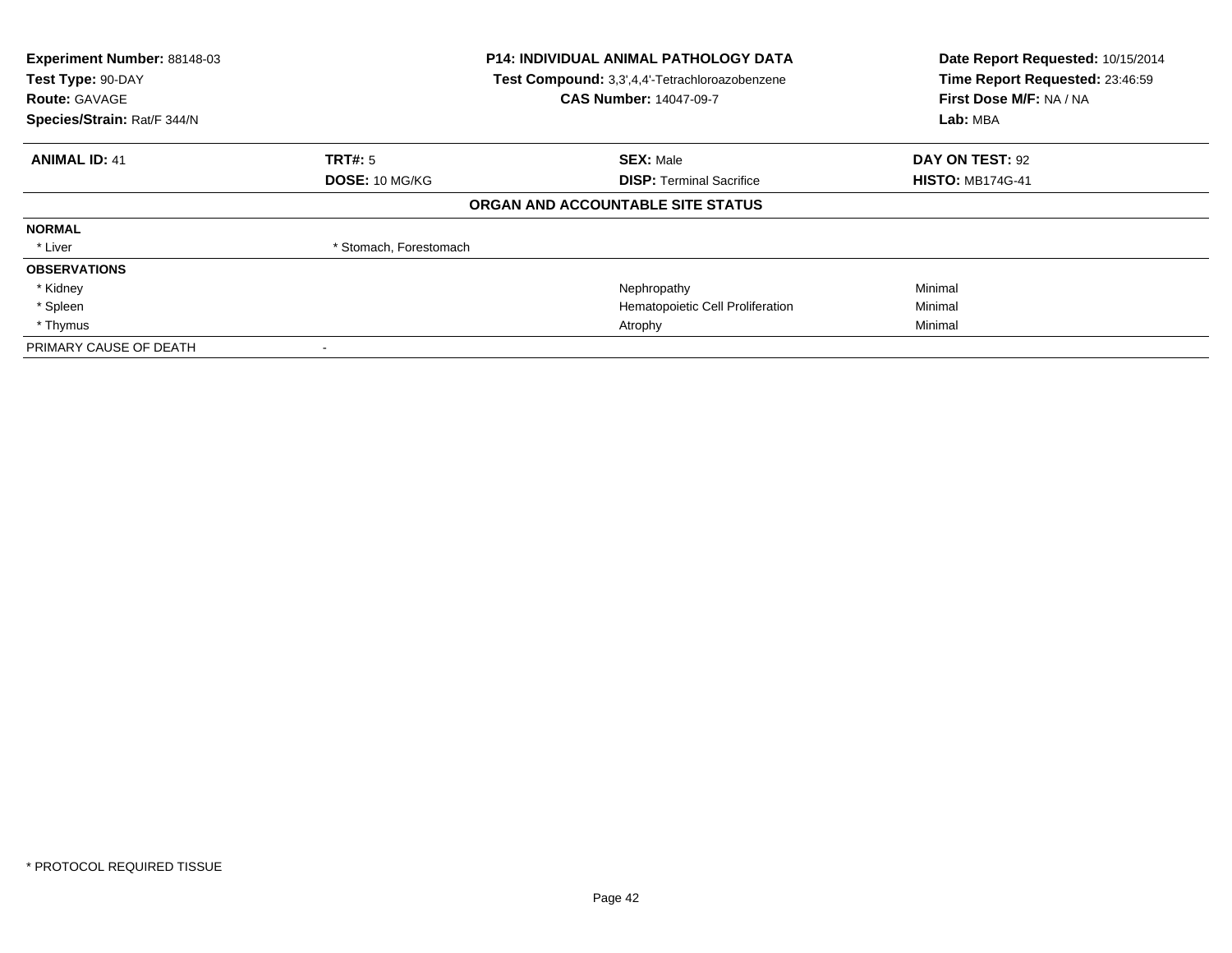| **Experiment Number:** 88148-03 | **P14: INDIVIDUAL ANIMAL PATHOLOGY DATA** | **Date Report Requested:** 10/15/2014 |
|---|---|---|
| **Test Type:** 90-DAY | **Test Compound:** 3,3',4,4'-Tetrachloroazobenzene | **Time Report Requested:** 23:46:59 |
| **Route:** GAVAGE | **CAS Number:** 14047-09-7 | **First Dose M/F:** NA / NA |
| **Species/Strain:** Rat/F 344/N | | **Lab:** MBA |

| **ANIMAL ID:** 41 | **TRT#:** 5 | **SEX:** Male | **DAY ON TEST:** 92 |
|---|---|---|---|
| | **DOSE:** 10 MG/KG | **DISP:** Terminal Sacrifice | **HISTO:** MB174G-41 |

**ORGAN AND ACCOUNTABLE SITE STATUS**

| | | | |
|---|---|---|---|
| **NORMAL** | | | |
| * Liver | * Stomach, Forestomach | | |
| **OBSERVATIONS** | | | |
| * Kidney | | Nephropathy | Minimal |
| * Spleen | | Hematopoietic Cell Proliferation | Minimal |
| * Thymus | | Atrophy | Minimal |
| PRIMARY CAUSE OF DEATH | - | | |

* PROTOCOL REQUIRED TISSUE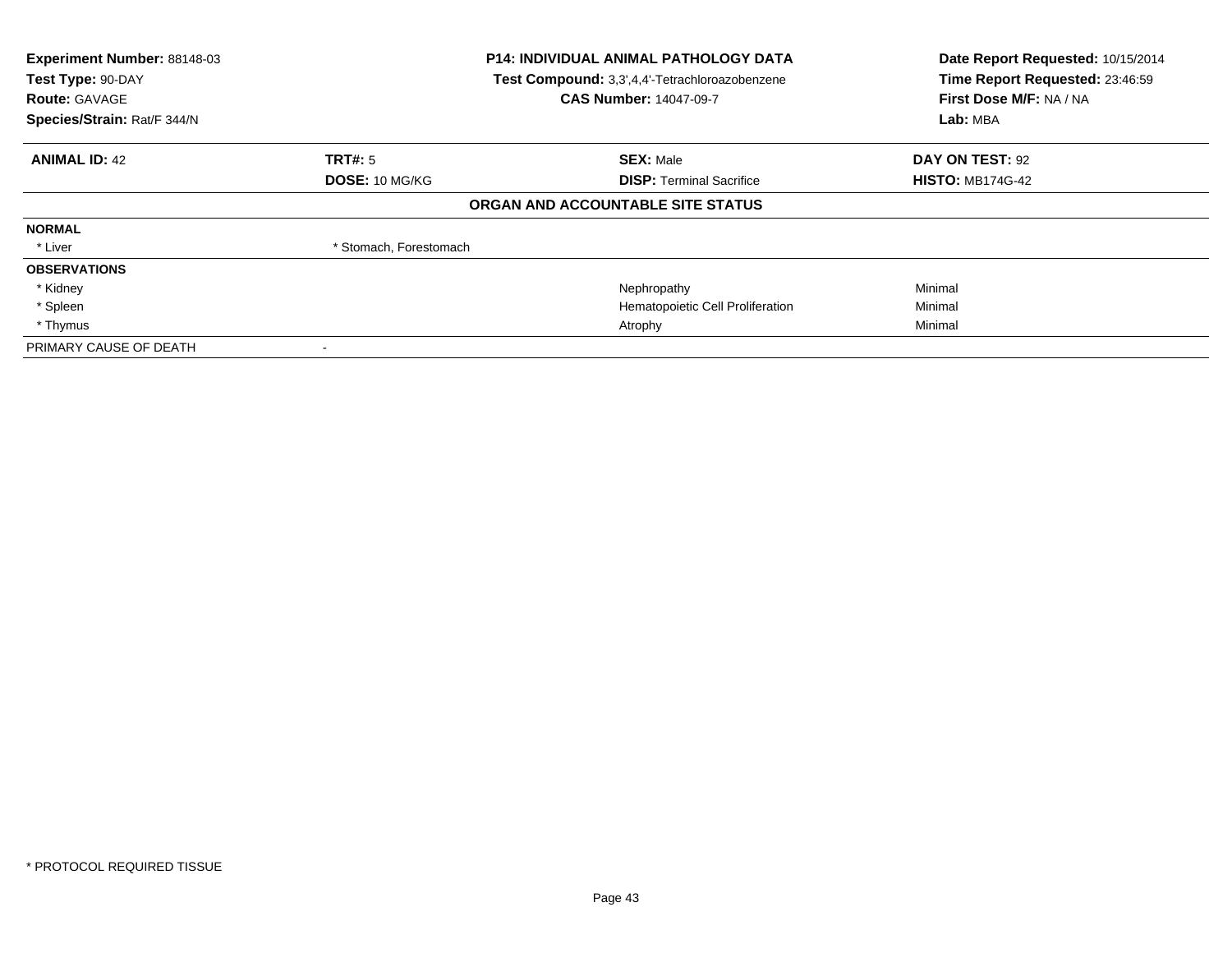| Experiment Number: 88148-03 | P14: INDIVIDUAL ANIMAL PATHOLOGY DATA | Date Report Requested: 10/15/2014 |
|---|---|---|
| Test Type: 90-DAY | Test Compound: 3,3',4,4'-Tetrachloroazobenzene | Time Report Requested: 23:46:59 |
| Route: GAVAGE | CAS Number: 14047-09-7 | First Dose M/F: NA / NA |
| Species/Strain: Rat/F 344/N | | Lab: MBA |

| ANIMAL ID: 42 | TRT#: 5 | SEX: Male | DAY ON TEST: 92 |
|---|---|---|---|
| | DOSE: 10 MG/KG | DISP: Terminal Sacrifice | HISTO: MB174G-42 |

**ORGAN AND ACCOUNTABLE SITE STATUS**

| | | | |
|---|---|---|---|
| **NORMAL** | | | |
| * Liver | * Stomach, Forestomach | | |
| **OBSERVATIONS** | | | |
| * Kidney | | Nephropathy | Minimal |
| * Spleen | | Hematopoietic Cell Proliferation | Minimal |
| * Thymus | | Atrophy | Minimal |
| PRIMARY CAUSE OF DEATH | - | | |

* PROTOCOL REQUIRED TISSUE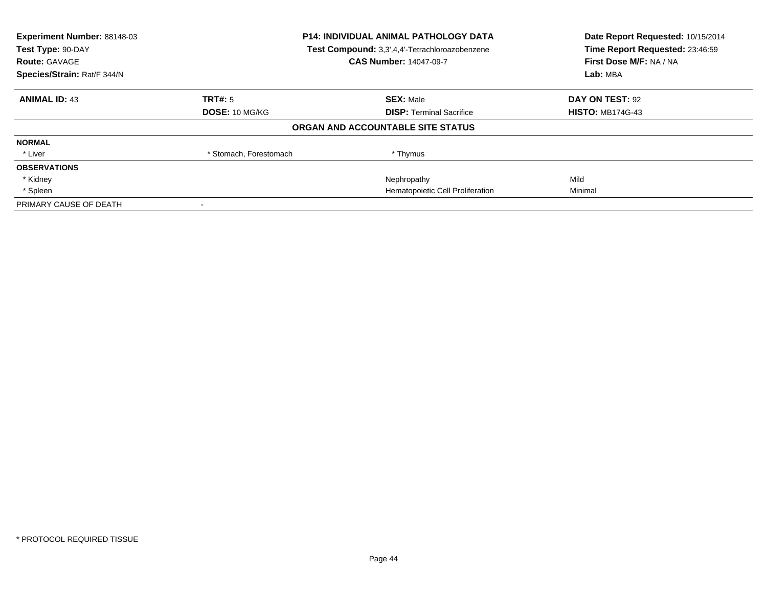**Experiment Number:** 88148-03
**Test Type:** 90-DAY
**Route:** GAVAGE
**Species/Strain:** Rat/F 344/N

**P14: INDIVIDUAL ANIMAL PATHOLOGY DATA**
**Test Compound:** 3,3',4,4'-Tetrachloroazobenzene
**CAS Number:** 14047-09-7

**Date Report Requested:** 10/15/2014
**Time Report Requested:** 23:46:59
**First Dose M/F:** NA / NA
**Lab:** MBA

| **ANIMAL ID:** 43 | **TRT#:** 5 | **SEX:** Male | **DAY ON TEST:** 92 |
|---|---|---|---|
| | **DOSE:** 10 MG/KG | **DISP:** Terminal Sacrifice | **HISTO:** MB174G-43 |

**ORGAN AND ACCOUNTABLE SITE STATUS**

| | | | |
|---|---|---|---|
| **NORMAL** | | | |
| * Liver | * Stomach, Forestomach | * Thymus | |
| **OBSERVATIONS** | | | |
| * Kidney | | Nephropathy | Mild |
| * Spleen | | Hematopoietic Cell Proliferation | Minimal |
| PRIMARY CAUSE OF DEATH | - | | |

* PROTOCOL REQUIRED TISSUE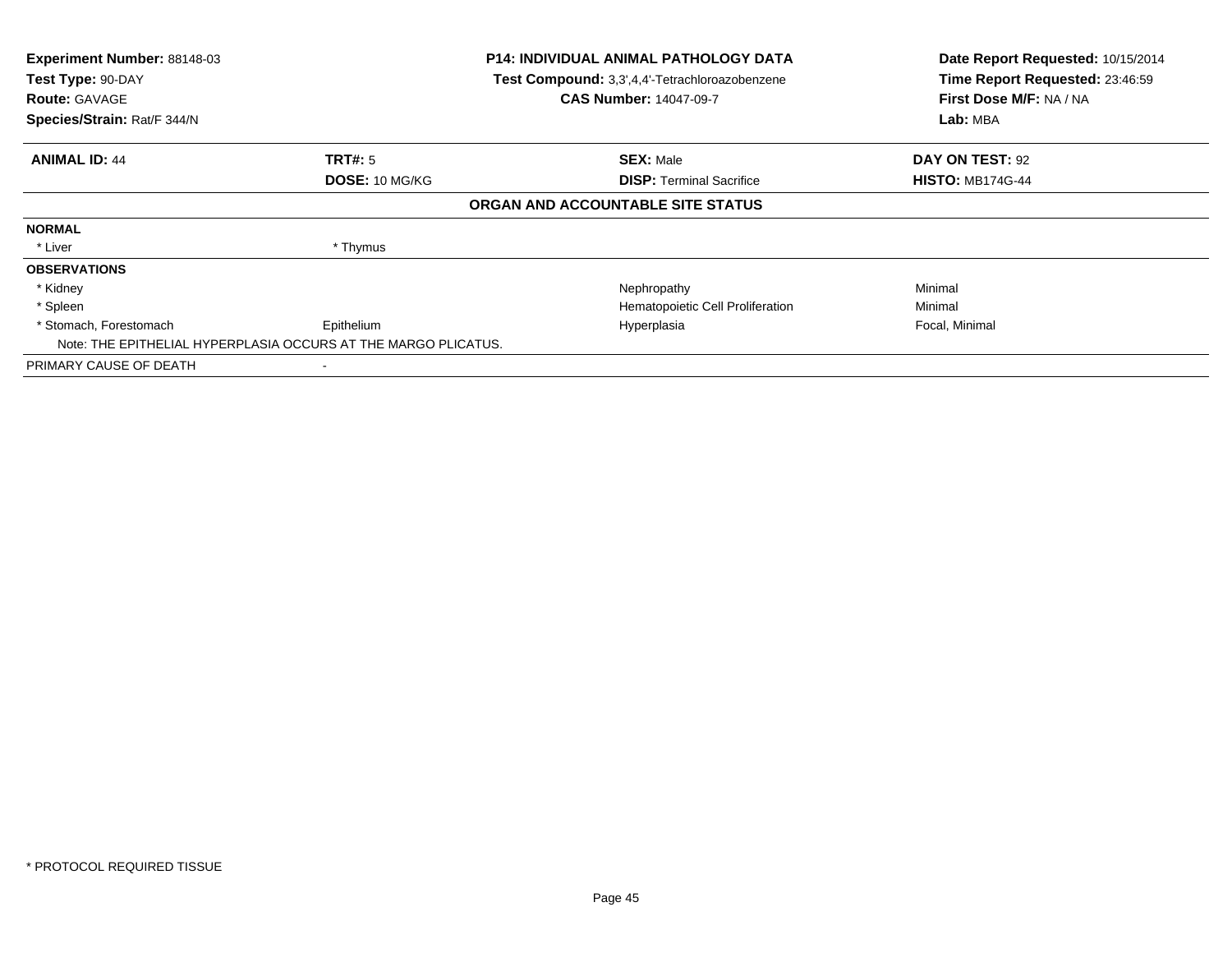**Experiment Number:** 88148-03
**Test Type:** 90-DAY
**Route:** GAVAGE
**Species/Strain:** Rat/F 344/N

**P14: INDIVIDUAL ANIMAL PATHOLOGY DATA**
**Test Compound:** 3,3',4,4'-Tetrachloroazobenzene
**CAS Number:** 14047-09-7

**Date Report Requested:** 10/15/2014
**Time Report Requested:** 23:46:59
**First Dose M/F:** NA / NA
**Lab:** MBA

| **ANIMAL ID:** 44 | **TRT#:** 5 | **SEX:** Male | **DAY ON TEST:** 92 |
|---|---|---|---|
| | **DOSE:** 10 MG/KG | **DISP:** Terminal Sacrifice | **HISTO:** MB174G-44 |

**ORGAN AND ACCOUNTABLE SITE STATUS**

| | | | |
|---|---|---|---|
| **NORMAL** | | | |
| * Liver | * Thymus | | |
| **OBSERVATIONS** | | | |
| * Kidney | | Nephropathy | Minimal |
| * Spleen | | Hematopoietic Cell Proliferation | Minimal |
| * Stomach, Forestomach | Epithelium | Hyperplasia | Focal, Minimal |
| Note: THE EPITHELIAL HYPERPLASIA OCCURS AT THE MARGO PLICATUS. | | | |
| PRIMARY CAUSE OF DEATH | - | | |

* PROTOCOL REQUIRED TISSUE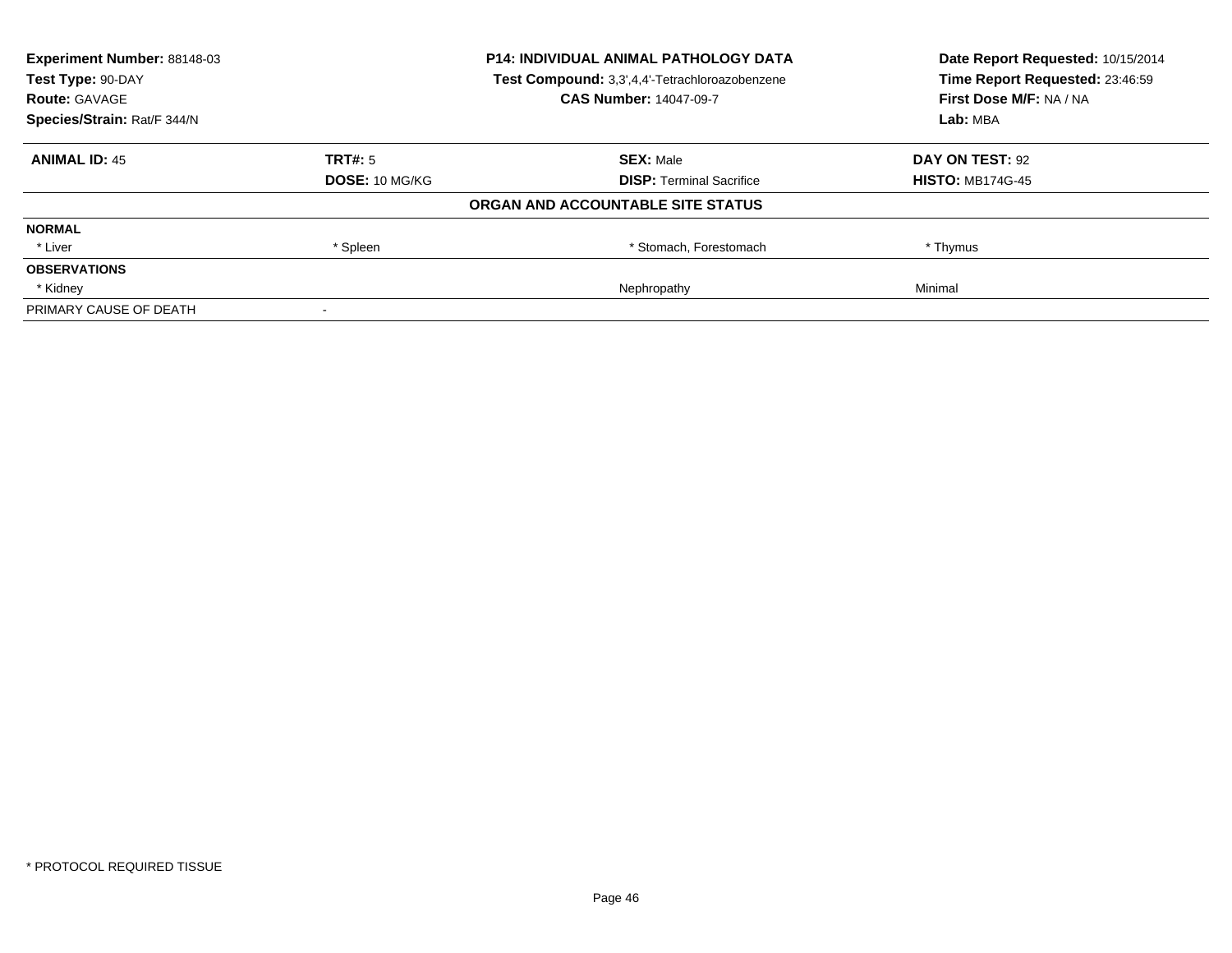| **Experiment Number:** 88148-03 | **P14: INDIVIDUAL ANIMAL PATHOLOGY DATA** | **Date Report Requested:** 10/15/2014 |
|---|---|---|
| **Test Type:** 90-DAY | **Test Compound:** 3,3',4,4'-Tetrachloroazobenzene | **Time Report Requested:** 23:46:59 |
| **Route:** GAVAGE | **CAS Number:** 14047-09-7 | **First Dose M/F:** NA / NA |
| **Species/Strain:** Rat/F 344/N | | **Lab:** MBA |

| **ANIMAL ID:** 45 | **TRT#:** 5 | **SEX:** Male | **DAY ON TEST:** 92 |
|---|---|---|---|
| | **DOSE:** 10 MG/KG | **DISP:** Terminal Sacrifice | **HISTO:** MB174G-45 |
| | | **ORGAN AND ACCOUNTABLE SITE STATUS** | |
| **NORMAL** | | | |
| * Liver | * Spleen | * Stomach, Forestomach | * Thymus |
| **OBSERVATIONS** | | | |
| * Kidney | | Nephropathy | Minimal |
| PRIMARY CAUSE OF DEATH | - | | |

* PROTOCOL REQUIRED TISSUE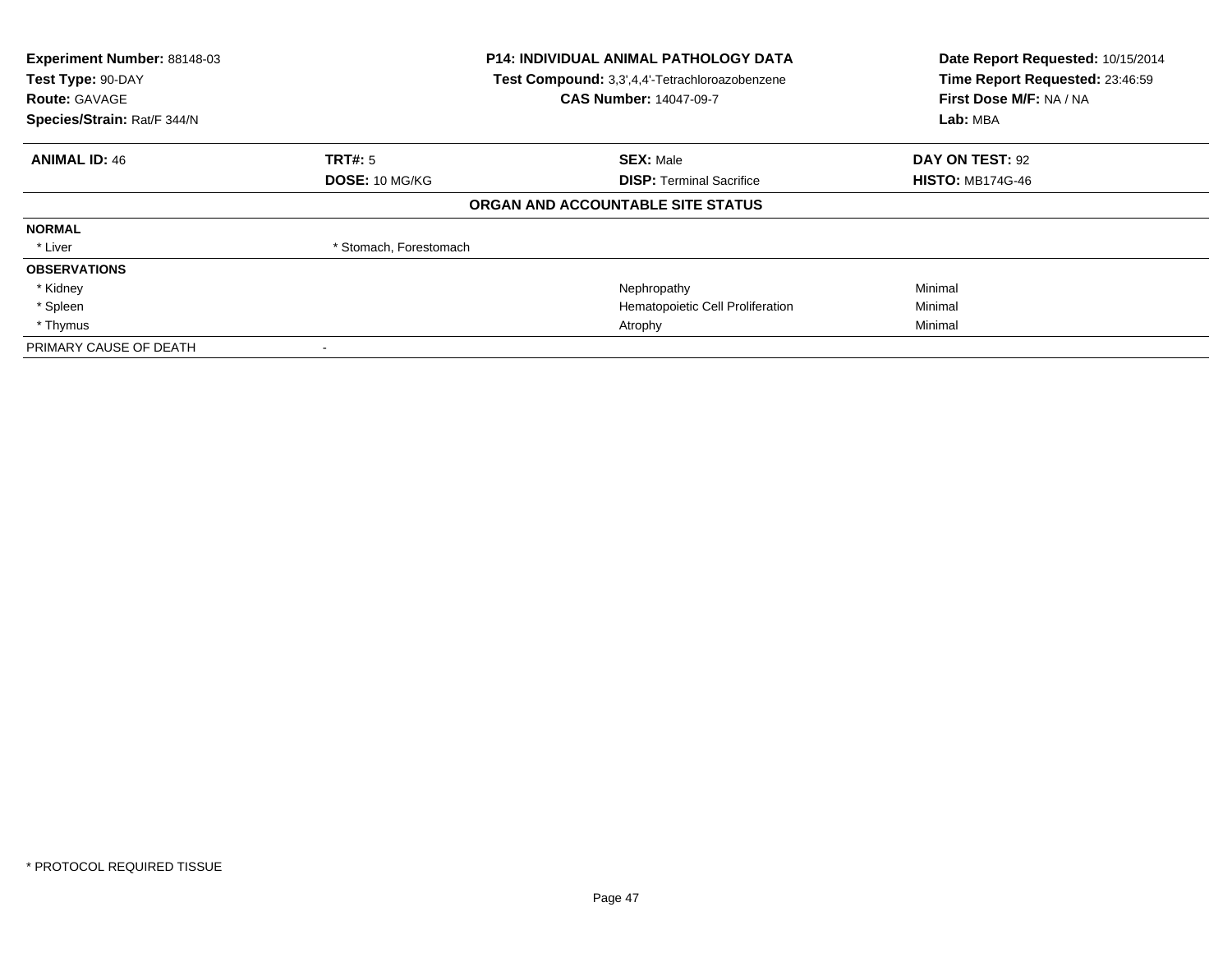**Experiment Number:** 88148-03
**Test Type:** 90-DAY
**Route:** GAVAGE
**Species/Strain:** Rat/F 344/N

**P14: INDIVIDUAL ANIMAL PATHOLOGY DATA**
**Test Compound:** 3,3',4,4'-Tetrachloroazobenzene
**CAS Number:** 14047-09-7

**Date Report Requested:** 10/15/2014
**Time Report Requested:** 23:46:59
**First Dose M/F:** NA / NA
**Lab:** MBA

| **ANIMAL ID:** 46 | **TRT#:** 5 | **SEX:** Male | **DAY ON TEST:** 92 |
|---|---|---|---|
| | **DOSE:** 10 MG/KG | **DISP:** Terminal Sacrifice | **HISTO:** MB174G-46 |

**ORGAN AND ACCOUNTABLE SITE STATUS**

| | | | |
|---|---|---|---|
| **NORMAL** | | | |
| * Liver | * Stomach, Forestomach | | |
| **OBSERVATIONS** | | | |
| * Kidney | | Nephropathy | Minimal |
| * Spleen | | Hematopoietic Cell Proliferation | Minimal |
| * Thymus | | Atrophy | Minimal |
| PRIMARY CAUSE OF DEATH | - | | |

* PROTOCOL REQUIRED TISSUE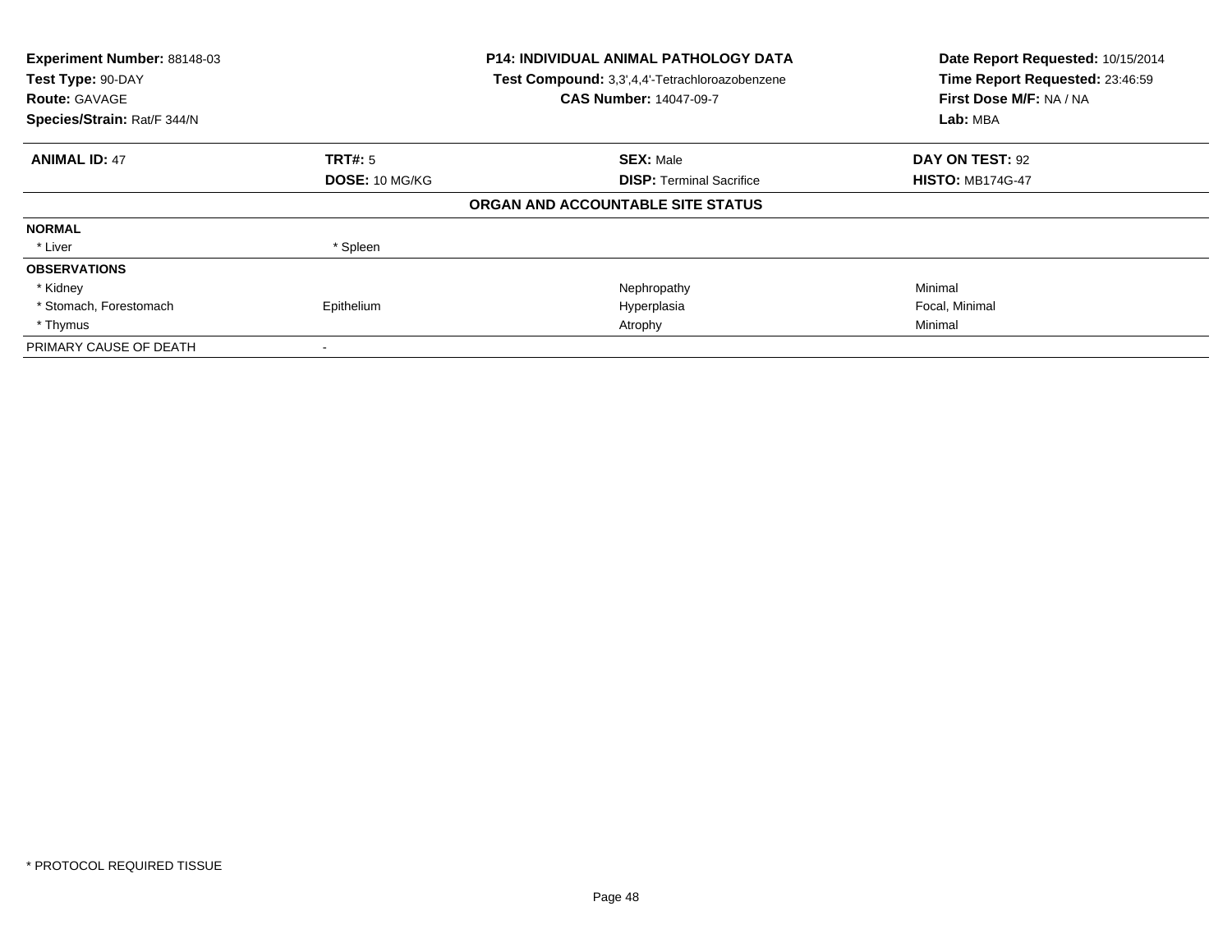**Experiment Number:** 88148-03
**Test Type:** 90-DAY
**Route:** GAVAGE
**Species/Strain:** Rat/F 344/N

**P14: INDIVIDUAL ANIMAL PATHOLOGY DATA**
**Test Compound:** 3,3',4,4'-Tetrachloroazobenzene
**CAS Number:** 14047-09-7

**Date Report Requested:** 10/15/2014
**Time Report Requested:** 23:46:59
**First Dose M/F:** NA / NA
**Lab:** MBA

| **ANIMAL ID:** 47 | **TRT#:** 5 | **SEX:** Male | **DAY ON TEST:** 92 |
|---|---|---|---|
| | **DOSE:** 10 MG/KG | **DISP:** Terminal Sacrifice | **HISTO:** MB174G-47 |

**ORGAN AND ACCOUNTABLE SITE STATUS**

| | | | |
|---|---|---|---|
| **NORMAL** | | | |
| * Liver | * Spleen | | |
| **OBSERVATIONS** | | | |
| * Kidney | | Nephropathy | Minimal |
| * Stomach, Forestomach | Epithelium | Hyperplasia | Focal, Minimal |
| * Thymus | | Atrophy | Minimal |
| PRIMARY CAUSE OF DEATH | - | | |

* PROTOCOL REQUIRED TISSUE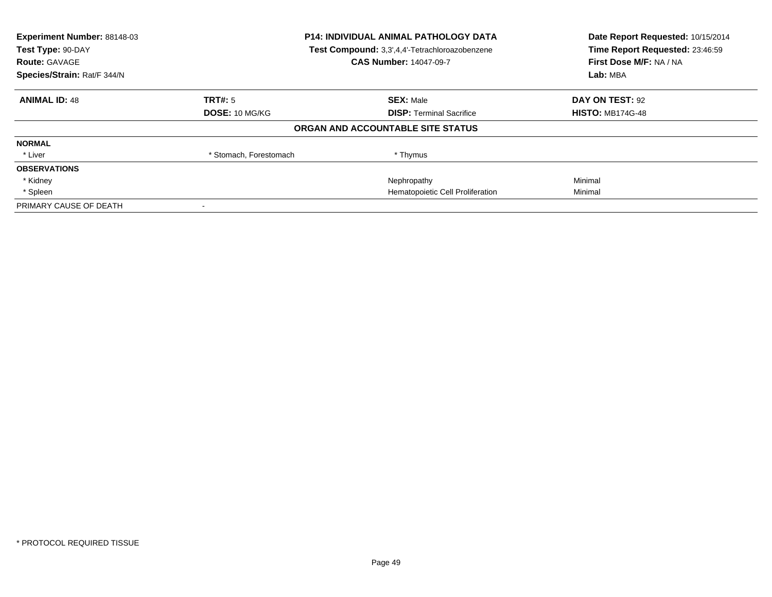| **Experiment Number:** 88148-03 | **P14: INDIVIDUAL ANIMAL PATHOLOGY DATA** | **Date Report Requested:** 10/15/2014 |
|---|---|---|
| **Test Type:** 90-DAY | **Test Compound:** 3,3',4,4'-Tetrachloroazobenzene | **Time Report Requested:** 23:46:59 |
| **Route:** GAVAGE | **CAS Number:** 14047-09-7 | **First Dose M/F:** NA / NA |
| **Species/Strain:** Rat/F 344/N | | **Lab:** MBA |

| **ANIMAL ID:** 48 | **TRT#:** 5 | **SEX:** Male | **DAY ON TEST:** 92 |
|---|---|---|---|
| | **DOSE:** 10 MG/KG | **DISP:** Terminal Sacrifice | **HISTO:** MB174G-48 |

**ORGAN AND ACCOUNTABLE SITE STATUS**

| | | | |
|---|---|---|---|
| **NORMAL** | | | |
| * Liver | * Stomach, Forestomach | * Thymus | |
| **OBSERVATIONS** | | | |
| * Kidney | | Nephropathy | Minimal |
| * Spleen | | Hematopoietic Cell Proliferation | Minimal |
| PRIMARY CAUSE OF DEATH | - | | |

* PROTOCOL REQUIRED TISSUE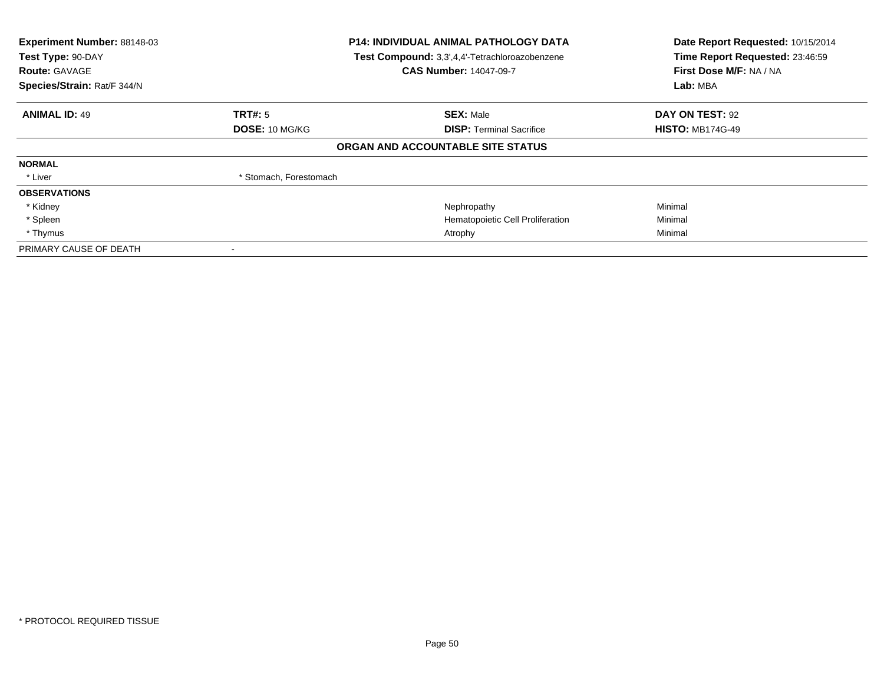**Experiment Number:** 88148-03
**Test Type:** 90-DAY
**Route:** GAVAGE
**Species/Strain:** Rat/F 344/N

**P14: INDIVIDUAL ANIMAL PATHOLOGY DATA**
**Test Compound:** 3,3',4,4'-Tetrachloroazobenzene
**CAS Number:** 14047-09-7

**Date Report Requested:** 10/15/2014
**Time Report Requested:** 23:46:59
**First Dose M/F:** NA / NA
**Lab:** MBA

| **ANIMAL ID:** 49 | **TRT#:** 5 | **SEX:** Male | **DAY ON TEST:** 92 |
|---|---|---|---|
| | **DOSE:** 10 MG/KG | **DISP:** Terminal Sacrifice | **HISTO:** MB174G-49 |

**ORGAN AND ACCOUNTABLE SITE STATUS**

| | | | |
|---|---|---|---|
| **NORMAL** | | | |
| * Liver | * Stomach, Forestomach | | |
| **OBSERVATIONS** | | | |
| * Kidney | | Nephropathy | Minimal |
| * Spleen | | Hematopoietic Cell Proliferation | Minimal |
| * Thymus | | Atrophy | Minimal |
| PRIMARY CAUSE OF DEATH | - | | |

* PROTOCOL REQUIRED TISSUE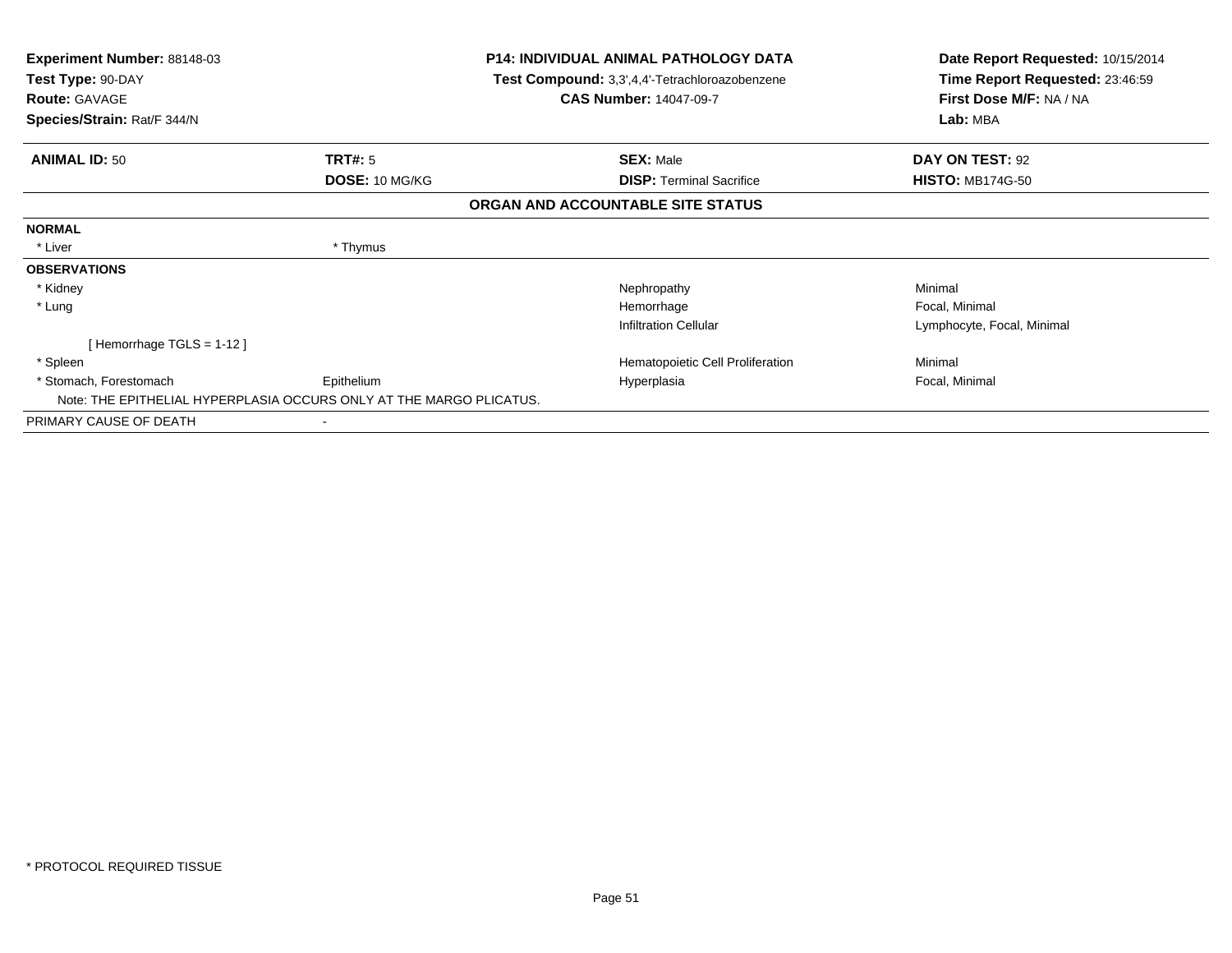**Experiment Number:** 88148-03
**Test Type:** 90-DAY
**Route:** GAVAGE
**Species/Strain:** Rat/F 344/N

**P14: INDIVIDUAL ANIMAL PATHOLOGY DATA**
**Test Compound:** 3,3',4,4'-Tetrachloroazobenzene
**CAS Number:** 14047-09-7

**Date Report Requested:** 10/15/2014
**Time Report Requested:** 23:46:59
**First Dose M/F:** NA / NA
**Lab:** MBA

| **ANIMAL ID:** 50 | **TRT#:** 5 | **SEX:** Male | **DAY ON TEST:** 92 |
|---|---|---|---|
| | **DOSE:** 10 MG/KG | **DISP:** Terminal Sacrifice | **HISTO:** MB174G-50 |

## ORGAN AND ACCOUNTABLE SITE STATUS

| | | | |
|---|---|---|---|
| **NORMAL** | | | |
| * Liver | * Thymus | | |
| **OBSERVATIONS** | | | |
| * Kidney | | Nephropathy | Minimal |
| * Lung | | Hemorrhage | Focal, Minimal |
| | | Infiltration Cellular | Lymphocyte, Focal, Minimal |
| [ Hemorrhage TGLS = 1-12 ] | | | |
| * Spleen | | Hematopoietic Cell Proliferation | Minimal |
| * Stomach, Forestomach | Epithelium | Hyperplasia | Focal, Minimal |
| Note: THE EPITHELIAL HYPERPLASIA OCCURS ONLY AT THE MARGO PLICATUS. | | | |
| PRIMARY CAUSE OF DEATH | - | | |

* PROTOCOL REQUIRED TISSUE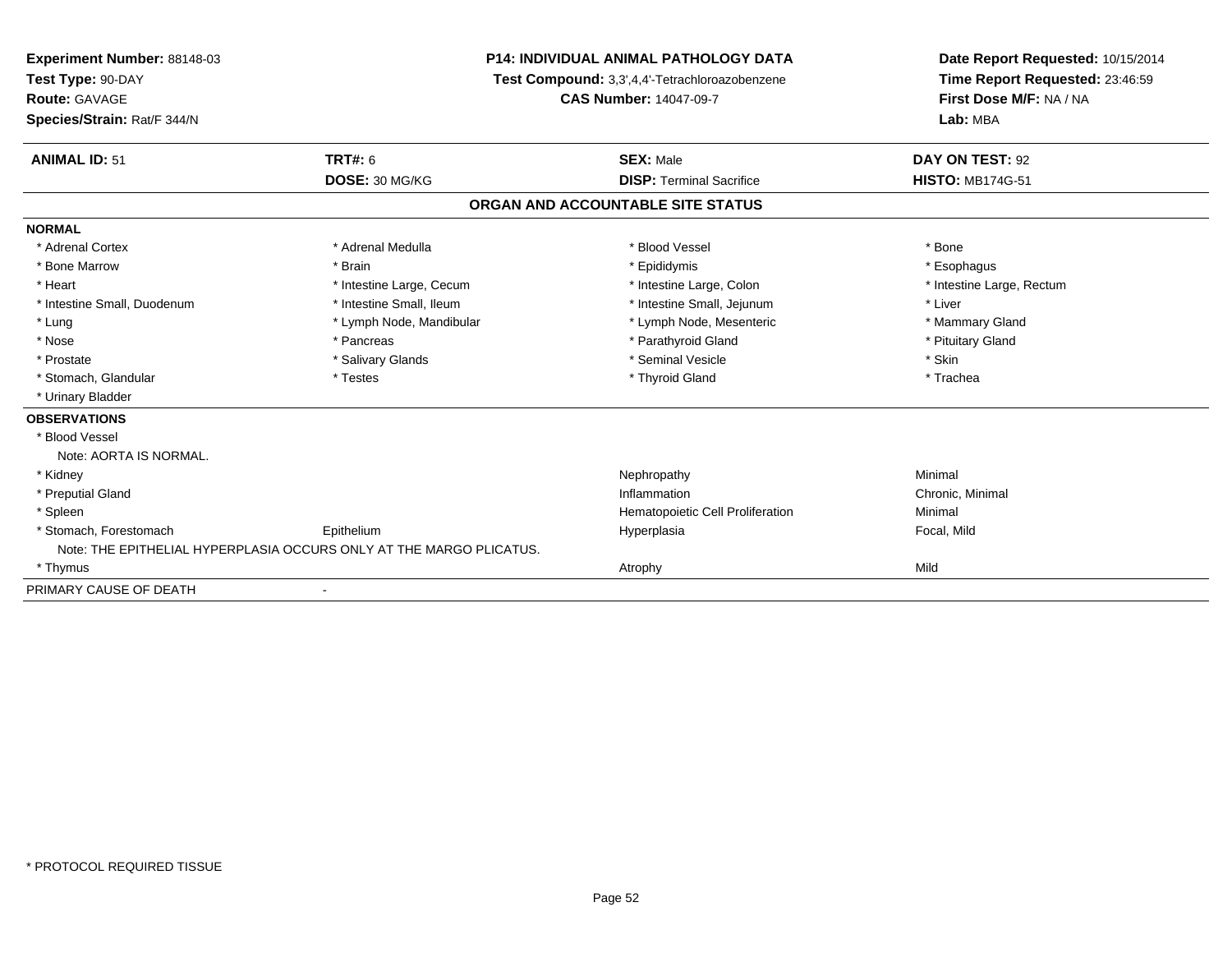**Experiment Number:** 88148-03
**Test Type:** 90-DAY
**Route:** GAVAGE
**Species/Strain:** Rat/F 344/N

**P14: INDIVIDUAL ANIMAL PATHOLOGY DATA**
**Test Compound:** 3,3',4,4'-Tetrachloroazobenzene
**CAS Number:** 14047-09-7

**Date Report Requested:** 10/15/2014
**Time Report Requested:** 23:46:59
**First Dose M/F:** NA / NA
**Lab:** MBA

| **ANIMAL ID:** 51 | **TRT#:** 6 | **SEX:** Male | **DAY ON TEST:** 92 |
|---|---|---|---|
| | **DOSE:** 30 MG/KG | **DISP:** Terminal Sacrifice | **HISTO:** MB174G-51 |

## ORGAN AND ACCOUNTABLE SITE STATUS

**NORMAL**

| | | | |
|---|---|---|---|
| * Adrenal Cortex | * Adrenal Medulla | * Blood Vessel | * Bone |
| * Bone Marrow | * Brain | * Epididymis | * Esophagus |
| * Heart | * Intestine Large, Cecum | * Intestine Large, Colon | * Intestine Large, Rectum |
| * Intestine Small, Duodenum | * Intestine Small, Ileum | * Intestine Small, Jejunum | * Liver |
| * Lung | * Lymph Node, Mandibular | * Lymph Node, Mesenteric | * Mammary Gland |
| * Nose | * Pancreas | * Parathyroid Gland | * Pituitary Gland |
| * Prostate | * Salivary Glands | * Seminal Vesicle | * Skin |
| * Stomach, Glandular | * Testes | * Thyroid Gland | * Trachea |
| * Urinary Bladder | | | |

**OBSERVATIONS**

| | | | |
|---|---|---|---|
| * Blood Vessel | | | |
| Note: AORTA IS NORMAL. | | | |
| * Kidney | | Nephropathy | Minimal |
| * Preputial Gland | | Inflammation | Chronic, Minimal |
| * Spleen | | Hematopoietic Cell Proliferation | Minimal |
| * Stomach, Forestomach | Epithelium | Hyperplasia | Focal, Mild |
| Note: THE EPITHELIAL HYPERPLASIA OCCURS ONLY AT THE MARGO PLICATUS. | | | |
| * Thymus | | Atrophy | Mild |

PRIMARY CAUSE OF DEATH -

\* PROTOCOL REQUIRED TISSUE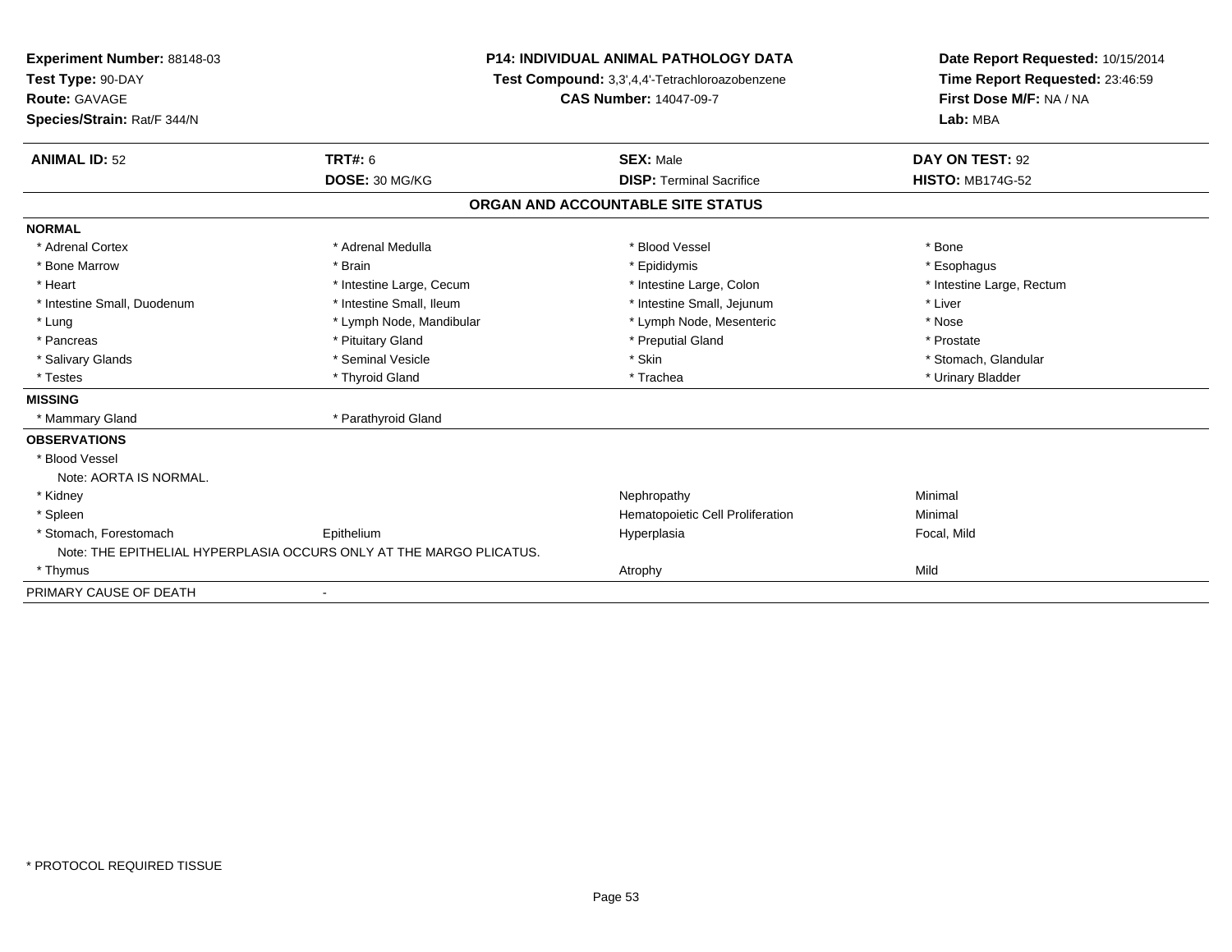**Experiment Number:** 88148-03
**Test Type:** 90-DAY
**Route:** GAVAGE
**Species/Strain:** Rat/F 344/N

**P14: INDIVIDUAL ANIMAL PATHOLOGY DATA**
**Test Compound:** 3,3',4,4'-Tetrachloroazobenzene
**CAS Number:** 14047-09-7

**Date Report Requested:** 10/15/2014
**Time Report Requested:** 23:46:59
**First Dose M/F:** NA / NA
**Lab:** MBA

| **ANIMAL ID:** 52 | **TRT#:** 6 | **SEX:** Male | **DAY ON TEST:** 92 |
|---|---|---|---|
| | **DOSE:** 30 MG/KG | **DISP:** Terminal Sacrifice | **HISTO:** MB174G-52 |

## ORGAN AND ACCOUNTABLE SITE STATUS

| | | | |
|---|---|---|---|
| **NORMAL** | | | |
| * Adrenal Cortex | * Adrenal Medulla | * Blood Vessel | * Bone |
| * Bone Marrow | * Brain | * Epididymis | * Esophagus |
| * Heart | * Intestine Large, Cecum | * Intestine Large, Colon | * Intestine Large, Rectum |
| * Intestine Small, Duodenum | * Intestine Small, Ileum | * Intestine Small, Jejunum | * Liver |
| * Lung | * Lymph Node, Mandibular | * Lymph Node, Mesenteric | * Nose |
| * Pancreas | * Pituitary Gland | * Preputial Gland | * Prostate |
| * Salivary Glands | * Seminal Vesicle | * Skin | * Stomach, Glandular |
| * Testes | * Thyroid Gland | * Trachea | * Urinary Bladder |
| **MISSING** | | | |
| * Mammary Gland | * Parathyroid Gland | | |
| **OBSERVATIONS** | | | |
| * Blood Vessel | | | |
| Note: AORTA IS NORMAL. | | | |
| * Kidney | | Nephropathy | Minimal |
| * Spleen | | Hematopoietic Cell Proliferation | Minimal |
| * Stomach, Forestomach | Epithelium | Hyperplasia | Focal, Mild |
| Note: THE EPITHELIAL HYPERPLASIA OCCURS ONLY AT THE MARGO PLICATUS. | | | |
| * Thymus | | Atrophy | Mild |
| PRIMARY CAUSE OF DEATH | - | | |

* PROTOCOL REQUIRED TISSUE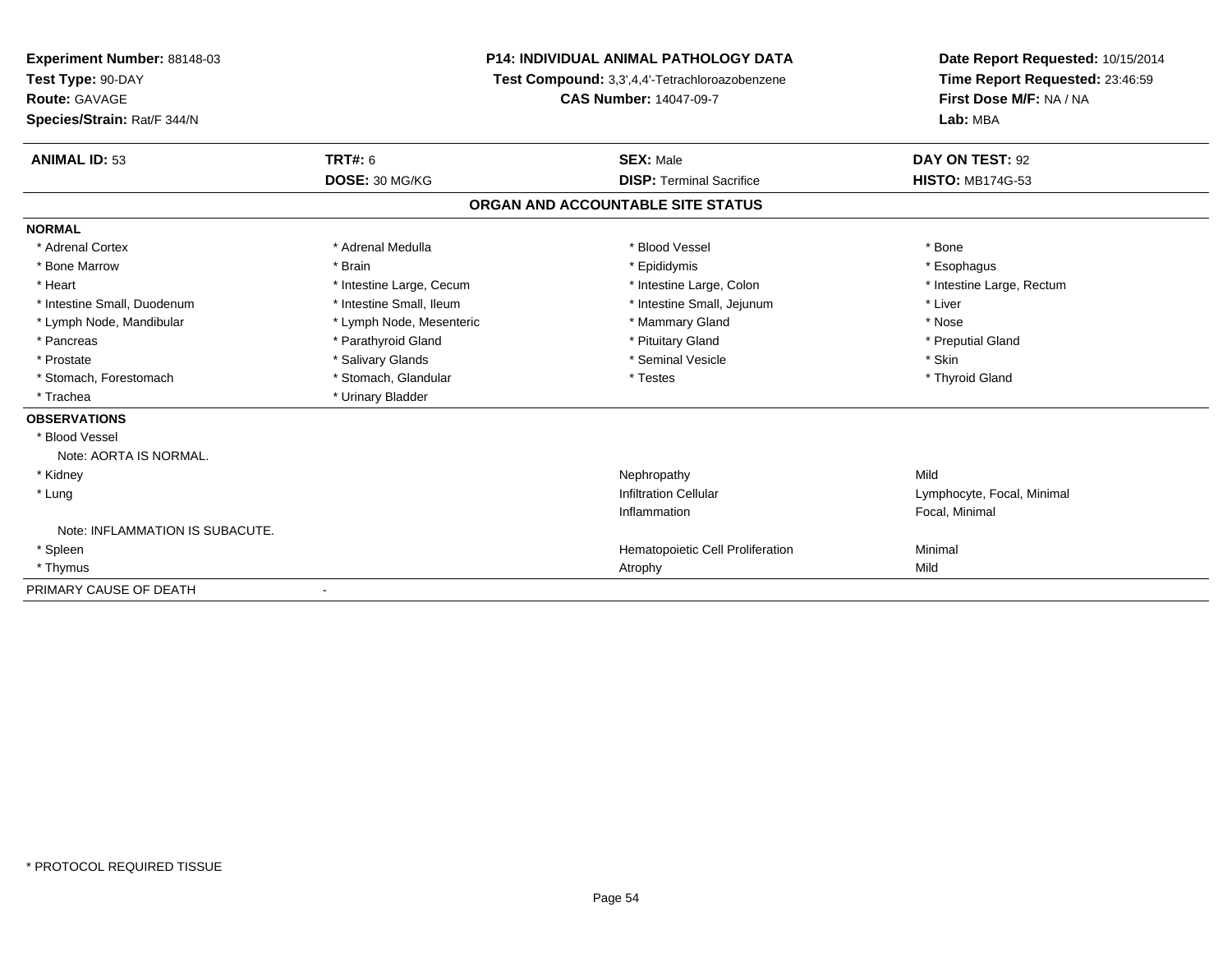**Experiment Number:** 88148-03
**Test Type:** 90-DAY
**Route:** GAVAGE
**Species/Strain:** Rat/F 344/N

**P14: INDIVIDUAL ANIMAL PATHOLOGY DATA**
**Test Compound:** 3,3',4,4'-Tetrachloroazobenzene
**CAS Number:** 14047-09-7

**Date Report Requested:** 10/15/2014
**Time Report Requested:** 23:46:59
**First Dose M/F:** NA / NA
**Lab:** MBA

| **ANIMAL ID:** 53 | **TRT#:** 6 | **SEX:** Male | **DAY ON TEST:** 92 |
|---|---|---|---|
| | **DOSE:** 30 MG/KG | **DISP:** Terminal Sacrifice | **HISTO:** MB174G-53 |

## ORGAN AND ACCOUNTABLE SITE STATUS

**NORMAL**

| | | | |
|---|---|---|---|
| * Adrenal Cortex | * Adrenal Medulla | * Blood Vessel | * Bone |
| * Bone Marrow | * Brain | * Epididymis | * Esophagus |
| * Heart | * Intestine Large, Cecum | * Intestine Large, Colon | * Intestine Large, Rectum |
| * Intestine Small, Duodenum | * Intestine Small, Ileum | * Intestine Small, Jejunum | * Liver |
| * Lymph Node, Mandibular | * Lymph Node, Mesenteric | * Mammary Gland | * Nose |
| * Pancreas | * Parathyroid Gland | * Pituitary Gland | * Preputial Gland |
| * Prostate | * Salivary Glands | * Seminal Vesicle | * Skin |
| * Stomach, Forestomach | * Stomach, Glandular | * Testes | * Thyroid Gland |
| * Trachea | * Urinary Bladder | | |

**OBSERVATIONS**

| | | |
|---|---|---|
| * Blood Vessel | | |
| Note: AORTA IS NORMAL. | | |
| * Kidney | Nephropathy | Mild |
| * Lung | Infiltration Cellular | Lymphocyte, Focal, Minimal |
| | Inflammation | Focal, Minimal |
| Note: INFLAMMATION IS SUBACUTE. | | |
| * Spleen | Hematopoietic Cell Proliferation | Minimal |
| * Thymus | Atrophy | Mild |

PRIMARY CAUSE OF DEATH -

* PROTOCOL REQUIRED TISSUE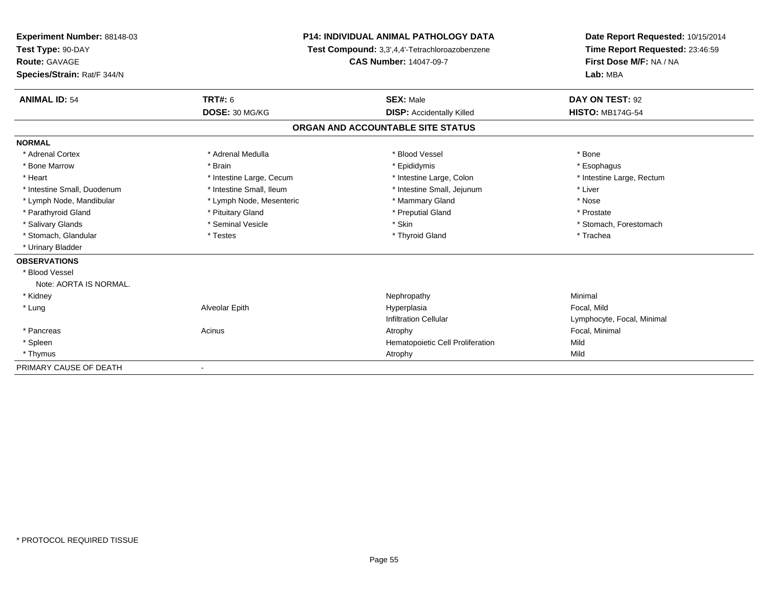**Experiment Number:** 88148-03
**Test Type:** 90-DAY
**Route:** GAVAGE
**Species/Strain:** Rat/F 344/N

**P14: INDIVIDUAL ANIMAL PATHOLOGY DATA**
**Test Compound:** 3,3',4,4'-Tetrachloroazobenzene
**CAS Number:** 14047-09-7

**Date Report Requested:** 10/15/2014
**Time Report Requested:** 23:46:59
**First Dose M/F:** NA / NA
**Lab:** MBA

| **ANIMAL ID:** 54 | **TRT#:** 6 | **SEX:** Male | **DAY ON TEST:** 92 |
|---|---|---|---|
| | **DOSE:** 30 MG/KG | **DISP:** Accidentally Killed | **HISTO:** MB174G-54 |

## ORGAN AND ACCOUNTABLE SITE STATUS

**NORMAL**

| | | | |
|---|---|---|---|
| * Adrenal Cortex | * Adrenal Medulla | * Blood Vessel | * Bone |
| * Bone Marrow | * Brain | * Epididymis | * Esophagus |
| * Heart | * Intestine Large, Cecum | * Intestine Large, Colon | * Intestine Large, Rectum |
| * Intestine Small, Duodenum | * Intestine Small, Ileum | * Intestine Small, Jejunum | * Liver |
| * Lymph Node, Mandibular | * Lymph Node, Mesenteric | * Mammary Gland | * Nose |
| * Parathyroid Gland | * Pituitary Gland | * Preputial Gland | * Prostate |
| * Salivary Glands | * Seminal Vesicle | * Skin | * Stomach, Forestomach |
| * Stomach, Glandular | * Testes | * Thyroid Gland | * Trachea |
| * Urinary Bladder | | | |

**OBSERVATIONS**

| | | | |
|---|---|---|---|
| * Blood Vessel | | | |
| Note: AORTA IS NORMAL. | | | |
| * Kidney | | Nephropathy | Minimal |
| * Lung | Alveolar Epith | Hyperplasia | Focal, Mild |
| | | Infiltration Cellular | Lymphocyte, Focal, Minimal |
| * Pancreas | Acinus | Atrophy | Focal, Minimal |
| * Spleen | | Hematopoietic Cell Proliferation | Mild |
| * Thymus | | Atrophy | Mild |

PRIMARY CAUSE OF DEATH -

\* PROTOCOL REQUIRED TISSUE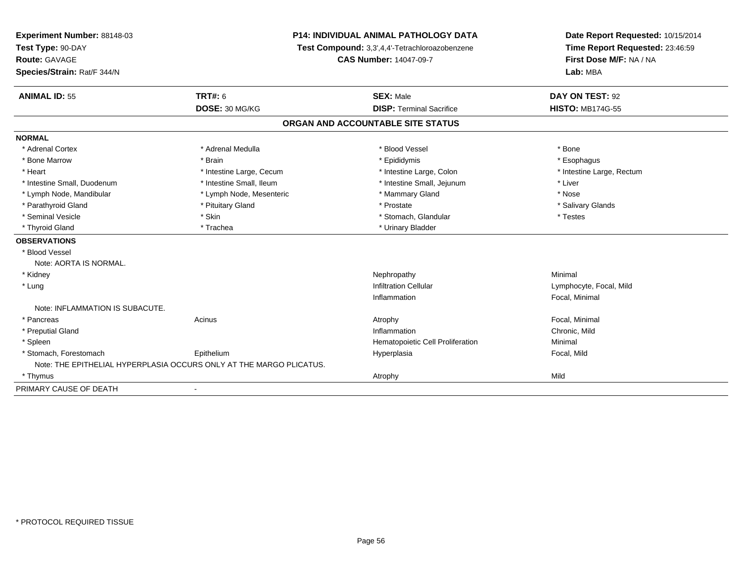**Experiment Number:** 88148-03
**Test Type:** 90-DAY
**Route:** GAVAGE
**Species/Strain:** Rat/F 344/N

**P14: INDIVIDUAL ANIMAL PATHOLOGY DATA**
**Test Compound:** 3,3',4,4'-Tetrachloroazobenzene
**CAS Number:** 14047-09-7

**Date Report Requested:** 10/15/2014
**Time Report Requested:** 23:46:59
**First Dose M/F:** NA / NA
**Lab:** MBA

| **ANIMAL ID:** 55 | **TRT#:** 6 | **SEX:** Male | **DAY ON TEST:** 92 |
|---|---|---|---|
| | **DOSE:** 30 MG/KG | **DISP:** Terminal Sacrifice | **HISTO:** MB174G-55 |

## ORGAN AND ACCOUNTABLE SITE STATUS

**NORMAL**

| | | | |
|---|---|---|---|
| * Adrenal Cortex | * Adrenal Medulla | * Blood Vessel | * Bone |
| * Bone Marrow | * Brain | * Epididymis | * Esophagus |
| * Heart | * Intestine Large, Cecum | * Intestine Large, Colon | * Intestine Large, Rectum |
| * Intestine Small, Duodenum | * Intestine Small, Ileum | * Intestine Small, Jejunum | * Liver |
| * Lymph Node, Mandibular | * Lymph Node, Mesenteric | * Mammary Gland | * Nose |
| * Parathyroid Gland | * Pituitary Gland | * Prostate | * Salivary Glands |
| * Seminal Vesicle | * Skin | * Stomach, Glandular | * Testes |
| * Thyroid Gland | * Trachea | * Urinary Bladder | |

**OBSERVATIONS**

| | | | |
|---|---|---|---|
| * Blood Vessel | | | |
| Note: AORTA IS NORMAL. | | | |
| * Kidney | | Nephropathy | Minimal |
| * Lung | | Infiltration Cellular | Lymphocyte, Focal, Mild |
| | | Inflammation | Focal, Minimal |
| Note: INFLAMMATION IS SUBACUTE. | | | |
| * Pancreas | Acinus | Atrophy | Focal, Minimal |
| * Preputial Gland | | Inflammation | Chronic, Mild |
| * Spleen | | Hematopoietic Cell Proliferation | Minimal |
| * Stomach, Forestomach | Epithelium | Hyperplasia | Focal, Mild |
| Note: THE EPITHELIAL HYPERPLASIA OCCURS ONLY AT THE MARGO PLICATUS. | | | |
| * Thymus | | Atrophy | Mild |

PRIMARY CAUSE OF DEATH -

* PROTOCOL REQUIRED TISSUE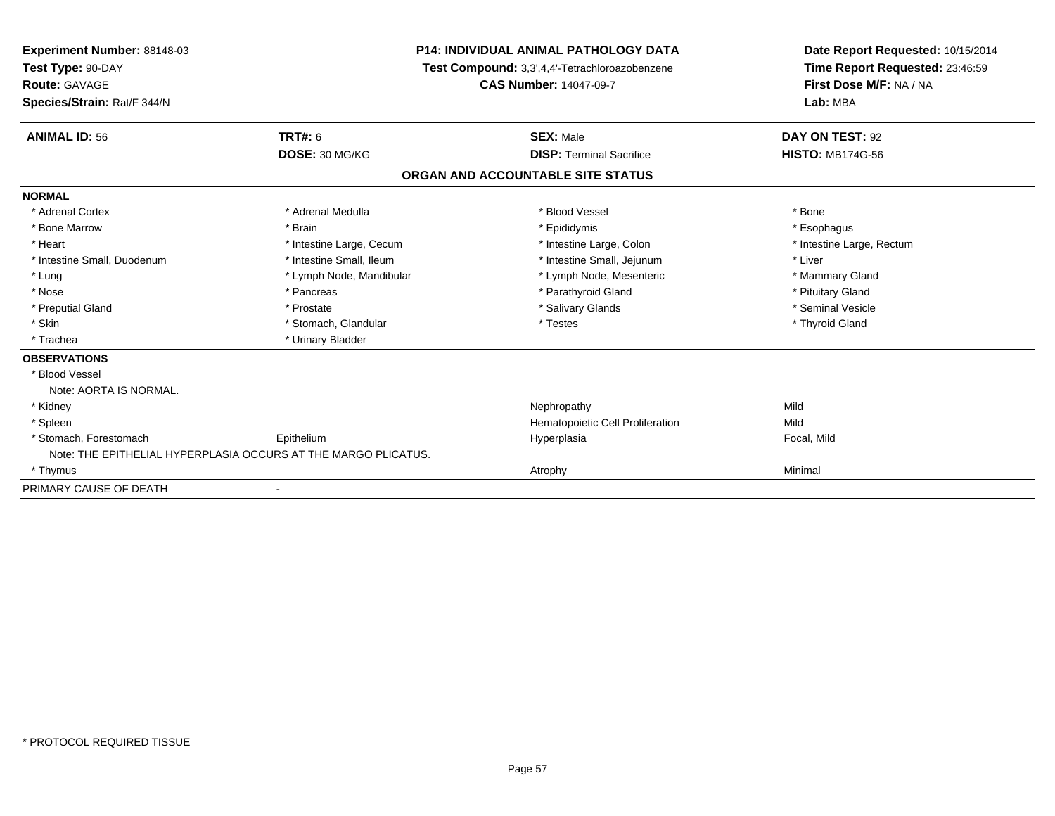**Experiment Number:** 88148-03
**Test Type:** 90-DAY
**Route:** GAVAGE
**Species/Strain:** Rat/F 344/N

**P14: INDIVIDUAL ANIMAL PATHOLOGY DATA**
**Test Compound:** 3,3',4,4'-Tetrachloroazobenzene
**CAS Number:** 14047-09-7

**Date Report Requested:** 10/15/2014
**Time Report Requested:** 23:46:59
**First Dose M/F:** NA / NA
**Lab:** MBA

| **ANIMAL ID:** 56 | **TRT#:** 6 | **SEX:** Male | **DAY ON TEST:** 92 |
|---|---|---|---|
| | **DOSE:** 30 MG/KG | **DISP:** Terminal Sacrifice | **HISTO:** MB174G-56 |

## ORGAN AND ACCOUNTABLE SITE STATUS

**NORMAL**

| | | | |
|---|---|---|---|
| * Adrenal Cortex | * Adrenal Medulla | * Blood Vessel | * Bone |
| * Bone Marrow | * Brain | * Epididymis | * Esophagus |
| * Heart | * Intestine Large, Cecum | * Intestine Large, Colon | * Intestine Large, Rectum |
| * Intestine Small, Duodenum | * Intestine Small, Ileum | * Intestine Small, Jejunum | * Liver |
| * Lung | * Lymph Node, Mandibular | * Lymph Node, Mesenteric | * Mammary Gland |
| * Nose | * Pancreas | * Parathyroid Gland | * Pituitary Gland |
| * Preputial Gland | * Prostate | * Salivary Glands | * Seminal Vesicle |
| * Skin | * Stomach, Glandular | * Testes | * Thyroid Gland |
| * Trachea | * Urinary Bladder | | |

**OBSERVATIONS**

| | | | |
|---|---|---|---|
| * Blood Vessel | | | |
| Note: AORTA IS NORMAL. | | | |
| * Kidney | | Nephropathy | Mild |
| * Spleen | | Hematopoietic Cell Proliferation | Mild |
| * Stomach, Forestomach | Epithelium | Hyperplasia | Focal, Mild |
| Note: THE EPITHELIAL HYPERPLASIA OCCURS AT THE MARGO PLICATUS. | | | |
| * Thymus | | Atrophy | Minimal |

PRIMARY CAUSE OF DEATH -

* PROTOCOL REQUIRED TISSUE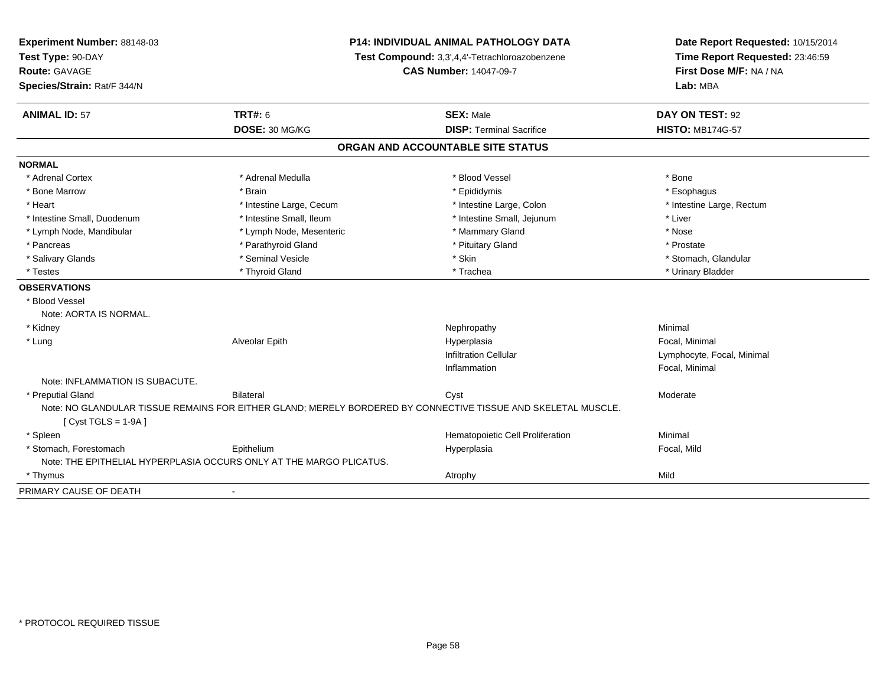**Experiment Number:** 88148-03
**Test Type:** 90-DAY
**Route:** GAVAGE
**Species/Strain:** Rat/F 344/N

**P14: INDIVIDUAL ANIMAL PATHOLOGY DATA**
**Test Compound:** 3,3',4,4'-Tetrachloroazobenzene
**CAS Number:** 14047-09-7

**Date Report Requested:** 10/15/2014
**Time Report Requested:** 23:46:59
**First Dose M/F:** NA / NA
**Lab:** MBA

| **ANIMAL ID:** 57 | **TRT#:** 6 | **SEX:** Male | **DAY ON TEST:** 92 |
|---|---|---|---|
| | **DOSE:** 30 MG/KG | **DISP:** Terminal Sacrifice | **HISTO:** MB174G-57 |

## ORGAN AND ACCOUNTABLE SITE STATUS

**NORMAL**

| | | | |
|---|---|---|---|
| * Adrenal Cortex | * Adrenal Medulla | * Blood Vessel | * Bone |
| * Bone Marrow | * Brain | * Epididymis | * Esophagus |
| * Heart | * Intestine Large, Cecum | * Intestine Large, Colon | * Intestine Large, Rectum |
| * Intestine Small, Duodenum | * Intestine Small, Ileum | * Intestine Small, Jejunum | * Liver |
| * Lymph Node, Mandibular | * Lymph Node, Mesenteric | * Mammary Gland | * Nose |
| * Pancreas | * Parathyroid Gland | * Pituitary Gland | * Prostate |
| * Salivary Glands | * Seminal Vesicle | * Skin | * Stomach, Glandular |
| * Testes | * Thyroid Gland | * Trachea | * Urinary Bladder |

**OBSERVATIONS**

| | | | |
|---|---|---|---|
| * Blood Vessel | | | |
| Note: AORTA IS NORMAL. | | | |
| * Kidney | | Nephropathy | Minimal |
| * Lung | Alveolar Epith | Hyperplasia | Focal, Minimal |
| | | Infiltration Cellular | Lymphocyte, Focal, Minimal |
| | | Inflammation | Focal, Minimal |
| Note: INFLAMMATION IS SUBACUTE. | | | |
| * Preputial Gland | Bilateral | Cyst | Moderate |
| Note: NO GLANDULAR TISSUE REMAINS FOR EITHER GLAND; MERELY BORDERED BY CONNECTIVE TISSUE AND SKELETAL MUSCLE. [ Cyst TGLS = 1-9A ] | | | |
| * Spleen | | Hematopoietic Cell Proliferation | Minimal |
| * Stomach, Forestomach | Epithelium | Hyperplasia | Focal, Mild |
| Note: THE EPITHELIAL HYPERPLASIA OCCURS ONLY AT THE MARGO PLICATUS. | | | |
| * Thymus | | Atrophy | Mild |

PRIMARY CAUSE OF DEATH -

\* PROTOCOL REQUIRED TISSUE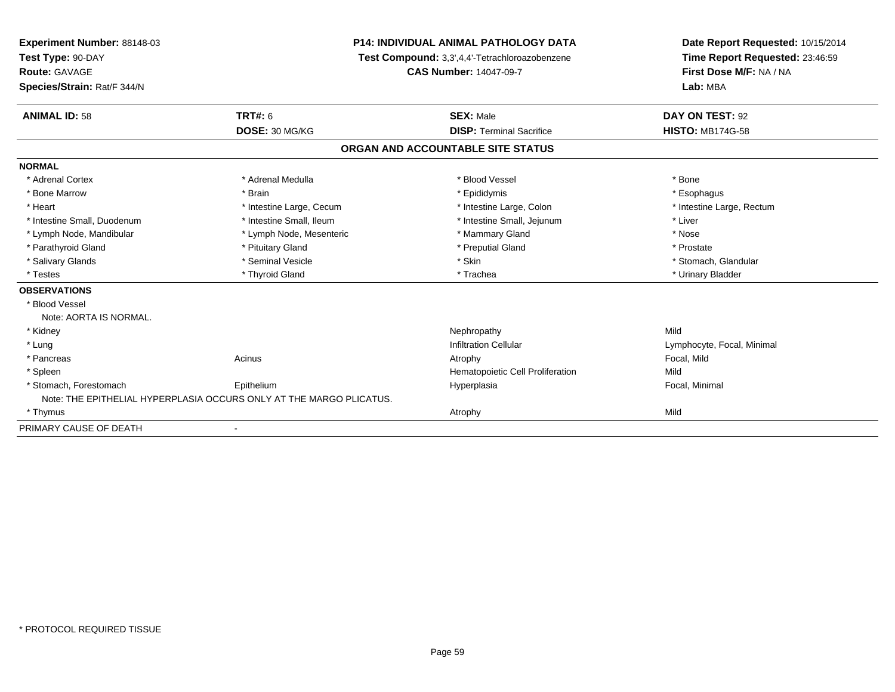**Experiment Number:** 88148-03
**Test Type:** 90-DAY
**Route:** GAVAGE
**Species/Strain:** Rat/F 344/N

**P14: INDIVIDUAL ANIMAL PATHOLOGY DATA**
**Test Compound:** 3,3',4,4'-Tetrachloroazobenzene
**CAS Number:** 14047-09-7

**Date Report Requested:** 10/15/2014
**Time Report Requested:** 23:46:59
**First Dose M/F:** NA / NA
**Lab:** MBA

| **ANIMAL ID:** 58 | **TRT#:** 6 | **SEX:** Male | **DAY ON TEST:** 92 |
|---|---|---|---|
| | **DOSE:** 30 MG/KG | **DISP:** Terminal Sacrifice | **HISTO:** MB174G-58 |

## ORGAN AND ACCOUNTABLE SITE STATUS

**NORMAL**

| | | | |
|---|---|---|---|
| * Adrenal Cortex | * Adrenal Medulla | * Blood Vessel | * Bone |
| * Bone Marrow | * Brain | * Epididymis | * Esophagus |
| * Heart | * Intestine Large, Cecum | * Intestine Large, Colon | * Intestine Large, Rectum |
| * Intestine Small, Duodenum | * Intestine Small, Ileum | * Intestine Small, Jejunum | * Liver |
| * Lymph Node, Mandibular | * Lymph Node, Mesenteric | * Mammary Gland | * Nose |
| * Parathyroid Gland | * Pituitary Gland | * Preputial Gland | * Prostate |
| * Salivary Glands | * Seminal Vesicle | * Skin | * Stomach, Glandular |
| * Testes | * Thyroid Gland | * Trachea | * Urinary Bladder |

**OBSERVATIONS**

| | | | |
|---|---|---|---|
| * Blood Vessel | | | |
| Note: AORTA IS NORMAL. | | | |
| * Kidney | | Nephropathy | Mild |
| * Lung | | Infiltration Cellular | Lymphocyte, Focal, Minimal |
| * Pancreas | Acinus | Atrophy | Focal, Mild |
| * Spleen | | Hematopoietic Cell Proliferation | Mild |
| * Stomach, Forestomach | Epithelium | Hyperplasia | Focal, Minimal |
| Note: THE EPITHELIAL HYPERPLASIA OCCURS ONLY AT THE MARGO PLICATUS. | | | |
| * Thymus | | Atrophy | Mild |

PRIMARY CAUSE OF DEATH -

\* PROTOCOL REQUIRED TISSUE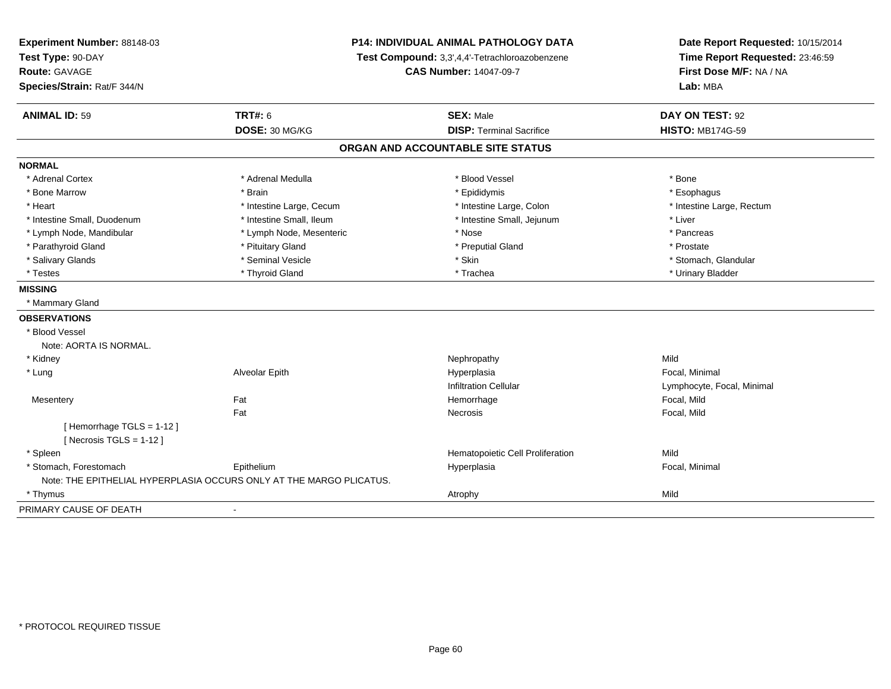**Experiment Number:** 88148-03
**Test Type:** 90-DAY
**Route:** GAVAGE
**Species/Strain:** Rat/F 344/N

**P14: INDIVIDUAL ANIMAL PATHOLOGY DATA**
**Test Compound:** 3,3',4,4'-Tetrachloroazobenzene
**CAS Number:** 14047-09-7

**Date Report Requested:** 10/15/2014
**Time Report Requested:** 23:46:59
**First Dose M/F:** NA / NA
**Lab:** MBA

| **ANIMAL ID:** 59 | **TRT#:** 6 | **SEX:** Male | **DAY ON TEST:** 92 |
|---|---|---|---|
| | **DOSE:** 30 MG/KG | **DISP:** Terminal Sacrifice | **HISTO:** MB174G-59 |

## ORGAN AND ACCOUNTABLE SITE STATUS

**NORMAL**

| | | | |
|---|---|---|---|
| * Adrenal Cortex | * Adrenal Medulla | * Blood Vessel | * Bone |
| * Bone Marrow | * Brain | * Epididymis | * Esophagus |
| * Heart | * Intestine Large, Cecum | * Intestine Large, Colon | * Intestine Large, Rectum |
| * Intestine Small, Duodenum | * Intestine Small, Ileum | * Intestine Small, Jejunum | * Liver |
| * Lymph Node, Mandibular | * Lymph Node, Mesenteric | * Nose | * Pancreas |
| * Parathyroid Gland | * Pituitary Gland | * Preputial Gland | * Prostate |
| * Salivary Glands | * Seminal Vesicle | * Skin | * Stomach, Glandular |
| * Testes | * Thyroid Gland | * Trachea | * Urinary Bladder |

**MISSING**

* Mammary Gland

**OBSERVATIONS**

| | | | |
|---|---|---|---|
| * Blood Vessel | | | |
| Note: AORTA IS NORMAL. | | | |
| * Kidney | | Nephropathy | Mild |
| * Lung | Alveolar Epith | Hyperplasia | Focal, Minimal |
| | | Infiltration Cellular | Lymphocyte, Focal, Minimal |
| Mesentery | Fat | Hemorrhage | Focal, Mild |
| | Fat | Necrosis | Focal, Mild |
| [ Hemorrhage TGLS = 1-12 ] | | | |
| [ Necrosis TGLS = 1-12 ] | | | |
| * Spleen | | Hematopoietic Cell Proliferation | Mild |
| * Stomach, Forestomach | Epithelium | Hyperplasia | Focal, Minimal |
| Note: THE EPITHELIAL HYPERPLASIA OCCURS ONLY AT THE MARGO PLICATUS. | | | |
| * Thymus | | Atrophy | Mild |

PRIMARY CAUSE OF DEATH -

\* PROTOCOL REQUIRED TISSUE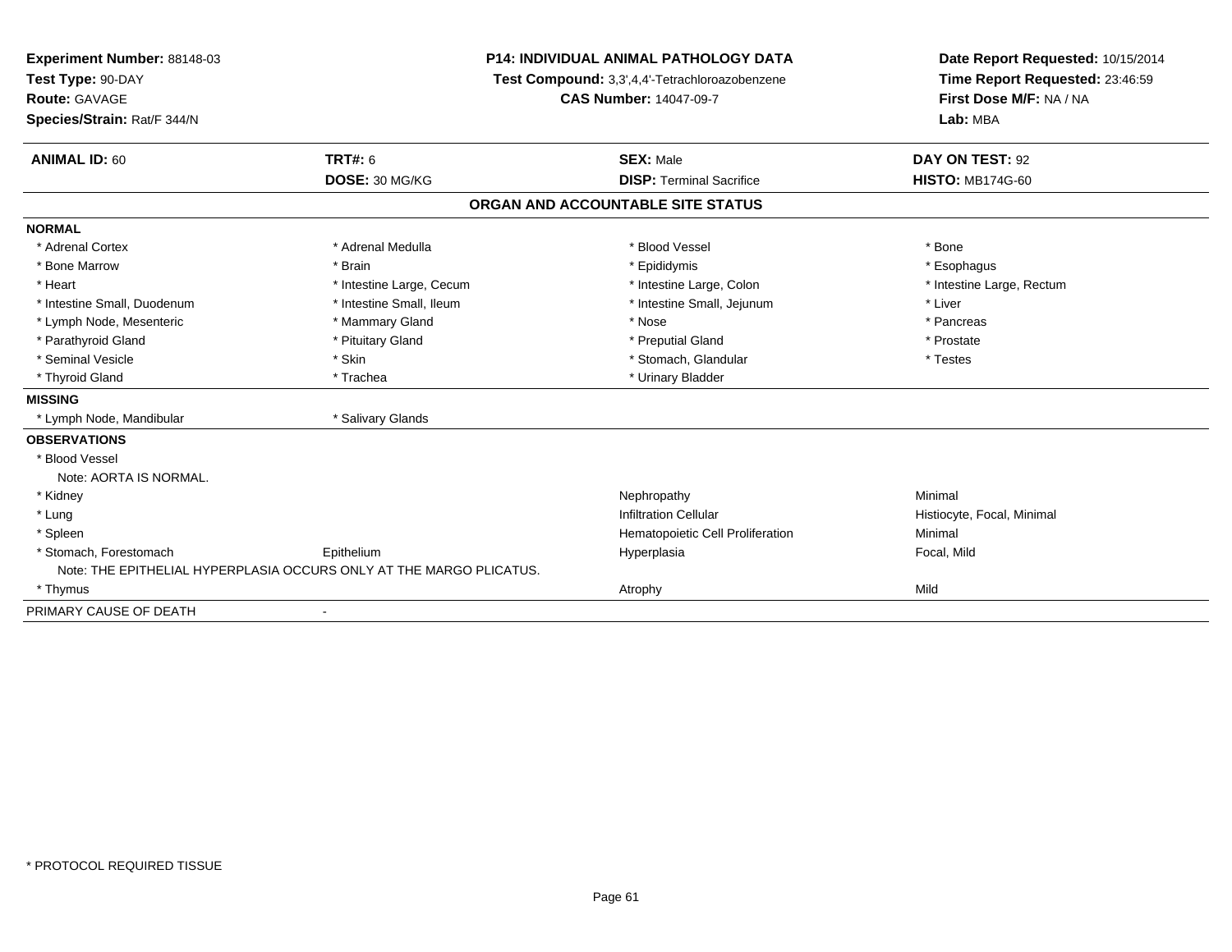**Experiment Number:** 88148-03
**Test Type:** 90-DAY
**Route:** GAVAGE
**Species/Strain:** Rat/F 344/N

**P14: INDIVIDUAL ANIMAL PATHOLOGY DATA**
**Test Compound:** 3,3',4,4'-Tetrachloroazobenzene
**CAS Number:** 14047-09-7

**Date Report Requested:** 10/15/2014
**Time Report Requested:** 23:46:59
**First Dose M/F:** NA / NA
**Lab:** MBA

| **ANIMAL ID:** 60 | **TRT#:** 6 | **SEX:** Male | **DAY ON TEST:** 92 |
|---|---|---|---|
| | **DOSE:** 30 MG/KG | **DISP:** Terminal Sacrifice | **HISTO:** MB174G-60 |

## ORGAN AND ACCOUNTABLE SITE STATUS

| | | | |
|---|---|---|---|
| **NORMAL** | | | |
| * Adrenal Cortex | * Adrenal Medulla | * Blood Vessel | * Bone |
| * Bone Marrow | * Brain | * Epididymis | * Esophagus |
| * Heart | * Intestine Large, Cecum | * Intestine Large, Colon | * Intestine Large, Rectum |
| * Intestine Small, Duodenum | * Intestine Small, Ileum | * Intestine Small, Jejunum | * Liver |
| * Lymph Node, Mesenteric | * Mammary Gland | * Nose | * Pancreas |
| * Parathyroid Gland | * Pituitary Gland | * Preputial Gland | * Prostate |
| * Seminal Vesicle | * Skin | * Stomach, Glandular | * Testes |
| * Thyroid Gland | * Trachea | * Urinary Bladder | |
| **MISSING** | | | |
| * Lymph Node, Mandibular | * Salivary Glands | | |
| **OBSERVATIONS** | | | |
| * Blood Vessel | | | |
| Note: AORTA IS NORMAL. | | | |
| * Kidney | | Nephropathy | Minimal |
| * Lung | | Infiltration Cellular | Histiocyte, Focal, Minimal |
| * Spleen | | Hematopoietic Cell Proliferation | Minimal |
| * Stomach, Forestomach | Epithelium | Hyperplasia | Focal, Mild |
| Note: THE EPITHELIAL HYPERPLASIA OCCURS ONLY AT THE MARGO PLICATUS. | | | |
| * Thymus | | Atrophy | Mild |
| PRIMARY CAUSE OF DEATH | - | | |

* PROTOCOL REQUIRED TISSUE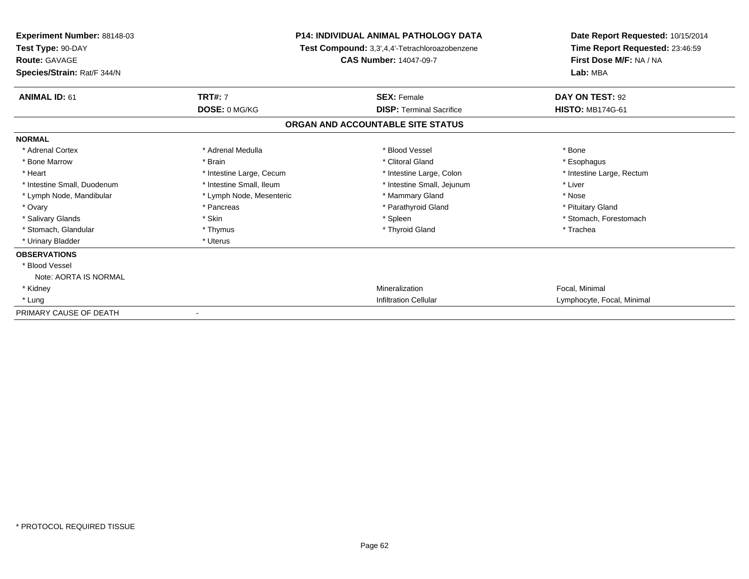**Experiment Number:** 88148-03
**Test Type:** 90-DAY
**Route:** GAVAGE
**Species/Strain:** Rat/F 344/N

**P14: INDIVIDUAL ANIMAL PATHOLOGY DATA**
**Test Compound:** 3,3',4,4'-Tetrachloroazobenzene
**CAS Number:** 14047-09-7

**Date Report Requested:** 10/15/2014
**Time Report Requested:** 23:46:59
**First Dose M/F:** NA / NA
**Lab:** MBA

| **ANIMAL ID:** 61 | **TRT#:** 7 | **SEX:** Female | **DAY ON TEST:** 92 |
|---|---|---|---|
| | **DOSE:** 0 MG/KG | **DISP:** Terminal Sacrifice | **HISTO:** MB174G-61 |

## ORGAN AND ACCOUNTABLE SITE STATUS

**NORMAL**

| | | | |
|---|---|---|---|
| * Adrenal Cortex | * Adrenal Medulla | * Blood Vessel | * Bone |
| * Bone Marrow | * Brain | * Clitoral Gland | * Esophagus |
| * Heart | * Intestine Large, Cecum | * Intestine Large, Colon | * Intestine Large, Rectum |
| * Intestine Small, Duodenum | * Intestine Small, Ileum | * Intestine Small, Jejunum | * Liver |
| * Lymph Node, Mandibular | * Lymph Node, Mesenteric | * Mammary Gland | * Nose |
| * Ovary | * Pancreas | * Parathyroid Gland | * Pituitary Gland |
| * Salivary Glands | * Skin | * Spleen | * Stomach, Forestomach |
| * Stomach, Glandular | * Thymus | * Thyroid Gland | * Trachea |
| * Urinary Bladder | * Uterus | | |

**OBSERVATIONS**

| | | |
|---|---|---|
| * Blood Vessel | | |
| Note: AORTA IS NORMAL | | |
| * Kidney | Mineralization | Focal, Minimal |
| * Lung | Infiltration Cellular | Lymphocyte, Focal, Minimal |

PRIMARY CAUSE OF DEATH -

* PROTOCOL REQUIRED TISSUE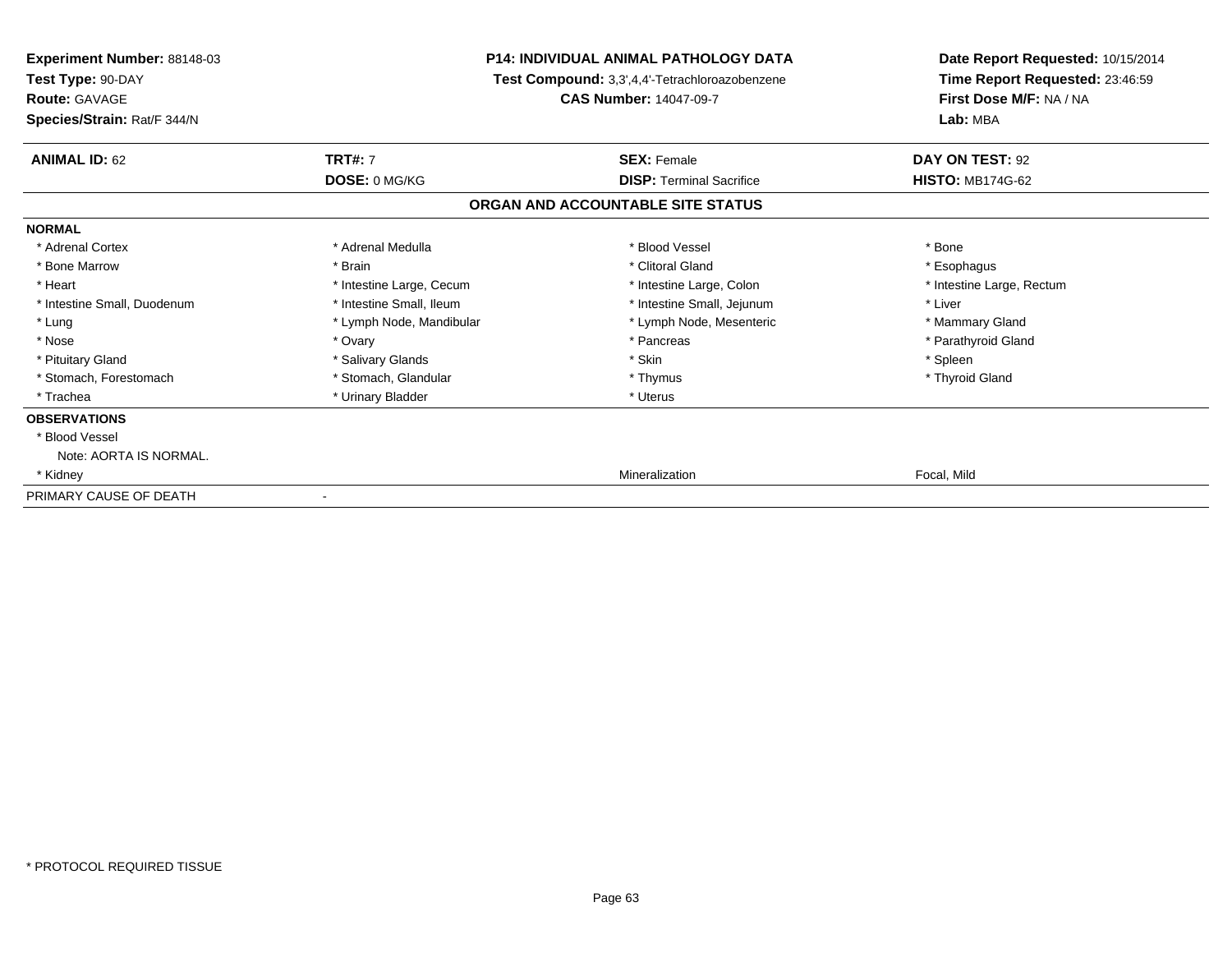**Experiment Number:** 88148-03
**Test Type:** 90-DAY
**Route:** GAVAGE
**Species/Strain:** Rat/F 344/N

**P14: INDIVIDUAL ANIMAL PATHOLOGY DATA**
**Test Compound:** 3,3',4,4'-Tetrachloroazobenzene
**CAS Number:** 14047-09-7

**Date Report Requested:** 10/15/2014
**Time Report Requested:** 23:46:59
**First Dose M/F:** NA / NA
**Lab:** MBA

| **ANIMAL ID:** 62 | **TRT#:** 7 | **SEX:** Female | **DAY ON TEST:** 92 |
|---|---|---|---|
| | **DOSE:** 0 MG/KG | **DISP:** Terminal Sacrifice | **HISTO:** MB174G-62 |

## ORGAN AND ACCOUNTABLE SITE STATUS

**NORMAL**

| | | | |
|---|---|---|---|
| * Adrenal Cortex | * Adrenal Medulla | * Blood Vessel | * Bone |
| * Bone Marrow | * Brain | * Clitoral Gland | * Esophagus |
| * Heart | * Intestine Large, Cecum | * Intestine Large, Colon | * Intestine Large, Rectum |
| * Intestine Small, Duodenum | * Intestine Small, Ileum | * Intestine Small, Jejunum | * Liver |
| * Lung | * Lymph Node, Mandibular | * Lymph Node, Mesenteric | * Mammary Gland |
| * Nose | * Ovary | * Pancreas | * Parathyroid Gland |
| * Pituitary Gland | * Salivary Glands | * Skin | * Spleen |
| * Stomach, Forestomach | * Stomach, Glandular | * Thymus | * Thyroid Gland |
| * Trachea | * Urinary Bladder | * Uterus | |

**OBSERVATIONS**

| | | | |
|---|---|---|---|
| * Blood Vessel | | | |
| Note: AORTA IS NORMAL. | | | |
| * Kidney | | Mineralization | Focal, Mild |

PRIMARY CAUSE OF DEATH -

\* PROTOCOL REQUIRED TISSUE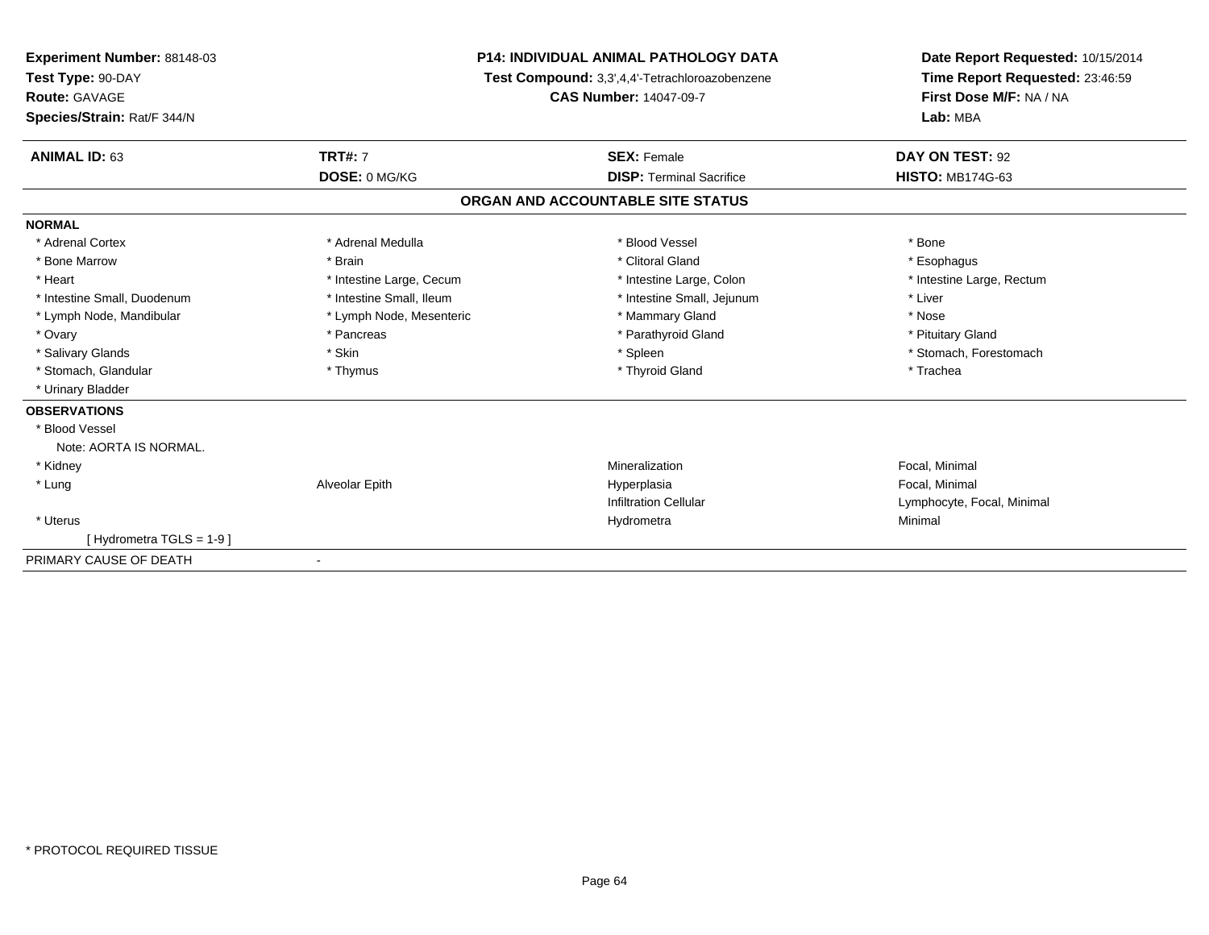**Experiment Number:** 88148-03
**Test Type:** 90-DAY
**Route:** GAVAGE
**Species/Strain:** Rat/F 344/N

**P14: INDIVIDUAL ANIMAL PATHOLOGY DATA**
**Test Compound:** 3,3',4,4'-Tetrachloroazobenzene
**CAS Number:** 14047-09-7

**Date Report Requested:** 10/15/2014
**Time Report Requested:** 23:46:59
**First Dose M/F:** NA / NA
**Lab:** MBA

| **ANIMAL ID:** 63 | **TRT#:** 7 | **SEX:** Female | **DAY ON TEST:** 92 |
|---|---|---|---|
| | **DOSE:** 0 MG/KG | **DISP:** Terminal Sacrifice | **HISTO:** MB174G-63 |

## ORGAN AND ACCOUNTABLE SITE STATUS

**NORMAL**

| | | | |
|---|---|---|---|
| * Adrenal Cortex | * Adrenal Medulla | * Blood Vessel | * Bone |
| * Bone Marrow | * Brain | * Clitoral Gland | * Esophagus |
| * Heart | * Intestine Large, Cecum | * Intestine Large, Colon | * Intestine Large, Rectum |
| * Intestine Small, Duodenum | * Intestine Small, Ileum | * Intestine Small, Jejunum | * Liver |
| * Lymph Node, Mandibular | * Lymph Node, Mesenteric | * Mammary Gland | * Nose |
| * Ovary | * Pancreas | * Parathyroid Gland | * Pituitary Gland |
| * Salivary Glands | * Skin | * Spleen | * Stomach, Forestomach |
| * Stomach, Glandular | * Thymus | * Thyroid Gland | * Trachea |
| * Urinary Bladder | | | |

**OBSERVATIONS**

| | | | |
|---|---|---|---|
| * Blood Vessel | | | |
| Note: AORTA IS NORMAL. | | | |
| * Kidney | | Mineralization | Focal, Minimal |
| * Lung | Alveolar Epith | Hyperplasia | Focal, Minimal |
| | | Infiltration Cellular | Lymphocyte, Focal, Minimal |
| * Uterus | | Hydrometra | Minimal |
| [ Hydrometra TGLS = 1-9 ] | | | |

PRIMARY CAUSE OF DEATH -

* PROTOCOL REQUIRED TISSUE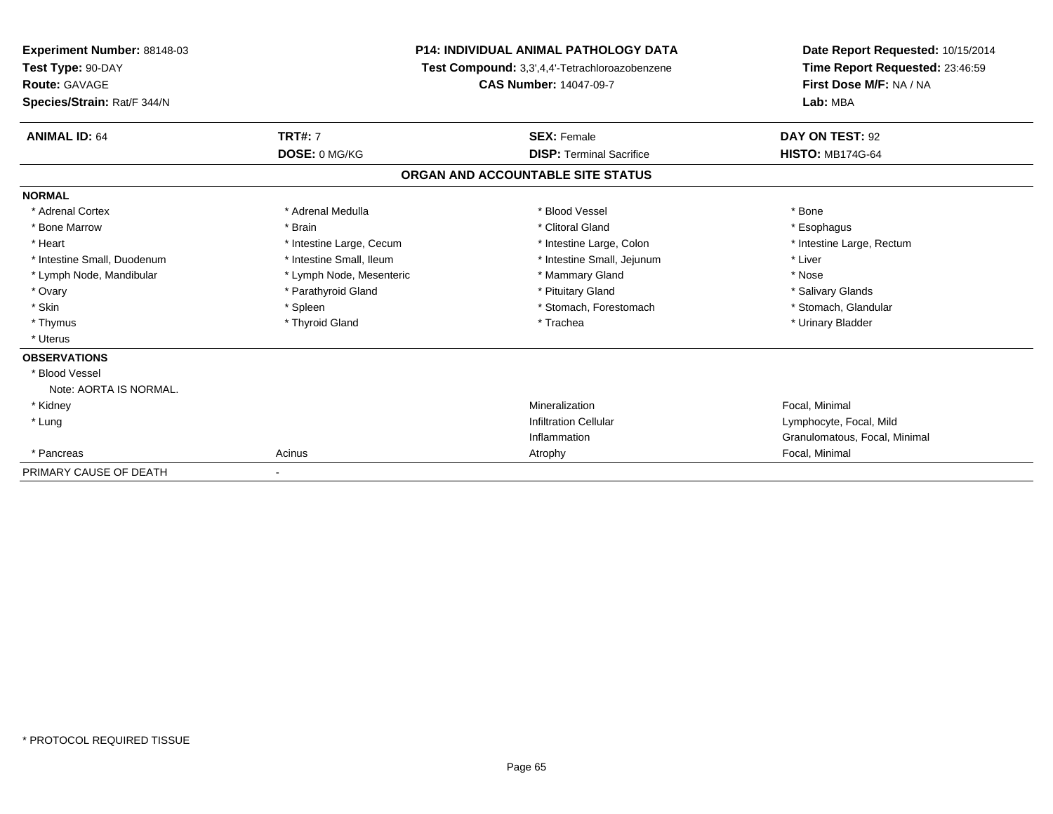**Experiment Number:** 88148-03
**Test Type:** 90-DAY
**Route:** GAVAGE
**Species/Strain:** Rat/F 344/N

**P14: INDIVIDUAL ANIMAL PATHOLOGY DATA**
**Test Compound:** 3,3',4,4'-Tetrachloroazobenzene
**CAS Number:** 14047-09-7

**Date Report Requested:** 10/15/2014
**Time Report Requested:** 23:46:59
**First Dose M/F:** NA / NA
**Lab:** MBA

| **ANIMAL ID:** 64 | **TRT#:** 7 | **SEX:** Female | **DAY ON TEST:** 92 |
|---|---|---|---|
| | **DOSE:** 0 MG/KG | **DISP:** Terminal Sacrifice | **HISTO:** MB174G-64 |

## ORGAN AND ACCOUNTABLE SITE STATUS

| | | | |
|---|---|---|---|
| **NORMAL** | | | |
| * Adrenal Cortex | * Adrenal Medulla | * Blood Vessel | * Bone |
| * Bone Marrow | * Brain | * Clitoral Gland | * Esophagus |
| * Heart | * Intestine Large, Cecum | * Intestine Large, Colon | * Intestine Large, Rectum |
| * Intestine Small, Duodenum | * Intestine Small, Ileum | * Intestine Small, Jejunum | * Liver |
| * Lymph Node, Mandibular | * Lymph Node, Mesenteric | * Mammary Gland | * Nose |
| * Ovary | * Parathyroid Gland | * Pituitary Gland | * Salivary Glands |
| * Skin | * Spleen | * Stomach, Forestomach | * Stomach, Glandular |
| * Thymus | * Thyroid Gland | * Trachea | * Urinary Bladder |
| * Uterus | | | |
| **OBSERVATIONS** | | | |
| * Blood Vessel | | | |
| Note: AORTA IS NORMAL. | | | |
| * Kidney | | Mineralization | Focal, Minimal |
| * Lung | | Infiltration Cellular | Lymphocyte, Focal, Mild |
| | | Inflammation | Granulomatous, Focal, Minimal |
| * Pancreas | Acinus | Atrophy | Focal, Minimal |
| PRIMARY CAUSE OF DEATH | - | | |

* PROTOCOL REQUIRED TISSUE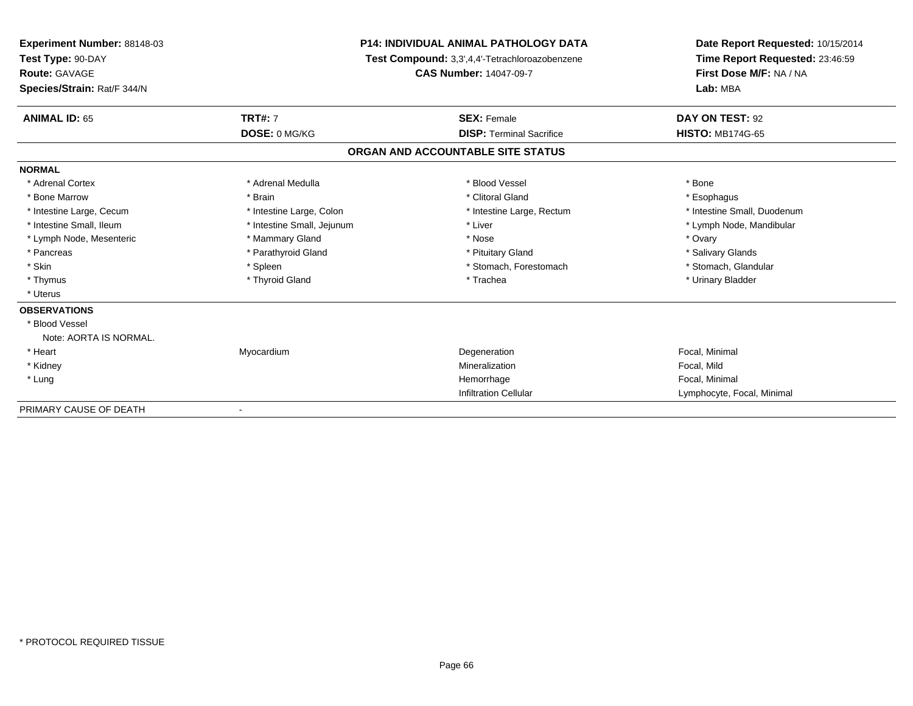**Experiment Number:** 88148-03
**Test Type:** 90-DAY
**Route:** GAVAGE
**Species/Strain:** Rat/F 344/N

**P14: INDIVIDUAL ANIMAL PATHOLOGY DATA**
**Test Compound:** 3,3',4,4'-Tetrachloroazobenzene
**CAS Number:** 14047-09-7

**Date Report Requested:** 10/15/2014
**Time Report Requested:** 23:46:59
**First Dose M/F:** NA / NA
**Lab:** MBA

| **ANIMAL ID:** 65 | **TRT#:** 7 | **SEX:** Female | **DAY ON TEST:** 92 |
|---|---|---|---|
| | **DOSE:** 0 MG/KG | **DISP:** Terminal Sacrifice | **HISTO:** MB174G-65 |

## ORGAN AND ACCOUNTABLE SITE STATUS

**NORMAL**

| | | | |
|---|---|---|---|
| * Adrenal Cortex | * Adrenal Medulla | * Blood Vessel | * Bone |
| * Bone Marrow | * Brain | * Clitoral Gland | * Esophagus |
| * Intestine Large, Cecum | * Intestine Large, Colon | * Intestine Large, Rectum | * Intestine Small, Duodenum |
| * Intestine Small, Ileum | * Intestine Small, Jejunum | * Liver | * Lymph Node, Mandibular |
| * Lymph Node, Mesenteric | * Mammary Gland | * Nose | * Ovary |
| * Pancreas | * Parathyroid Gland | * Pituitary Gland | * Salivary Glands |
| * Skin | * Spleen | * Stomach, Forestomach | * Stomach, Glandular |
| * Thymus | * Thyroid Gland | * Trachea | * Urinary Bladder |
| * Uterus | | | |

**OBSERVATIONS**

| | | | |
|---|---|---|---|
| * Blood Vessel | | | |
| Note: AORTA IS NORMAL. | | | |
| * Heart | Myocardium | Degeneration | Focal, Minimal |
| * Kidney | | Mineralization | Focal, Mild |
| * Lung | | Hemorrhage | Focal, Minimal |
| | | Infiltration Cellular | Lymphocyte, Focal, Minimal |

PRIMARY CAUSE OF DEATH -

* PROTOCOL REQUIRED TISSUE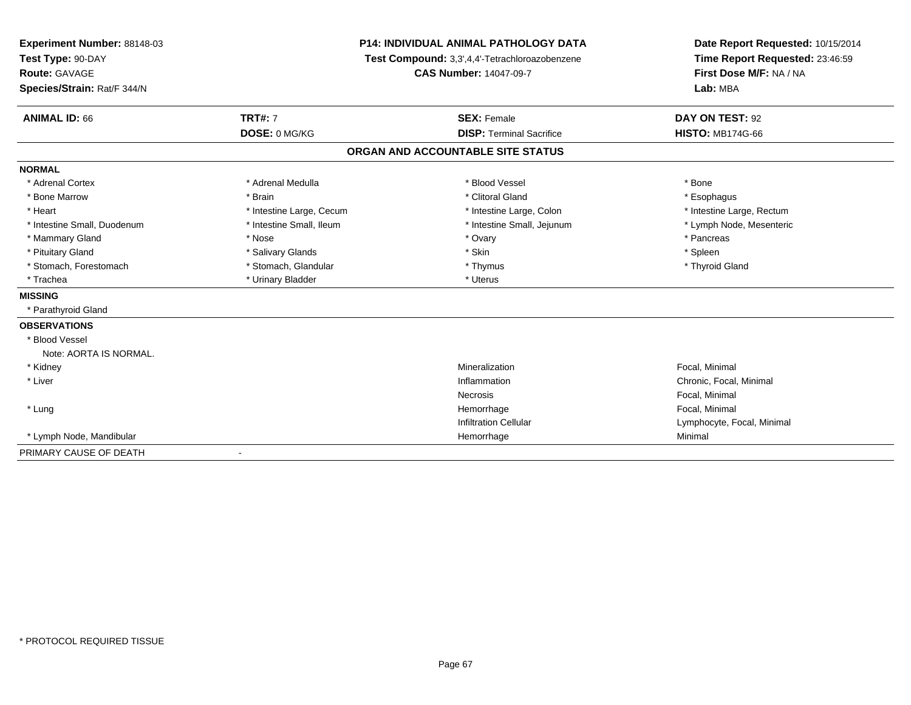**Experiment Number:** 88148-03
**Test Type:** 90-DAY
**Route:** GAVAGE
**Species/Strain:** Rat/F 344/N

**P14: INDIVIDUAL ANIMAL PATHOLOGY DATA**
**Test Compound:** 3,3',4,4'-Tetrachloroazobenzene
**CAS Number:** 14047-09-7

**Date Report Requested:** 10/15/2014
**Time Report Requested:** 23:46:59
**First Dose M/F:** NA / NA
**Lab:** MBA

| **ANIMAL ID:** 66 | **TRT#:** 7 | **SEX:** Female | **DAY ON TEST:** 92 |
|---|---|---|---|
| | **DOSE:** 0 MG/KG | **DISP:** Terminal Sacrifice | **HISTO:** MB174G-66 |

## ORGAN AND ACCOUNTABLE SITE STATUS

**NORMAL**

| | | | |
|---|---|---|---|
| * Adrenal Cortex | * Adrenal Medulla | * Blood Vessel | * Bone |
| * Bone Marrow | * Brain | * Clitoral Gland | * Esophagus |
| * Heart | * Intestine Large, Cecum | * Intestine Large, Colon | * Intestine Large, Rectum |
| * Intestine Small, Duodenum | * Intestine Small, Ileum | * Intestine Small, Jejunum | * Lymph Node, Mesenteric |
| * Mammary Gland | * Nose | * Ovary | * Pancreas |
| * Pituitary Gland | * Salivary Glands | * Skin | * Spleen |
| * Stomach, Forestomach | * Stomach, Glandular | * Thymus | * Thyroid Gland |
| * Trachea | * Urinary Bladder | * Uterus | |

**MISSING**

* Parathyroid Gland

**OBSERVATIONS**

* Blood Vessel
  Note: AORTA IS NORMAL.

| Organ | Observation | Description |
|---|---|---|
| * Kidney | Mineralization | Focal, Minimal |
| * Liver | Inflammation | Chronic, Focal, Minimal |
| | Necrosis | Focal, Minimal |
| * Lung | Hemorrhage | Focal, Minimal |
| | Infiltration Cellular | Lymphocyte, Focal, Minimal |
| * Lymph Node, Mandibular | Hemorrhage | Minimal |

PRIMARY CAUSE OF DEATH -

\* PROTOCOL REQUIRED TISSUE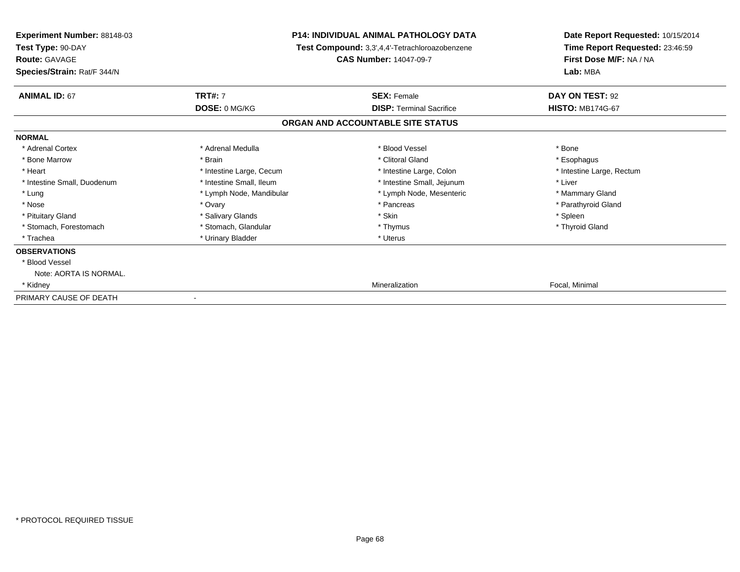**Experiment Number:** 88148-03
**Test Type:** 90-DAY
**Route:** GAVAGE
**Species/Strain:** Rat/F 344/N

**P14: INDIVIDUAL ANIMAL PATHOLOGY DATA**
**Test Compound:** 3,3',4,4'-Tetrachloroazobenzene
**CAS Number:** 14047-09-7

**Date Report Requested:** 10/15/2014
**Time Report Requested:** 23:46:59
**First Dose M/F:** NA / NA
**Lab:** MBA

| **ANIMAL ID:** 67 | **TRT#:** 7 | **SEX:** Female | **DAY ON TEST:** 92 |
|---|---|---|---|
| | **DOSE:** 0 MG/KG | **DISP:** Terminal Sacrifice | **HISTO:** MB174G-67 |

**ORGAN AND ACCOUNTABLE SITE STATUS**

**NORMAL**

| | | | |
|---|---|---|---|
| * Adrenal Cortex | * Adrenal Medulla | * Blood Vessel | * Bone |
| * Bone Marrow | * Brain | * Clitoral Gland | * Esophagus |
| * Heart | * Intestine Large, Cecum | * Intestine Large, Colon | * Intestine Large, Rectum |
| * Intestine Small, Duodenum | * Intestine Small, Ileum | * Intestine Small, Jejunum | * Liver |
| * Lung | * Lymph Node, Mandibular | * Lymph Node, Mesenteric | * Mammary Gland |
| * Nose | * Ovary | * Pancreas | * Parathyroid Gland |
| * Pituitary Gland | * Salivary Glands | * Skin | * Spleen |
| * Stomach, Forestomach | * Stomach, Glandular | * Thymus | * Thyroid Gland |
| * Trachea | * Urinary Bladder | * Uterus | |

**OBSERVATIONS**

* Blood Vessel
  Note: AORTA IS NORMAL.

| | | |
|---|---|---|
| * Kidney | Mineralization | Focal, Minimal |

PRIMARY CAUSE OF DEATH -

* PROTOCOL REQUIRED TISSUE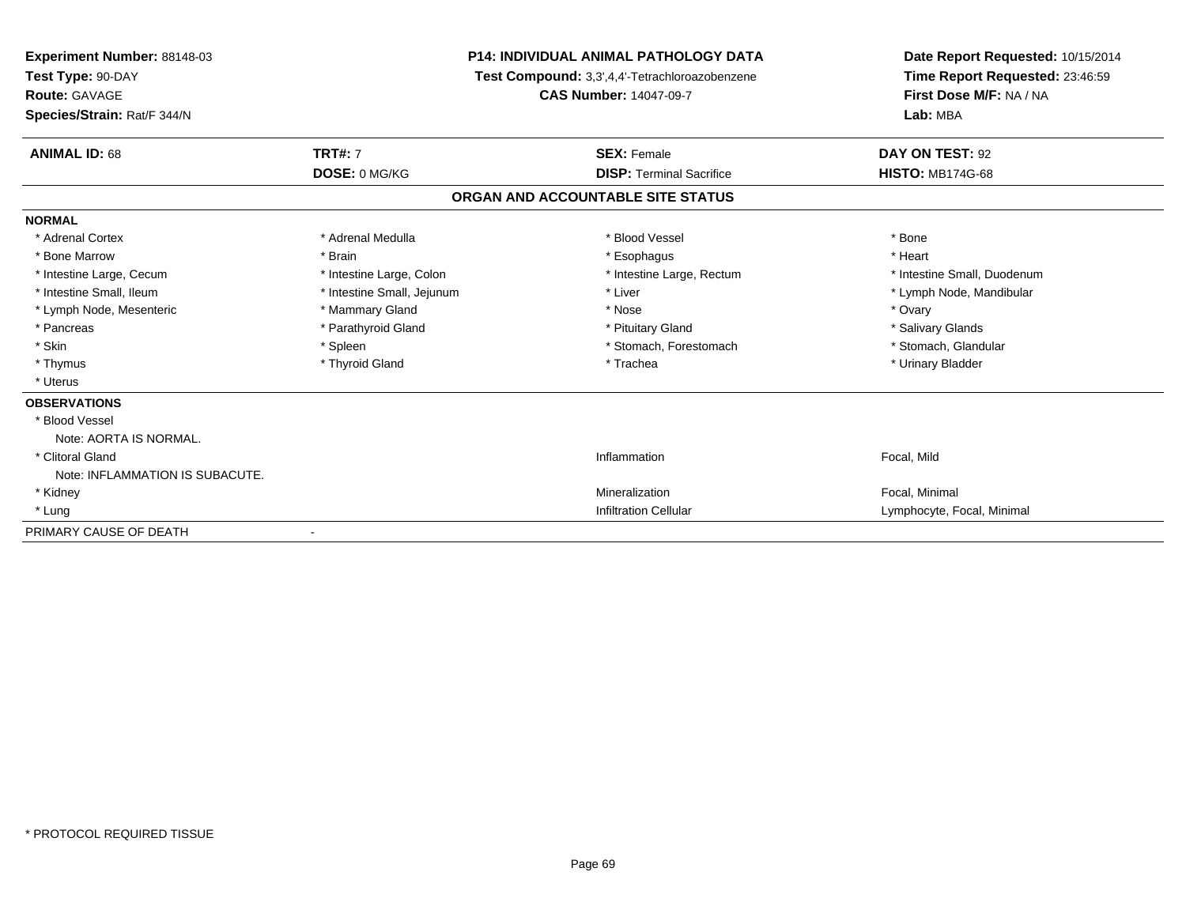**Experiment Number:** 88148-03
**Test Type:** 90-DAY
**Route:** GAVAGE
**Species/Strain:** Rat/F 344/N

**P14: INDIVIDUAL ANIMAL PATHOLOGY DATA**
**Test Compound:** 3,3',4,4'-Tetrachloroazobenzene
**CAS Number:** 14047-09-7

**Date Report Requested:** 10/15/2014
**Time Report Requested:** 23:46:59
**First Dose M/F:** NA / NA
**Lab:** MBA

| **ANIMAL ID:** 68 | **TRT#:** 7 | **SEX:** Female | **DAY ON TEST:** 92 |
|---|---|---|---|
| | **DOSE:** 0 MG/KG | **DISP:** Terminal Sacrifice | **HISTO:** MB174G-68 |

## ORGAN AND ACCOUNTABLE SITE STATUS

**NORMAL**

| | | | |
|---|---|---|---|
| * Adrenal Cortex | * Adrenal Medulla | * Blood Vessel | * Bone |
| * Bone Marrow | * Brain | * Esophagus | * Heart |
| * Intestine Large, Cecum | * Intestine Large, Colon | * Intestine Large, Rectum | * Intestine Small, Duodenum |
| * Intestine Small, Ileum | * Intestine Small, Jejunum | * Liver | * Lymph Node, Mandibular |
| * Lymph Node, Mesenteric | * Mammary Gland | * Nose | * Ovary |
| * Pancreas | * Parathyroid Gland | * Pituitary Gland | * Salivary Glands |
| * Skin | * Spleen | * Stomach, Forestomach | * Stomach, Glandular |
| * Thymus | * Thyroid Gland | * Trachea | * Urinary Bladder |
| * Uterus | | | |

**OBSERVATIONS**

| | | |
|---|---|---|
| * Blood Vessel | | |
| Note: AORTA IS NORMAL. | | |
| * Clitoral Gland | Inflammation | Focal, Mild |
| Note: INFLAMMATION IS SUBACUTE. | | |
| * Kidney | Mineralization | Focal, Minimal |
| * Lung | Infiltration Cellular | Lymphocyte, Focal, Minimal |

PRIMARY CAUSE OF DEATH -

* PROTOCOL REQUIRED TISSUE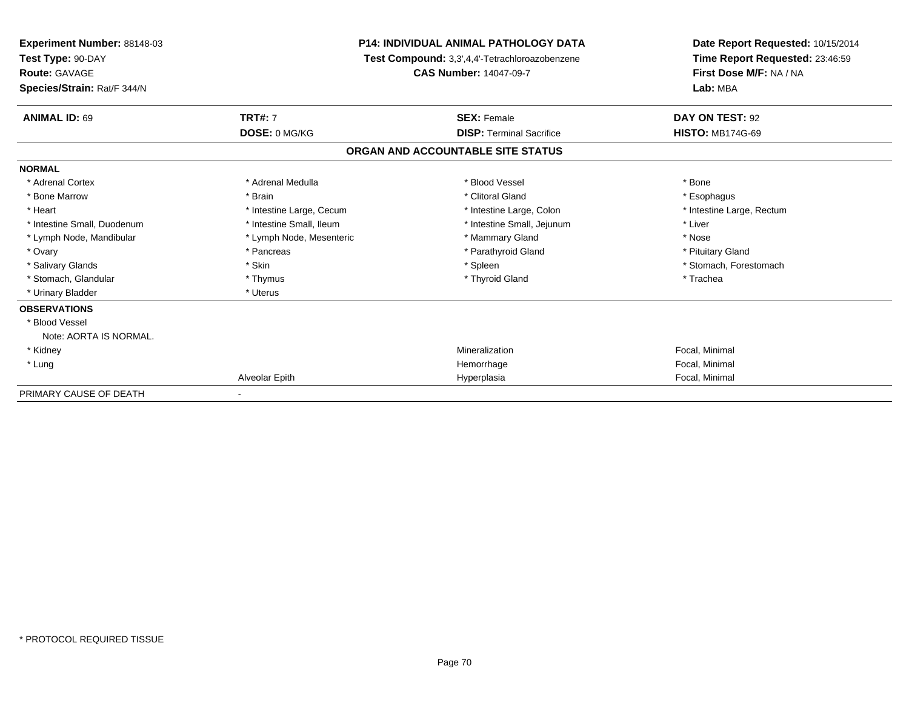**Experiment Number:** 88148-03
**Test Type:** 90-DAY
**Route:** GAVAGE
**Species/Strain:** Rat/F 344/N

**P14: INDIVIDUAL ANIMAL PATHOLOGY DATA**
**Test Compound:** 3,3',4,4'-Tetrachloroazobenzene
**CAS Number:** 14047-09-7

**Date Report Requested:** 10/15/2014
**Time Report Requested:** 23:46:59
**First Dose M/F:** NA / NA
**Lab:** MBA

| **ANIMAL ID:** 69 | **TRT#:** 7 | **SEX:** Female | **DAY ON TEST:** 92 |
|---|---|---|---|
| | **DOSE:** 0 MG/KG | **DISP:** Terminal Sacrifice | **HISTO:** MB174G-69 |

**ORGAN AND ACCOUNTABLE SITE STATUS**

**NORMAL**

| | | | |
|---|---|---|---|
| * Adrenal Cortex | * Adrenal Medulla | * Blood Vessel | * Bone |
| * Bone Marrow | * Brain | * Clitoral Gland | * Esophagus |
| * Heart | * Intestine Large, Cecum | * Intestine Large, Colon | * Intestine Large, Rectum |
| * Intestine Small, Duodenum | * Intestine Small, Ileum | * Intestine Small, Jejunum | * Liver |
| * Lymph Node, Mandibular | * Lymph Node, Mesenteric | * Mammary Gland | * Nose |
| * Ovary | * Pancreas | * Parathyroid Gland | * Pituitary Gland |
| * Salivary Glands | * Skin | * Spleen | * Stomach, Forestomach |
| * Stomach, Glandular | * Thymus | * Thyroid Gland | * Trachea |
| * Urinary Bladder | * Uterus | | |

**OBSERVATIONS**

| | | | |
|---|---|---|---|
| * Blood Vessel | | | |
| Note: AORTA IS NORMAL. | | | |
| * Kidney | | Mineralization | Focal, Minimal |
| * Lung | | Hemorrhage | Focal, Minimal |
| | Alveolar Epith | Hyperplasia | Focal, Minimal |

PRIMARY CAUSE OF DEATH -

\* PROTOCOL REQUIRED TISSUE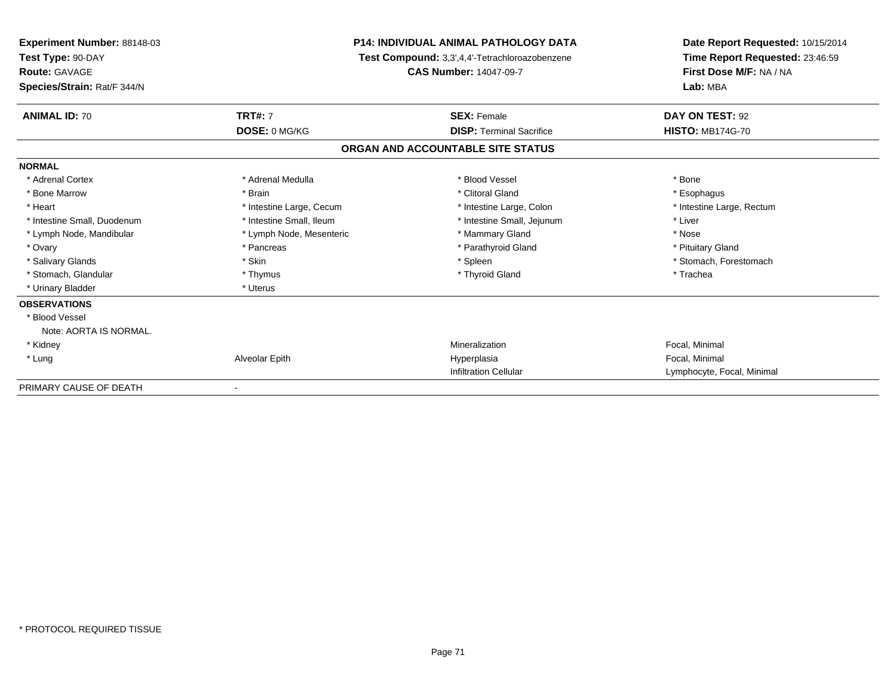**Experiment Number:** 88148-03
**Test Type:** 90-DAY
**Route:** GAVAGE
**Species/Strain:** Rat/F 344/N

**P14: INDIVIDUAL ANIMAL PATHOLOGY DATA**
**Test Compound:** 3,3',4,4'-Tetrachloroazobenzene
**CAS Number:** 14047-09-7

**Date Report Requested:** 10/15/2014
**Time Report Requested:** 23:46:59
**First Dose M/F:** NA / NA
**Lab:** MBA

| **ANIMAL ID:** 70 | **TRT#:** 7 | **SEX:** Female | **DAY ON TEST:** 92 |
|---|---|---|---|
| | **DOSE:** 0 MG/KG | **DISP:** Terminal Sacrifice | **HISTO:** MB174G-70 |

**ORGAN AND ACCOUNTABLE SITE STATUS**

**NORMAL**

| | | | |
|---|---|---|---|
| * Adrenal Cortex | * Adrenal Medulla | * Blood Vessel | * Bone |
| * Bone Marrow | * Brain | * Clitoral Gland | * Esophagus |
| * Heart | * Intestine Large, Cecum | * Intestine Large, Colon | * Intestine Large, Rectum |
| * Intestine Small, Duodenum | * Intestine Small, Ileum | * Intestine Small, Jejunum | * Liver |
| * Lymph Node, Mandibular | * Lymph Node, Mesenteric | * Mammary Gland | * Nose |
| * Ovary | * Pancreas | * Parathyroid Gland | * Pituitary Gland |
| * Salivary Glands | * Skin | * Spleen | * Stomach, Forestomach |
| * Stomach, Glandular | * Thymus | * Thyroid Gland | * Trachea |
| * Urinary Bladder | * Uterus | | |

**OBSERVATIONS**

| | | | |
|---|---|---|---|
| * Blood Vessel | | | |
| Note: AORTA IS NORMAL. | | | |
| * Kidney | | Mineralization | Focal, Minimal |
| * Lung | Alveolar Epith | Hyperplasia | Focal, Minimal |
| | | Infiltration Cellular | Lymphocyte, Focal, Minimal |

PRIMARY CAUSE OF DEATH -

* PROTOCOL REQUIRED TISSUE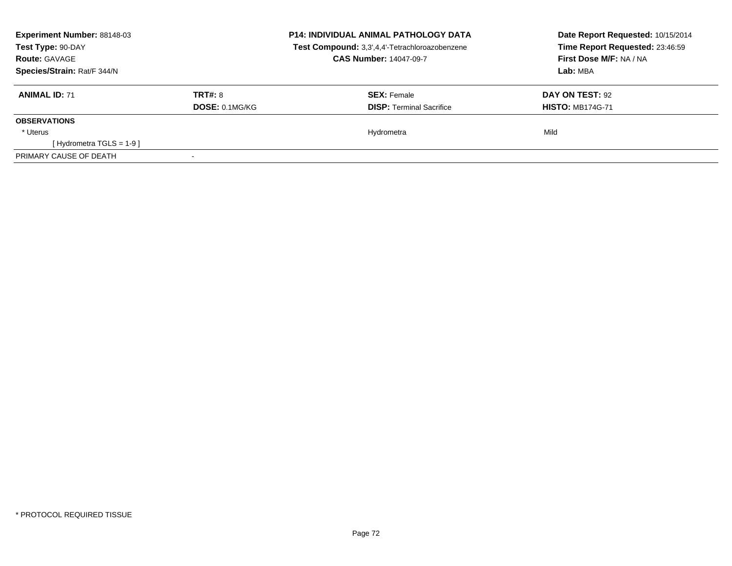**Experiment Number:** 88148-03
**Test Type:** 90-DAY
**Route:** GAVAGE
**Species/Strain:** Rat/F 344/N

**P14: INDIVIDUAL ANIMAL PATHOLOGY DATA**
**Test Compound:** 3,3',4,4'-Tetrachloroazobenzene
**CAS Number:** 14047-09-7

**Date Report Requested:** 10/15/2014
**Time Report Requested:** 23:46:59
**First Dose M/F:** NA / NA
**Lab:** MBA

| **ANIMAL ID:** 71 | **TRT#:** 8 | **SEX:** Female | **DAY ON TEST:** 92 |
|---|---|---|---|
| | **DOSE:** 0.1MG/KG | **DISP:** Terminal Sacrifice | **HISTO:** MB174G-71 |
| **OBSERVATIONS** | | | |
| * Uterus | | Hydrometra | Mild |
| [ Hydrometra TGLS = 1-9 ] | | | |
| PRIMARY CAUSE OF DEATH | - | | |

* PROTOCOL REQUIRED TISSUE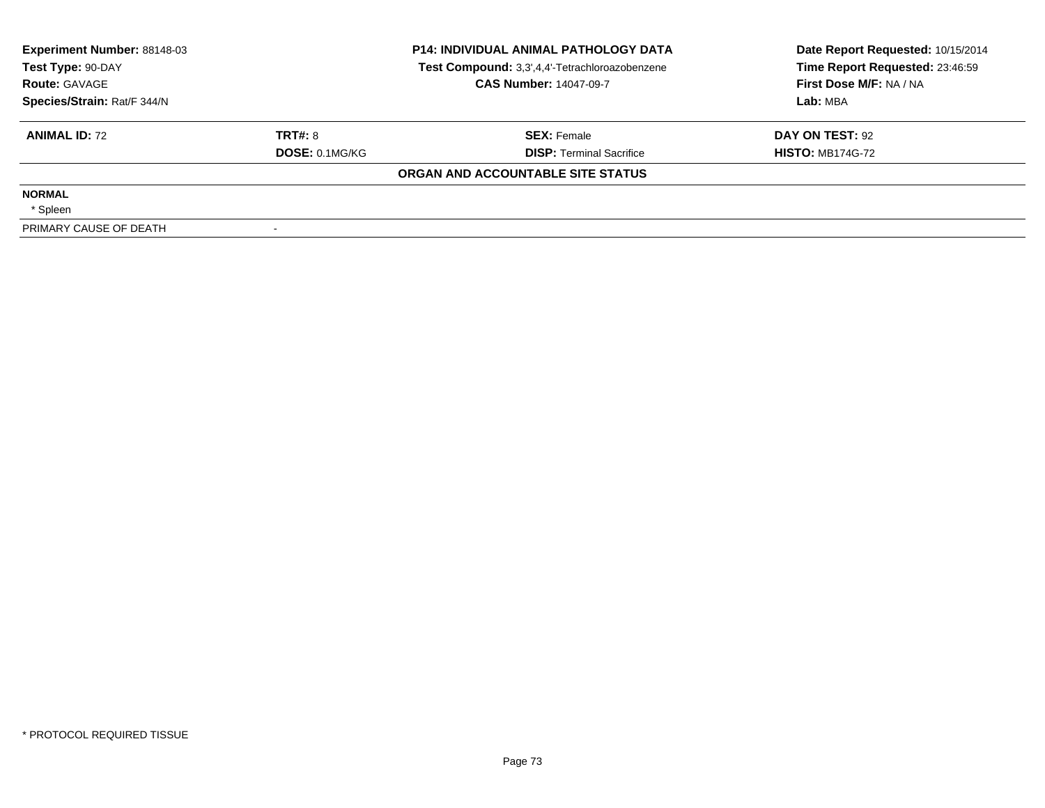| **Experiment Number:** 88148-03 | **P14: INDIVIDUAL ANIMAL PATHOLOGY DATA** | **Date Report Requested:** 10/15/2014 |
|---|---|---|
| **Test Type:** 90-DAY | **Test Compound:** 3,3',4,4'-Tetrachloroazobenzene | **Time Report Requested:** 23:46:59 |
| **Route:** GAVAGE | **CAS Number:** 14047-09-7 | **First Dose M/F:** NA / NA |
| **Species/Strain:** Rat/F 344/N | | **Lab:** MBA |

| **ANIMAL ID:** 72 | **TRT#:** 8 | **SEX:** Female | **DAY ON TEST:** 92 |
|---|---|---|---|
| | **DOSE:** 0.1MG/KG | **DISP:** Terminal Sacrifice | **HISTO:** MB174G-72 |

**ORGAN AND ACCOUNTABLE SITE STATUS**

| | |
|---|---|
| **NORMAL** | |
| * Spleen | |
| PRIMARY CAUSE OF DEATH | - |

* PROTOCOL REQUIRED TISSUE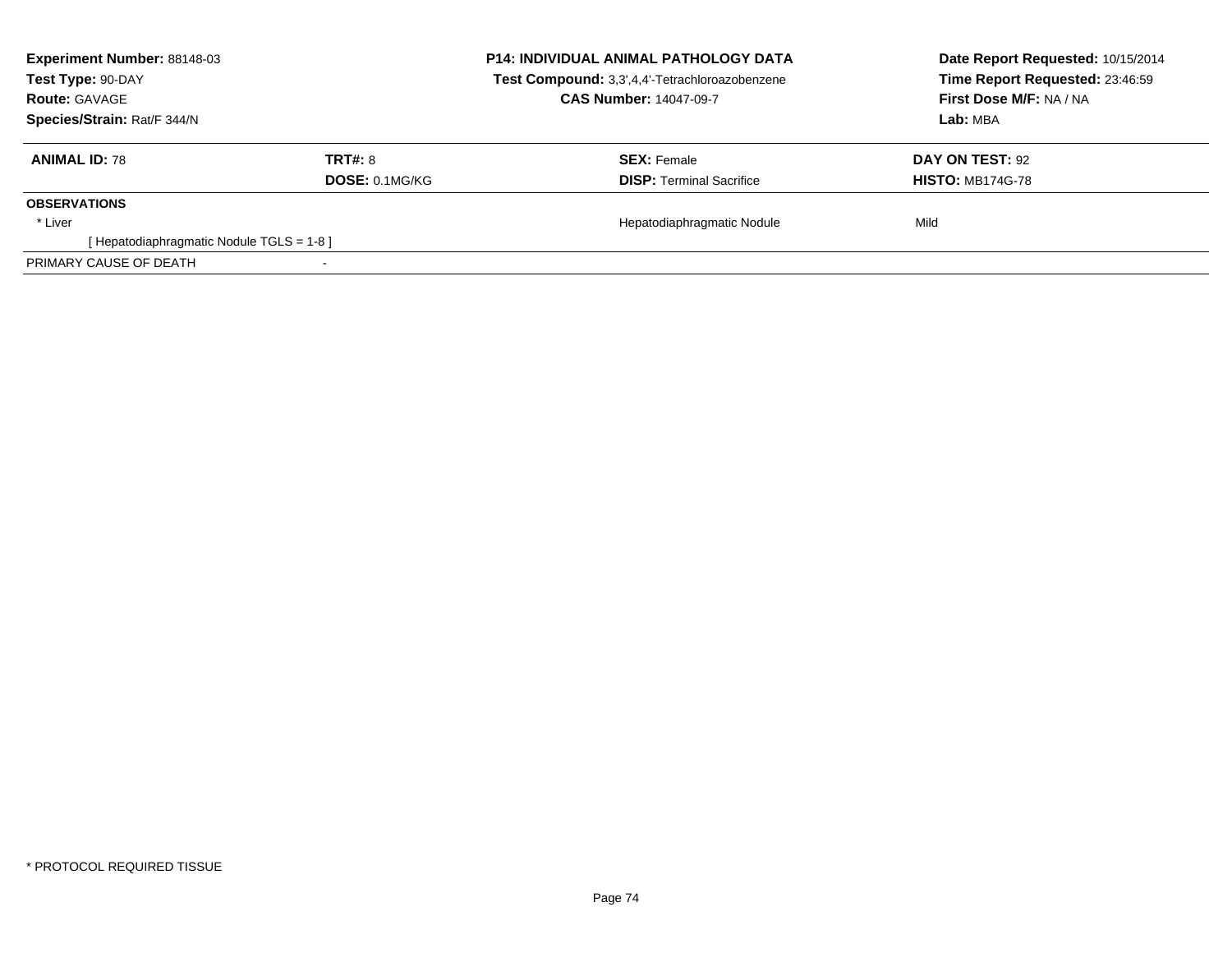**Experiment Number:** 88148-03
**Test Type:** 90-DAY
**Route:** GAVAGE
**Species/Strain:** Rat/F 344/N

**P14: INDIVIDUAL ANIMAL PATHOLOGY DATA**
**Test Compound:** 3,3',4,4'-Tetrachloroazobenzene
**CAS Number:** 14047-09-7

**Date Report Requested:** 10/15/2014
**Time Report Requested:** 23:46:59
**First Dose M/F:** NA / NA
**Lab:** MBA

| **ANIMAL ID:** 78 | **TRT#:** 8 | **SEX:** Female | **DAY ON TEST:** 92 |
|---|---|---|---|
| | **DOSE:** 0.1MG/KG | **DISP:** Terminal Sacrifice | **HISTO:** MB174G-78 |
| **OBSERVATIONS** | | | |
| * Liver | | Hepatodiaphragmatic Nodule | Mild |
| [ Hepatodiaphragmatic Nodule TGLS = 1-8 ] | | | |
| PRIMARY CAUSE OF DEATH | - | | |

* PROTOCOL REQUIRED TISSUE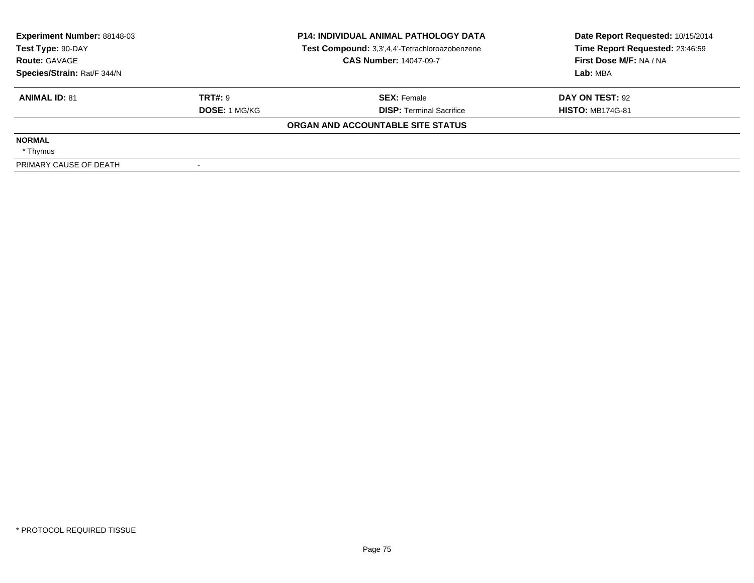| Experiment Number: 88148-03 | P14: INDIVIDUAL ANIMAL PATHOLOGY DATA | Date Report Requested: 10/15/2014 |
|---|---|---|
| Test Type: 90-DAY | Test Compound: 3,3',4,4'-Tetrachloroazobenzene | Time Report Requested: 23:46:59 |
| Route: GAVAGE | CAS Number: 14047-09-7 | First Dose M/F: NA / NA |
| Species/Strain: Rat/F 344/N | | Lab: MBA |

| ANIMAL ID: 81 | TRT#: 9 | SEX: Female | DAY ON TEST: 92 |
|---|---|---|---|
| | DOSE: 1 MG/KG | DISP: Terminal Sacrifice | HISTO: MB174G-81 |

**ORGAN AND ACCOUNTABLE SITE STATUS**

**NORMAL**

* Thymus

| PRIMARY CAUSE OF DEATH | - |
|---|---|

* PROTOCOL REQUIRED TISSUE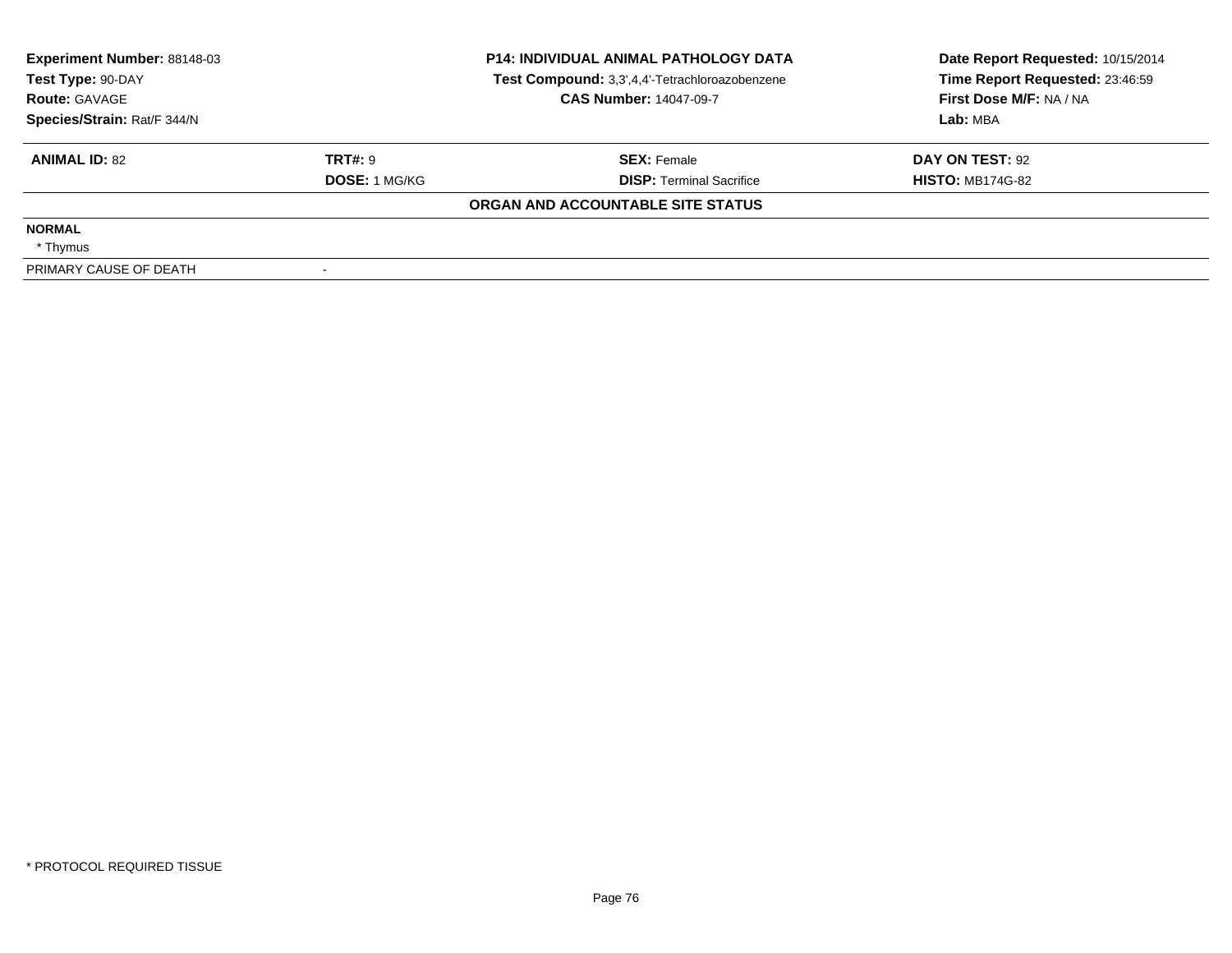| Experiment Number: 88148-03 | P14: INDIVIDUAL ANIMAL PATHOLOGY DATA | Date Report Requested: 10/15/2014 |
|---|---|---|
| Test Type: 90-DAY | Test Compound: 3,3',4,4'-Tetrachloroazobenzene | Time Report Requested: 23:46:59 |
| Route: GAVAGE | CAS Number: 14047-09-7 | First Dose M/F: NA / NA |
| Species/Strain: Rat/F 344/N | | Lab: MBA |

| ANIMAL ID: 82 | TRT#: 9 | SEX: Female | DAY ON TEST: 92 |
|---|---|---|---|
| | DOSE: 1 MG/KG | DISP: Terminal Sacrifice | HISTO: MB174G-82 |

**ORGAN AND ACCOUNTABLE SITE STATUS**

**NORMAL**

* Thymus

| PRIMARY CAUSE OF DEATH | - |
|---|---|

* PROTOCOL REQUIRED TISSUE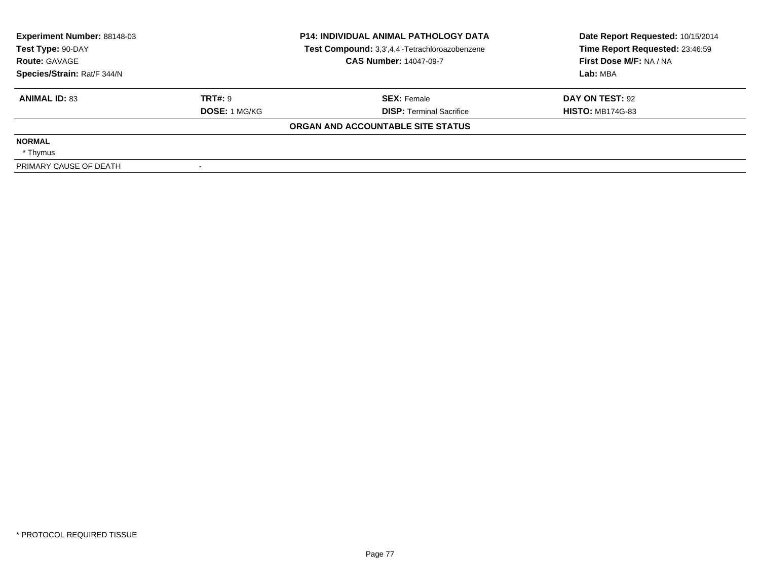**Experiment Number:** 88148-03
**Test Type:** 90-DAY
**Route:** GAVAGE
**Species/Strain:** Rat/F 344/N

**P14: INDIVIDUAL ANIMAL PATHOLOGY DATA**
**Test Compound:** 3,3',4,4'-Tetrachloroazobenzene
**CAS Number:** 14047-09-7

**Date Report Requested:** 10/15/2014
**Time Report Requested:** 23:46:59
**First Dose M/F:** NA / NA
**Lab:** MBA

| **ANIMAL ID:** 83 | **TRT#:** 9 | **SEX:** Female | **DAY ON TEST:** 92 |
|---|---|---|---|
| | **DOSE:** 1 MG/KG | **DISP:** Terminal Sacrifice | **HISTO:** MB174G-83 |

**ORGAN AND ACCOUNTABLE SITE STATUS**

**NORMAL**
* Thymus

PRIMARY CAUSE OF DEATH -

* PROTOCOL REQUIRED TISSUE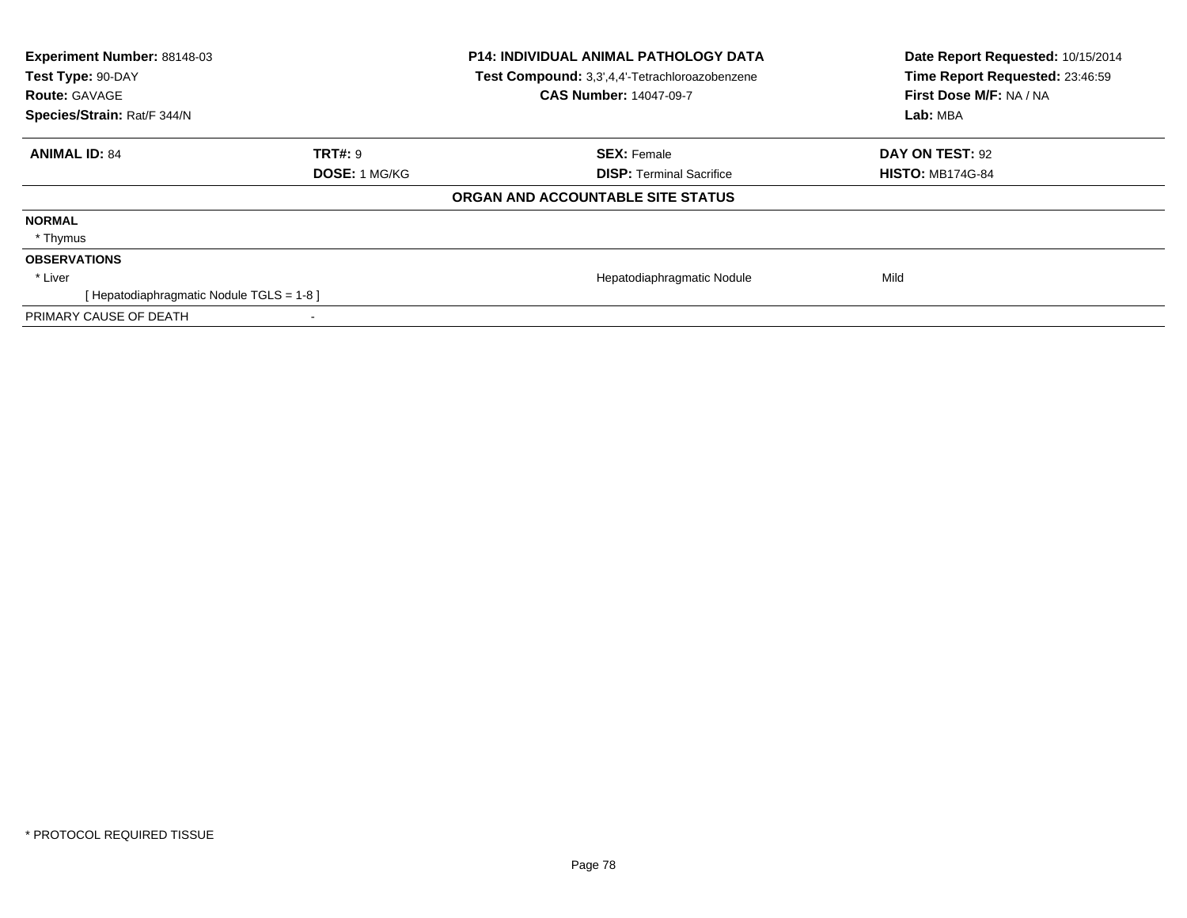**Experiment Number:** 88148-03
**Test Type:** 90-DAY
**Route:** GAVAGE
**Species/Strain:** Rat/F 344/N

**P14: INDIVIDUAL ANIMAL PATHOLOGY DATA**
**Test Compound:** 3,3',4,4'-Tetrachloroazobenzene
**CAS Number:** 14047-09-7

**Date Report Requested:** 10/15/2014
**Time Report Requested:** 23:46:59
**First Dose M/F:** NA / NA
**Lab:** MBA

| **ANIMAL ID:** 84 | **TRT#:** 9 | **SEX:** Female | **DAY ON TEST:** 92 |
|---|---|---|---|
| | **DOSE:** 1 MG/KG | **DISP:** Terminal Sacrifice | **HISTO:** MB174G-84 |

## ORGAN AND ACCOUNTABLE SITE STATUS

| | | | |
|---|---|---|---|
| **NORMAL** | | | |
| * Thymus | | | |
| **OBSERVATIONS** | | | |
| * Liver | | Hepatodiaphragmatic Nodule | Mild |
| [ Hepatodiaphragmatic Nodule TGLS = 1-8 ] | | | |
| PRIMARY CAUSE OF DEATH | - | | |

* PROTOCOL REQUIRED TISSUE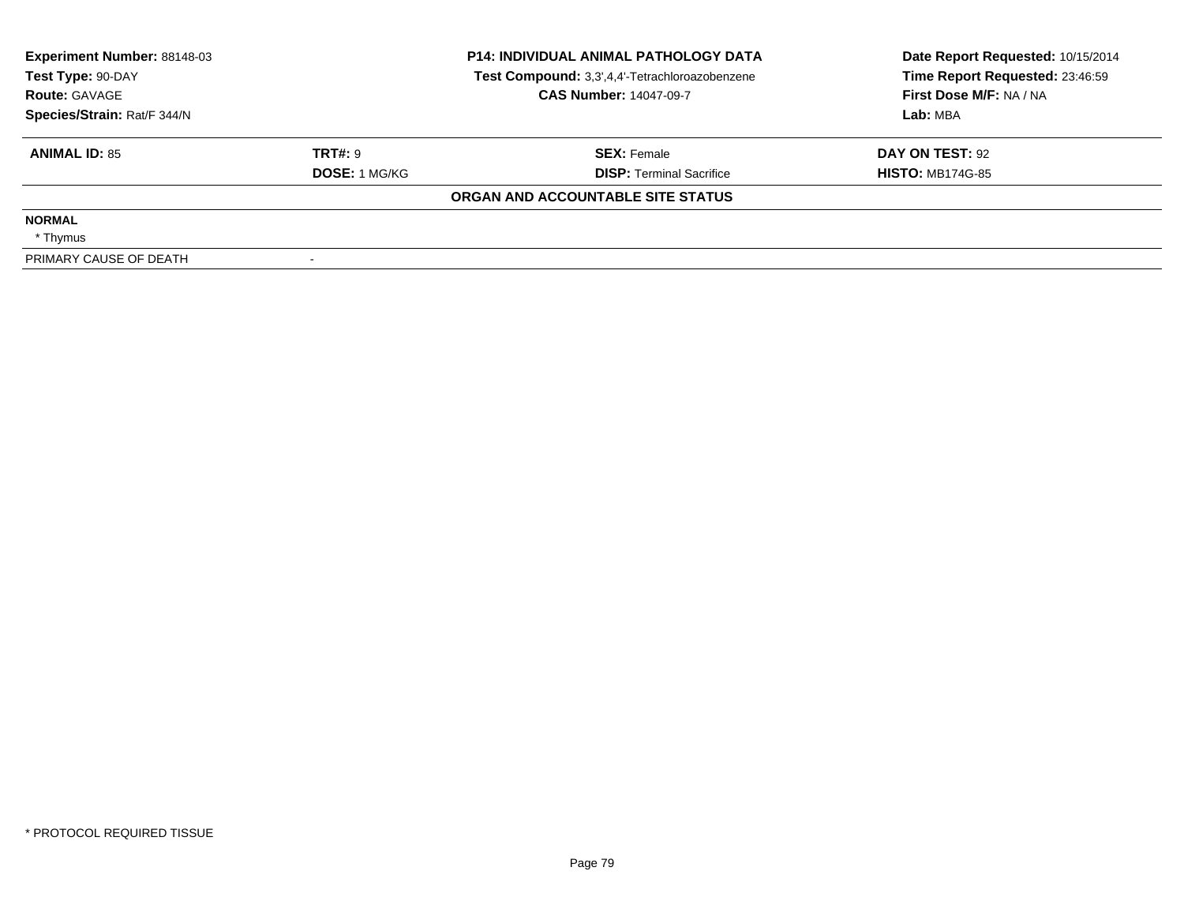**Experiment Number:** 88148-03
**Test Type:** 90-DAY
**Route:** GAVAGE
**Species/Strain:** Rat/F 344/N

**P14: INDIVIDUAL ANIMAL PATHOLOGY DATA**
**Test Compound:** 3,3',4,4'-Tetrachloroazobenzene
**CAS Number:** 14047-09-7

**Date Report Requested:** 10/15/2014
**Time Report Requested:** 23:46:59
**First Dose M/F:** NA / NA
**Lab:** MBA

| **ANIMAL ID:** 85 | **TRT#:** 9 | **SEX:** Female | **DAY ON TEST:** 92 |
|---|---|---|---|
| | **DOSE:** 1 MG/KG | **DISP:** Terminal Sacrifice | **HISTO:** MB174G-85 |

**ORGAN AND ACCOUNTABLE SITE STATUS**

| | |
|---|---|
| **NORMAL** | |
| * Thymus | |
| PRIMARY CAUSE OF DEATH | - |

* PROTOCOL REQUIRED TISSUE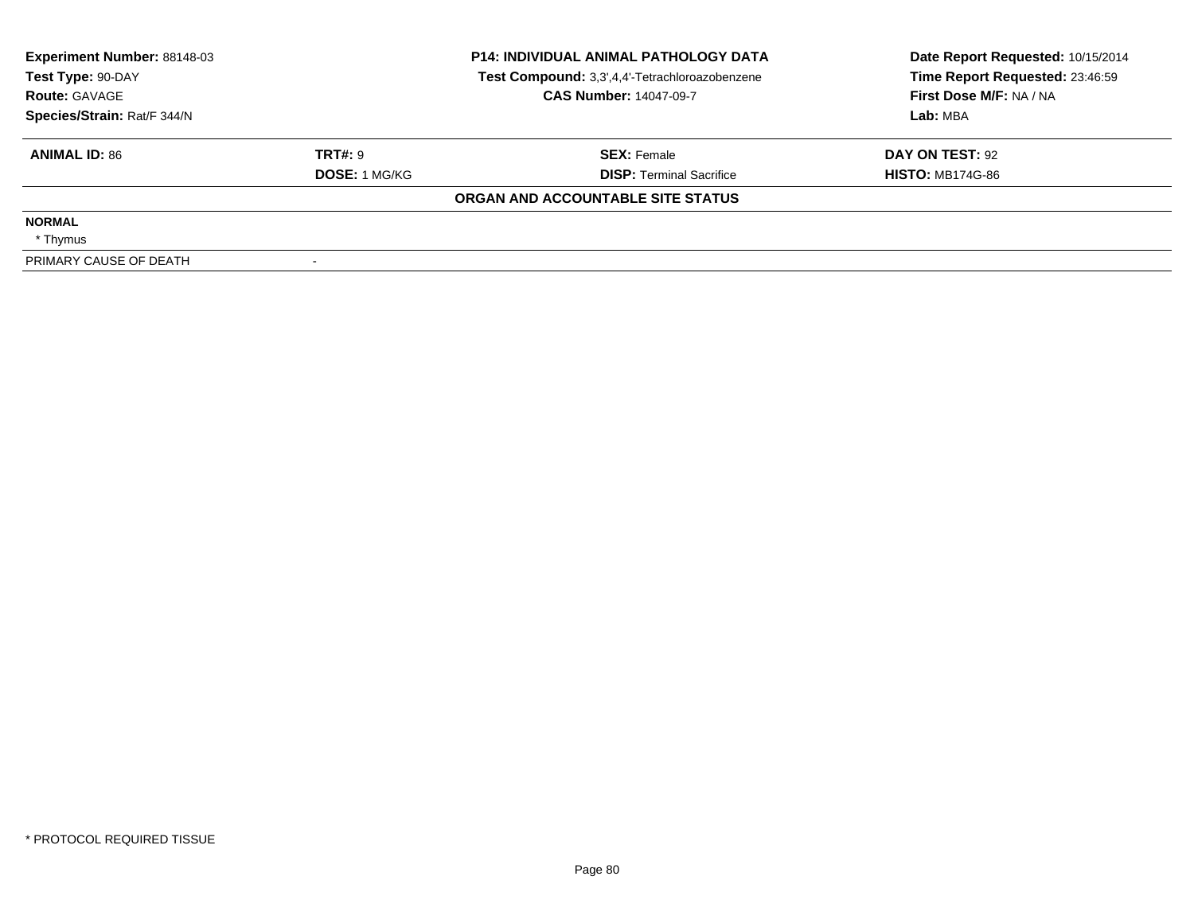| **Experiment Number:** 88148-03 | **P14: INDIVIDUAL ANIMAL PATHOLOGY DATA** | **Date Report Requested:** 10/15/2014 |
|---|---|---|
| **Test Type:** 90-DAY | **Test Compound:** 3,3',4,4'-Tetrachloroazobenzene | **Time Report Requested:** 23:46:59 |
| **Route:** GAVAGE | **CAS Number:** 14047-09-7 | **First Dose M/F:** NA / NA |
| **Species/Strain:** Rat/F 344/N | | **Lab:** MBA |

| **ANIMAL ID:** 86 | **TRT#:** 9 | **SEX:** Female | **DAY ON TEST:** 92 |
|---|---|---|---|
| | **DOSE:** 1 MG/KG | **DISP:** Terminal Sacrifice | **HISTO:** MB174G-86 |

**ORGAN AND ACCOUNTABLE SITE STATUS**

**NORMAL**

* Thymus

| PRIMARY CAUSE OF DEATH | - |
|---|---|

* PROTOCOL REQUIRED TISSUE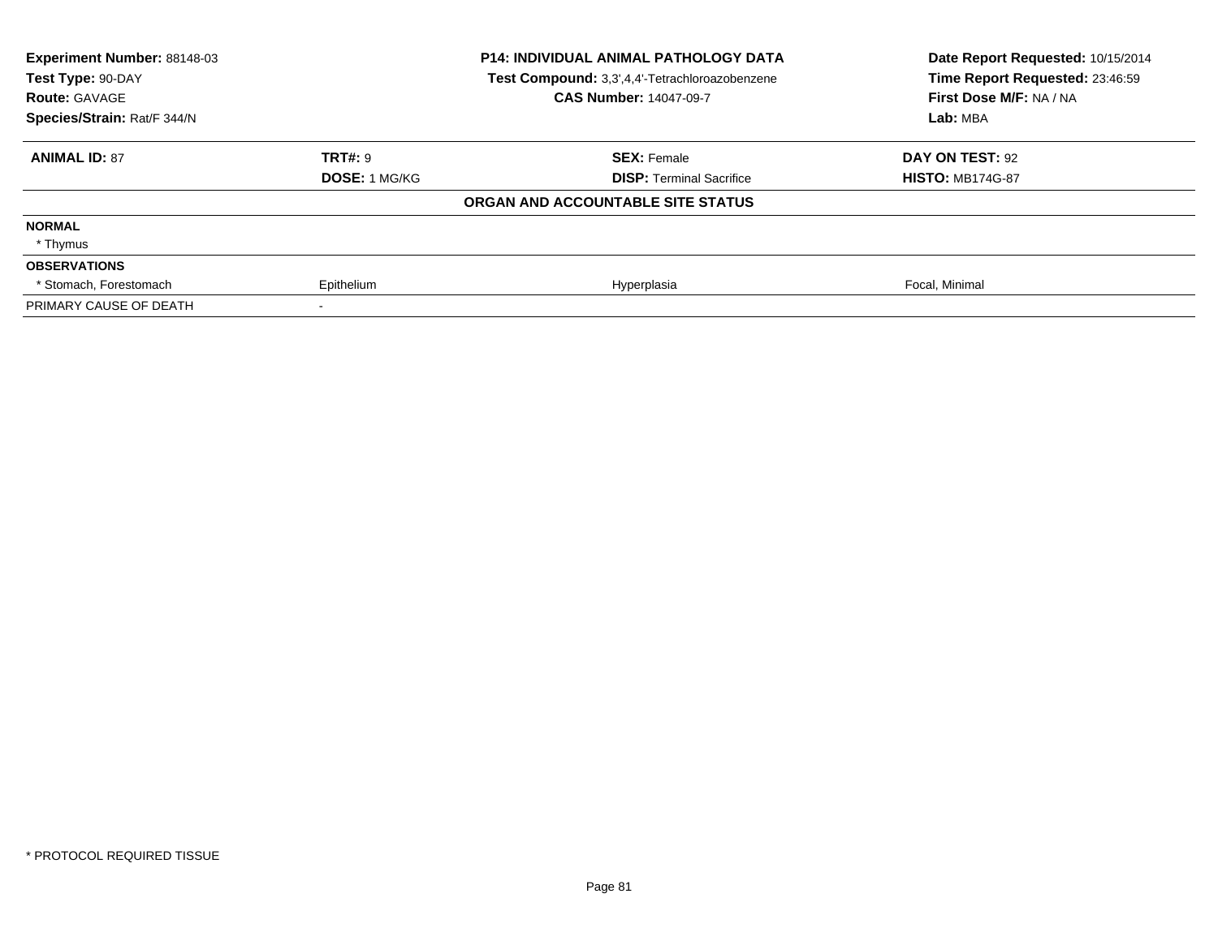| Experiment Number: 88148-03 | P14: INDIVIDUAL ANIMAL PATHOLOGY DATA | Date Report Requested: 10/15/2014 |
|---|---|---|
| Test Type: 90-DAY | Test Compound: 3,3',4,4'-Tetrachloroazobenzene | Time Report Requested: 23:46:59 |
| Route: GAVAGE | CAS Number: 14047-09-7 | First Dose M/F: NA / NA |
| Species/Strain: Rat/F 344/N | | Lab: MBA |

| ANIMAL ID: 87 | TRT#: 9 | SEX: Female | DAY ON TEST: 92 |
|---|---|---|---|
| | DOSE: 1 MG/KG | DISP: Terminal Sacrifice | HISTO: MB174G-87 |

**ORGAN AND ACCOUNTABLE SITE STATUS**

| | | | |
|---|---|---|---|
| **NORMAL** | | | |
| * Thymus | | | |
| **OBSERVATIONS** | | | |
| * Stomach, Forestomach | Epithelium | Hyperplasia | Focal, Minimal |
| PRIMARY CAUSE OF DEATH | - | | |

* PROTOCOL REQUIRED TISSUE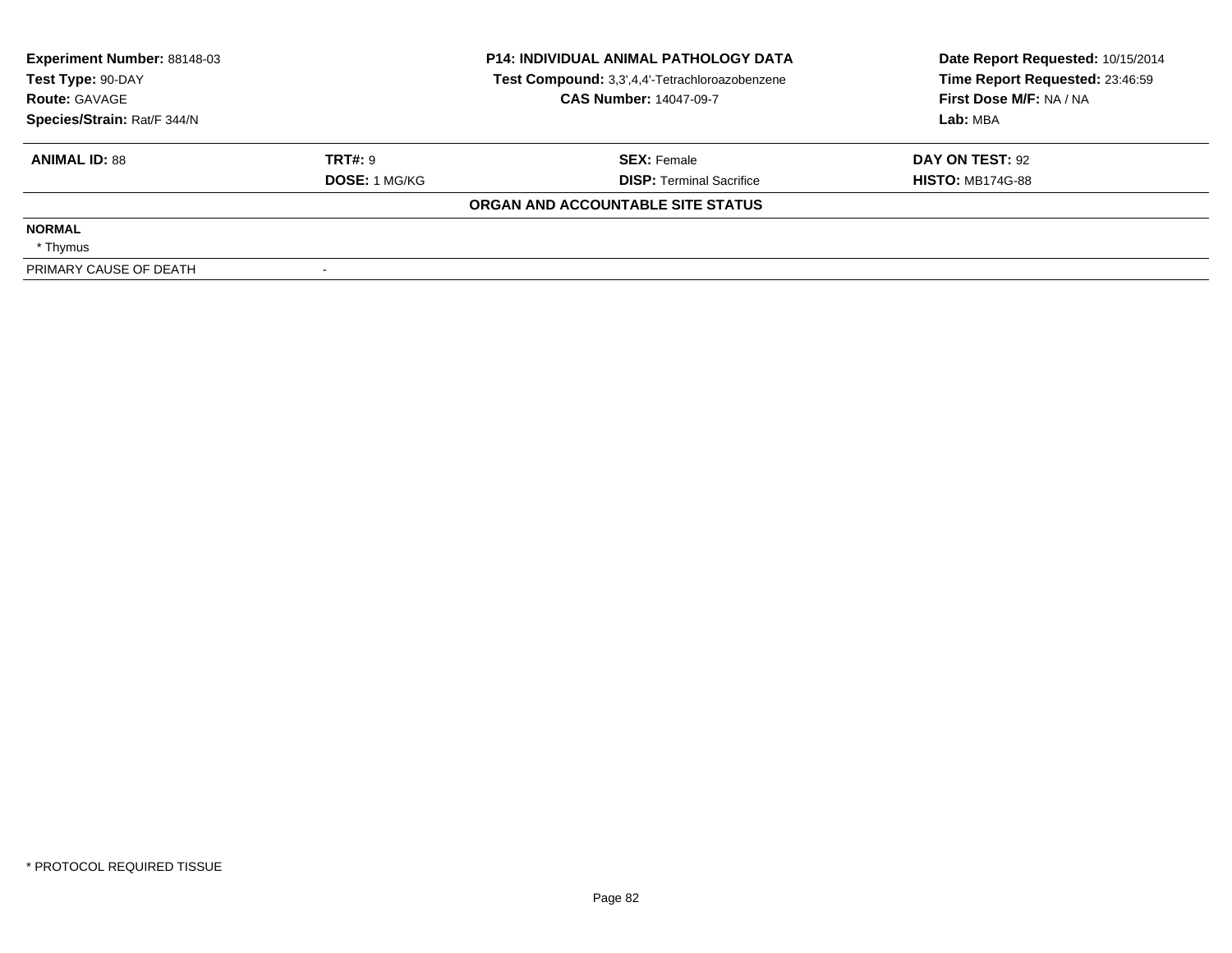**Experiment Number:** 88148-03
**Test Type:** 90-DAY
**Route:** GAVAGE
**Species/Strain:** Rat/F 344/N

**P14: INDIVIDUAL ANIMAL PATHOLOGY DATA**
**Test Compound:** 3,3',4,4'-Tetrachloroazobenzene
**CAS Number:** 14047-09-7

**Date Report Requested:** 10/15/2014
**Time Report Requested:** 23:46:59
**First Dose M/F:** NA / NA
**Lab:** MBA

| **ANIMAL ID:** 88 | **TRT#:** 9 | **SEX:** Female | **DAY ON TEST:** 92 |
|---|---|---|---|
| | **DOSE:** 1 MG/KG | **DISP:** Terminal Sacrifice | **HISTO:** MB174G-88 |

**ORGAN AND ACCOUNTABLE SITE STATUS**

**NORMAL**
* Thymus

PRIMARY CAUSE OF DEATH -

* PROTOCOL REQUIRED TISSUE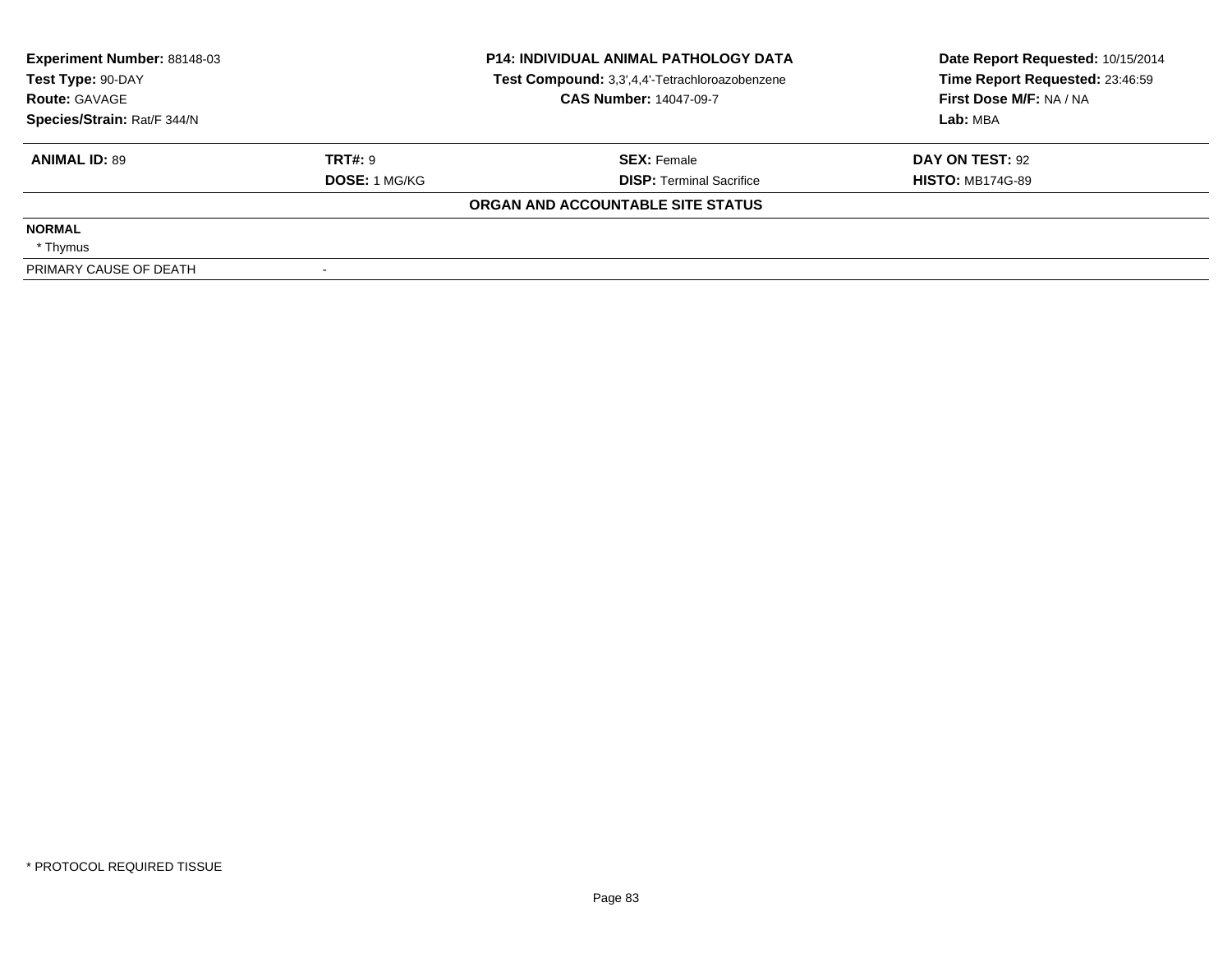| **Experiment Number:** 88148-03 | **P14: INDIVIDUAL ANIMAL PATHOLOGY DATA** | **Date Report Requested:** 10/15/2014 |
|---|---|---|
| **Test Type:** 90-DAY | **Test Compound:** 3,3',4,4'-Tetrachloroazobenzene | **Time Report Requested:** 23:46:59 |
| **Route:** GAVAGE | **CAS Number:** 14047-09-7 | **First Dose M/F:** NA / NA |
| **Species/Strain:** Rat/F 344/N | | **Lab:** MBA |

| **ANIMAL ID:** 89 | **TRT#:** 9 | **SEX:** Female | **DAY ON TEST:** 92 |
|---|---|---|---|
| | **DOSE:** 1 MG/KG | **DISP:** Terminal Sacrifice | **HISTO:** MB174G-89 |

**ORGAN AND ACCOUNTABLE SITE STATUS**

**NORMAL**

* Thymus

| PRIMARY CAUSE OF DEATH | - |
|---|---|

* PROTOCOL REQUIRED TISSUE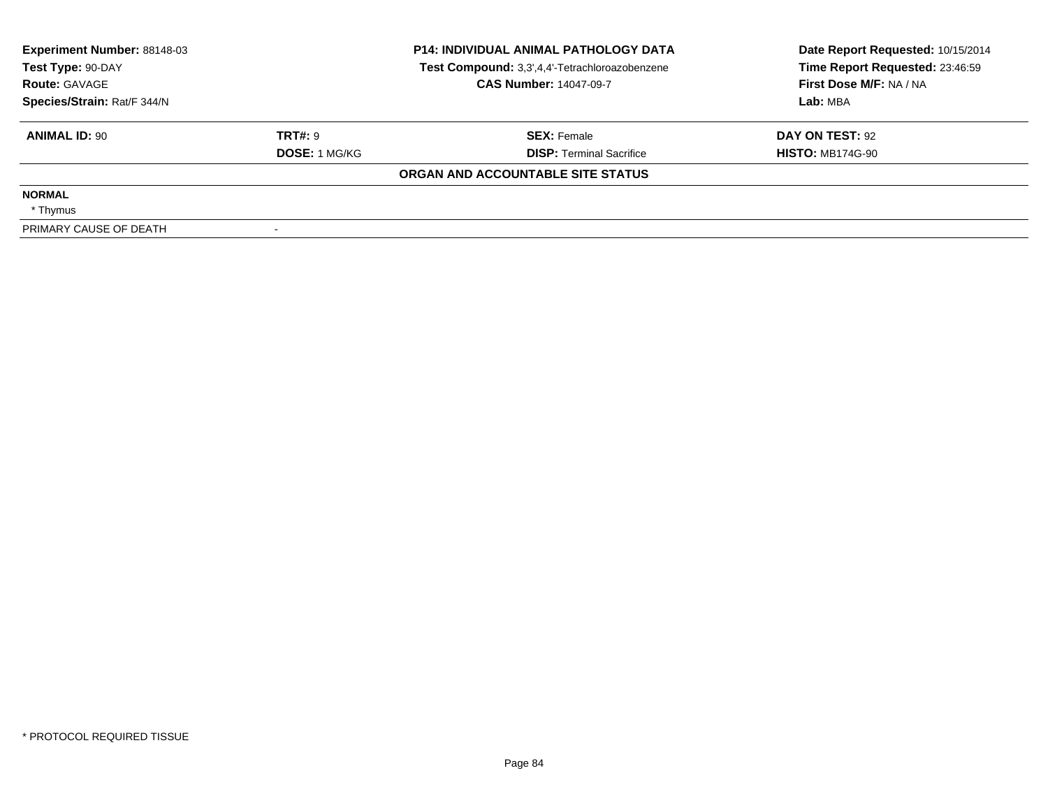| **Experiment Number:** 88148-03 | **P14: INDIVIDUAL ANIMAL PATHOLOGY DATA** | **Date Report Requested:** 10/15/2014 |
|---|---|---|
| **Test Type:** 90-DAY | **Test Compound:** 3,3',4,4'-Tetrachloroazobenzene | **Time Report Requested:** 23:46:59 |
| **Route:** GAVAGE | **CAS Number:** 14047-09-7 | **First Dose M/F:** NA / NA |
| **Species/Strain:** Rat/F 344/N | | **Lab:** MBA |

| **ANIMAL ID:** 90 | **TRT#:** 9 | **SEX:** Female | **DAY ON TEST:** 92 |
|---|---|---|---|
| | **DOSE:** 1 MG/KG | **DISP:** Terminal Sacrifice | **HISTO:** MB174G-90 |

**ORGAN AND ACCOUNTABLE SITE STATUS**

**NORMAL**

* Thymus

| PRIMARY CAUSE OF DEATH | - |
|---|---|

* PROTOCOL REQUIRED TISSUE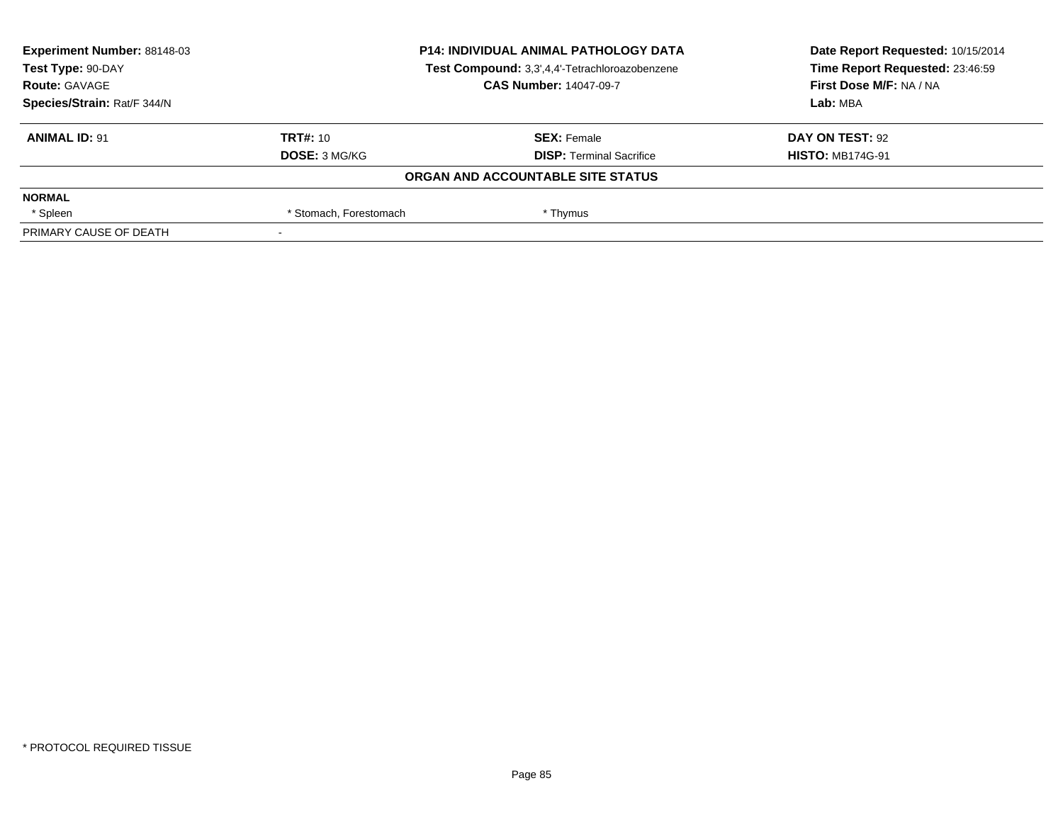**Experiment Number:** 88148-03
**Test Type:** 90-DAY
**Route:** GAVAGE
**Species/Strain:** Rat/F 344/N

**P14: INDIVIDUAL ANIMAL PATHOLOGY DATA**
**Test Compound:** 3,3',4,4'-Tetrachloroazobenzene
**CAS Number:** 14047-09-7

**Date Report Requested:** 10/15/2014
**Time Report Requested:** 23:46:59
**First Dose M/F:** NA / NA
**Lab:** MBA

| **ANIMAL ID:** 91 | **TRT#:** 10 | **SEX:** Female | **DAY ON TEST:** 92 |
|---|---|---|---|
| | **DOSE:** 3 MG/KG | **DISP:** Terminal Sacrifice | **HISTO:** MB174G-91 |

**ORGAN AND ACCOUNTABLE SITE STATUS**

| **NORMAL** | | | |
|---|---|---|---|
| * Spleen | * Stomach, Forestomach | * Thymus | |
| PRIMARY CAUSE OF DEATH | - | | |

* PROTOCOL REQUIRED TISSUE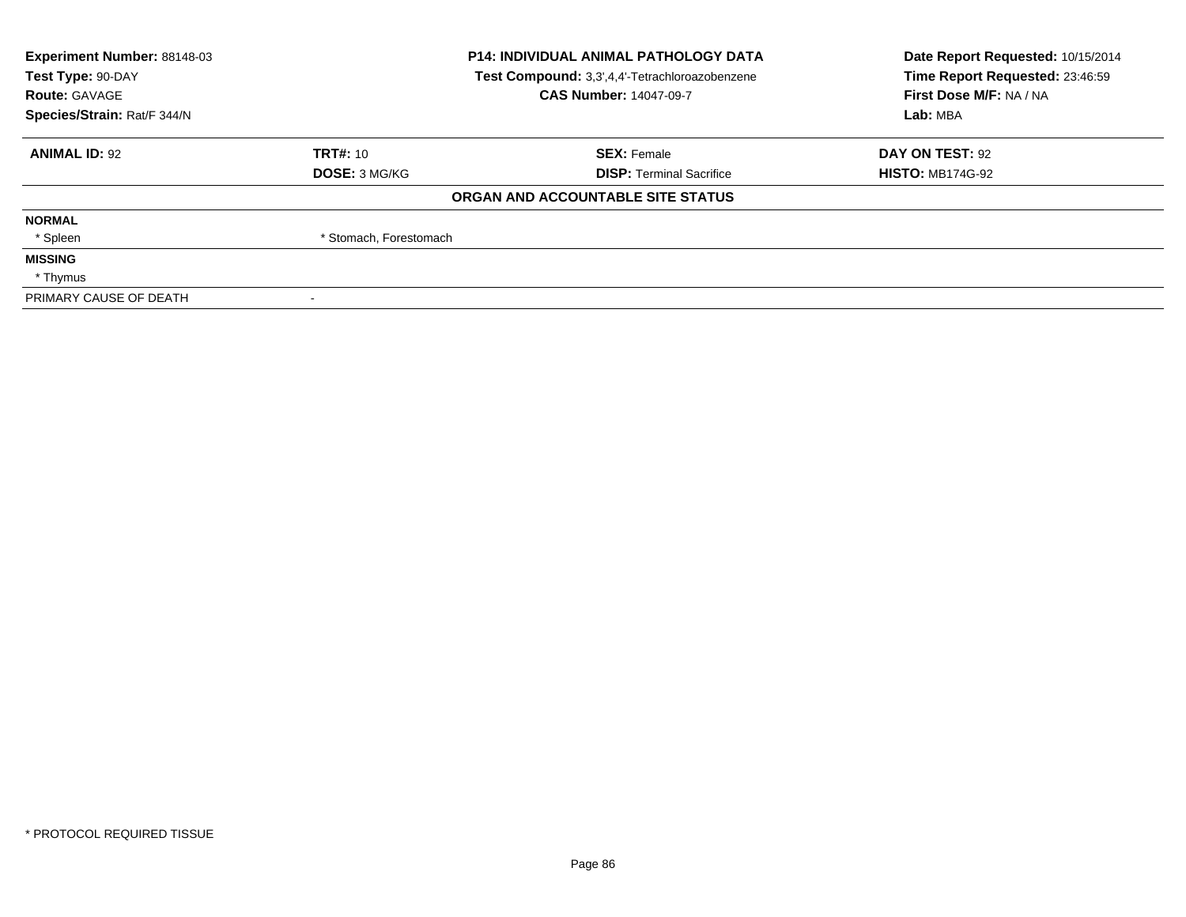| **Experiment Number:** 88148-03 | **P14: INDIVIDUAL ANIMAL PATHOLOGY DATA** | **Date Report Requested:** 10/15/2014 |
|---|---|---|
| **Test Type:** 90-DAY | **Test Compound:** 3,3',4,4'-Tetrachloroazobenzene | **Time Report Requested:** 23:46:59 |
| **Route:** GAVAGE | **CAS Number:** 14047-09-7 | **First Dose M/F:** NA / NA |
| **Species/Strain:** Rat/F 344/N | | **Lab:** MBA |

| **ANIMAL ID:** 92 | **TRT#:** 10 | **SEX:** Female | **DAY ON TEST:** 92 |
|---|---|---|---|
| | **DOSE:** 3 MG/KG | **DISP:** Terminal Sacrifice | **HISTO:** MB174G-92 |

**ORGAN AND ACCOUNTABLE SITE STATUS**

**NORMAL**

* Spleen
* Stomach, Forestomach

**MISSING**

* Thymus

PRIMARY CAUSE OF DEATH -

\* PROTOCOL REQUIRED TISSUE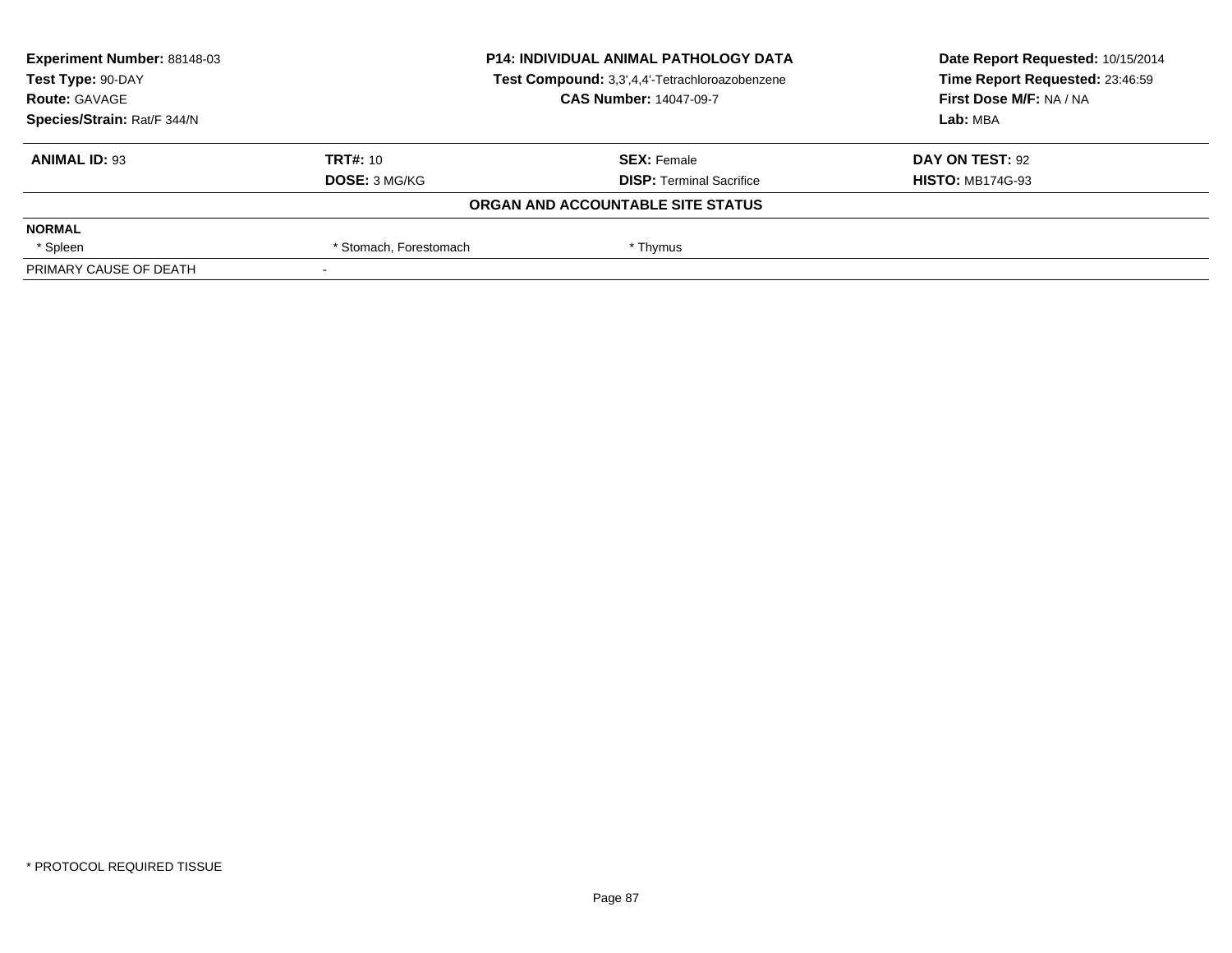| Experiment Number: 88148-03 | P14: INDIVIDUAL ANIMAL PATHOLOGY DATA | Date Report Requested: 10/15/2014 |
|---|---|---|
| Test Type: 90-DAY | Test Compound: 3,3',4,4'-Tetrachloroazobenzene | Time Report Requested: 23:46:59 |
| Route: GAVAGE | CAS Number: 14047-09-7 | First Dose M/F: NA / NA |
| Species/Strain: Rat/F 344/N | | Lab: MBA |

| ANIMAL ID: 93 | TRT#: 10 | SEX: Female | DAY ON TEST: 92 |
|---|---|---|---|
| | DOSE: 3 MG/KG | DISP: Terminal Sacrifice | HISTO: MB174G-93 |

**ORGAN AND ACCOUNTABLE SITE STATUS**

| NORMAL | | | |
|---|---|---|---|
| * Spleen | * Stomach, Forestomach | * Thymus | |
| PRIMARY CAUSE OF DEATH | - | | |

* PROTOCOL REQUIRED TISSUE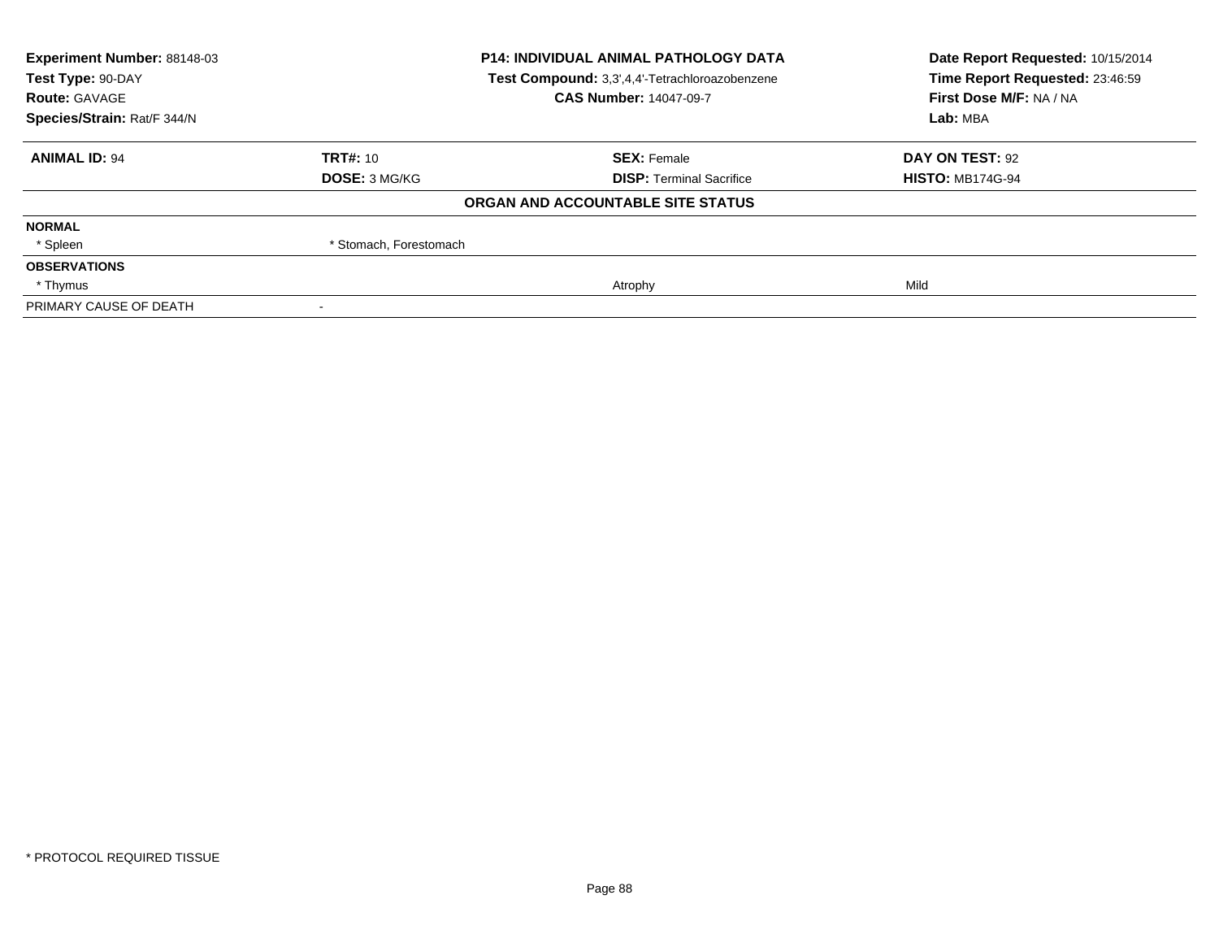| Experiment Number: 88148-03 | P14: INDIVIDUAL ANIMAL PATHOLOGY DATA | Date Report Requested: 10/15/2014 |
|---|---|---|
| Test Type: 90-DAY | Test Compound: 3,3',4,4'-Tetrachloroazobenzene | Time Report Requested: 23:46:59 |
| Route: GAVAGE | CAS Number: 14047-09-7 | First Dose M/F: NA / NA |
| Species/Strain: Rat/F 344/N | | Lab: MBA |

| ANIMAL ID: 94 | TRT#: 10 | SEX: Female | DAY ON TEST: 92 |
|---|---|---|---|
| | DOSE: 3 MG/KG | DISP: Terminal Sacrifice | HISTO: MB174G-94 |

**ORGAN AND ACCOUNTABLE SITE STATUS**

| | | | |
|---|---|---|---|
| **NORMAL** | | | |
| * Spleen | * Stomach, Forestomach | | |
| **OBSERVATIONS** | | | |
| * Thymus | | Atrophy | Mild |
| PRIMARY CAUSE OF DEATH | - | | |

* PROTOCOL REQUIRED TISSUE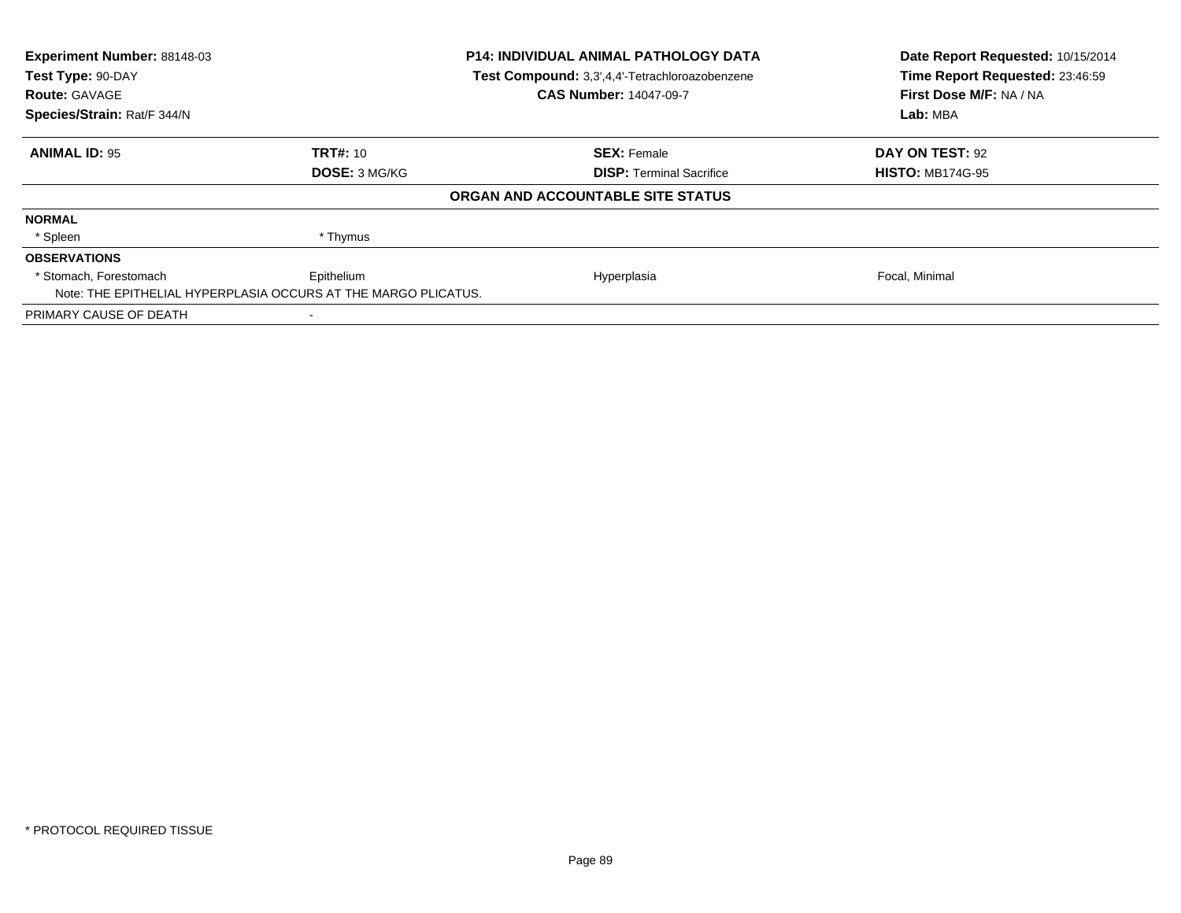| Experiment Number: 88148-03 | P14: INDIVIDUAL ANIMAL PATHOLOGY DATA | Date Report Requested: 10/15/2014 |
|---|---|---|
| Test Type: 90-DAY | Test Compound: 3,3',4,4'-Tetrachloroazobenzene | Time Report Requested: 23:46:59 |
| Route: GAVAGE | CAS Number: 14047-09-7 | First Dose M/F: NA / NA |
| Species/Strain: Rat/F 344/N | | Lab: MBA |

| ANIMAL ID: 95 | TRT#: 10 | SEX: Female | DAY ON TEST: 92 |
|---|---|---|---|
| | DOSE: 3 MG/KG | DISP: Terminal Sacrifice | HISTO: MB174G-95 |

**ORGAN AND ACCOUNTABLE SITE STATUS**

| | | | |
|---|---|---|---|
| **NORMAL** | | | |
| * Spleen | * Thymus | | |
| **OBSERVATIONS** | | | |
| * Stomach, Forestomach | Epithelium | Hyperplasia | Focal, Minimal |
| Note: THE EPITHELIAL HYPERPLASIA OCCURS AT THE MARGO PLICATUS. | | | |
| PRIMARY CAUSE OF DEATH | - | | |

\* PROTOCOL REQUIRED TISSUE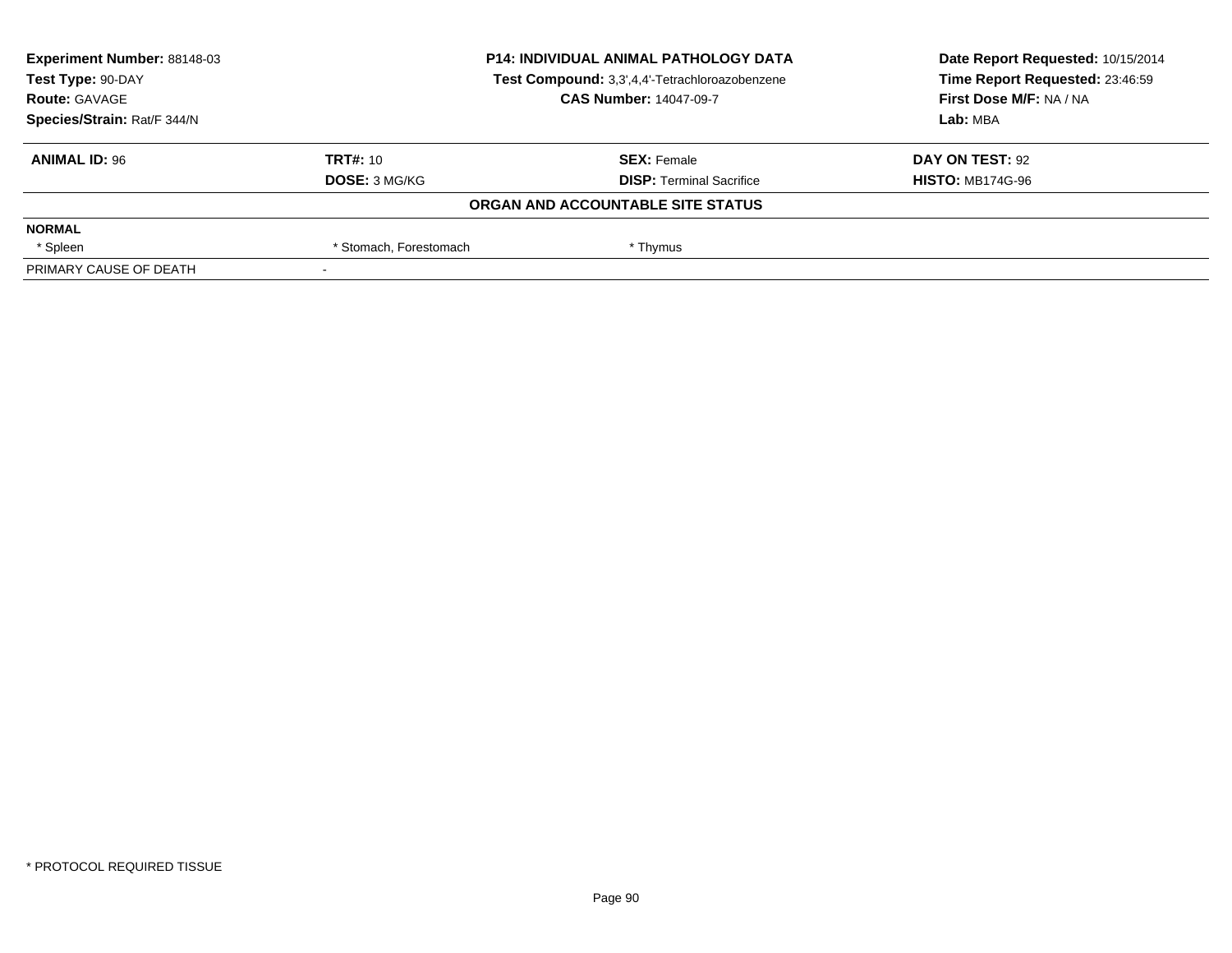**Experiment Number:** 88148-03
**Test Type:** 90-DAY
**Route:** GAVAGE
**Species/Strain:** Rat/F 344/N

**P14: INDIVIDUAL ANIMAL PATHOLOGY DATA**
**Test Compound:** 3,3',4,4'-Tetrachloroazobenzene
**CAS Number:** 14047-09-7

**Date Report Requested:** 10/15/2014
**Time Report Requested:** 23:46:59
**First Dose M/F:** NA / NA
**Lab:** MBA

| **ANIMAL ID:** 96 | **TRT#:** 10 | **SEX:** Female | **DAY ON TEST:** 92 |
|---|---|---|---|
| | **DOSE:** 3 MG/KG | **DISP:** Terminal Sacrifice | **HISTO:** MB174G-96 |

**ORGAN AND ACCOUNTABLE SITE STATUS**

| | | | |
|---|---|---|---|
| **NORMAL** | | | |
| * Spleen | * Stomach, Forestomach | * Thymus | |
| PRIMARY CAUSE OF DEATH | - | | |

* PROTOCOL REQUIRED TISSUE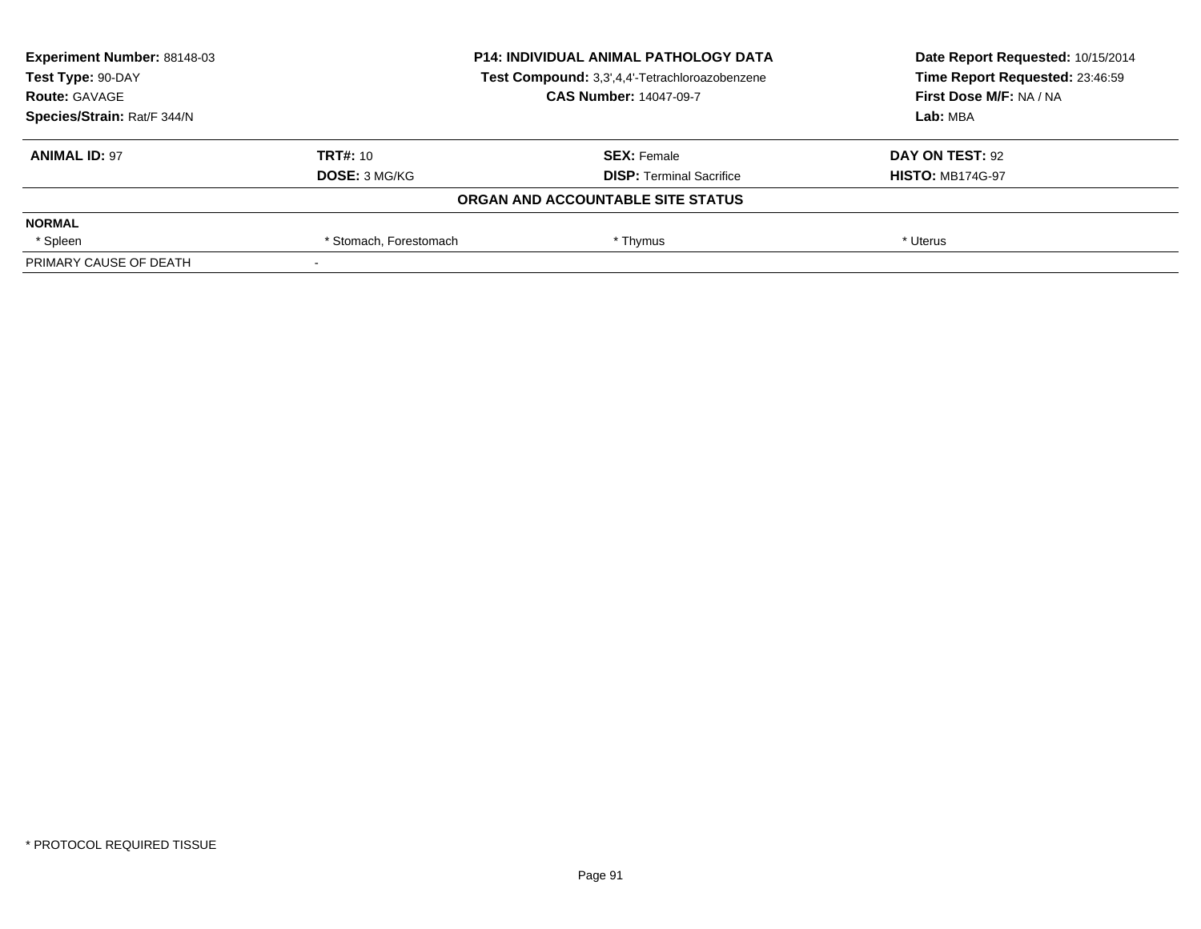| Experiment Number: 88148-03 | P14: INDIVIDUAL ANIMAL PATHOLOGY DATA | Date Report Requested: 10/15/2014 |
|---|---|---|
| Test Type: 90-DAY | Test Compound: 3,3',4,4'-Tetrachloroazobenzene | Time Report Requested: 23:46:59 |
| Route: GAVAGE | CAS Number: 14047-09-7 | First Dose M/F: NA / NA |
| Species/Strain: Rat/F 344/N | | Lab: MBA |

| ANIMAL ID: 97 | TRT#: 10 | SEX: Female | DAY ON TEST: 92 |
|---|---|---|---|
| | DOSE: 3 MG/KG | DISP: Terminal Sacrifice | HISTO: MB174G-97 |
| **ORGAN AND ACCOUNTABLE SITE STATUS** | | | |
| **NORMAL** | | | |
| * Spleen | * Stomach, Forestomach | * Thymus | * Uterus |
| PRIMARY CAUSE OF DEATH | - | | |

* PROTOCOL REQUIRED TISSUE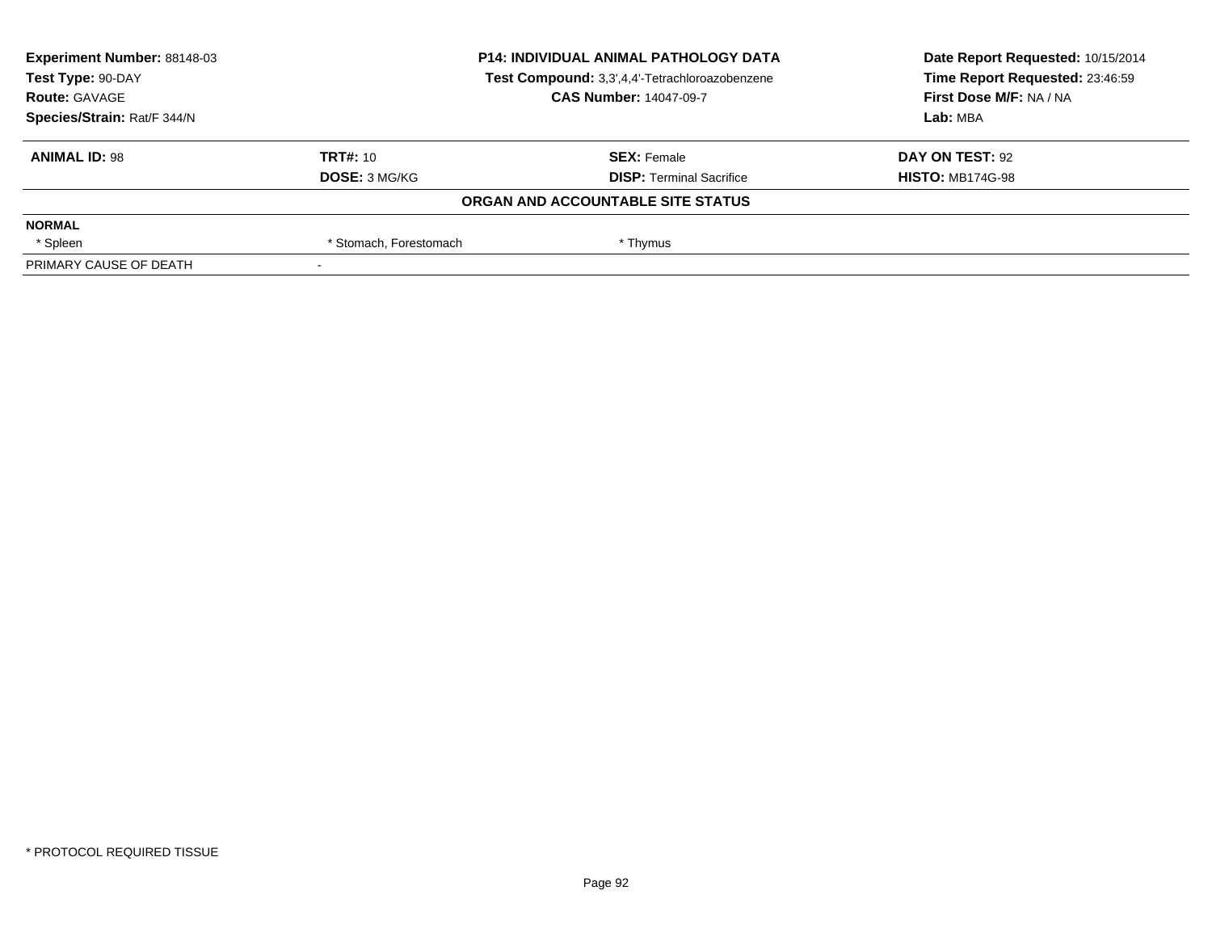**Experiment Number:** 88148-03
**Test Type:** 90-DAY
**Route:** GAVAGE
**Species/Strain:** Rat/F 344/N

**P14: INDIVIDUAL ANIMAL PATHOLOGY DATA**
**Test Compound:** 3,3',4,4'-Tetrachloroazobenzene
**CAS Number:** 14047-09-7

**Date Report Requested:** 10/15/2014
**Time Report Requested:** 23:46:59
**First Dose M/F:** NA / NA
**Lab:** MBA

| **ANIMAL ID:** 98 | **TRT#:** 10 | **SEX:** Female | **DAY ON TEST:** 92 |
|---|---|---|---|
| | **DOSE:** 3 MG/KG | **DISP:** Terminal Sacrifice | **HISTO:** MB174G-98 |

**ORGAN AND ACCOUNTABLE SITE STATUS**

| **NORMAL** | | |
|---|---|---|
| * Spleen | * Stomach, Forestomach | * Thymus |
| PRIMARY CAUSE OF DEATH | - | |

* PROTOCOL REQUIRED TISSUE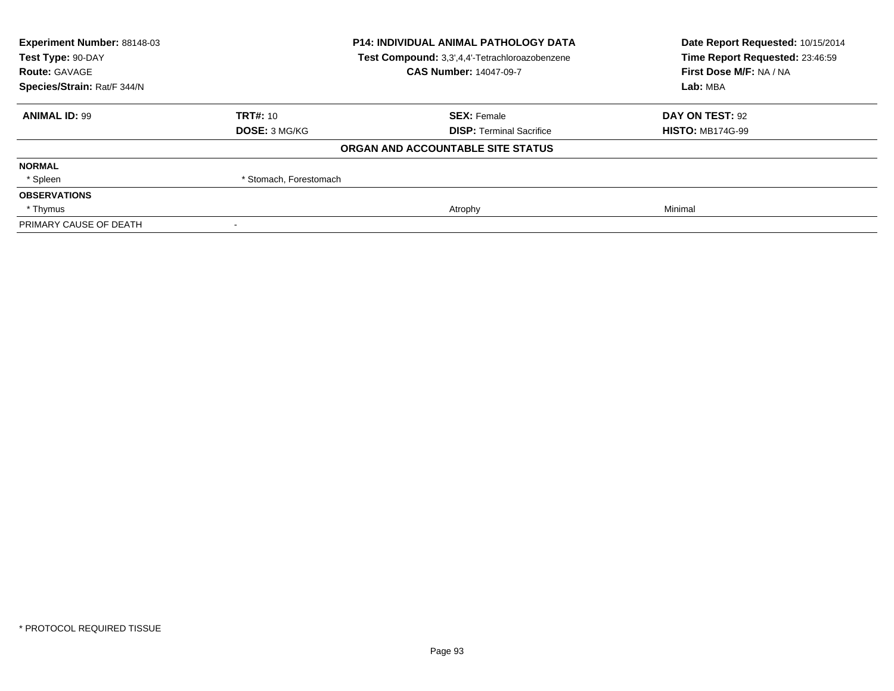| **Experiment Number:** 88148-03 | **P14: INDIVIDUAL ANIMAL PATHOLOGY DATA** | **Date Report Requested:** 10/15/2014 |
|---|---|---|
| **Test Type:** 90-DAY | **Test Compound:** 3,3',4,4'-Tetrachloroazobenzene | **Time Report Requested:** 23:46:59 |
| **Route:** GAVAGE | **CAS Number:** 14047-09-7 | **First Dose M/F:** NA / NA |
| **Species/Strain:** Rat/F 344/N | | **Lab:** MBA |

| **ANIMAL ID:** 99 | **TRT#:** 10 | **SEX:** Female | **DAY ON TEST:** 92 |
|---|---|---|---|
| | **DOSE:** 3 MG/KG | **DISP:** Terminal Sacrifice | **HISTO:** MB174G-99 |

**ORGAN AND ACCOUNTABLE SITE STATUS**

| | | | |
|---|---|---|---|
| **NORMAL** | | | |
| * Spleen | * Stomach, Forestomach | | |
| **OBSERVATIONS** | | | |
| * Thymus | | Atrophy | Minimal |
| PRIMARY CAUSE OF DEATH | - | | |

* PROTOCOL REQUIRED TISSUE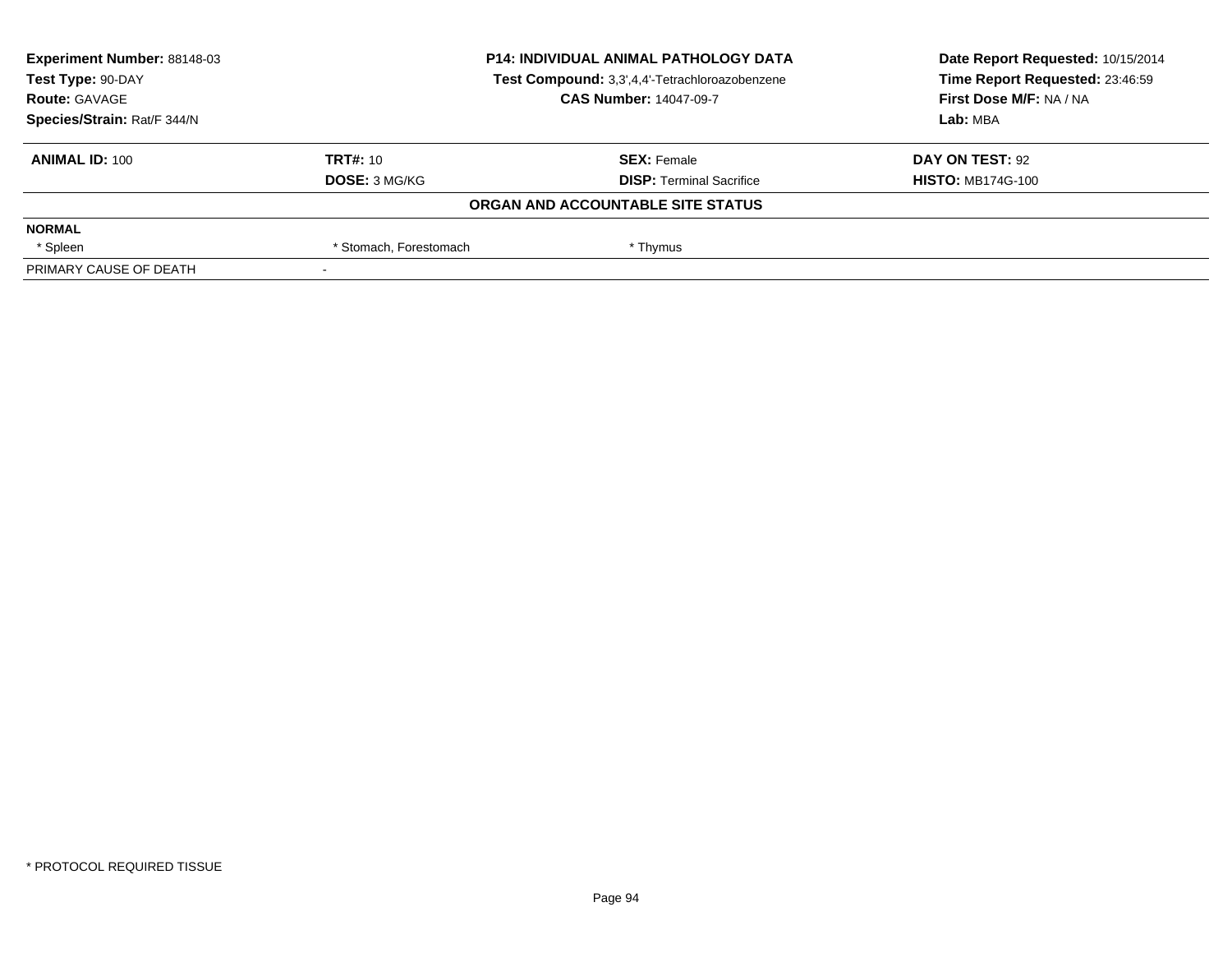| Experiment Number: 88148-03 | P14: INDIVIDUAL ANIMAL PATHOLOGY DATA | Date Report Requested: 10/15/2014 |
|---|---|---|
| Test Type: 90-DAY | Test Compound: 3,3',4,4'-Tetrachloroazobenzene | Time Report Requested: 23:46:59 |
| Route: GAVAGE | CAS Number: 14047-09-7 | First Dose M/F: NA / NA |
| Species/Strain: Rat/F 344/N | | Lab: MBA |

| ANIMAL ID: 100 | TRT#: 10 | SEX: Female | DAY ON TEST: 92 |
|---|---|---|---|
| | DOSE: 3 MG/KG | DISP: Terminal Sacrifice | HISTO: MB174G-100 |

**ORGAN AND ACCOUNTABLE SITE STATUS**

| NORMAL | | | |
|---|---|---|---|
| * Spleen | * Stomach, Forestomach | * Thymus | |
| PRIMARY CAUSE OF DEATH | - | | |

* PROTOCOL REQUIRED TISSUE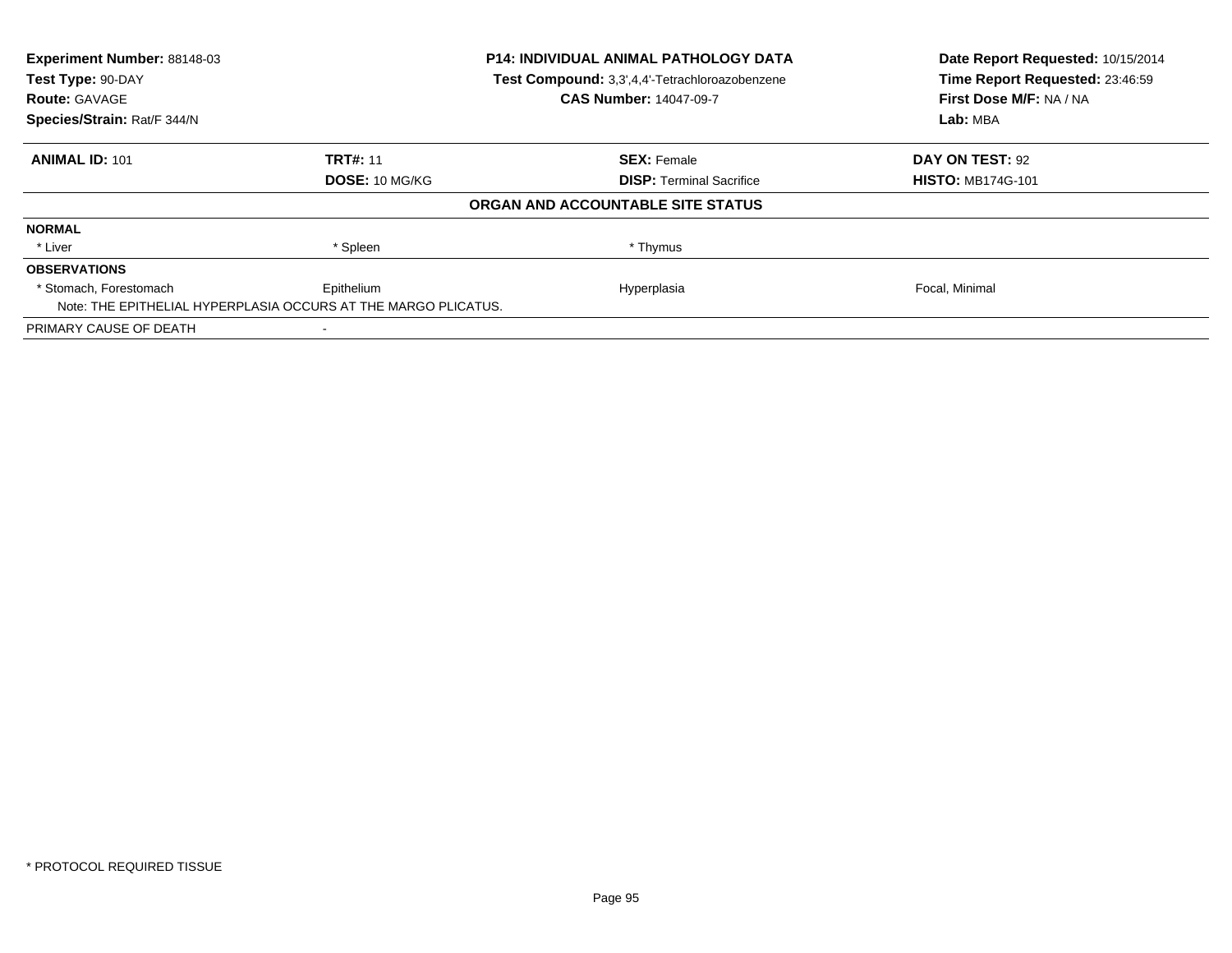**Experiment Number:** 88148-03
**Test Type:** 90-DAY
**Route:** GAVAGE
**Species/Strain:** Rat/F 344/N

**P14: INDIVIDUAL ANIMAL PATHOLOGY DATA**
**Test Compound:** 3,3',4,4'-Tetrachloroazobenzene
**CAS Number:** 14047-09-7

**Date Report Requested:** 10/15/2014
**Time Report Requested:** 23:46:59
**First Dose M/F:** NA / NA
**Lab:** MBA

| **ANIMAL ID:** 101 | **TRT#:** 11 | **SEX:** Female | **DAY ON TEST:** 92 |
|---|---|---|---|
| | **DOSE:** 10 MG/KG | **DISP:** Terminal Sacrifice | **HISTO:** MB174G-101 |

**ORGAN AND ACCOUNTABLE SITE STATUS**

| | | | |
|---|---|---|---|
| **NORMAL** | | | |
| * Liver | * Spleen | * Thymus | |
| **OBSERVATIONS** | | | |
| * Stomach, Forestomach | Epithelium | Hyperplasia | Focal, Minimal |
| Note: THE EPITHELIAL HYPERPLASIA OCCURS AT THE MARGO PLICATUS. | | | |
| PRIMARY CAUSE OF DEATH | - | | |

* PROTOCOL REQUIRED TISSUE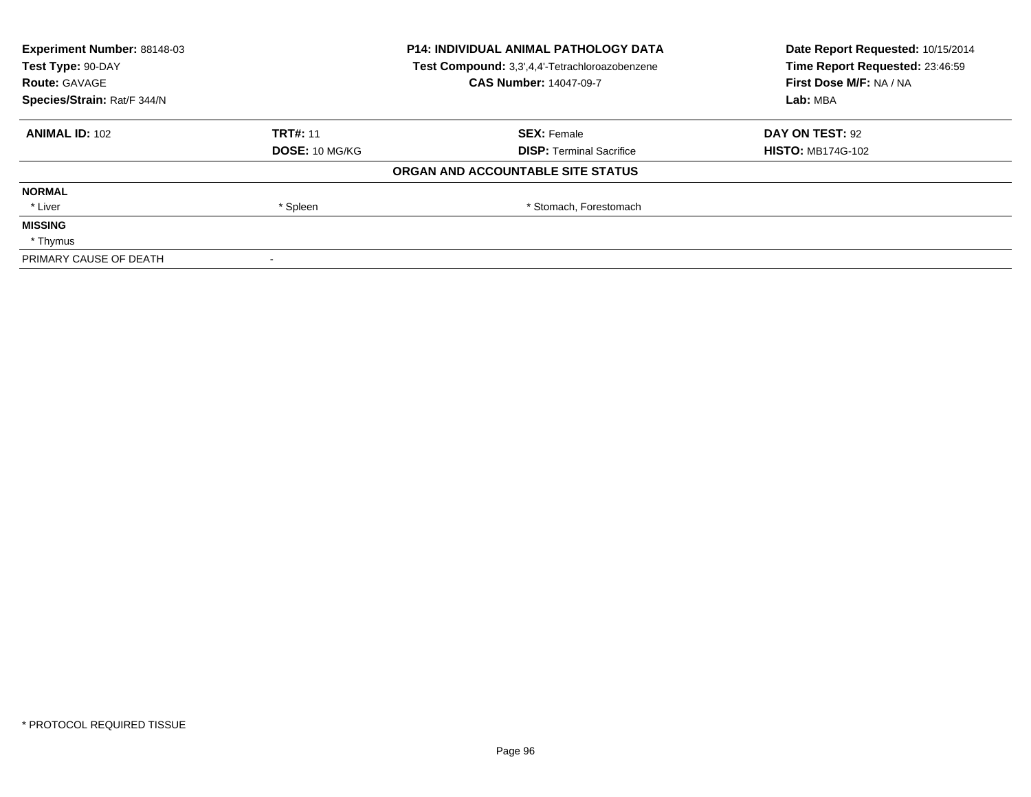| Experiment Number: 88148-03 | P14: INDIVIDUAL ANIMAL PATHOLOGY DATA | Date Report Requested: 10/15/2014 |
|---|---|---|
| Test Type: 90-DAY | Test Compound: 3,3',4,4'-Tetrachloroazobenzene | Time Report Requested: 23:46:59 |
| Route: GAVAGE | CAS Number: 14047-09-7 | First Dose M/F: NA / NA |
| Species/Strain: Rat/F 344/N | | Lab: MBA |

| ANIMAL ID: 102 | TRT#: 11 | SEX: Female | DAY ON TEST: 92 |
|---|---|---|---|
| | DOSE: 10 MG/KG | DISP: Terminal Sacrifice | HISTO: MB174G-102 |

**ORGAN AND ACCOUNTABLE SITE STATUS**

| | | |
|---|---|---|
| **NORMAL** | | |
| * Liver | * Spleen | * Stomach, Forestomach |
| **MISSING** | | |
| * Thymus | | |
| PRIMARY CAUSE OF DEATH | - | |

* PROTOCOL REQUIRED TISSUE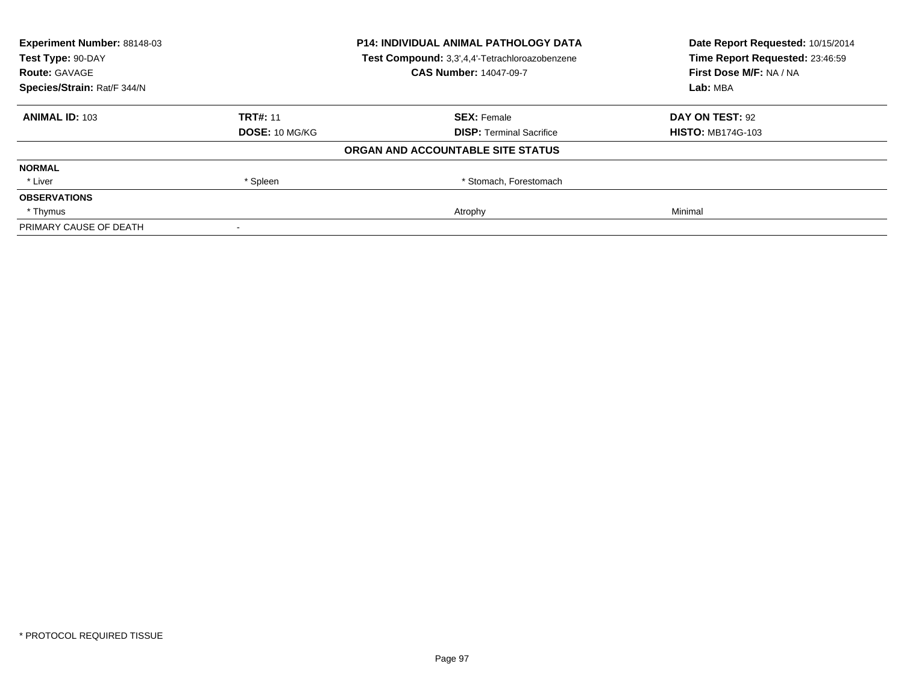| | | | |
|---|---|---|---|
| **Experiment Number:** 88148-03 | | **P14: INDIVIDUAL ANIMAL PATHOLOGY DATA** | **Date Report Requested:** 10/15/2014 |
| **Test Type:** 90-DAY | | **Test Compound:** 3,3',4,4'-Tetrachloroazobenzene | **Time Report Requested:** 23:46:59 |
| **Route:** GAVAGE | | **CAS Number:** 14047-09-7 | **First Dose M/F:** NA / NA |
| **Species/Strain:** Rat/F 344/N | | | **Lab:** MBA |

| | | | |
|---|---|---|---|
| **ANIMAL ID:** 103 | **TRT#:** 11 | **SEX:** Female | **DAY ON TEST:** 92 |
| | **DOSE:** 10 MG/KG | **DISP:** Terminal Sacrifice | **HISTO:** MB174G-103 |
| | | **ORGAN AND ACCOUNTABLE SITE STATUS** | |
| **NORMAL** | | | |
| * Liver | * Spleen | * Stomach, Forestomach | |
| **OBSERVATIONS** | | | |
| * Thymus | | Atrophy | Minimal |
| PRIMARY CAUSE OF DEATH | - | | |

\* PROTOCOL REQUIRED TISSUE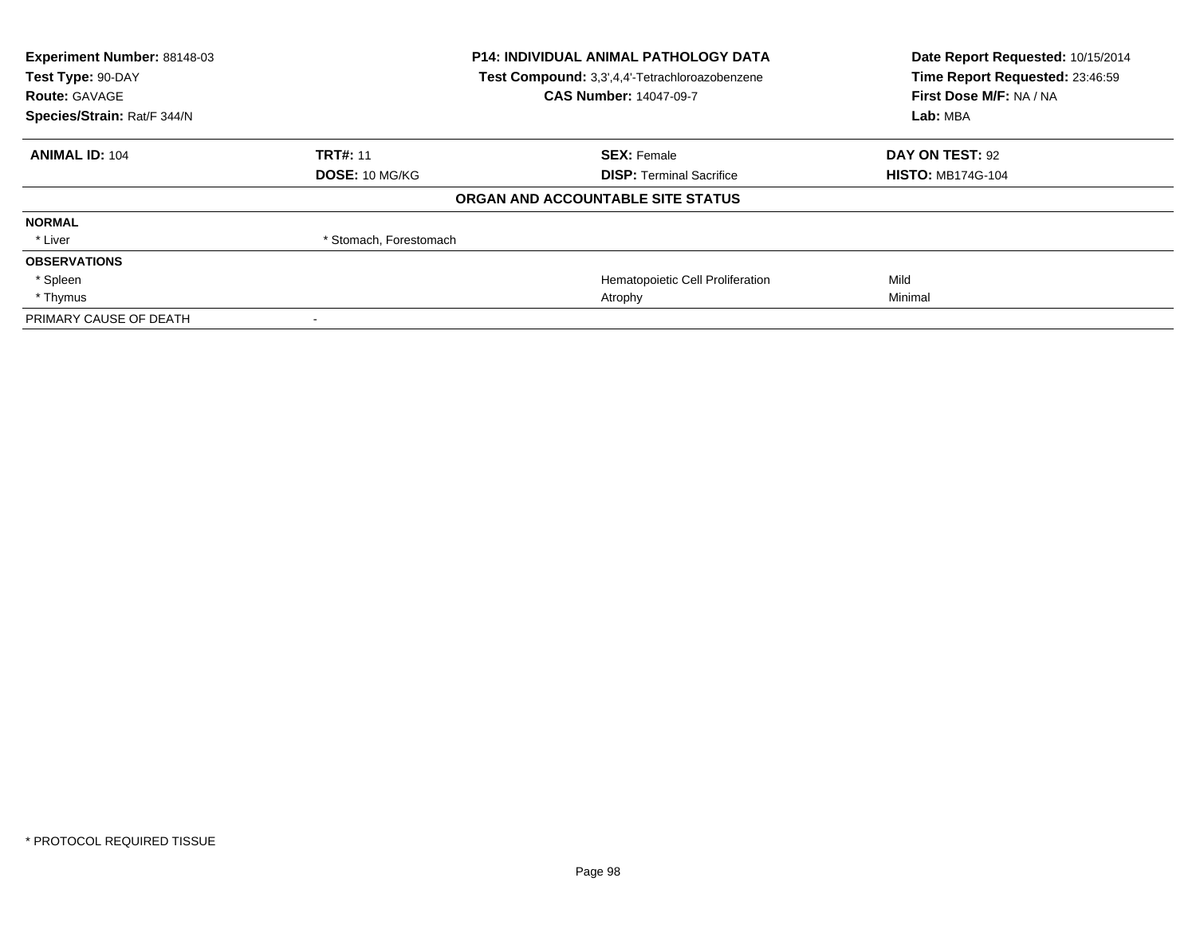**Experiment Number:** 88148-03
**Test Type:** 90-DAY
**Route:** GAVAGE
**Species/Strain:** Rat/F 344/N

**P14: INDIVIDUAL ANIMAL PATHOLOGY DATA**
**Test Compound:** 3,3',4,4'-Tetrachloroazobenzene
**CAS Number:** 14047-09-7

**Date Report Requested:** 10/15/2014
**Time Report Requested:** 23:46:59
**First Dose M/F:** NA / NA
**Lab:** MBA

| **ANIMAL ID:** 104 | **TRT#:** 11 | **SEX:** Female | **DAY ON TEST:** 92 |
|---|---|---|---|
| | **DOSE:** 10 MG/KG | **DISP:** Terminal Sacrifice | **HISTO:** MB174G-104 |

**ORGAN AND ACCOUNTABLE SITE STATUS**

| | | | |
|---|---|---|---|
| **NORMAL** | | | |
| * Liver | * Stomach, Forestomach | | |
| **OBSERVATIONS** | | | |
| * Spleen | | Hematopoietic Cell Proliferation | Mild |
| * Thymus | | Atrophy | Minimal |
| PRIMARY CAUSE OF DEATH | - | | |

* PROTOCOL REQUIRED TISSUE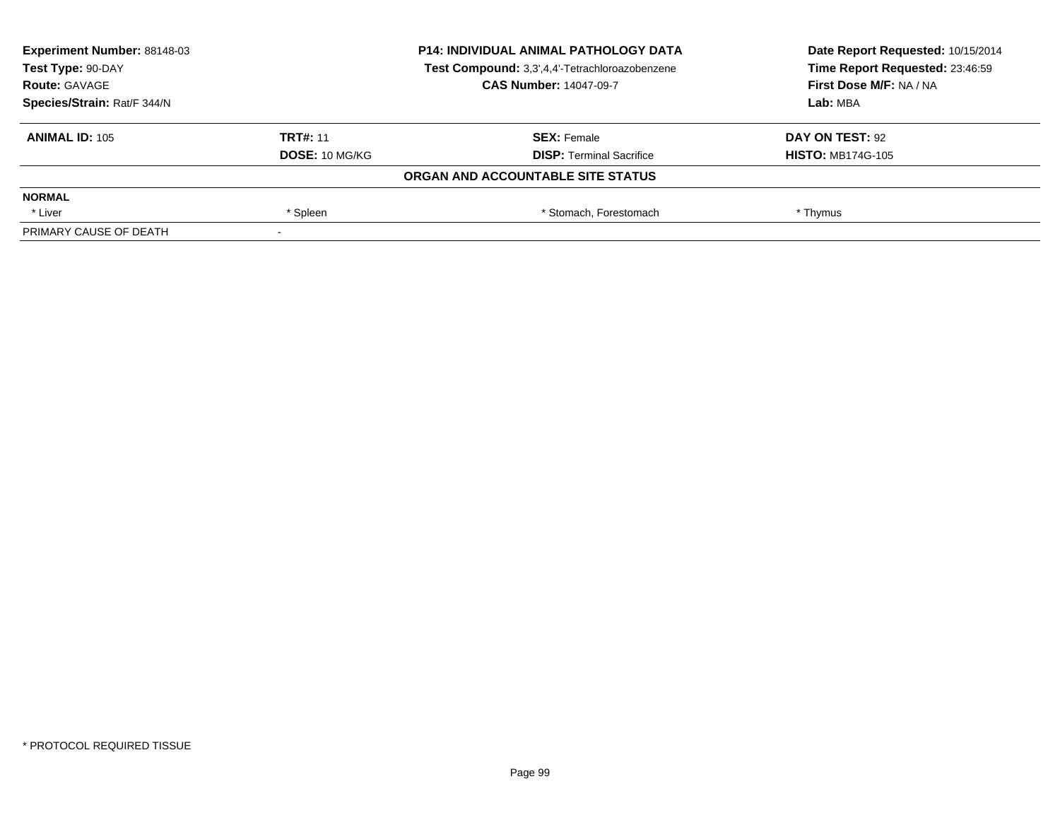**Experiment Number:** 88148-03
**Test Type:** 90-DAY
**Route:** GAVAGE
**Species/Strain:** Rat/F 344/N

**P14: INDIVIDUAL ANIMAL PATHOLOGY DATA**
**Test Compound:** 3,3',4,4'-Tetrachloroazobenzene
**CAS Number:** 14047-09-7

**Date Report Requested:** 10/15/2014
**Time Report Requested:** 23:46:59
**First Dose M/F:** NA / NA
**Lab:** MBA

| **ANIMAL ID:** 105 | **TRT#:** 11 | **SEX:** Female | **DAY ON TEST:** 92 |
|---|---|---|---|
| | **DOSE:** 10 MG/KG | **DISP:** Terminal Sacrifice | **HISTO:** MB174G-105 |

**ORGAN AND ACCOUNTABLE SITE STATUS**

| **NORMAL** | | | |
|---|---|---|---|
| * Liver | * Spleen | * Stomach, Forestomach | * Thymus |
| PRIMARY CAUSE OF DEATH | - | | |

* PROTOCOL REQUIRED TISSUE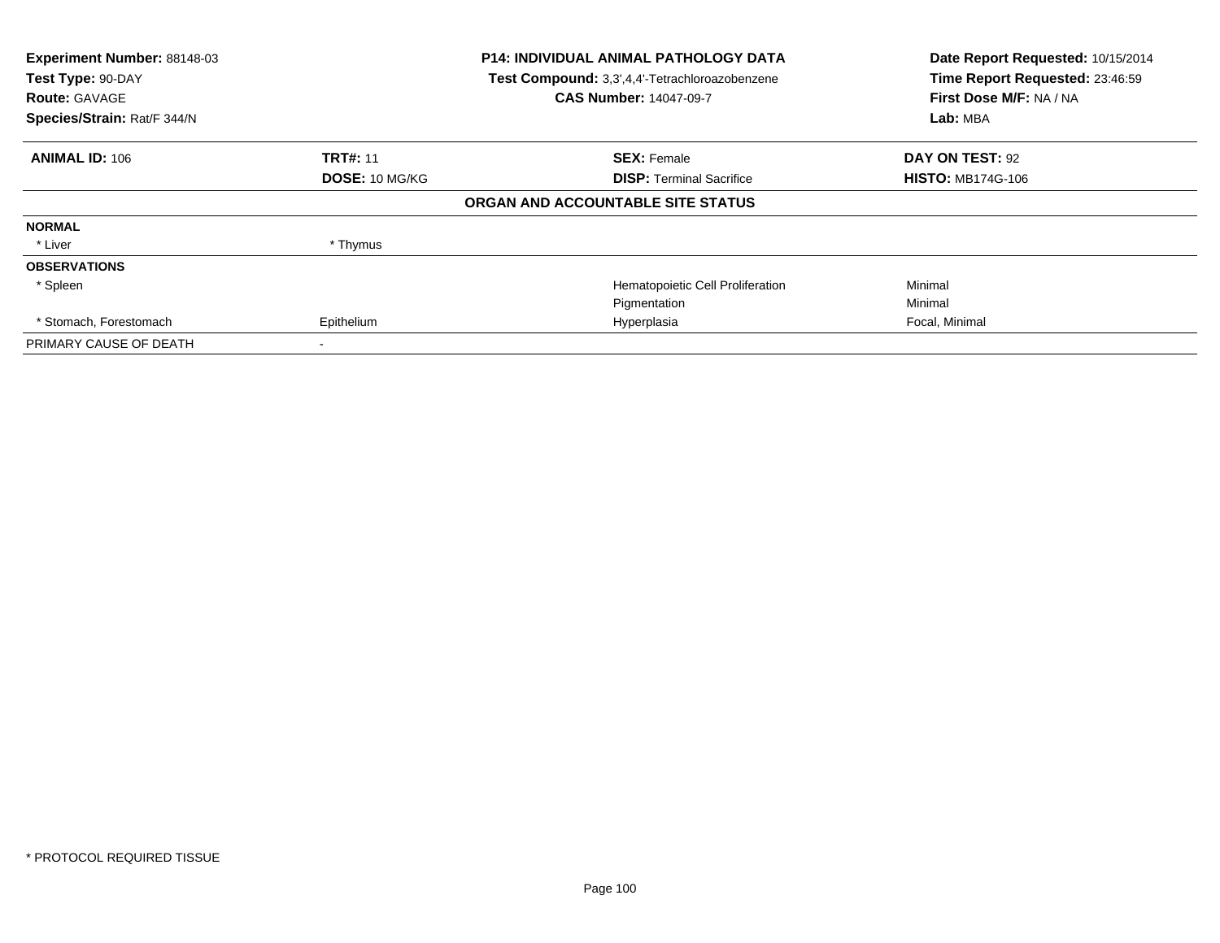**Experiment Number:** 88148-03
**Test Type:** 90-DAY
**Route:** GAVAGE
**Species/Strain:** Rat/F 344/N

**P14: INDIVIDUAL ANIMAL PATHOLOGY DATA**
**Test Compound:** 3,3',4,4'-Tetrachloroazobenzene
**CAS Number:** 14047-09-7

**Date Report Requested:** 10/15/2014
**Time Report Requested:** 23:46:59
**First Dose M/F:** NA / NA
**Lab:** MBA

| **ANIMAL ID:** 106 | **TRT#:** 11 | **SEX:** Female | **DAY ON TEST:** 92 |
|---|---|---|---|
| | **DOSE:** 10 MG/KG | **DISP:** Terminal Sacrifice | **HISTO:** MB174G-106 |

**ORGAN AND ACCOUNTABLE SITE STATUS**

| | | | |
|---|---|---|---|
| **NORMAL** | | | |
| * Liver | * Thymus | | |
| **OBSERVATIONS** | | | |
| * Spleen | | Hematopoietic Cell Proliferation | Minimal |
| | | Pigmentation | Minimal |
| * Stomach, Forestomach | Epithelium | Hyperplasia | Focal, Minimal |
| PRIMARY CAUSE OF DEATH | - | | |

* PROTOCOL REQUIRED TISSUE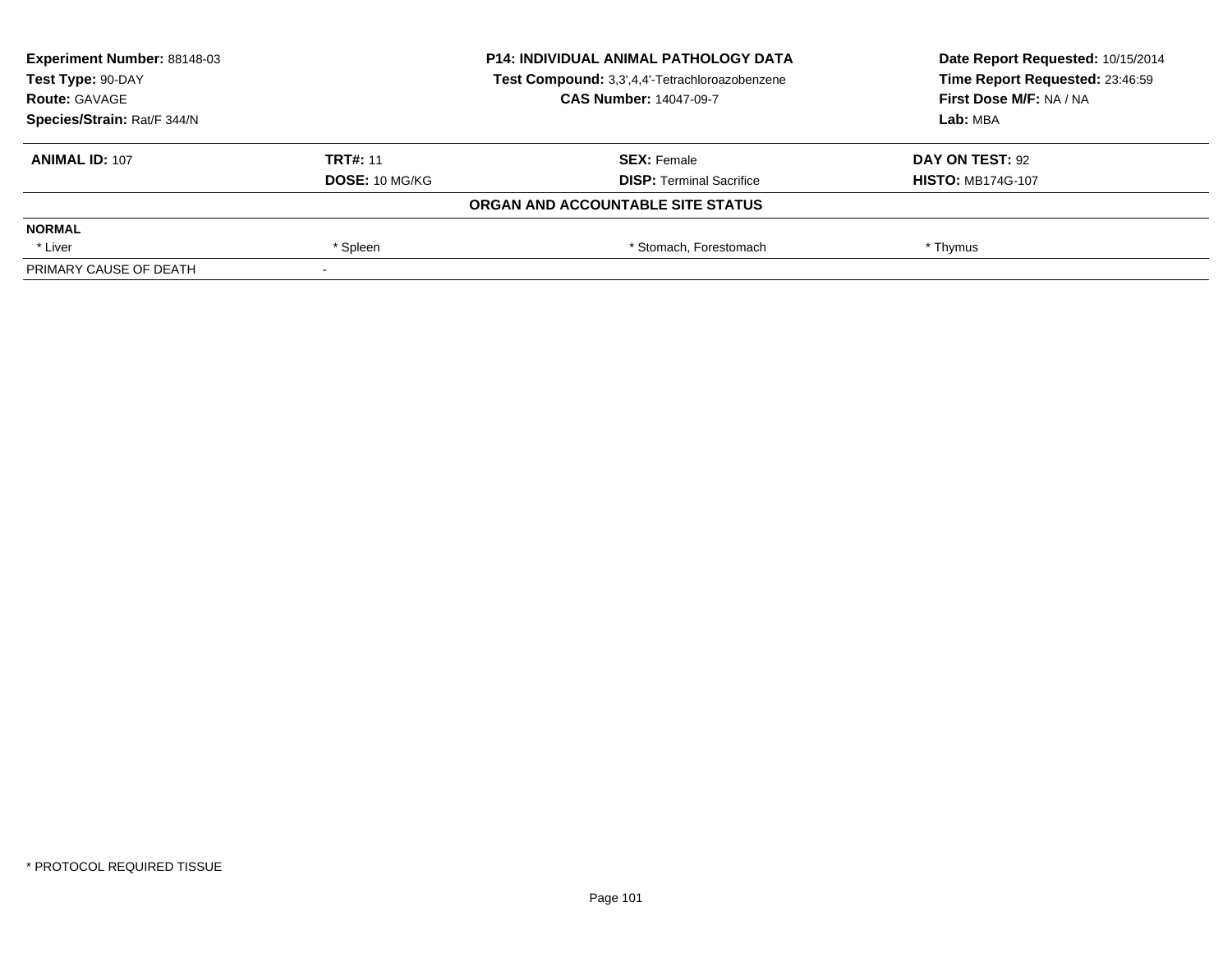| Experiment Number: 88148-03 | P14: INDIVIDUAL ANIMAL PATHOLOGY DATA | Date Report Requested: 10/15/2014 |
|---|---|---|
| Test Type: 90-DAY | Test Compound: 3,3',4,4'-Tetrachloroazobenzene | Time Report Requested: 23:46:59 |
| Route: GAVAGE | CAS Number: 14047-09-7 | First Dose M/F: NA / NA |
| Species/Strain: Rat/F 344/N | | Lab: MBA |

| ANIMAL ID: 107 | TRT#: 11 | SEX: Female | DAY ON TEST: 92 |
|---|---|---|---|
| | DOSE: 10 MG/KG | DISP: Terminal Sacrifice | HISTO: MB174G-107 |

**ORGAN AND ACCOUNTABLE SITE STATUS**

| NORMAL | | | |
|---|---|---|---|
| * Liver | * Spleen | * Stomach, Forestomach | * Thymus |
| PRIMARY CAUSE OF DEATH | - | | |

* PROTOCOL REQUIRED TISSUE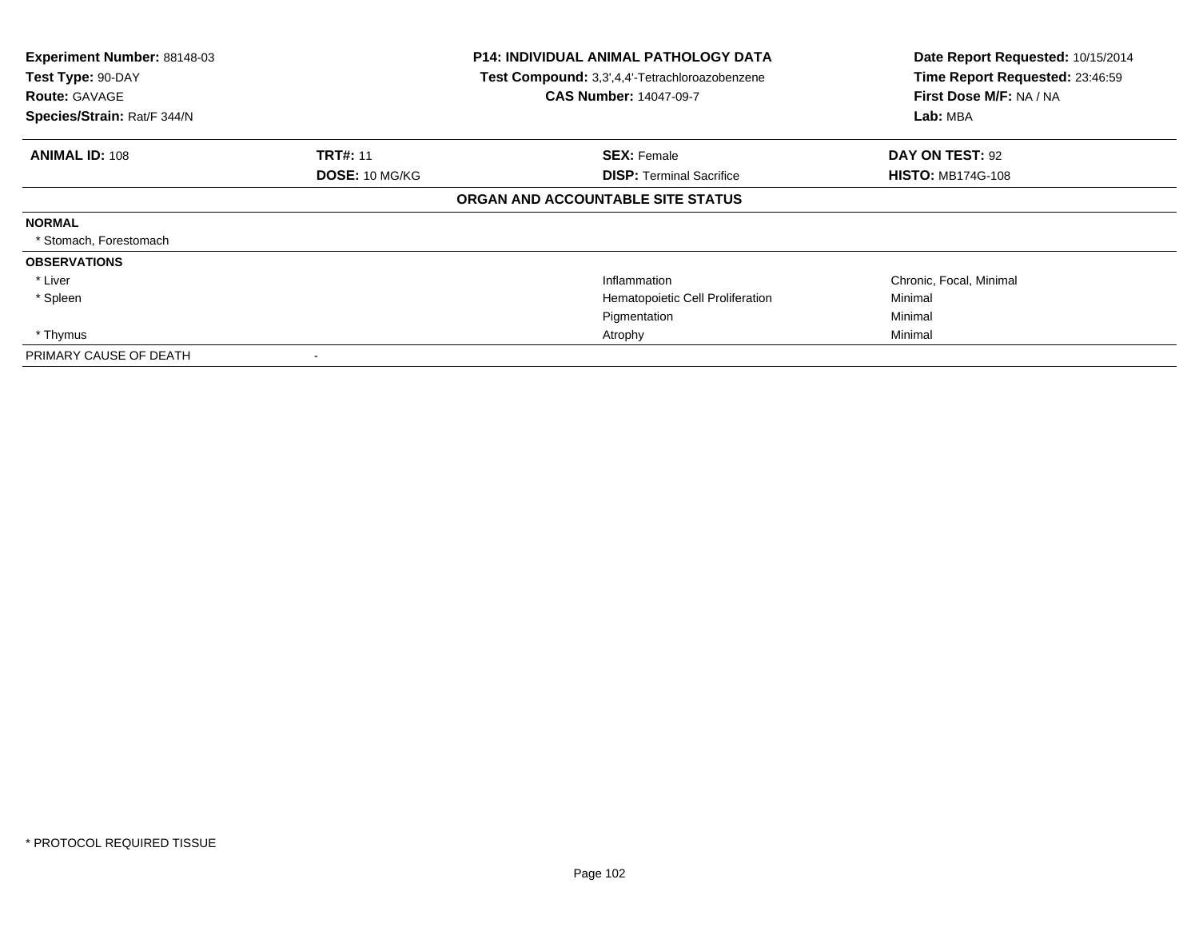**Experiment Number:** 88148-03
**Test Type:** 90-DAY
**Route:** GAVAGE
**Species/Strain:** Rat/F 344/N

**P14: INDIVIDUAL ANIMAL PATHOLOGY DATA**
**Test Compound:** 3,3',4,4'-Tetrachloroazobenzene
**CAS Number:** 14047-09-7

**Date Report Requested:** 10/15/2014
**Time Report Requested:** 23:46:59
**First Dose M/F:** NA / NA
**Lab:** MBA

| **ANIMAL ID:** 108 | **TRT#:** 11 | **SEX:** Female | **DAY ON TEST:** 92 |
|---|---|---|---|
| | **DOSE:** 10 MG/KG | **DISP:** Terminal Sacrifice | **HISTO:** MB174G-108 |

**ORGAN AND ACCOUNTABLE SITE STATUS**

| | | | |
|---|---|---|---|
| **NORMAL** | | | |
| * Stomach, Forestomach | | | |
| **OBSERVATIONS** | | | |
| * Liver | | Inflammation | Chronic, Focal, Minimal |
| * Spleen | | Hematopoietic Cell Proliferation | Minimal |
| | | Pigmentation | Minimal |
| * Thymus | | Atrophy | Minimal |
| PRIMARY CAUSE OF DEATH | - | | |

* PROTOCOL REQUIRED TISSUE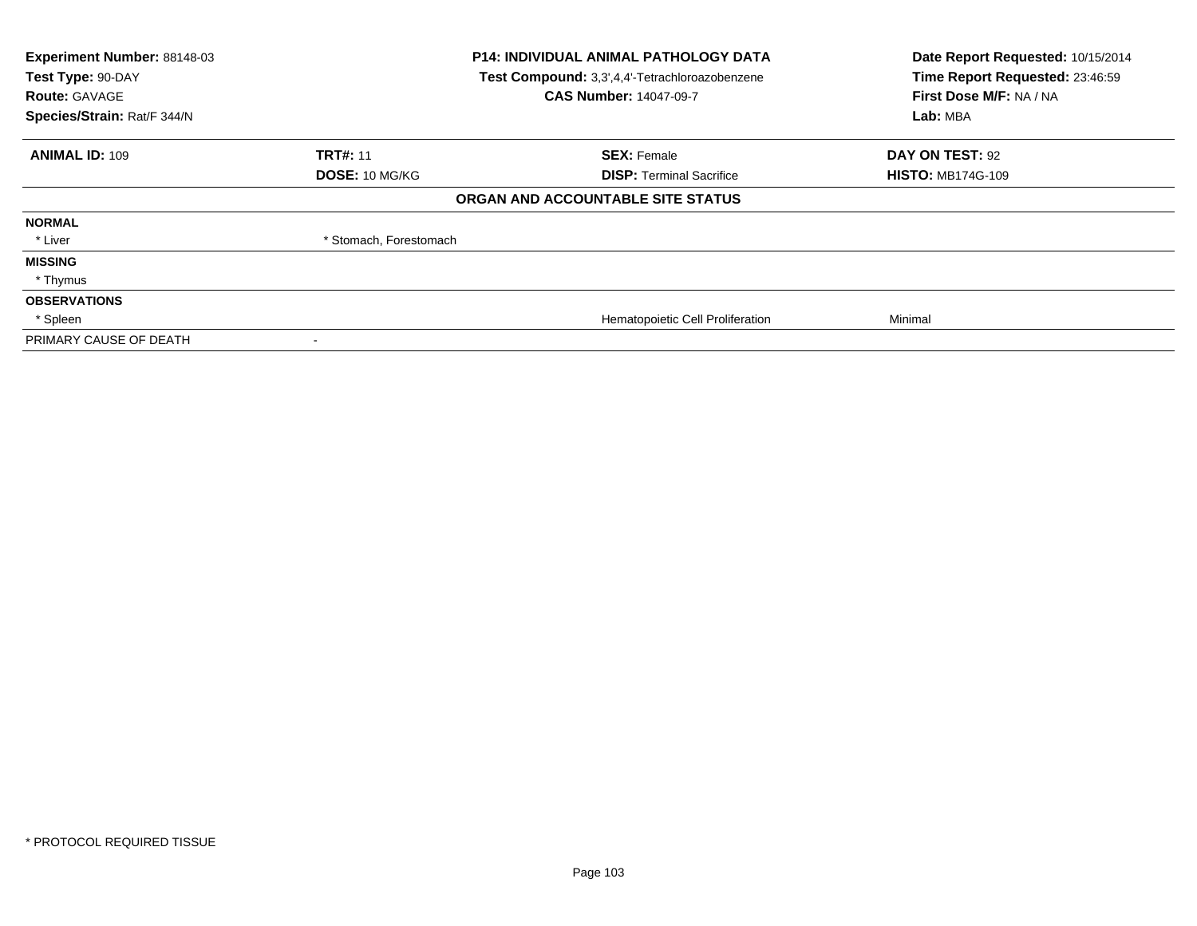**Experiment Number:** 88148-03
**Test Type:** 90-DAY
**Route:** GAVAGE
**Species/Strain:** Rat/F 344/N

**P14: INDIVIDUAL ANIMAL PATHOLOGY DATA**
**Test Compound:** 3,3',4,4'-Tetrachloroazobenzene
**CAS Number:** 14047-09-7

**Date Report Requested:** 10/15/2014
**Time Report Requested:** 23:46:59
**First Dose M/F:** NA / NA
**Lab:** MBA

| **ANIMAL ID:** 109 | **TRT#:** 11 | **SEX:** Female | **DAY ON TEST:** 92 |
|---|---|---|---|
| | **DOSE:** 10 MG/KG | **DISP:** Terminal Sacrifice | **HISTO:** MB174G-109 |

**ORGAN AND ACCOUNTABLE SITE STATUS**

| | | | |
|---|---|---|---|
| **NORMAL** | | | |
| * Liver | * Stomach, Forestomach | | |
| **MISSING** | | | |
| * Thymus | | | |
| **OBSERVATIONS** | | | |
| * Spleen | | Hematopoietic Cell Proliferation | Minimal |
| PRIMARY CAUSE OF DEATH | - | | |

* PROTOCOL REQUIRED TISSUE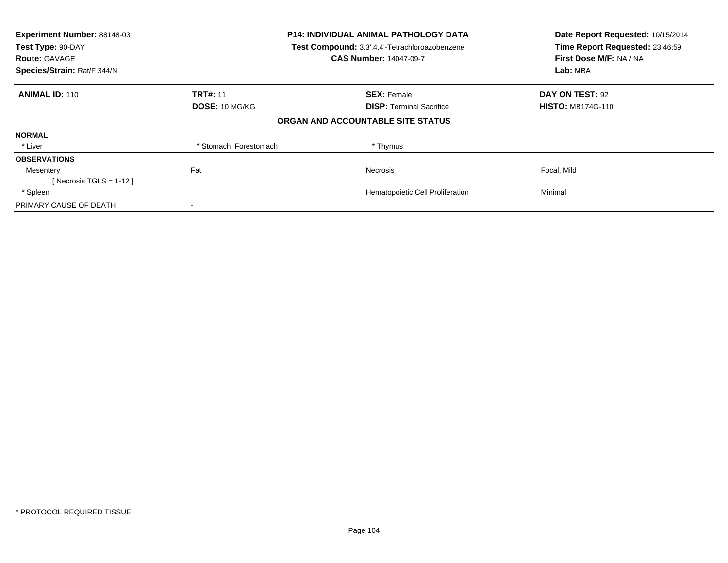**Experiment Number:** 88148-03
**Test Type:** 90-DAY
**Route:** GAVAGE
**Species/Strain:** Rat/F 344/N

**P14: INDIVIDUAL ANIMAL PATHOLOGY DATA**
**Test Compound:** 3,3',4,4'-Tetrachloroazobenzene
**CAS Number:** 14047-09-7

**Date Report Requested:** 10/15/2014
**Time Report Requested:** 23:46:59
**First Dose M/F:** NA / NA
**Lab:** MBA

| **ANIMAL ID:** 110 | **TRT#:** 11 | **SEX:** Female | **DAY ON TEST:** 92 |
|---|---|---|---|
| | **DOSE:** 10 MG/KG | **DISP:** Terminal Sacrifice | **HISTO:** MB174G-110 |

**ORGAN AND ACCOUNTABLE SITE STATUS**

| | | | |
|---|---|---|---|
| **NORMAL** | | | |
| * Liver | * Stomach, Forestomach | * Thymus | |
| **OBSERVATIONS** | | | |
| Mesentery | Fat | Necrosis | Focal, Mild |
| [ Necrosis TGLS = 1-12 ] | | | |
| * Spleen | | Hematopoietic Cell Proliferation | Minimal |
| PRIMARY CAUSE OF DEATH | - | | |

* PROTOCOL REQUIRED TISSUE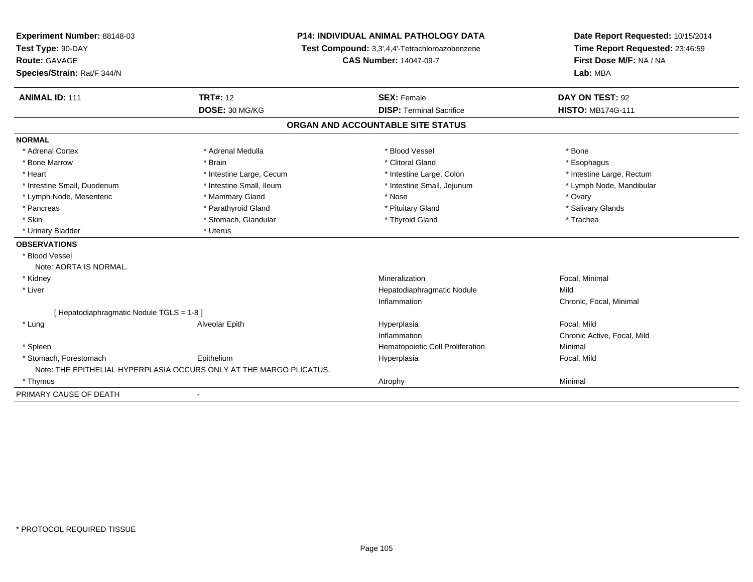**Experiment Number:** 88148-03
**Test Type:** 90-DAY
**Route:** GAVAGE
**Species/Strain:** Rat/F 344/N

**P14: INDIVIDUAL ANIMAL PATHOLOGY DATA**
**Test Compound:** 3,3',4,4'-Tetrachloroazobenzene
**CAS Number:** 14047-09-7

**Date Report Requested:** 10/15/2014
**Time Report Requested:** 23:46:59
**First Dose M/F:** NA / NA
**Lab:** MBA

| **ANIMAL ID:** 111 | **TRT#:** 12 | **SEX:** Female | **DAY ON TEST:** 92 |
|---|---|---|---|
| | **DOSE:** 30 MG/KG | **DISP:** Terminal Sacrifice | **HISTO:** MB174G-111 |

## ORGAN AND ACCOUNTABLE SITE STATUS

**NORMAL**

| | | | |
|---|---|---|---|
| * Adrenal Cortex | * Adrenal Medulla | * Blood Vessel | * Bone |
| * Bone Marrow | * Brain | * Clitoral Gland | * Esophagus |
| * Heart | * Intestine Large, Cecum | * Intestine Large, Colon | * Intestine Large, Rectum |
| * Intestine Small, Duodenum | * Intestine Small, Ileum | * Intestine Small, Jejunum | * Lymph Node, Mandibular |
| * Lymph Node, Mesenteric | * Mammary Gland | * Nose | * Ovary |
| * Pancreas | * Parathyroid Gland | * Pituitary Gland | * Salivary Glands |
| * Skin | * Stomach, Glandular | * Thyroid Gland | * Trachea |
| * Urinary Bladder | * Uterus | | |

**OBSERVATIONS**

| | | | |
|---|---|---|---|
| * Blood Vessel | | | |
| Note: AORTA IS NORMAL. | | | |
| * Kidney | | Mineralization | Focal, Minimal |
| * Liver | | Hepatodiaphragmatic Nodule | Mild |
| | | Inflammation | Chronic, Focal, Minimal |
| [ Hepatodiaphragmatic Nodule TGLS = 1-8 ] | | | |
| * Lung | Alveolar Epith | Hyperplasia | Focal, Mild |
| | | Inflammation | Chronic Active, Focal, Mild |
| * Spleen | | Hematopoietic Cell Proliferation | Minimal |
| * Stomach, Forestomach | Epithelium | Hyperplasia | Focal, Mild |
| Note: THE EPITHELIAL HYPERPLASIA OCCURS ONLY AT THE MARGO PLICATUS. | | | |
| * Thymus | | Atrophy | Minimal |

PRIMARY CAUSE OF DEATH -

\* PROTOCOL REQUIRED TISSUE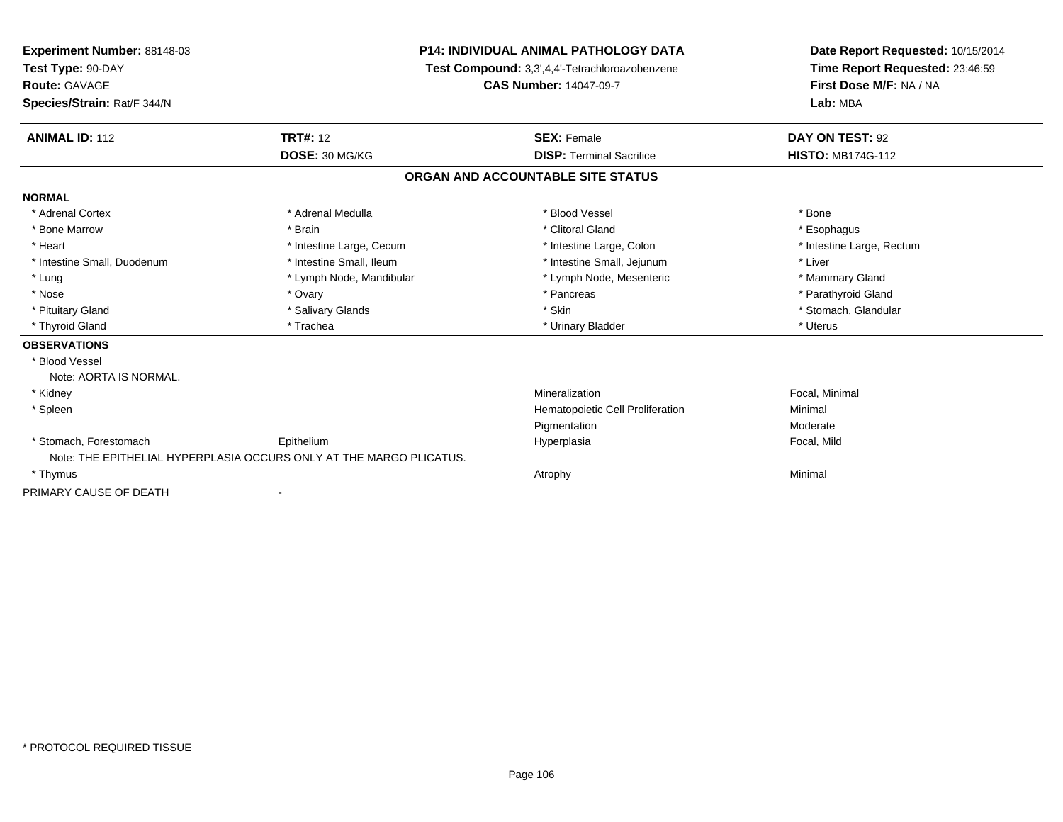**Experiment Number:** 88148-03
**Test Type:** 90-DAY
**Route:** GAVAGE
**Species/Strain:** Rat/F 344/N

**P14: INDIVIDUAL ANIMAL PATHOLOGY DATA**
**Test Compound:** 3,3',4,4'-Tetrachloroazobenzene
**CAS Number:** 14047-09-7

**Date Report Requested:** 10/15/2014
**Time Report Requested:** 23:46:59
**First Dose M/F:** NA / NA
**Lab:** MBA

| **ANIMAL ID:** 112 | **TRT#:** 12 | **SEX:** Female | **DAY ON TEST:** 92 |
|---|---|---|---|
| | **DOSE:** 30 MG/KG | **DISP:** Terminal Sacrifice | **HISTO:** MB174G-112 |

## ORGAN AND ACCOUNTABLE SITE STATUS

**NORMAL**

| | | | |
|---|---|---|---|
| * Adrenal Cortex | * Adrenal Medulla | * Blood Vessel | * Bone |
| * Bone Marrow | * Brain | * Clitoral Gland | * Esophagus |
| * Heart | * Intestine Large, Cecum | * Intestine Large, Colon | * Intestine Large, Rectum |
| * Intestine Small, Duodenum | * Intestine Small, Ileum | * Intestine Small, Jejunum | * Liver |
| * Lung | * Lymph Node, Mandibular | * Lymph Node, Mesenteric | * Mammary Gland |
| * Nose | * Ovary | * Pancreas | * Parathyroid Gland |
| * Pituitary Gland | * Salivary Glands | * Skin | * Stomach, Glandular |
| * Thyroid Gland | * Trachea | * Urinary Bladder | * Uterus |

**OBSERVATIONS**

| | | | |
|---|---|---|---|
| * Blood Vessel | | | |
| Note: AORTA IS NORMAL. | | | |
| * Kidney | | Mineralization | Focal, Minimal |
| * Spleen | | Hematopoietic Cell Proliferation | Minimal |
| | | Pigmentation | Moderate |
| * Stomach, Forestomach | Epithelium | Hyperplasia | Focal, Mild |
| Note: THE EPITHELIAL HYPERPLASIA OCCURS ONLY AT THE MARGO PLICATUS. | | | |
| * Thymus | | Atrophy | Minimal |

PRIMARY CAUSE OF DEATH -

\* PROTOCOL REQUIRED TISSUE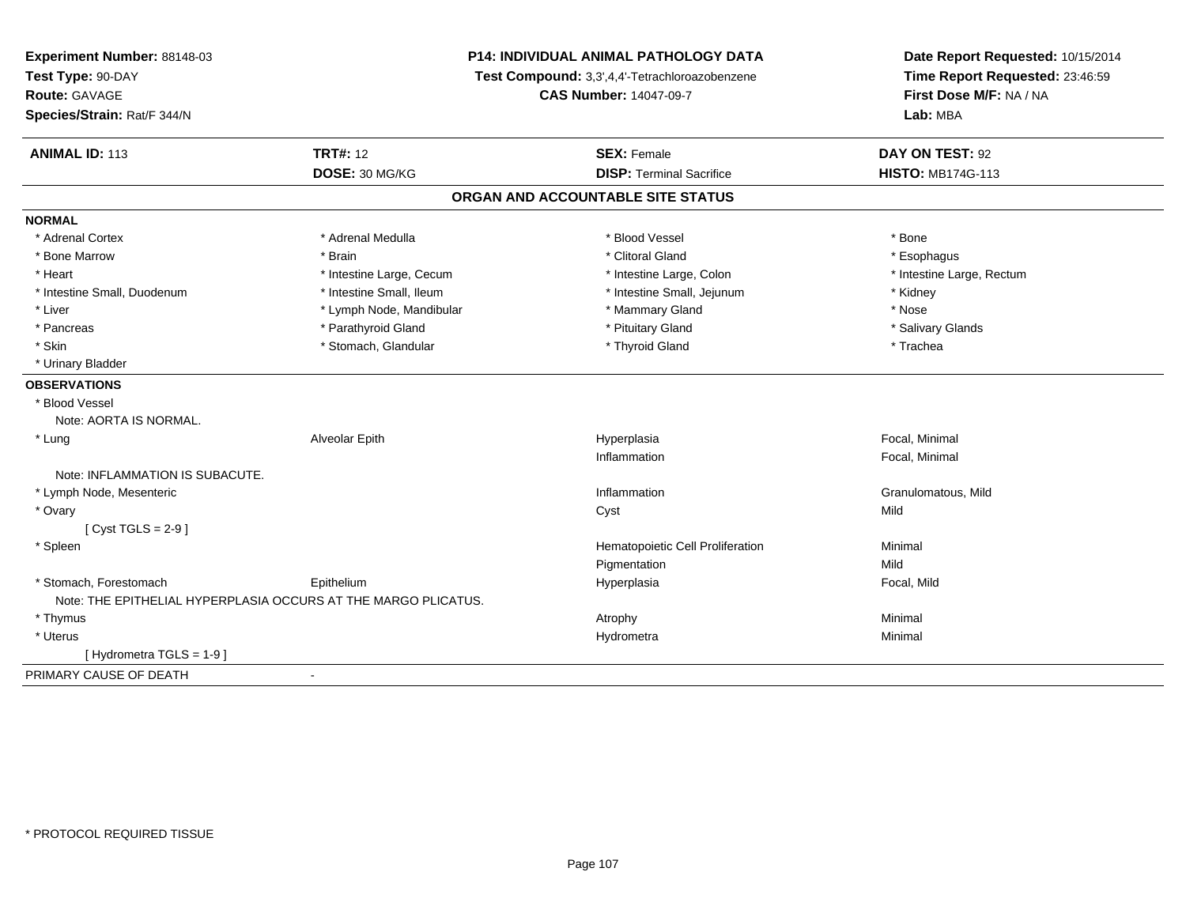**Experiment Number:** 88148-03
**Test Type:** 90-DAY
**Route:** GAVAGE
**Species/Strain:** Rat/F 344/N

**P14: INDIVIDUAL ANIMAL PATHOLOGY DATA**
**Test Compound:** 3,3',4,4'-Tetrachloroazobenzene
**CAS Number:** 14047-09-7

**Date Report Requested:** 10/15/2014
**Time Report Requested:** 23:46:59
**First Dose M/F:** NA / NA
**Lab:** MBA

| **ANIMAL ID:** 113 | **TRT#:** 12 | **SEX:** Female | **DAY ON TEST:** 92 |
|---|---|---|---|
| | **DOSE:** 30 MG/KG | **DISP:** Terminal Sacrifice | **HISTO:** MB174G-113 |

## ORGAN AND ACCOUNTABLE SITE STATUS

**NORMAL**

| | | | |
|---|---|---|---|
| * Adrenal Cortex | * Adrenal Medulla | * Blood Vessel | * Bone |
| * Bone Marrow | * Brain | * Clitoral Gland | * Esophagus |
| * Heart | * Intestine Large, Cecum | * Intestine Large, Colon | * Intestine Large, Rectum |
| * Intestine Small, Duodenum | * Intestine Small, Ileum | * Intestine Small, Jejunum | * Kidney |
| * Liver | * Lymph Node, Mandibular | * Mammary Gland | * Nose |
| * Pancreas | * Parathyroid Gland | * Pituitary Gland | * Salivary Glands |
| * Skin | * Stomach, Glandular | * Thyroid Gland | * Trachea |
| * Urinary Bladder | | | |

**OBSERVATIONS**

| | | | |
|---|---|---|---|
| * Blood Vessel | | | |
| Note: AORTA IS NORMAL. | | | |
| * Lung | Alveolar Epith | Hyperplasia | Focal, Minimal |
| | | Inflammation | Focal, Minimal |
| Note: INFLAMMATION IS SUBACUTE. | | | |
| * Lymph Node, Mesenteric | | Inflammation | Granulomatous, Mild |
| * Ovary | | Cyst | Mild |
| [ Cyst TGLS = 2-9 ] | | | |
| * Spleen | | Hematopoietic Cell Proliferation | Minimal |
| | | Pigmentation | Mild |
| * Stomach, Forestomach | Epithelium | Hyperplasia | Focal, Mild |
| Note: THE EPITHELIAL HYPERPLASIA OCCURS AT THE MARGO PLICATUS. | | | |
| * Thymus | | Atrophy | Minimal |
| * Uterus | | Hydrometra | Minimal |
| [ Hydrometra TGLS = 1-9 ] | | | |

PRIMARY CAUSE OF DEATH -

* PROTOCOL REQUIRED TISSUE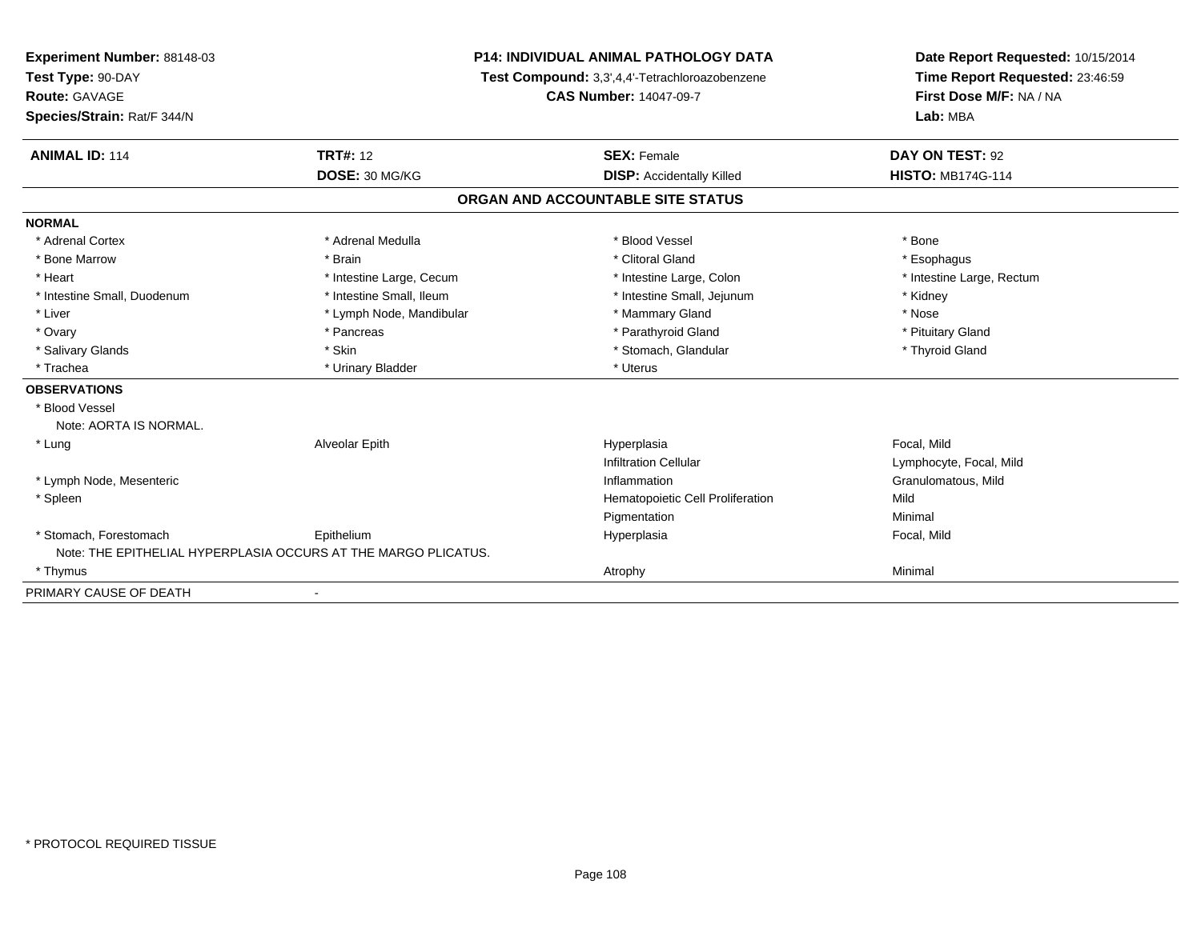**Experiment Number:** 88148-03
**Test Type:** 90-DAY
**Route:** GAVAGE
**Species/Strain:** Rat/F 344/N

**P14: INDIVIDUAL ANIMAL PATHOLOGY DATA**
**Test Compound:** 3,3',4,4'-Tetrachloroazobenzene
**CAS Number:** 14047-09-7

**Date Report Requested:** 10/15/2014
**Time Report Requested:** 23:46:59
**First Dose M/F:** NA / NA
**Lab:** MBA

| **ANIMAL ID:** 114 | **TRT#:** 12 | **SEX:** Female | **DAY ON TEST:** 92 |
|---|---|---|---|
| | **DOSE:** 30 MG/KG | **DISP:** Accidentally Killed | **HISTO:** MB174G-114 |

## ORGAN AND ACCOUNTABLE SITE STATUS

**NORMAL**

| | | | |
|---|---|---|---|
| * Adrenal Cortex | * Adrenal Medulla | * Blood Vessel | * Bone |
| * Bone Marrow | * Brain | * Clitoral Gland | * Esophagus |
| * Heart | * Intestine Large, Cecum | * Intestine Large, Colon | * Intestine Large, Rectum |
| * Intestine Small, Duodenum | * Intestine Small, Ileum | * Intestine Small, Jejunum | * Kidney |
| * Liver | * Lymph Node, Mandibular | * Mammary Gland | * Nose |
| * Ovary | * Pancreas | * Parathyroid Gland | * Pituitary Gland |
| * Salivary Glands | * Skin | * Stomach, Glandular | * Thyroid Gland |
| * Trachea | * Urinary Bladder | * Uterus | |

**OBSERVATIONS**

| | | | |
|---|---|---|---|
| * Blood Vessel | | | |
| Note: AORTA IS NORMAL. | | | |
| * Lung | Alveolar Epith | Hyperplasia | Focal, Mild |
| | | Infiltration Cellular | Lymphocyte, Focal, Mild |
| * Lymph Node, Mesenteric | | Inflammation | Granulomatous, Mild |
| * Spleen | | Hematopoietic Cell Proliferation | Mild |
| | | Pigmentation | Minimal |
| * Stomach, Forestomach | Epithelium | Hyperplasia | Focal, Mild |
| Note: THE EPITHELIAL HYPERPLASIA OCCURS AT THE MARGO PLICATUS. | | | |
| * Thymus | | Atrophy | Minimal |

PRIMARY CAUSE OF DEATH -

* PROTOCOL REQUIRED TISSUE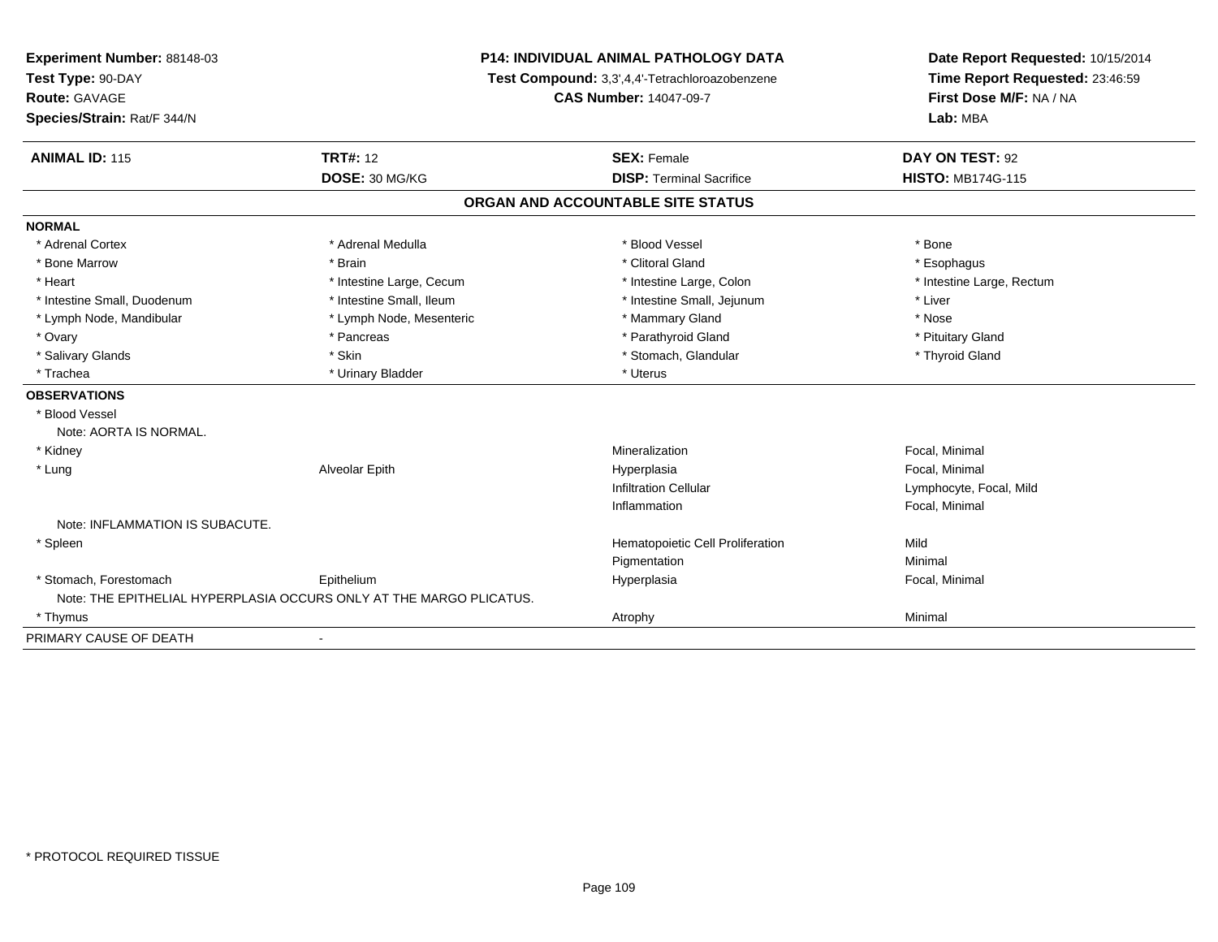**Experiment Number:** 88148-03
**Test Type:** 90-DAY
**Route:** GAVAGE
**Species/Strain:** Rat/F 344/N

**P14: INDIVIDUAL ANIMAL PATHOLOGY DATA**
**Test Compound:** 3,3',4,4'-Tetrachloroazobenzene
**CAS Number:** 14047-09-7

**Date Report Requested:** 10/15/2014
**Time Report Requested:** 23:46:59
**First Dose M/F:** NA / NA
**Lab:** MBA

| **ANIMAL ID:** 115 | **TRT#:** 12 | **SEX:** Female | **DAY ON TEST:** 92 |
|---|---|---|---|
| | **DOSE:** 30 MG/KG | **DISP:** Terminal Sacrifice | **HISTO:** MB174G-115 |

## ORGAN AND ACCOUNTABLE SITE STATUS

**NORMAL**

| | | | |
|---|---|---|---|
| * Adrenal Cortex | * Adrenal Medulla | * Blood Vessel | * Bone |
| * Bone Marrow | * Brain | * Clitoral Gland | * Esophagus |
| * Heart | * Intestine Large, Cecum | * Intestine Large, Colon | * Intestine Large, Rectum |
| * Intestine Small, Duodenum | * Intestine Small, Ileum | * Intestine Small, Jejunum | * Liver |
| * Lymph Node, Mandibular | * Lymph Node, Mesenteric | * Mammary Gland | * Nose |
| * Ovary | * Pancreas | * Parathyroid Gland | * Pituitary Gland |
| * Salivary Glands | * Skin | * Stomach, Glandular | * Thyroid Gland |
| * Trachea | * Urinary Bladder | * Uterus | |

**OBSERVATIONS**

| | | | |
|---|---|---|---|
| * Blood Vessel | | | |
| Note: AORTA IS NORMAL. | | | |
| * Kidney | | Mineralization | Focal, Minimal |
| * Lung | Alveolar Epith | Hyperplasia | Focal, Minimal |
| | | Infiltration Cellular | Lymphocyte, Focal, Mild |
| | | Inflammation | Focal, Minimal |
| Note: INFLAMMATION IS SUBACUTE. | | | |
| * Spleen | | Hematopoietic Cell Proliferation | Mild |
| | | Pigmentation | Minimal |
| * Stomach, Forestomach | Epithelium | Hyperplasia | Focal, Minimal |
| Note: THE EPITHELIAL HYPERPLASIA OCCURS ONLY AT THE MARGO PLICATUS. | | | |
| * Thymus | | Atrophy | Minimal |

PRIMARY CAUSE OF DEATH -

* PROTOCOL REQUIRED TISSUE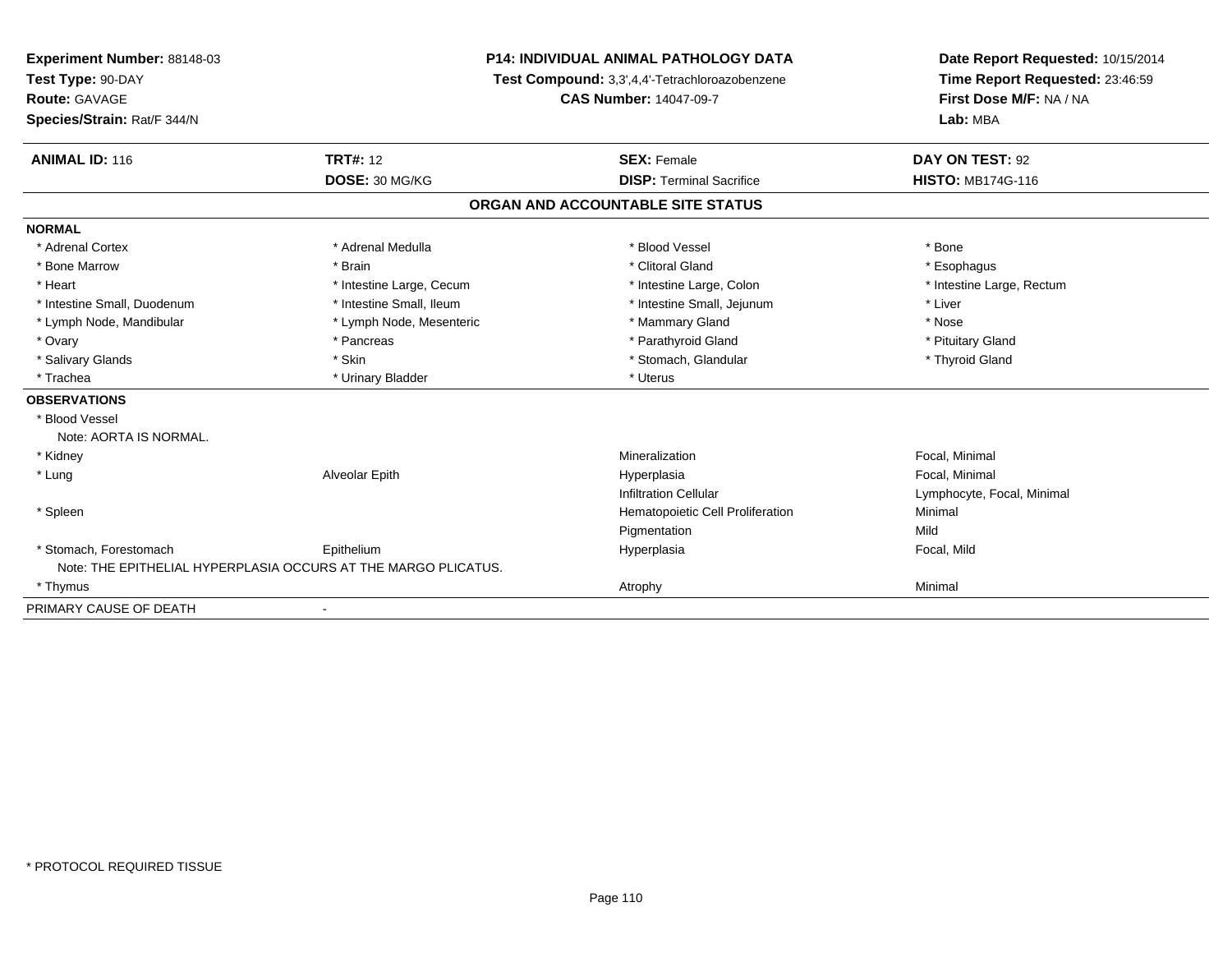**Experiment Number:** 88148-03
**Test Type:** 90-DAY
**Route:** GAVAGE
**Species/Strain:** Rat/F 344/N

**P14: INDIVIDUAL ANIMAL PATHOLOGY DATA**
**Test Compound:** 3,3',4,4'-Tetrachloroazobenzene
**CAS Number:** 14047-09-7

**Date Report Requested:** 10/15/2014
**Time Report Requested:** 23:46:59
**First Dose M/F:** NA / NA
**Lab:** MBA

| **ANIMAL ID:** 116 | **TRT#:** 12 | **SEX:** Female | **DAY ON TEST:** 92 |
|---|---|---|---|
| | **DOSE:** 30 MG/KG | **DISP:** Terminal Sacrifice | **HISTO:** MB174G-116 |

## ORGAN AND ACCOUNTABLE SITE STATUS

**NORMAL**

| | | | |
|---|---|---|---|
| * Adrenal Cortex | * Adrenal Medulla | * Blood Vessel | * Bone |
| * Bone Marrow | * Brain | * Clitoral Gland | * Esophagus |
| * Heart | * Intestine Large, Cecum | * Intestine Large, Colon | * Intestine Large, Rectum |
| * Intestine Small, Duodenum | * Intestine Small, Ileum | * Intestine Small, Jejunum | * Liver |
| * Lymph Node, Mandibular | * Lymph Node, Mesenteric | * Mammary Gland | * Nose |
| * Ovary | * Pancreas | * Parathyroid Gland | * Pituitary Gland |
| * Salivary Glands | * Skin | * Stomach, Glandular | * Thyroid Gland |
| * Trachea | * Urinary Bladder | * Uterus | |

**OBSERVATIONS**

| | | | |
|---|---|---|---|
| * Blood Vessel | | | |
| Note: AORTA IS NORMAL. | | | |
| * Kidney | | Mineralization | Focal, Minimal |
| * Lung | Alveolar Epith | Hyperplasia | Focal, Minimal |
| | | Infiltration Cellular | Lymphocyte, Focal, Minimal |
| * Spleen | | Hematopoietic Cell Proliferation | Minimal |
| | | Pigmentation | Mild |
| * Stomach, Forestomach | Epithelium | Hyperplasia | Focal, Mild |
| Note: THE EPITHELIAL HYPERPLASIA OCCURS AT THE MARGO PLICATUS. | | | |
| * Thymus | | Atrophy | Minimal |

PRIMARY CAUSE OF DEATH -

* PROTOCOL REQUIRED TISSUE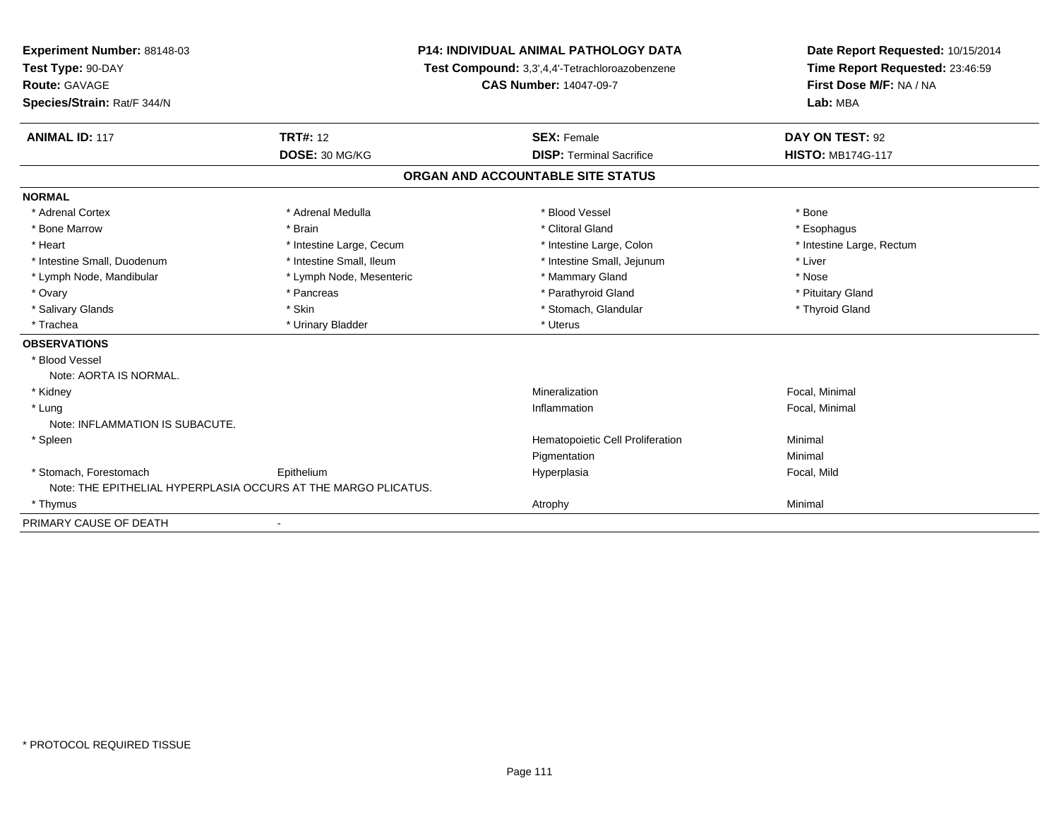**Experiment Number:** 88148-03
**Test Type:** 90-DAY
**Route:** GAVAGE
**Species/Strain:** Rat/F 344/N

**P14: INDIVIDUAL ANIMAL PATHOLOGY DATA**
**Test Compound:** 3,3',4,4'-Tetrachloroazobenzene
**CAS Number:** 14047-09-7

**Date Report Requested:** 10/15/2014
**Time Report Requested:** 23:46:59
**First Dose M/F:** NA / NA
**Lab:** MBA

| **ANIMAL ID:** 117 | **TRT#:** 12 | **SEX:** Female | **DAY ON TEST:** 92 |
|---|---|---|---|
| | **DOSE:** 30 MG/KG | **DISP:** Terminal Sacrifice | **HISTO:** MB174G-117 |

## ORGAN AND ACCOUNTABLE SITE STATUS

**NORMAL**

| | | | |
|---|---|---|---|
| * Adrenal Cortex | * Adrenal Medulla | * Blood Vessel | * Bone |
| * Bone Marrow | * Brain | * Clitoral Gland | * Esophagus |
| * Heart | * Intestine Large, Cecum | * Intestine Large, Colon | * Intestine Large, Rectum |
| * Intestine Small, Duodenum | * Intestine Small, Ileum | * Intestine Small, Jejunum | * Liver |
| * Lymph Node, Mandibular | * Lymph Node, Mesenteric | * Mammary Gland | * Nose |
| * Ovary | * Pancreas | * Parathyroid Gland | * Pituitary Gland |
| * Salivary Glands | * Skin | * Stomach, Glandular | * Thyroid Gland |
| * Trachea | * Urinary Bladder | * Uterus | |

**OBSERVATIONS**

| | | | |
|---|---|---|---|
| * Blood Vessel | | | |
| Note: AORTA IS NORMAL. | | | |
| * Kidney | | Mineralization | Focal, Minimal |
| * Lung | | Inflammation | Focal, Minimal |
| Note: INFLAMMATION IS SUBACUTE. | | | |
| * Spleen | | Hematopoietic Cell Proliferation | Minimal |
| | | Pigmentation | Minimal |
| * Stomach, Forestomach | Epithelium | Hyperplasia | Focal, Mild |
| Note: THE EPITHELIAL HYPERPLASIA OCCURS AT THE MARGO PLICATUS. | | | |
| * Thymus | | Atrophy | Minimal |

PRIMARY CAUSE OF DEATH -

* PROTOCOL REQUIRED TISSUE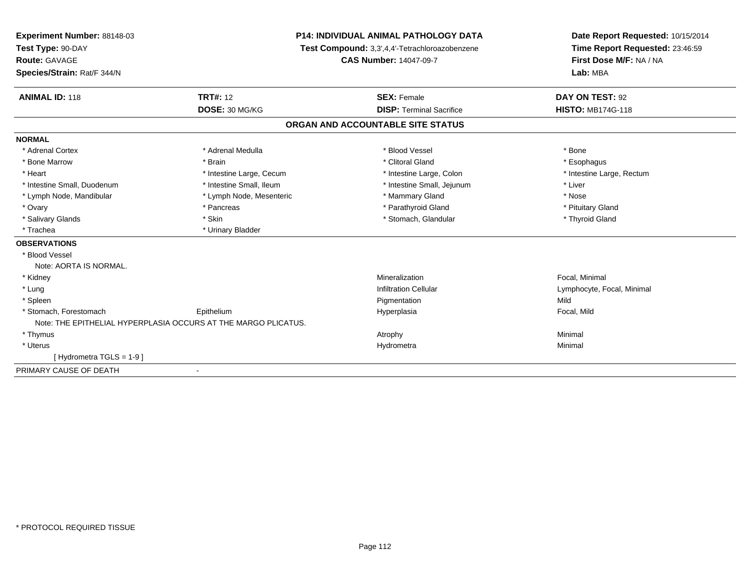**Experiment Number:** 88148-03
**Test Type:** 90-DAY
**Route:** GAVAGE
**Species/Strain:** Rat/F 344/N

**P14: INDIVIDUAL ANIMAL PATHOLOGY DATA**
**Test Compound:** 3,3',4,4'-Tetrachloroazobenzene
**CAS Number:** 14047-09-7

**Date Report Requested:** 10/15/2014
**Time Report Requested:** 23:46:59
**First Dose M/F:** NA / NA
**Lab:** MBA

| **ANIMAL ID:** 118 | **TRT#:** 12 | **SEX:** Female | **DAY ON TEST:** 92 |
|---|---|---|---|
| | **DOSE:** 30 MG/KG | **DISP:** Terminal Sacrifice | **HISTO:** MB174G-118 |

## ORGAN AND ACCOUNTABLE SITE STATUS

**NORMAL**

| | | | |
|---|---|---|---|
| * Adrenal Cortex | * Adrenal Medulla | * Blood Vessel | * Bone |
| * Bone Marrow | * Brain | * Clitoral Gland | * Esophagus |
| * Heart | * Intestine Large, Cecum | * Intestine Large, Colon | * Intestine Large, Rectum |
| * Intestine Small, Duodenum | * Intestine Small, Ileum | * Intestine Small, Jejunum | * Liver |
| * Lymph Node, Mandibular | * Lymph Node, Mesenteric | * Mammary Gland | * Nose |
| * Ovary | * Pancreas | * Parathyroid Gland | * Pituitary Gland |
| * Salivary Glands | * Skin | * Stomach, Glandular | * Thyroid Gland |
| * Trachea | * Urinary Bladder | | |

**OBSERVATIONS**

| | | | |
|---|---|---|---|
| * Blood Vessel | | | |
| Note: AORTA IS NORMAL. | | | |
| * Kidney | | Mineralization | Focal, Minimal |
| * Lung | | Infiltration Cellular | Lymphocyte, Focal, Minimal |
| * Spleen | | Pigmentation | Mild |
| * Stomach, Forestomach | Epithelium | Hyperplasia | Focal, Mild |
| Note: THE EPITHELIAL HYPERPLASIA OCCURS AT THE MARGO PLICATUS. | | | |
| * Thymus | | Atrophy | Minimal |
| * Uterus | | Hydrometra | Minimal |
| [ Hydrometra TGLS = 1-9 ] | | | |

PRIMARY CAUSE OF DEATH -

* PROTOCOL REQUIRED TISSUE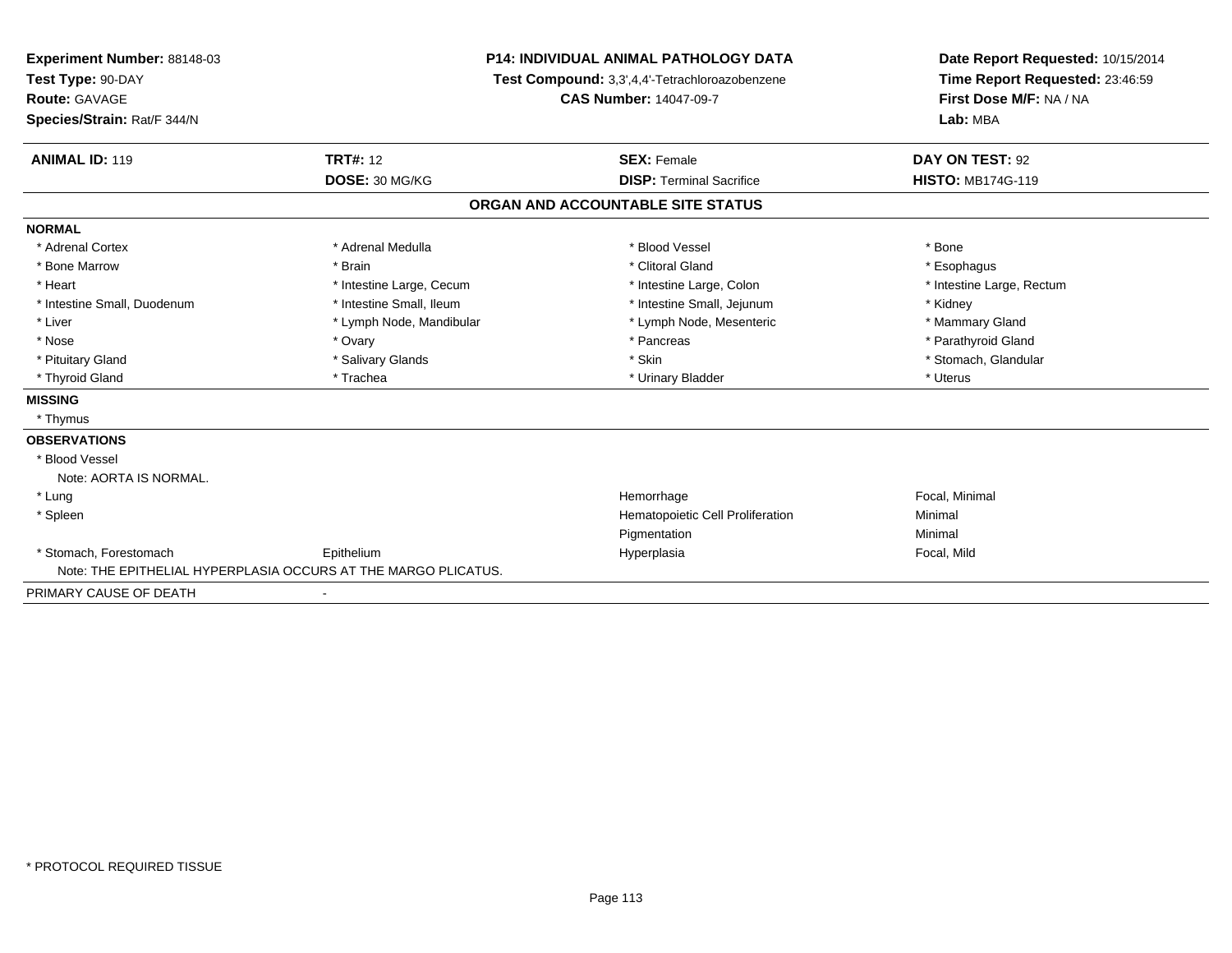**Experiment Number:** 88148-03
**Test Type:** 90-DAY
**Route:** GAVAGE
**Species/Strain:** Rat/F 344/N

**P14: INDIVIDUAL ANIMAL PATHOLOGY DATA**
**Test Compound:** 3,3',4,4'-Tetrachloroazobenzene
**CAS Number:** 14047-09-7

**Date Report Requested:** 10/15/2014
**Time Report Requested:** 23:46:59
**First Dose M/F:** NA / NA
**Lab:** MBA

| **ANIMAL ID:** 119 | **TRT#:** 12 | **SEX:** Female | **DAY ON TEST:** 92 |
|---|---|---|---|
| | **DOSE:** 30 MG/KG | **DISP:** Terminal Sacrifice | **HISTO:** MB174G-119 |

## ORGAN AND ACCOUNTABLE SITE STATUS

**NORMAL**

| | | | |
|---|---|---|---|
| * Adrenal Cortex | * Adrenal Medulla | * Blood Vessel | * Bone |
| * Bone Marrow | * Brain | * Clitoral Gland | * Esophagus |
| * Heart | * Intestine Large, Cecum | * Intestine Large, Colon | * Intestine Large, Rectum |
| * Intestine Small, Duodenum | * Intestine Small, Ileum | * Intestine Small, Jejunum | * Kidney |
| * Liver | * Lymph Node, Mandibular | * Lymph Node, Mesenteric | * Mammary Gland |
| * Nose | * Ovary | * Pancreas | * Parathyroid Gland |
| * Pituitary Gland | * Salivary Glands | * Skin | * Stomach, Glandular |
| * Thyroid Gland | * Trachea | * Urinary Bladder | * Uterus |

**MISSING**

* Thymus

**OBSERVATIONS**

| | | | |
|---|---|---|---|
| * Blood Vessel | | | |
| Note: AORTA IS NORMAL. | | | |
| * Lung | | Hemorrhage | Focal, Minimal |
| * Spleen | | Hematopoietic Cell Proliferation | Minimal |
| | | Pigmentation | Minimal |
| * Stomach, Forestomach | Epithelium | Hyperplasia | Focal, Mild |
| Note: THE EPITHELIAL HYPERPLASIA OCCURS AT THE MARGO PLICATUS. | | | |

PRIMARY CAUSE OF DEATH -

* PROTOCOL REQUIRED TISSUE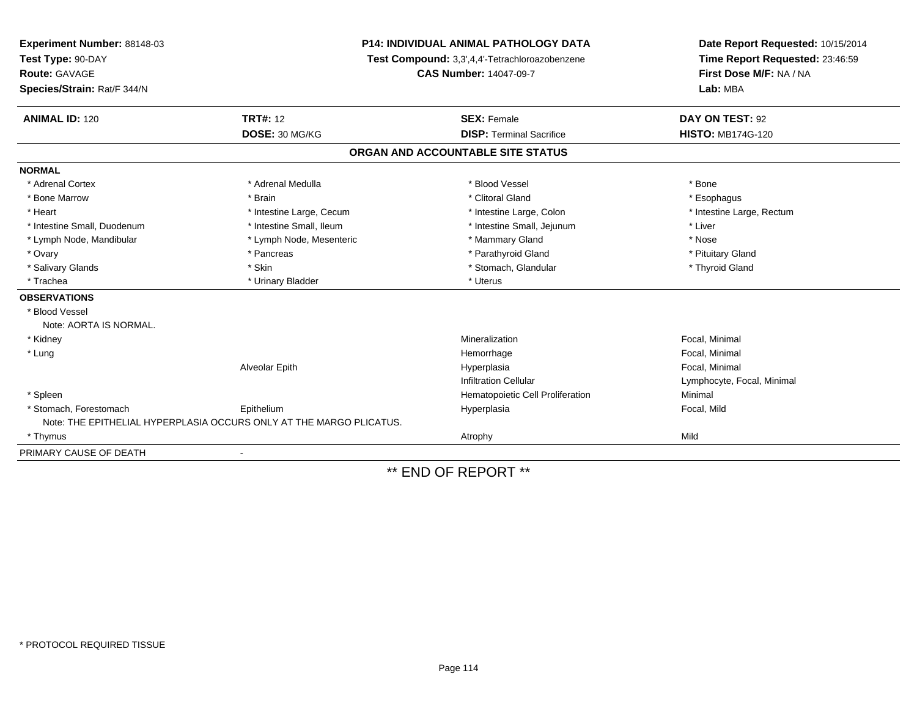**Experiment Number:** 88148-03
**Test Type:** 90-DAY
**Route:** GAVAGE
**Species/Strain:** Rat/F 344/N

**P14: INDIVIDUAL ANIMAL PATHOLOGY DATA**
**Test Compound:** 3,3',4,4'-Tetrachloroazobenzene
**CAS Number:** 14047-09-7

**Date Report Requested:** 10/15/2014
**Time Report Requested:** 23:46:59
**First Dose M/F:** NA / NA
**Lab:** MBA

| **ANIMAL ID:** 120 | **TRT#:** 12 | **SEX:** Female | **DAY ON TEST:** 92 |
|---|---|---|---|
| | **DOSE:** 30 MG/KG | **DISP:** Terminal Sacrifice | **HISTO:** MB174G-120 |

## ORGAN AND ACCOUNTABLE SITE STATUS

**NORMAL**

| | | | |
|---|---|---|---|
| * Adrenal Cortex | * Adrenal Medulla | * Blood Vessel | * Bone |
| * Bone Marrow | * Brain | * Clitoral Gland | * Esophagus |
| * Heart | * Intestine Large, Cecum | * Intestine Large, Colon | * Intestine Large, Rectum |
| * Intestine Small, Duodenum | * Intestine Small, Ileum | * Intestine Small, Jejunum | * Liver |
| * Lymph Node, Mandibular | * Lymph Node, Mesenteric | * Mammary Gland | * Nose |
| * Ovary | * Pancreas | * Parathyroid Gland | * Pituitary Gland |
| * Salivary Glands | * Skin | * Stomach, Glandular | * Thyroid Gland |
| * Trachea | * Urinary Bladder | * Uterus | |

**OBSERVATIONS**

| | | | |
|---|---|---|---|
| * Blood Vessel | | | |
| Note: AORTA IS NORMAL. | | | |
| * Kidney | | Mineralization | Focal, Minimal |
| * Lung | | Hemorrhage | Focal, Minimal |
| | Alveolar Epith | Hyperplasia | Focal, Minimal |
| | | Infiltration Cellular | Lymphocyte, Focal, Minimal |
| * Spleen | | Hematopoietic Cell Proliferation | Minimal |
| * Stomach, Forestomach | Epithelium | Hyperplasia | Focal, Mild |
| Note: THE EPITHELIAL HYPERPLASIA OCCURS ONLY AT THE MARGO PLICATUS. | | | |
| * Thymus | | Atrophy | Mild |

PRIMARY CAUSE OF DEATH -

** END OF REPORT **

* PROTOCOL REQUIRED TISSUE